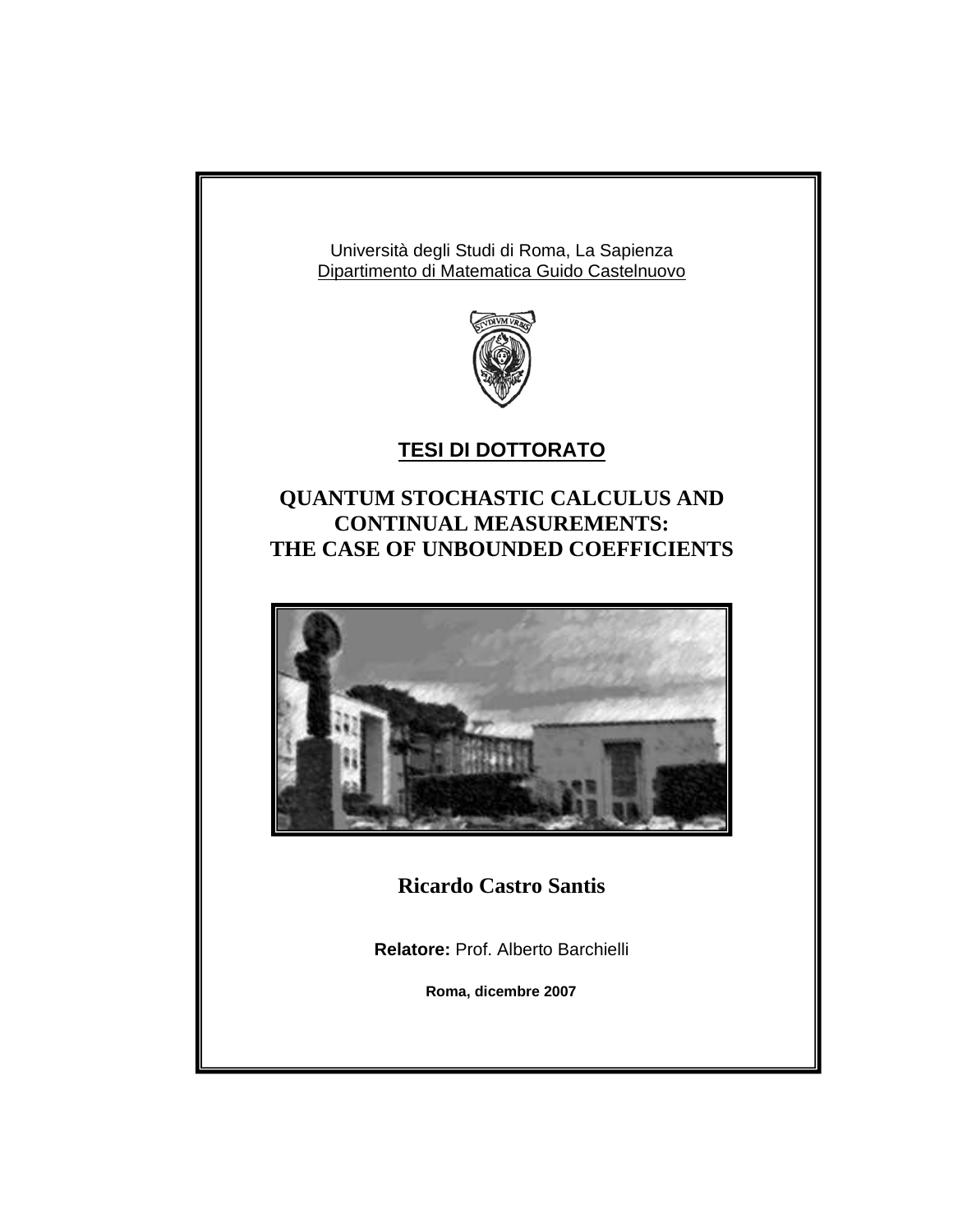Università degli Studi di Roma, La Sapienza

Dipartimento di Matematica Guido Castelnuovo

## TESI DI DOTTORATO

# QUANTUM STOCHASTIC CALCULUS AND CONTINUAL MEASUREMENTS: THE CASE OF UNBOUNDED COEFFICIENTS

**Ricardo Castro Santis**

**Relatore:** Prof. Alberto Barchielli

**Roma, dicembre 2007**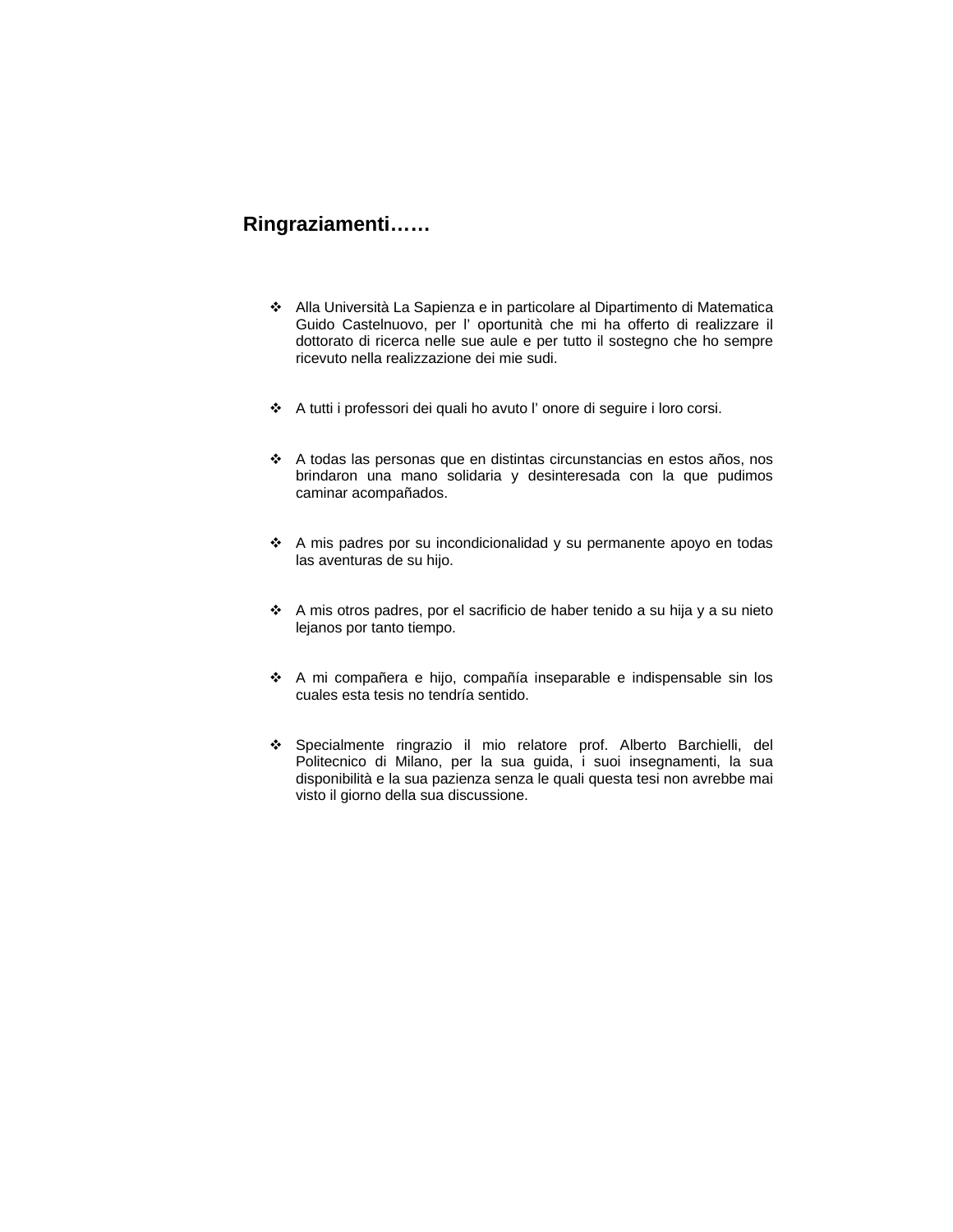## Ringraziamenti……

- Alla Università La Sapienza e in particolare al Dipartimento di Matematica Guido Castelnuovo, per l' oportunità che mi ha offerto di realizzare il dottorato di ricerca nelle sue aule e per tutto il sostegno che ho sempre ricevuto nella realizzazione dei mie sudi.

- A tutti i professori dei quali ho avuto l' onore di seguire i loro corsi.

- A todas las personas que en distintas circunstancias en estos años, nos brindaron una mano solidaria y desinteresada con la que pudimos caminar acompañados.

- A mis padres por su incondicionalidad y su permanente apoyo en todas las aventuras de su hijo.

- A mis otros padres, por el sacrificio de haber tenido a su hija y a su nieto lejanos por tanto tiempo.

- A mi compañera e hijo, compañía inseparable e indispensable sin los cuales esta tesis no tendría sentido.

- Specialmente ringrazio il mio relatore prof. Alberto Barchielli, del Politecnico di Milano, per la sua guida, i suoi insegnamenti, la sua disponibilità e la sua pazienza senza le quali questa tesi non avrebbe mai visto il giorno della sua discussione.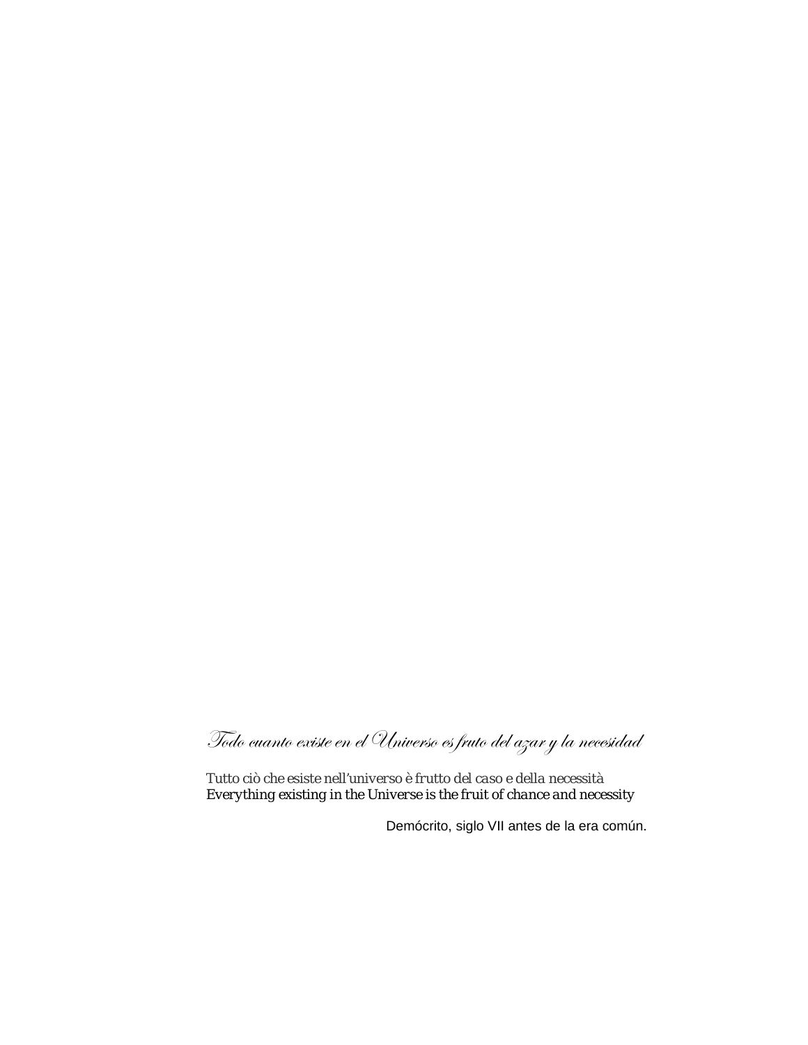*Todo cuanto existe en el Universo es fruto del azar y la necesidad*

*Tutto ciò che esiste nell'universo è frutto del caso e della necessità*
*Everything existing in the Universe is the fruit of chance and necessity*

Demócrito, siglo VII antes de la era común.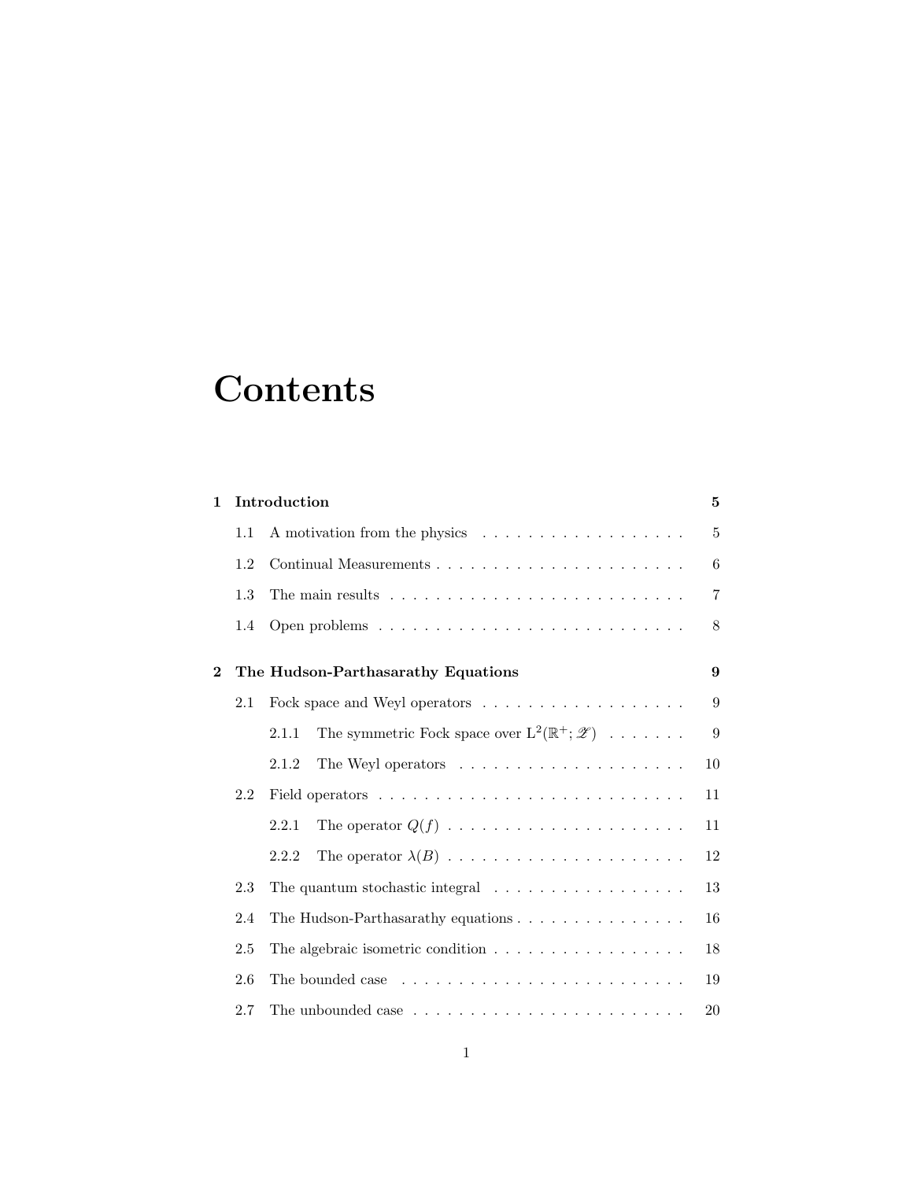# Contents

**1 Introduction** **5**

- 1.1 A motivation from the physics . . . . . . . . . . . . . . . . . . 5
- 1.2 Continual Measurements . . . . . . . . . . . . . . . . . . . . . . 6
- 1.3 The main results . . . . . . . . . . . . . . . . . . . . . . . . . . 7
- 1.4 Open problems . . . . . . . . . . . . . . . . . . . . . . . . . . . 8

**2 The Hudson-Parthasarathy Equations** **9**

- 2.1 Fock space and Weyl operators . . . . . . . . . . . . . . . . . . 9
  - 2.1.1 The symmetric Fock space over $\mathrm{L}^2(\mathbb{R}^+;\mathscr{Z})$ . . . . . . . 9
  - 2.1.2 The Weyl operators . . . . . . . . . . . . . . . . . . . . 10
- 2.2 Field operators . . . . . . . . . . . . . . . . . . . . . . . . . . . 11
  - 2.2.1 The operator $Q(f)$ . . . . . . . . . . . . . . . . . . . . . 11
  - 2.2.2 The operator $\lambda(B)$ . . . . . . . . . . . . . . . . . . . . . 12
- 2.3 The quantum stochastic integral . . . . . . . . . . . . . . . . . 13
- 2.4 The Hudson-Parthasarathy equations . . . . . . . . . . . . . . . 16
- 2.5 The algebraic isometric condition . . . . . . . . . . . . . . . . . 18
- 2.6 The bounded case . . . . . . . . . . . . . . . . . . . . . . . . . 19
- 2.7 The unbounded case . . . . . . . . . . . . . . . . . . . . . . . . 20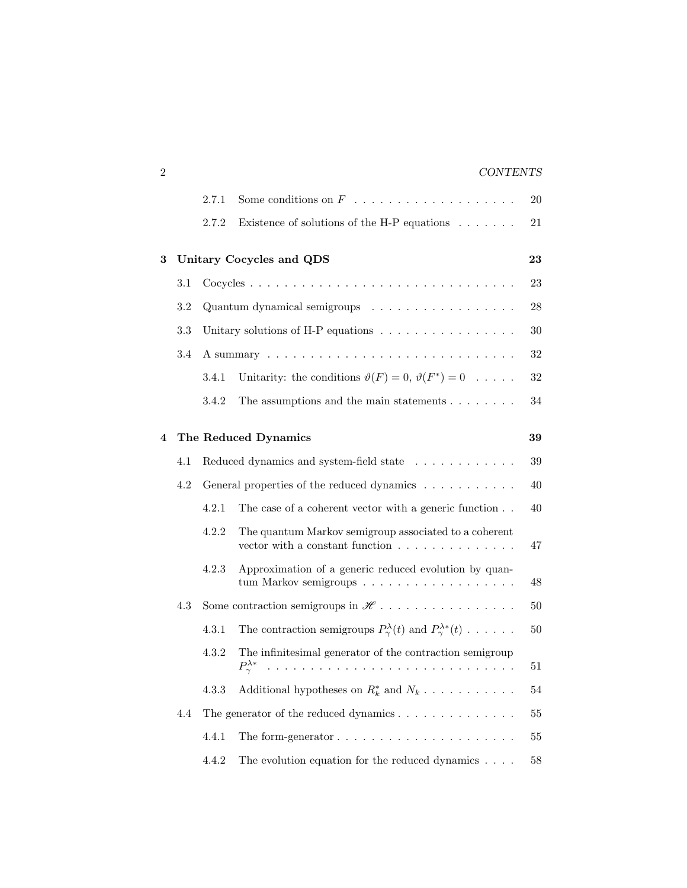| | | | |
|---|---|---|---|
| | 2.7.1 | Some conditions on $F$ | 20 |
| | 2.7.2 | Existence of solutions of the H-P equations | 21 |
| **3** | **Unitary Cocycles and QDS** | | **23** |
| 3.1 | Cocycles | | 23 |
| 3.2 | Quantum dynamical semigroups | | 28 |
| 3.3 | Unitary solutions of H-P equations | | 30 |
| 3.4 | A summary | | 32 |
| | 3.4.1 | Unitarity: the conditions $\vartheta(F) = 0$, $\vartheta(F^*) = 0$ | 32 |
| | 3.4.2 | The assumptions and the main statements | 34 |
| **4** | **The Reduced Dynamics** | | **39** |
| 4.1 | Reduced dynamics and system-field state | | 39 |
| 4.2 | General properties of the reduced dynamics | | 40 |
| | 4.2.1 | The case of a coherent vector with a generic function | 40 |
| | 4.2.2 | The quantum Markov semigroup associated to a coherent vector with a constant function | 47 |
| | 4.2.3 | Approximation of a generic reduced evolution by quantum Markov semigroups | 48 |
| 4.3 | Some contraction semigroups in $\mathscr{H}$ | | 50 |
| | 4.3.1 | The contraction semigroups $P_\gamma^\lambda(t)$ and $P_\gamma^{\lambda*}(t)$ | 50 |
| | 4.3.2 | The infinitesimal generator of the contraction semigroup $P_\gamma^{\lambda*}$ | 51 |
| | 4.3.3 | Additional hypotheses on $R_k^*$ and $N_k$ | 54 |
| 4.4 | The generator of the reduced dynamics | | 55 |
| | 4.4.1 | The form-generator | 55 |
| | 4.4.2 | The evolution equation for the reduced dynamics | 58 |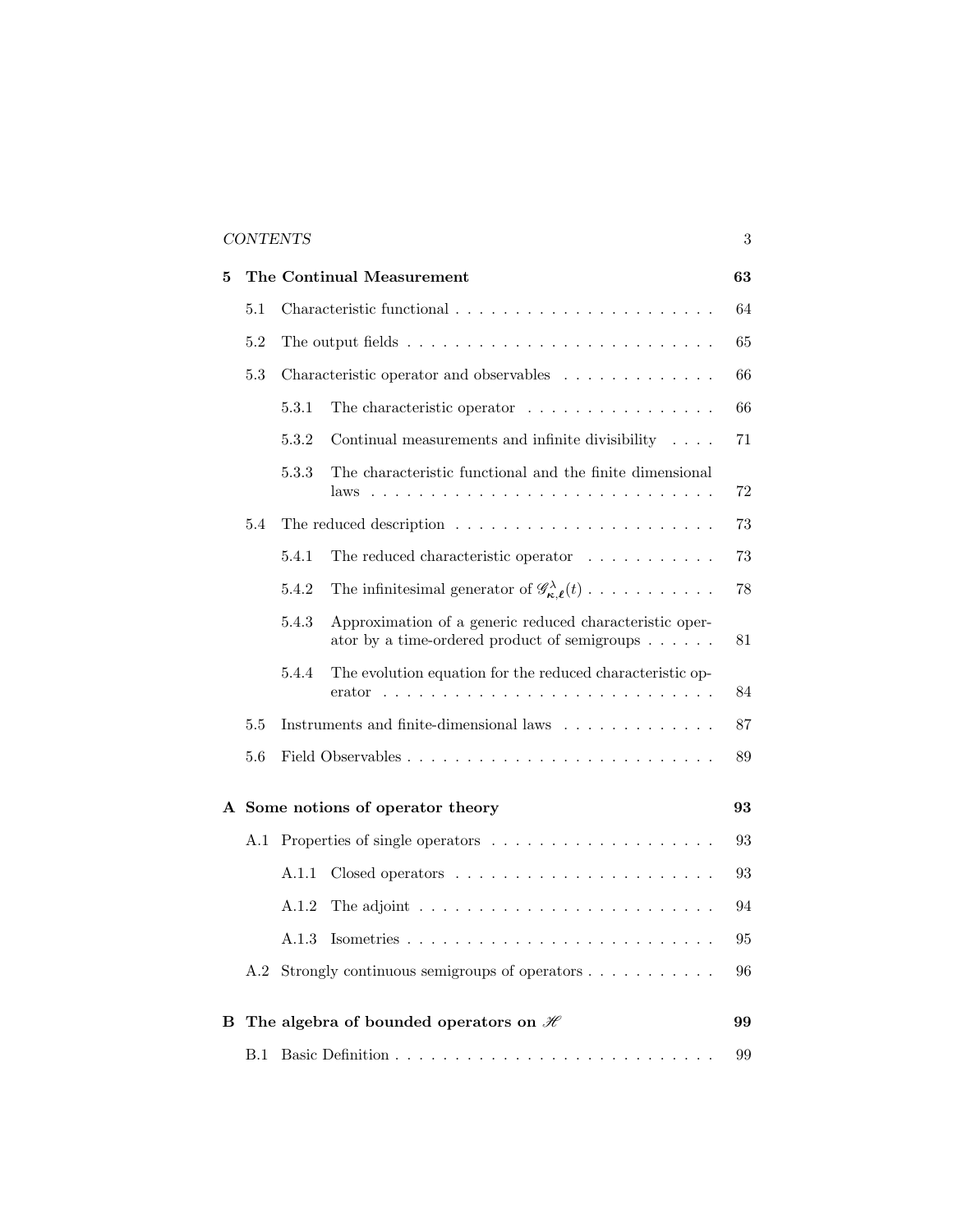**5 The Continual Measurement** **63**

- 5.1 Characteristic functional . . . . . . . . . . . . . . . . . . . . . . 64
- 5.2 The output fields . . . . . . . . . . . . . . . . . . . . . . . . . . 65
- 5.3 Characteristic operator and observables . . . . . . . . . . . . . 66
  - 5.3.1 The characteristic operator . . . . . . . . . . . . . . . . . 66
  - 5.3.2 Continual measurements and infinite divisibility . . . . 71
  - 5.3.3 The characteristic functional and the finite dimensional laws . . . . . . . . . . . . . . . . . . . . . . . . . . . . 72
- 5.4 The reduced description . . . . . . . . . . . . . . . . . . . . . . 73
  - 5.4.1 The reduced characteristic operator . . . . . . . . . . . 73
  - 5.4.2 The infinitesimal generator of $\mathscr{G}^{\lambda}_{\boldsymbol{\kappa},\boldsymbol{\ell}}(t)$ . . . . . . . . . . . 78
  - 5.4.3 Approximation of a generic reduced characteristic operator by a time-ordered product of semigroups . . . . . . 81
  - 5.4.4 The evolution equation for the reduced characteristic operator . . . . . . . . . . . . . . . . . . . . . . . . . . . 84
- 5.5 Instruments and finite-dimensional laws . . . . . . . . . . . . . 87
- 5.6 Field Observables . . . . . . . . . . . . . . . . . . . . . . . . . . 89

**A Some notions of operator theory** **93**

- A.1 Properties of single operators . . . . . . . . . . . . . . . . . . . 93
  - A.1.1 Closed operators . . . . . . . . . . . . . . . . . . . . . . . 93
  - A.1.2 The adjoint . . . . . . . . . . . . . . . . . . . . . . . . . 94
  - A.1.3 Isometries . . . . . . . . . . . . . . . . . . . . . . . . . . 95
- A.2 Strongly continuous semigroups of operators . . . . . . . . . . . 96

**B The algebra of bounded operators on $\mathscr{H}$** **99**

- B.1 Basic Definition . . . . . . . . . . . . . . . . . . . . . . . . . . 99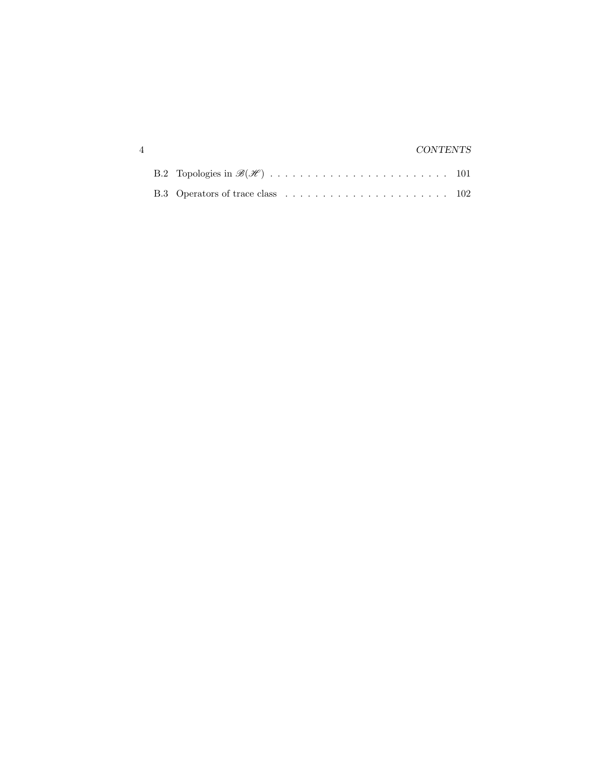B.2 Topologies in $\mathscr{B}(\mathscr{H})$ . . . . . . . . . . . . . . . . . . . . . . . . 101

B.3 Operators of trace class . . . . . . . . . . . . . . . . . . . . . . . 102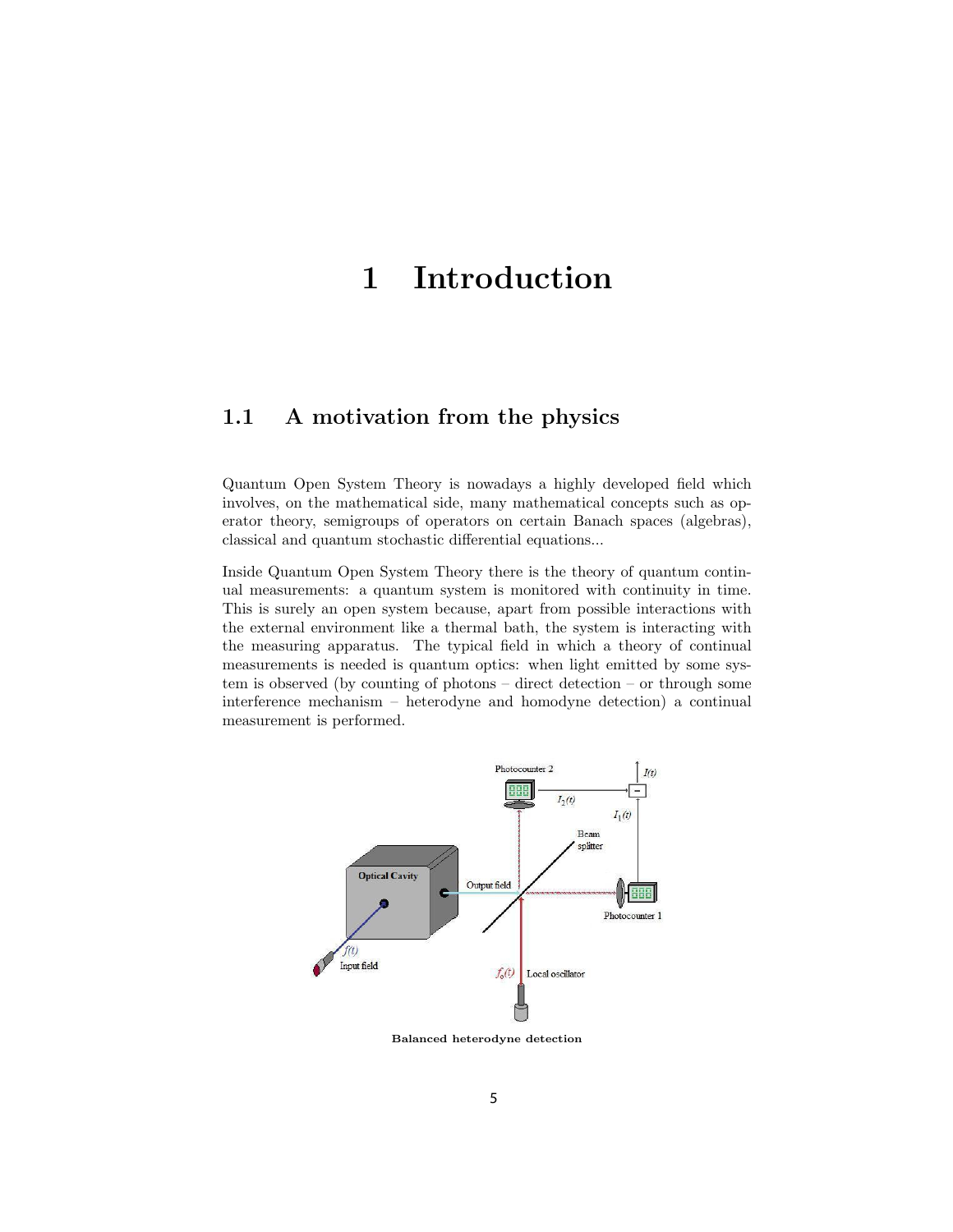# 1 Introduction

## 1.1 A motivation from the physics

Quantum Open System Theory is nowadays a highly developed field which involves, on the mathematical side, many mathematical concepts such as operator theory, semigroups of operators on certain Banach spaces (algebras), classical and quantum stochastic differential equations...

Inside Quantum Open System Theory there is the theory of quantum continual measurements: a quantum system is monitored with continuity in time. This is surely an open system because, apart from possible interactions with the external environment like a thermal bath, the system is interacting with the measuring apparatus. The typical field in which a theory of continual measurements is needed is quantum optics: when light emitted by some system is observed (by counting of photons – direct detection – or through some interference mechanism – heterodyne and homodyne detection) a continual measurement is performed.

**Balanced heterodyne detection**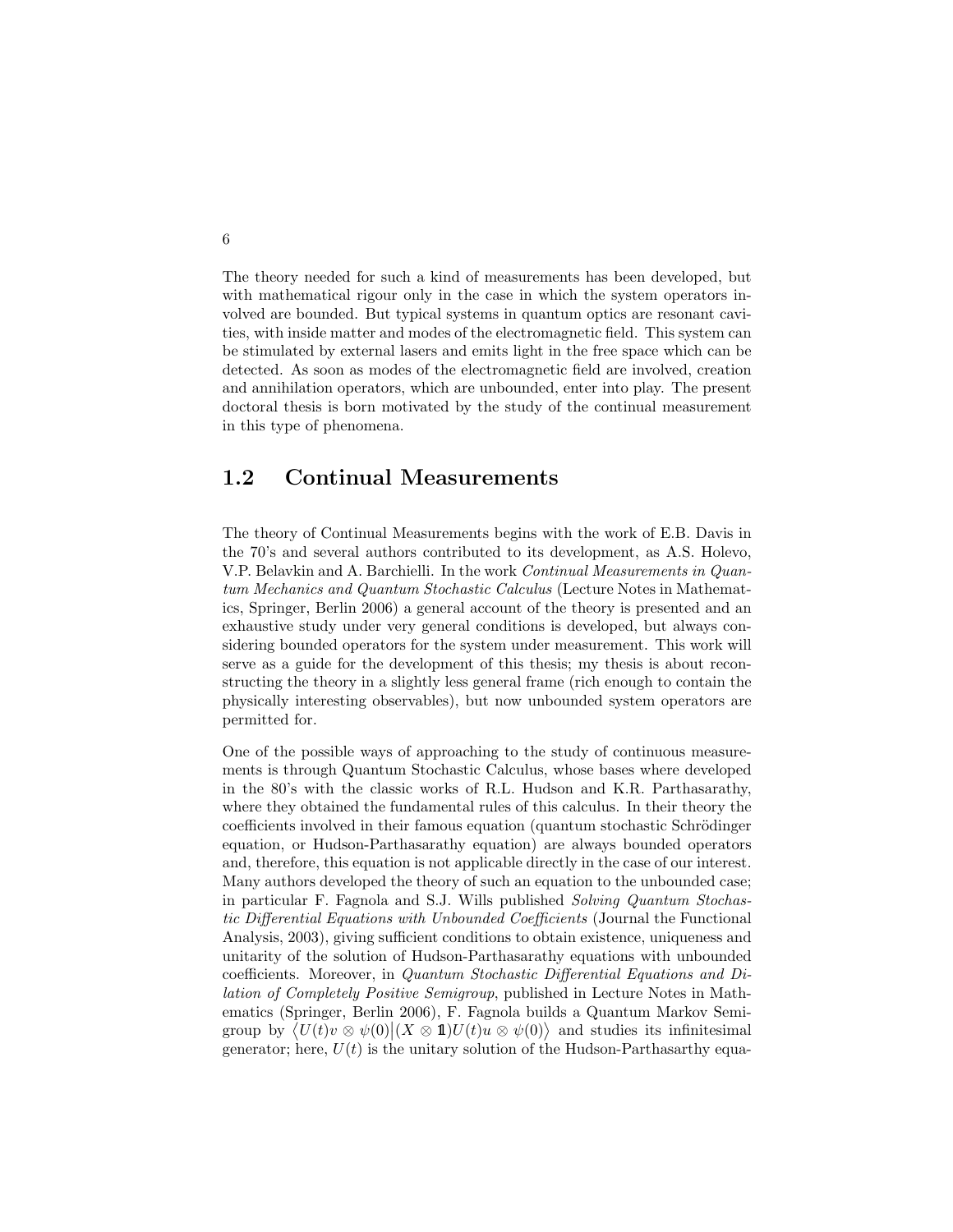The theory needed for such a kind of measurements has been developed, but with mathematical rigour only in the case in which the system operators involved are bounded. But typical systems in quantum optics are resonant cavities, with inside matter and modes of the electromagnetic field. This system can be stimulated by external lasers and emits light in the free space which can be detected. As soon as modes of the electromagnetic field are involved, creation and annihilation operators, which are unbounded, enter into play. The present doctoral thesis is born motivated by the study of the continual measurement in this type of phenomena.

## 1.2 Continual Measurements

The theory of Continual Measurements begins with the work of E.B. Davis in the 70's and several authors contributed to its development, as A.S. Holevo, V.P. Belavkin and A. Barchielli. In the work *Continual Measurements in Quantum Mechanics and Quantum Stochastic Calculus* (Lecture Notes in Mathematics, Springer, Berlin 2006) a general account of the theory is presented and an exhaustive study under very general conditions is developed, but always considering bounded operators for the system under measurement. This work will serve as a guide for the development of this thesis; my thesis is about reconstructing the theory in a slightly less general frame (rich enough to contain the physically interesting observables), but now unbounded system operators are permitted for.

One of the possible ways of approaching to the study of continuous measurements is through Quantum Stochastic Calculus, whose bases where developed in the 80's with the classic works of R.L. Hudson and K.R. Parthasarathy, where they obtained the fundamental rules of this calculus. In their theory the coefficients involved in their famous equation (quantum stochastic Schrödinger equation, or Hudson-Parthasarathy equation) are always bounded operators and, therefore, this equation is not applicable directly in the case of our interest. Many authors developed the theory of such an equation to the unbounded case; in particular F. Fagnola and S.J. Wills published *Solving Quantum Stochastic Differential Equations with Unbounded Coefficients* (Journal the Functional Analysis, 2003), giving sufficient conditions to obtain existence, uniqueness and unitarity of the solution of Hudson-Parthasarathy equations with unbounded coefficients. Moreover, in *Quantum Stochastic Differential Equations and Dilation of Completely Positive Semigroup*, published in Lecture Notes in Mathematics (Springer, Berlin 2006), F. Fagnola builds a Quantum Markov Semigroup by $\langle U(t)v \otimes \psi(0) | (X \otimes \mathbb{1}) U(t) u \otimes \psi(0) \rangle$ and studies its infinitesimal generator; here, $U(t)$ is the unitary solution of the Hudson-Parthasarthy equa-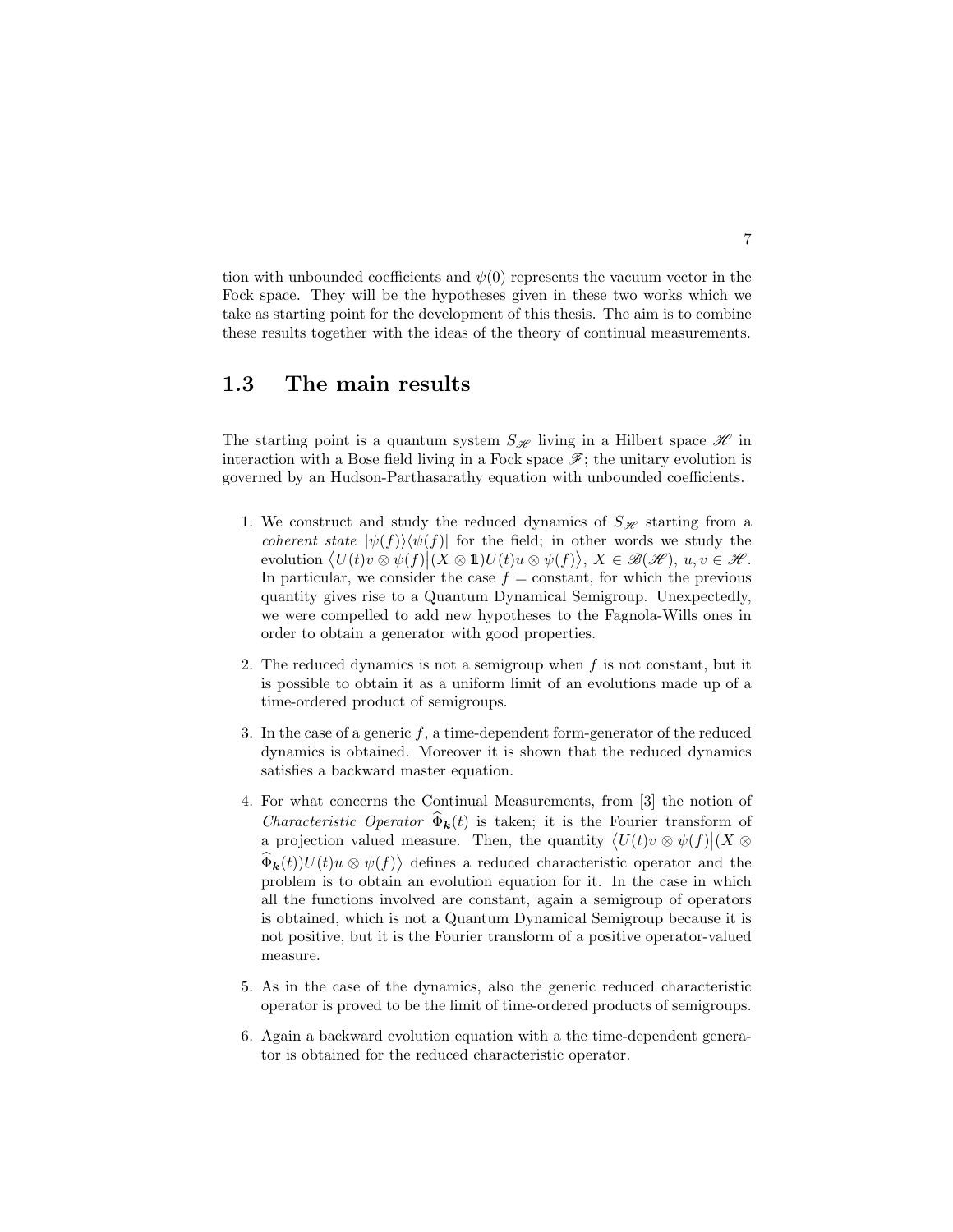tion with unbounded coefficients and $\psi(0)$ represents the vacuum vector in the Fock space. They will be the hypotheses given in these two works which we take as starting point for the development of this thesis. The aim is to combine these results together with the ideas of the theory of continual measurements.

## 1.3 The main results

The starting point is a quantum system $S_{\mathscr{H}}$ living in a Hilbert space $\mathscr{H}$ in interaction with a Bose field living in a Fock space $\mathscr{F}$; the unitary evolution is governed by an Hudson-Parthasarathy equation with unbounded coefficients.

1. We construct and study the reduced dynamics of $S_{\mathscr{H}}$ starting from a *coherent state* $|\psi(f)\rangle\langle\psi(f)|$ for the field; in other words we study the evolution $\big\langle U(t)v\otimes\psi(f)\big|(X\otimes\mathbb{1})U(t)u\otimes\psi(f)\big\rangle$, $X\in\mathscr{B}(\mathscr{H})$, $u,v\in\mathscr{H}$. In particular, we consider the case $f=$ constant, for which the previous quantity gives rise to a Quantum Dynamical Semigroup. Unexpectedly, we were compelled to add new hypotheses to the Fagnola-Wills ones in order to obtain a generator with good properties.
2. The reduced dynamics is not a semigroup when $f$ is not constant, but it is possible to obtain it as a uniform limit of an evolutions made up of a time-ordered product of semigroups.
3. In the case of a generic $f$, a time-dependent form-generator of the reduced dynamics is obtained. Moreover it is shown that the reduced dynamics satisfies a backward master equation.
4. For what concerns the Continual Measurements, from [3] the notion of *Characteristic Operator* $\widehat{\Phi}_{\boldsymbol{k}}(t)$ is taken; it is the Fourier transform of a projection valued measure. Then, the quantity $\big\langle U(t)v\otimes\psi(f)\big|(X\otimes\widehat{\Phi}_{\boldsymbol{k}}(t))U(t)u\otimes\psi(f)\big\rangle$ defines a reduced characteristic operator and the problem is to obtain an evolution equation for it. In the case in which all the functions involved are constant, again a semigroup of operators is obtained, which is not a Quantum Dynamical Semigroup because it is not positive, but it is the Fourier transform of a positive operator-valued measure.
5. As in the case of the dynamics, also the generic reduced characteristic operator is proved to be the limit of time-ordered products of semigroups.
6. Again a backward evolution equation with a the time-dependent generator is obtained for the reduced characteristic operator.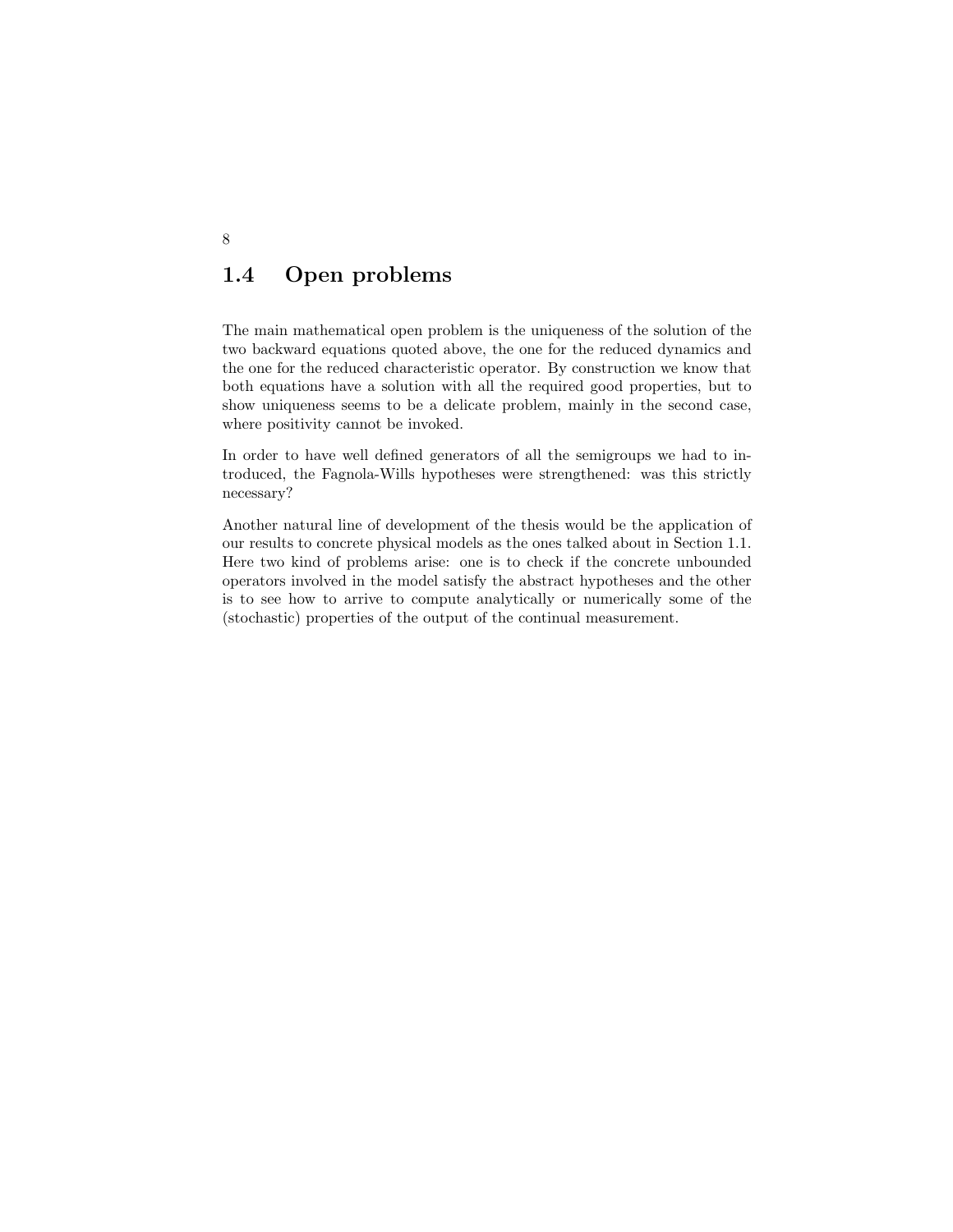## 1.4 Open problems

The main mathematical open problem is the uniqueness of the solution of the two backward equations quoted above, the one for the reduced dynamics and the one for the reduced characteristic operator. By construction we know that both equations have a solution with all the required good properties, but to show uniqueness seems to be a delicate problem, mainly in the second case, where positivity cannot be invoked.

In order to have well defined generators of all the semigroups we had to introduced, the Fagnola-Wills hypotheses were strengthened: was this strictly necessary?

Another natural line of development of the thesis would be the application of our results to concrete physical models as the ones talked about in Section 1.1. Here two kind of problems arise: one is to check if the concrete unbounded operators involved in the model satisfy the abstract hypotheses and the other is to see how to arrive to compute analytically or numerically some of the (stochastic) properties of the output of the continual measurement.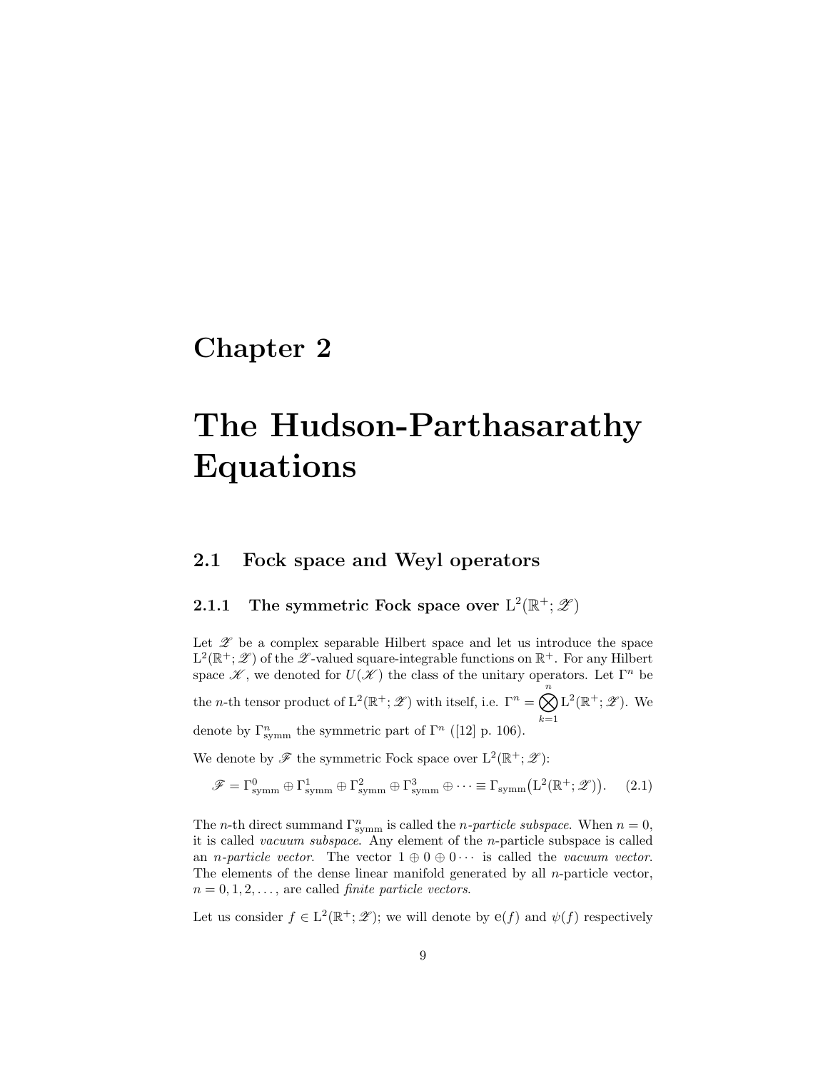# Chapter 2

# The Hudson-Parthasarathy Equations

## 2.1 Fock space and Weyl operators

### 2.1.1 The symmetric Fock space over $\mathrm{L}^2(\mathbb{R}^+; \mathscr{Z})$

Let $\mathscr{Z}$ be a complex separable Hilbert space and let us introduce the space $\mathrm{L}^2(\mathbb{R}^+; \mathscr{Z})$ of the $\mathscr{Z}$-valued square-integrable functions on $\mathbb{R}^+$. For any Hilbert space $\mathscr{K}$, we denoted for $U(\mathscr{K})$ the class of the unitary operators. Let $\Gamma^n$ be the $n$-th tensor product of $\mathrm{L}^2(\mathbb{R}^+; \mathscr{Z})$ with itself, i.e. $\Gamma^n = \bigotimes_{k=1}^{n} \mathrm{L}^2(\mathbb{R}^+; \mathscr{Z})$. We denote by $\Gamma^n_{\mathrm{symm}}$ the symmetric part of $\Gamma^n$ ([12] p. 106).

We denote by $\mathscr{F}$ the symmetric Fock space over $\mathrm{L}^2(\mathbb{R}^+; \mathscr{Z})$:

$$\mathscr{F} = \Gamma^0_{\mathrm{symm}} \oplus \Gamma^1_{\mathrm{symm}} \oplus \Gamma^2_{\mathrm{symm}} \oplus \Gamma^3_{\mathrm{symm}} \oplus \cdots \equiv \Gamma_{\mathrm{symm}}\big(\mathrm{L}^2(\mathbb{R}^+; \mathscr{Z})\big). \tag{2.1}$$

The $n$-th direct summand $\Gamma^n_{\mathrm{symm}}$ is called the *n-particle subspace*. When $n = 0$, it is called *vacuum subspace*. Any element of the $n$-particle subspace is called an *n-particle vector*. The vector $1 \oplus 0 \oplus 0 \cdots$ is called the *vacuum vector*. The elements of the dense linear manifold generated by all $n$-particle vector, $n = 0, 1, 2, \ldots$, are called *finite particle vectors*.

Let us consider $f \in \mathrm{L}^2(\mathbb{R}^+; \mathscr{Z})$; we will denote by $\mathrm{e}(f)$ and $\psi(f)$ respectively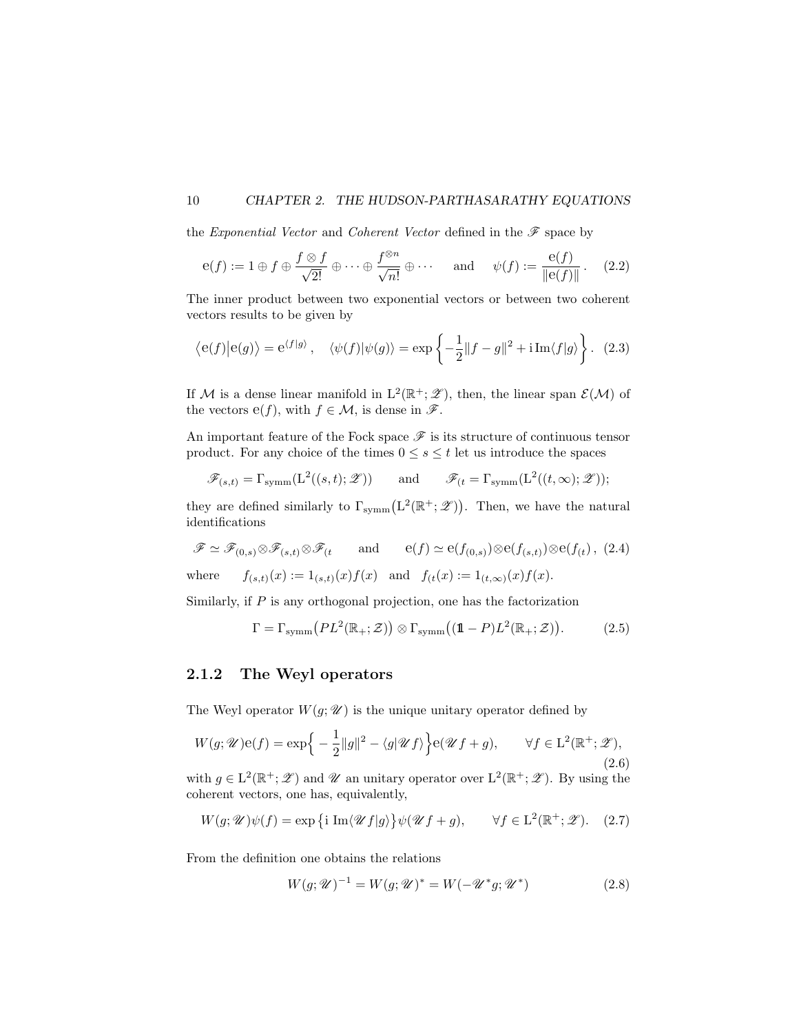the *Exponential Vector* and *Coherent Vector* defined in the $\mathscr{F}$ space by

$$\mathrm{e}(f) := 1 \oplus f \oplus \frac{f \otimes f}{\sqrt{2!}} \oplus \cdots \oplus \frac{f^{\otimes n}}{\sqrt{n!}} \oplus \cdots \qquad \text{and} \qquad \psi(f) := \frac{\mathrm{e}(f)}{\|\mathrm{e}(f)\|}. \quad (2.2)$$

The inner product between two exponential vectors or between two coherent vectors results to be given by

$$\langle \mathrm{e}(f) | \mathrm{e}(g) \rangle = \mathrm{e}^{\langle f|g \rangle}, \quad \langle \psi(f) | \psi(g) \rangle = \exp\left\{ -\frac{1}{2}\|f-g\|^2 + \mathrm{i}\,\mathrm{Im}\langle f|g \rangle \right\}. \quad (2.3)$$

If $\mathcal{M}$ is a dense linear manifold in $\mathrm{L}^2(\mathbb{R}^+;\mathscr{Z})$, then, the linear span $\mathcal{E}(\mathcal{M})$ of the vectors $\mathrm{e}(f)$, with $f \in \mathcal{M}$, is dense in $\mathscr{F}$.

An important feature of the Fock space $\mathscr{F}$ is its structure of continuous tensor product. For any choice of the times $0 \leq s \leq t$ let us introduce the spaces

$$\mathscr{F}_{(s,t)} = \Gamma_{\mathrm{symm}}(\mathrm{L}^2((s,t);\mathscr{Z})) \qquad \text{and} \qquad \mathscr{F}_{(t} = \Gamma_{\mathrm{symm}}(\mathrm{L}^2((t,\infty);\mathscr{Z}));$$

they are defined similarly to $\Gamma_{\mathrm{symm}}\big(\mathrm{L}^2(\mathbb{R}^+;\mathscr{Z})\big)$. Then, we have the natural identifications

$$\mathscr{F} \simeq \mathscr{F}_{(0,s)} \otimes \mathscr{F}_{(s,t)} \otimes \mathscr{F}_{(t} \qquad \text{and} \qquad \mathrm{e}(f) \simeq \mathrm{e}(f_{(0,s)}) \otimes \mathrm{e}(f_{(s,t)}) \otimes \mathrm{e}(f_{(t}), \quad (2.4)$$

where $\quad f_{(s,t)}(x) := 1_{(s,t)}(x) f(x) \quad$ and $\quad f_{(t}(x) := 1_{(t,\infty)}(x) f(x)$.

Similarly, if $P$ is any orthogonal projection, one has the factorization

$$\Gamma = \Gamma_{\mathrm{symm}}\big(PL^2(\mathbb{R}_+;\mathcal{Z})\big) \otimes \Gamma_{\mathrm{symm}}\big((\mathbb{1}-P)L^2(\mathbb{R}_+;\mathcal{Z})\big). \quad (2.5)$$

### 2.1.2 The Weyl operators

The Weyl operator $W(g;\mathscr{U})$ is the unique unitary operator defined by

$$W(g;\mathscr{U})\mathrm{e}(f) = \exp\Big\{ -\frac{1}{2}\|g\|^2 - \langle g|\mathscr{U} f \rangle \Big\} \mathrm{e}(\mathscr{U} f + g), \qquad \forall f \in \mathrm{L}^2(\mathbb{R}^+;\mathscr{Z}), \quad (2.6)$$

with $g \in \mathrm{L}^2(\mathbb{R}^+;\mathscr{Z})$ and $\mathscr{U}$ an unitary operator over $\mathrm{L}^2(\mathbb{R}^+;\mathscr{Z})$. By using the coherent vectors, one has, equivalently,

$$W(g;\mathscr{U})\psi(f) = \exp\big\{ \mathrm{i}\ \mathrm{Im}\langle \mathscr{U} f|g \rangle \big\} \psi(\mathscr{U} f + g), \qquad \forall f \in \mathrm{L}^2(\mathbb{R}^+;\mathscr{Z}). \quad (2.7)$$

From the definition one obtains the relations

$$W(g;\mathscr{U})^{-1} = W(g;\mathscr{U})^* = W(-\mathscr{U}^* g;\mathscr{U}^*) \quad (2.8)$$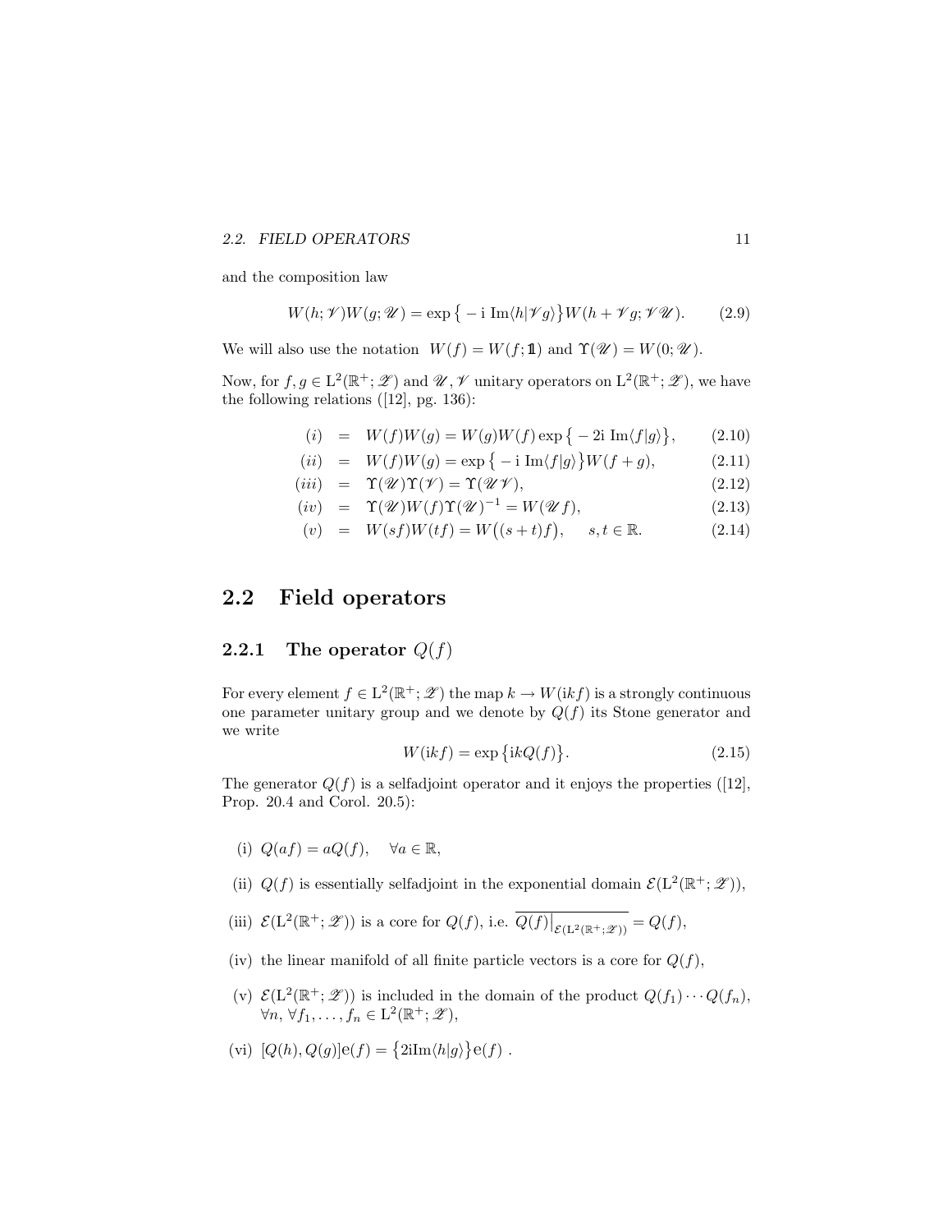and the composition law

$$W(h;\mathscr{V})W(g;\mathscr{U}) = \exp\big\{-\mathrm{i}\ \mathrm{Im}\langle h|\mathscr{V}g\rangle\big\}W(h+\mathscr{V}g;\mathscr{V}\mathscr{U}). \tag{2.9}$$

We will also use the notation $W(f) = W(f;\mathbb{1})$ and $\Upsilon(\mathscr{U}) = W(0;\mathscr{U})$.

Now, for $f,g \in \mathrm{L}^2(\mathbb{R}^+;\mathscr{Z})$ and $\mathscr{U},\mathscr{V}$ unitary operators on $\mathrm{L}^2(\mathbb{R}^+;\mathscr{Z})$, we have the following relations ([12], pg. 136):

$$(i) \;=\; W(f)W(g) = W(g)W(f)\exp\big\{-2\mathrm{i}\ \mathrm{Im}\langle f|g\rangle\big\}, \tag{2.10}$$

$$(ii) \;=\; W(f)W(g) = \exp\big\{-\mathrm{i}\ \mathrm{Im}\langle f|g\rangle\big\}W(f+g), \tag{2.11}$$

$$(iii) \;=\; \Upsilon(\mathscr{U})\Upsilon(\mathscr{V}) = \Upsilon(\mathscr{U}\mathscr{V}), \tag{2.12}$$

$$(iv) \;=\; \Upsilon(\mathscr{U})W(f)\Upsilon(\mathscr{U})^{-1} = W(\mathscr{U}f), \tag{2.13}$$

$$(v) \;=\; W(sf)W(tf) = W\big((s+t)f\big), \qquad s,t\in\mathbb{R}. \tag{2.14}$$

## 2.2 Field operators

### 2.2.1 The operator $Q(f)$

For every element $f \in \mathrm{L}^2(\mathbb{R}^+;\mathscr{Z})$ the map $k \to W(\mathrm{i}kf)$ is a strongly continuous one parameter unitary group and we denote by $Q(f)$ its Stone generator and we write

$$W(\mathrm{i}kf) = \exp\big\{\mathrm{i}kQ(f)\big\}. \tag{2.15}$$

The generator $Q(f)$ is a selfadjoint operator and it enjoys the properties ([12], Prop. 20.4 and Corol. 20.5):

(i) $Q(af) = aQ(f), \quad \forall a \in \mathbb{R}$,

(ii) $Q(f)$ is essentially selfadjoint in the exponential domain $\mathcal{E}(\mathrm{L}^2(\mathbb{R}^+;\mathscr{Z}))$,

(iii) $\mathcal{E}(\mathrm{L}^2(\mathbb{R}^+;\mathscr{Z}))$ is a core for $Q(f)$, i.e. $\overline{Q(f)\big|_{\mathcal{E}(\mathrm{L}^2(\mathbb{R}^+;\mathscr{Z}))}} = Q(f)$,

(iv) the linear manifold of all finite particle vectors is a core for $Q(f)$,

(v) $\mathcal{E}(\mathrm{L}^2(\mathbb{R}^+;\mathscr{Z}))$ is included in the domain of the product $Q(f_1)\cdots Q(f_n)$, $\forall n$, $\forall f_1,\ldots,f_n \in \mathrm{L}^2(\mathbb{R}^+;\mathscr{Z})$,

(vi) $[Q(h),Q(g)]\mathrm{e}(f) = \big\{2\mathrm{i}\mathrm{Im}\langle h|g\rangle\big\}\mathrm{e}(f)$ .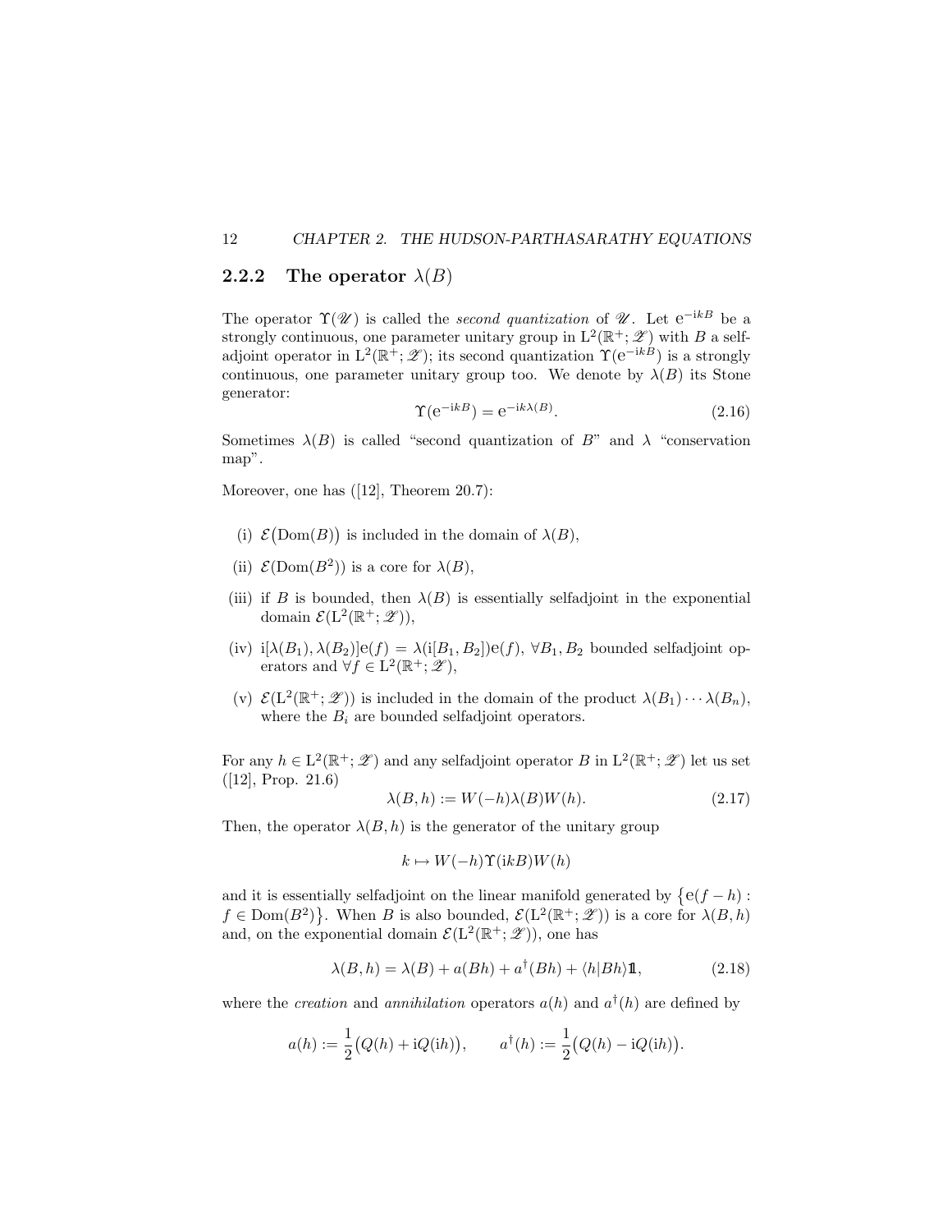### 2.2.2 The operator $\lambda(B)$

The operator $\Upsilon(\mathscr{U})$ is called the *second quantization* of $\mathscr{U}$. Let $\mathrm{e}^{-\mathrm{i}kB}$ be a strongly continuous, one parameter unitary group in $\mathrm{L}^2(\mathbb{R}^+;\mathscr{Z})$ with $B$ a selfadjoint operator in $\mathrm{L}^2(\mathbb{R}^+;\mathscr{Z})$; its second quantization $\Upsilon(\mathrm{e}^{-\mathrm{i}kB})$ is a strongly continuous, one parameter unitary group too. We denote by $\lambda(B)$ its Stone generator:

$$\Upsilon(\mathrm{e}^{-\mathrm{i}kB}) = \mathrm{e}^{-\mathrm{i}k\lambda(B)}. \tag{2.16}$$

Sometimes $\lambda(B)$ is called "second quantization of $B$" and $\lambda$ "conservation map".

Moreover, one has ([12], Theorem 20.7):

(i) $\mathcal{E}\big(\mathrm{Dom}(B)\big)$ is included in the domain of $\lambda(B)$,

(ii) $\mathcal{E}(\mathrm{Dom}(B^2))$ is a core for $\lambda(B)$,

(iii) if $B$ is bounded, then $\lambda(B)$ is essentially selfadjoint in the exponential domain $\mathcal{E}(\mathrm{L}^2(\mathbb{R}^+;\mathscr{Z}))$,

(iv) $\mathrm{i}[\lambda(B_1),\lambda(B_2)]\mathrm{e}(f) = \lambda(\mathrm{i}[B_1,B_2])\mathrm{e}(f)$, $\forall B_1, B_2$ bounded selfadjoint operators and $\forall f \in \mathrm{L}^2(\mathbb{R}^+;\mathscr{Z})$,

(v) $\mathcal{E}(\mathrm{L}^2(\mathbb{R}^+;\mathscr{Z}))$ is included in the domain of the product $\lambda(B_1)\cdots\lambda(B_n)$, where the $B_i$ are bounded selfadjoint operators.

For any $h \in \mathrm{L}^2(\mathbb{R}^+;\mathscr{Z})$ and any selfadjoint operator $B$ in $\mathrm{L}^2(\mathbb{R}^+;\mathscr{Z})$ let us set ([12], Prop. 21.6)

$$\lambda(B,h) := W(-h)\lambda(B)W(h). \tag{2.17}$$

Then, the operator $\lambda(B,h)$ is the generator of the unitary group

$$k \mapsto W(-h)\Upsilon(\mathrm{i}kB)W(h)$$

and it is essentially selfadjoint on the linear manifold generated by $\{\mathrm{e}(f-h) : f \in \mathrm{Dom}(B^2)\}$. When $B$ is also bounded, $\mathcal{E}(\mathrm{L}^2(\mathbb{R}^+;\mathscr{Z}))$ is a core for $\lambda(B,h)$ and, on the exponential domain $\mathcal{E}(\mathrm{L}^2(\mathbb{R}^+;\mathscr{Z}))$, one has

$$\lambda(B,h) = \lambda(B) + a(Bh) + a^\dagger(Bh) + \langle h|Bh\rangle \mathbb{1}, \tag{2.18}$$

where the *creation* and *annihilation* operators $a(h)$ and $a^\dagger(h)$ are defined by

$$a(h) := \frac{1}{2}\big(Q(h) + \mathrm{i}Q(\mathrm{i}h)\big), \qquad a^\dagger(h) := \frac{1}{2}\big(Q(h) - \mathrm{i}Q(\mathrm{i}h)\big).$$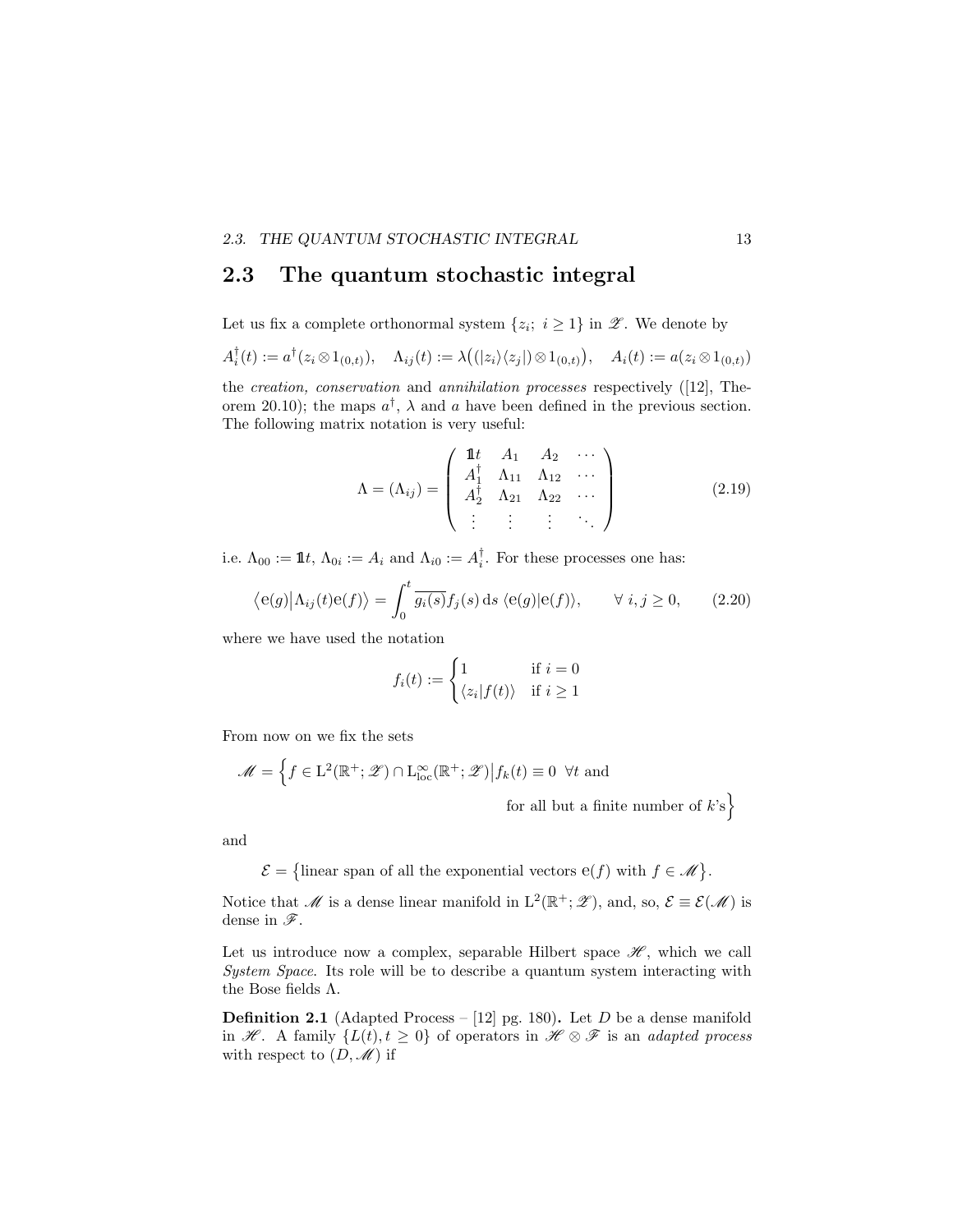## 2.3 The quantum stochastic integral

Let us fix a complete orthonormal system $\{z_i;\ i \geq 1\}$ in $\mathscr{Z}$. We denote by

$$A_i^\dagger(t) := a^\dagger(z_i \otimes 1_{(0,t)}), \quad \Lambda_{ij}(t) := \lambda\big((|z_i\rangle\langle z_j|) \otimes 1_{(0,t)}\big), \quad A_i(t) := a(z_i \otimes 1_{(0,t)})$$

the *creation, conservation* and *annihilation processes* respectively ([12], Theorem 20.10); the maps $a^\dagger$, $\lambda$ and $a$ have been defined in the previous section. The following matrix notation is very useful:

$$\Lambda = (\Lambda_{ij}) = \begin{pmatrix} \mathbb{1}t & A_1 & A_2 & \cdots \\ A_1^\dagger & \Lambda_{11} & \Lambda_{12} & \cdots \\ A_2^\dagger & \Lambda_{21} & \Lambda_{22} & \cdots \\ \vdots & \vdots & \vdots & \ddots \end{pmatrix} \tag{2.19}$$

i.e. $\Lambda_{00} := \mathbb{1}t$, $\Lambda_{0i} := A_i$ and $\Lambda_{i0} := A_i^\dagger$. For these processes one has:

$$\big\langle \mathrm{e}(g) \big| \Lambda_{ij}(t)\mathrm{e}(f)\big\rangle = \int_0^t \overline{g_i(s)} f_j(s)\,\mathrm{d}s\ \langle \mathrm{e}(g)|\mathrm{e}(f)\rangle, \qquad \forall\ i,j \geq 0, \tag{2.20}$$

where we have used the notation

$$f_i(t) := \begin{cases} 1 & \text{if } i = 0 \\ \langle z_i | f(t)\rangle & \text{if } i \geq 1 \end{cases}$$

From now on we fix the sets

$$\mathscr{M} = \Big\{ f \in \mathrm{L}^2(\mathbb{R}^+;\mathscr{Z}) \cap \mathrm{L}^\infty_{\mathrm{loc}}(\mathbb{R}^+;\mathscr{Z}) \big| f_k(t) \equiv 0\ \ \forall t \text{ and for all but a finite number of } k\text{'s} \Big\}$$

and

$$\mathcal{E} = \big\{\text{linear span of all the exponential vectors } \mathrm{e}(f) \text{ with } f \in \mathscr{M}\big\}.$$

Notice that $\mathscr{M}$ is a dense linear manifold in $\mathrm{L}^2(\mathbb{R}^+;\mathscr{Z})$, and, so, $\mathcal{E} \equiv \mathcal{E}(\mathscr{M})$ is dense in $\mathscr{F}$.

Let us introduce now a complex, separable Hilbert space $\mathscr{H}$, which we call *System Space*. Its role will be to describe a quantum system interacting with the Bose fields $\Lambda$.

**Definition 2.1** (Adapted Process – [12] pg. 180)**.** Let $D$ be a dense manifold in $\mathscr{H}$. A family $\{L(t), t \geq 0\}$ of operators in $\mathscr{H} \otimes \mathscr{F}$ is an *adapted process* with respect to $(D, \mathscr{M})$ if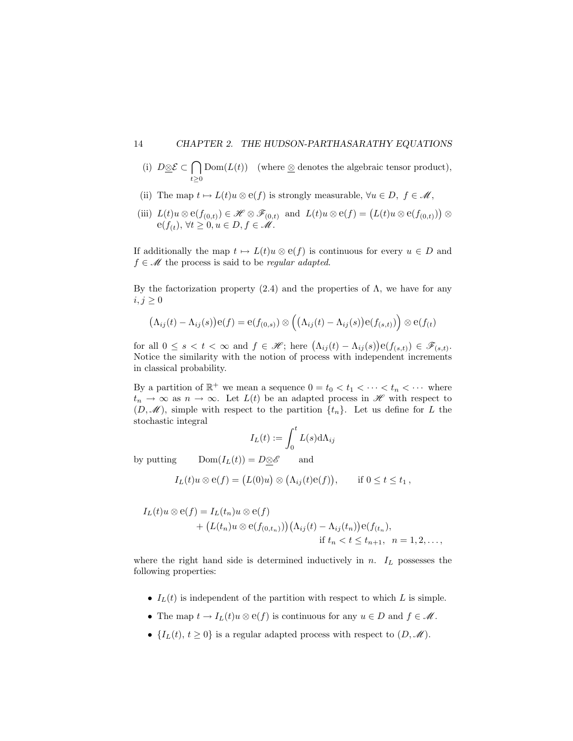(i) $D\underline{\otimes}\mathcal{E} \subset \bigcap_{t\geq 0} \mathrm{Dom}(L(t))$ (where $\underline{\otimes}$ denotes the algebraic tensor product),

(ii) The map $t \mapsto L(t)u \otimes \mathrm{e}(f)$ is strongly measurable, $\forall u \in D,\ f \in \mathscr{M}$,

(iii) $L(t)u \otimes \mathrm{e}(f_{(0,t)}) \in \mathscr{H} \otimes \mathscr{F}_{(0,t)}$ and $L(t)u \otimes \mathrm{e}(f) = \big(L(t)u \otimes \mathrm{e}(f_{(0,t)})\big) \otimes \mathrm{e}(f_{(t})$, $\forall t \geq 0, u \in D, f \in \mathscr{M}$.

If additionally the map $t \mapsto L(t)u \otimes \mathrm{e}(f)$ is continuous for every $u \in D$ and $f \in \mathscr{M}$ the process is said to be *regular adapted*.

By the factorization property (2.4) and the properties of $\Lambda$, we have for any $i, j \geq 0$

$$\big(\Lambda_{ij}(t) - \Lambda_{ij}(s)\big)\mathrm{e}(f) = \mathrm{e}(f_{(0,s)}) \otimes \Big(\big(\Lambda_{ij}(t) - \Lambda_{ij}(s)\big)\mathrm{e}(f_{(s,t)})\Big) \otimes \mathrm{e}(f_{(t})$$

for all $0 \leq s < t < \infty$ and $f \in \mathscr{H}$; here $\big(\Lambda_{ij}(t) - \Lambda_{ij}(s)\big)\mathrm{e}(f_{(s,t)}) \in \mathscr{F}_{(s,t)}$. Notice the similarity with the notion of process with independent increments in classical probability.

By a partition of $\mathbb{R}^+$ we mean a sequence $0 = t_0 < t_1 < \cdots < t_n < \cdots$ where $t_n \to \infty$ as $n \to \infty$. Let $L(t)$ be an adapted process in $\mathscr{H}$ with respect to $(D, \mathscr{M})$, simple with respect to the partition $\{t_n\}$. Let us define for $L$ the stochastic integral

$$I_L(t) := \int_0^t L(s)\mathrm{d}\Lambda_{ij}$$

by putting $\qquad \mathrm{Dom}(I_L(t)) = D\underline{\otimes}\mathscr{E} \qquad$ and

$$I_L(t)u \otimes \mathrm{e}(f) = \big(L(0)u\big) \otimes \big(\Lambda_{ij}(t)\mathrm{e}(f)\big), \qquad \text{if } 0 \leq t \leq t_1\,,$$

$$\begin{aligned} I_L(t)u \otimes \mathrm{e}(f) = {} & I_L(t_n)u \otimes \mathrm{e}(f) \\ & + \big(L(t_n)u \otimes \mathrm{e}(f_{(0,t_n)})\big)\big(\Lambda_{ij}(t) - \Lambda_{ij}(t_n)\big)\mathrm{e}(f_{(t_n}), \\ & \qquad\qquad \text{if } t_n < t \leq t_{n+1},\ \ n = 1, 2, \ldots, \end{aligned}$$

where the right hand side is determined inductively in $n$. $I_L$ possesses the following properties:

- $I_L(t)$ is independent of the partition with respect to which $L$ is simple.
- The map $t \to I_L(t)u \otimes \mathrm{e}(f)$ is continuous for any $u \in D$ and $f \in \mathscr{M}$.
- $\{I_L(t),\, t \geq 0\}$ is a regular adapted process with respect to $(D, \mathscr{M})$.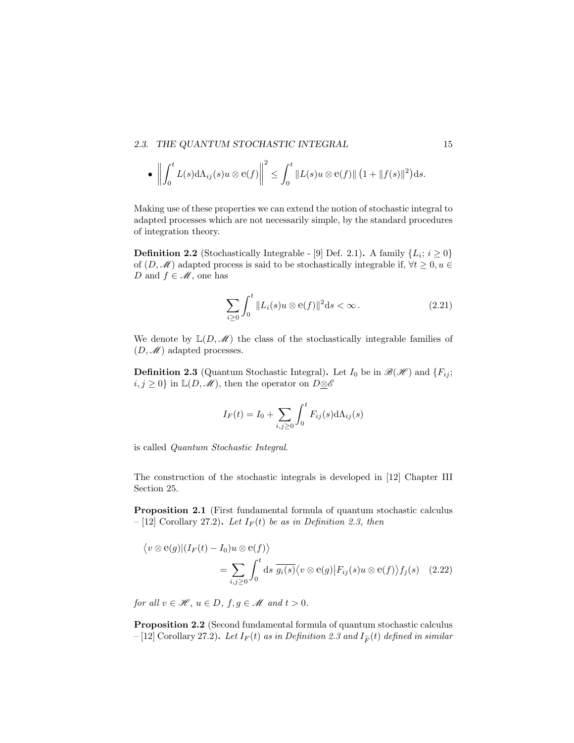- $\left\| \int_0^t L(s) \mathrm{d}\Lambda_{ij}(s) u \otimes \mathrm{e}(f) \right\|^2 \leq \int_0^t \| L(s) u \otimes \mathrm{e}(f) \| \left(1 + \|f(s)\|^2\right) \mathrm{d}s.$

Making use of these properties we can extend the notion of stochastic integral to adapted processes which are not necessarily simple, by the standard procedures of integration theory.

**Definition 2.2** (Stochastically Integrable - [9] Def. 2.1)**.** A family $\{L_i;\, i \geq 0\}$ of $(D, \mathscr{M})$ adapted process is said to be stochastically integrable if, $\forall t \geq 0, u \in D$ and $f \in \mathscr{M}$, one has

$$\sum_{i \geq 0} \int_0^t \| L_i(s) u \otimes \mathrm{e}(f) \|^2 \mathrm{d}s < \infty\,. \tag{2.21}$$

We denote by $\mathbb{L}(D, \mathscr{M})$ the class of the stochastically integrable families of $(D, \mathscr{M})$ adapted processes.

**Definition 2.3** (Quantum Stochastic Integral)**.** Let $I_0$ be in $\mathscr{B}(\mathscr{H})$ and $\{F_{ij};\, i, j \geq 0\}$ in $\mathbb{L}(D, \mathscr{M})$, then the operator on $D \underline{\otimes} \mathscr{E}$

$$I_F(t) = I_0 + \sum_{i,j \geq 0} \int_0^t F_{ij}(s) \mathrm{d}\Lambda_{ij}(s)$$

is called *Quantum Stochastic Integral*.

The construction of the stochastic integrals is developed in [12] Chapter III Section 25.

**Proposition 2.1** (First fundamental formula of quantum stochastic calculus – [12] Corollary 27.2)**.** *Let $I_F(t)$ be as in Definition 2.3, then*

$$\begin{aligned} &\big\langle v \otimes \mathrm{e}(g) | (I_F(t) - I_0) u \otimes \mathrm{e}(f) \big\rangle \\ &\qquad = \sum_{i,j \geq 0} \int_0^t \mathrm{d}s \; \overline{g_i(s)} \big\langle v \otimes \mathrm{e}(g) \big| F_{ij}(s) u \otimes \mathrm{e}(f) \big\rangle f_j(s) \end{aligned} \tag{2.22}$$

*for all $v \in \mathscr{H}$, $u \in D$, $f, g \in \mathscr{M}$ and $t > 0$.*

**Proposition 2.2** (Second fundamental formula of quantum stochastic calculus – [12] Corollary 27.2)**.** *Let $I_F(t)$ as in Definition 2.3 and $I_{\widetilde{F}}(t)$ defined in similar*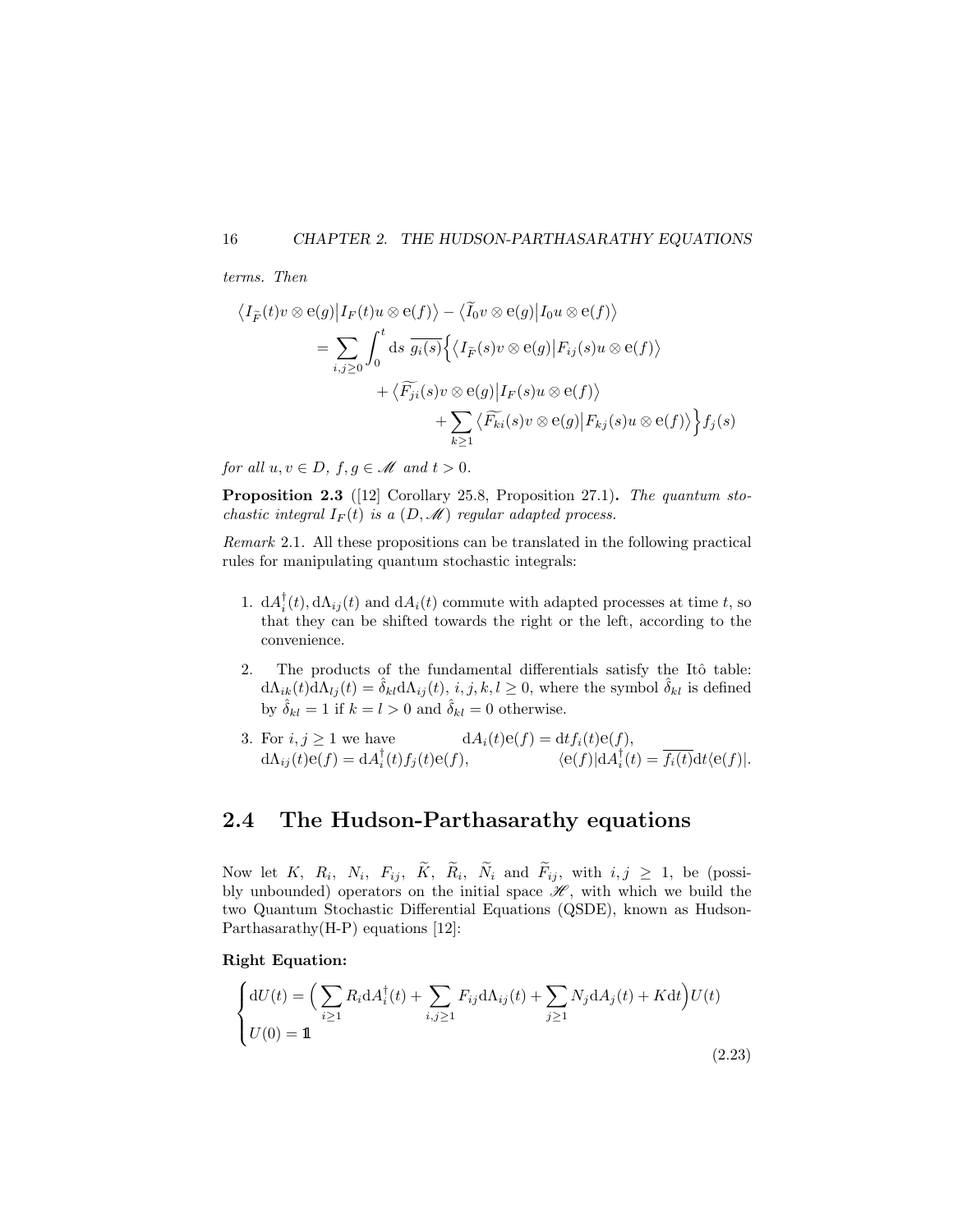*terms. Then*

$$
\begin{aligned}
\big\langle I_{\widetilde{F}}(t)v \otimes \mathrm{e}(g)\big|I_F(t)u \otimes \mathrm{e}(f)\big\rangle &- \big\langle \widetilde{I}_0 v \otimes \mathrm{e}(g)\big|I_0 u \otimes \mathrm{e}(f)\big\rangle \\
= \sum_{i,j\geq 0} \int_0^t \mathrm{d}s\ \overline{g_i(s)} \Big\{ &\big\langle I_{\widetilde{F}}(s)v \otimes \mathrm{e}(g)\big|F_{ij}(s)u \otimes \mathrm{e}(f)\big\rangle \\
&+ \big\langle \widetilde{F_{ji}}(s)v \otimes \mathrm{e}(g)\big|I_F(s)u \otimes \mathrm{e}(f)\big\rangle \\
&\quad + \sum_{k\geq 1} \big\langle \widetilde{F_{ki}}(s)v \otimes \mathrm{e}(g)\big|F_{kj}(s)u \otimes \mathrm{e}(f)\big\rangle \Big\} f_j(s)
\end{aligned}
$$

*for all $u, v \in D$, $f, g \in \mathscr{M}$ and $t > 0$.*

**Proposition 2.3** ([12] Corollary 25.8, Proposition 27.1)**.** *The quantum stochastic integral $I_F(t)$ is a $(D, \mathscr{M})$ regular adapted process.*

*Remark* 2.1. All these propositions can be translated in the following practical rules for manipulating quantum stochastic integrals:

1. $\mathrm{d}A_i^\dagger(t), \mathrm{d}\Lambda_{ij}(t)$ and $\mathrm{d}A_i(t)$ commute with adapted processes at time $t$, so that they can be shifted towards the right or the left, according to the convenience.
2. The products of the fundamental differentials satisfy the Itô table: $\mathrm{d}\Lambda_{ik}(t)\mathrm{d}\Lambda_{lj}(t) = \hat{\delta}_{kl}\mathrm{d}\Lambda_{ij}(t)$, $i, j, k, l \geq 0$, where the symbol $\hat{\delta}_{kl}$ is defined by $\hat{\delta}_{kl} = 1$ if $k = l > 0$ and $\hat{\delta}_{kl} = 0$ otherwise.
3. For $i, j \geq 1$ we have $\mathrm{d}A_i(t)\mathrm{e}(f) = \mathrm{d}t f_i(t)\mathrm{e}(f)$, $\mathrm{d}\Lambda_{ij}(t)\mathrm{e}(f) = \mathrm{d}A_i^\dagger(t) f_j(t)\mathrm{e}(f)$, $\langle \mathrm{e}(f)|\mathrm{d}A_i^\dagger(t) = \overline{f_i(t)}\mathrm{d}t\langle \mathrm{e}(f)|$.

## 2.4 The Hudson-Parthasarathy equations

Now let $K$, $R_i$, $N_i$, $F_{ij}$, $\widetilde{K}$, $\widetilde{R}_i$, $\widetilde{N}_i$ and $\widetilde{F}_{ij}$, with $i, j \geq 1$, be (possibly unbounded) operators on the initial space $\mathscr{H}$, with which we build the two Quantum Stochastic Differential Equations (QSDE), known as Hudson-Parthasarathy(H-P) equations [12]:

**Right Equation:**

$$
\begin{cases}
\mathrm{d}U(t) = \Big( \sum_{i\geq 1} R_i \mathrm{d}A_i^\dagger(t) + \sum_{i,j\geq 1} F_{ij}\mathrm{d}\Lambda_{ij}(t) + \sum_{j\geq 1} N_j \mathrm{d}A_j(t) + K\mathrm{d}t \Big) U(t) \\
U(0) = \mathbb{1}
\end{cases}
\tag{2.23}
$$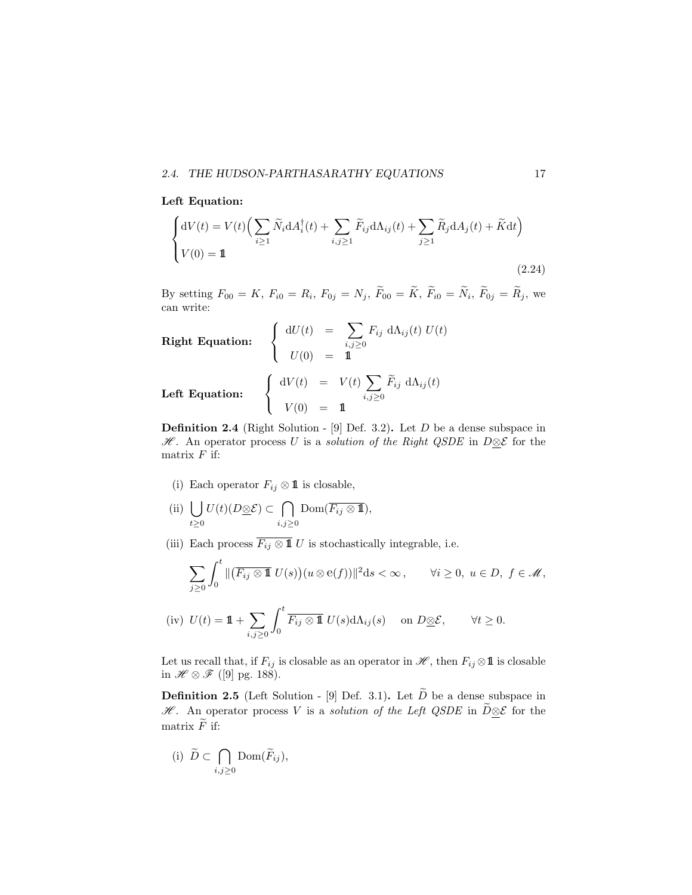**Left Equation:**

$$
\begin{cases}
\mathrm{d}V(t) = V(t)\Big(\sum_{i\geq 1} \widetilde{N}_i \mathrm{d}A_i^\dagger(t) + \sum_{i,j\geq 1} \widetilde{F}_{ij}\mathrm{d}\Lambda_{ij}(t) + \sum_{j\geq 1} \widetilde{R}_j \mathrm{d}A_j(t) + \widetilde{K}\mathrm{d}t\Big) \\
V(0) = \mathbb{1}
\end{cases}
\tag{2.24}
$$

By setting $F_{00} = K$, $F_{i0} = R_i$, $F_{0j} = N_j$, $\widetilde{F}_{00} = \widetilde{K}$, $\widetilde{F}_{i0} = \widetilde{N}_i$, $\widetilde{F}_{0j} = \widetilde{R}_j$, we can write:

**Right Equation:**
$$
\begin{cases}
\mathrm{d}U(t) = \sum_{i,j\geq 0} F_{ij}\ \mathrm{d}\Lambda_{ij}(t)\ U(t) \\
U(0) = \mathbb{1}
\end{cases}
$$

**Left Equation:**
$$
\begin{cases}
\mathrm{d}V(t) = V(t) \sum_{i,j\geq 0} \widetilde{F}_{ij}\ \mathrm{d}\Lambda_{ij}(t) \\
V(0) = \mathbb{1}
\end{cases}
$$

**Definition 2.4** (Right Solution - [9] Def. 3.2)**.** Let $D$ be a dense subspace in $\mathscr{H}$. An operator process $U$ is a *solution of the Right QSDE* in $D\underline{\otimes}\mathcal{E}$ for the matrix $F$ if:

(i) Each operator $F_{ij}\otimes\mathbb{1}$ is closable,

(ii) $\bigcup_{t\geq 0} U(t)(D\underline{\otimes}\mathcal{E}) \subset \bigcap_{i,j\geq 0} \mathrm{Dom}(\overline{F_{ij}\otimes\mathbb{1}})$,

(iii) Each process $\overline{F_{ij}\otimes\mathbb{1}}\, U$ is stochastically integrable, i.e.

$$
\sum_{j\geq 0}\int_0^t \|\big(\overline{F_{ij}\otimes\mathbb{1}}\ U(s)\big)(u\otimes \mathrm{e}(f))\|^2 \mathrm{d}s < \infty\,, \qquad \forall i\geq 0,\ u\in D,\ f\in\mathscr{M},
$$

(iv) $U(t) = \mathbb{1} + \sum_{i,j\geq 0}\int_0^t \overline{F_{ij}\otimes\mathbb{1}}\ U(s)\mathrm{d}\Lambda_{ij}(s) \quad$ on $D\underline{\otimes}\mathcal{E}, \qquad \forall t\geq 0.$

Let us recall that, if $F_{ij}$ is closable as an operator in $\mathscr{H}$, then $F_{ij}\otimes\mathbb{1}$ is closable in $\mathscr{H}\otimes\mathscr{F}$ ([9] pg. 188).

**Definition 2.5** (Left Solution - [9] Def. 3.1)**.** Let $\widetilde{D}$ be a dense subspace in $\mathscr{H}$. An operator process $V$ is a *solution of the Left QSDE* in $\widetilde{D}\underline{\otimes}\mathcal{E}$ for the matrix $\widetilde{F}$ if:

(i) $\widetilde{D} \subset \bigcap_{i,j\geq 0} \mathrm{Dom}(\widetilde{F}_{ij})$,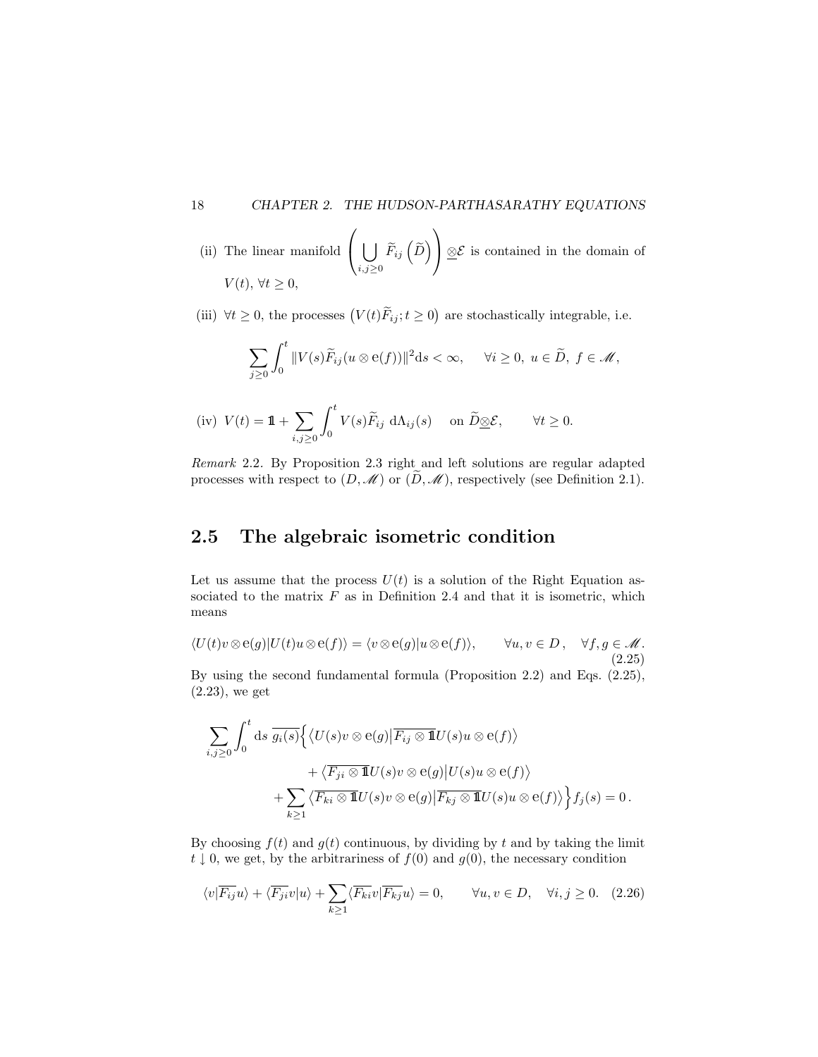(ii) The linear manifold $\left(\bigcup_{i,j\geq 0} \widetilde{F}_{ij}\left(\widetilde{D}\right)\right) \underline{\otimes} \mathcal{E}$ is contained in the domain of $V(t)$, $\forall t \geq 0$,

(iii) $\forall t \geq 0$, the processes $\left(V(t)\widetilde{F}_{ij}; t \geq 0\right)$ are stochastically integrable, i.e.

$$\sum_{j\geq 0} \int_0^t \|V(s)\widetilde{F}_{ij}(u \otimes \mathrm{e}(f))\|^2 \mathrm{d}s < \infty, \qquad \forall i \geq 0,\ u \in \widetilde{D},\ f \in \mathscr{M},$$

(iv) $V(t) = \mathbb{1} + \sum_{i,j\geq 0} \int_0^t V(s)\widetilde{F}_{ij}\ \mathrm{d}\Lambda_{ij}(s) \quad \text{on } \widetilde{D}\underline{\otimes}\mathcal{E}, \qquad \forall t \geq 0.$

*Remark* 2.2. By Proposition 2.3 right and left solutions are regular adapted processes with respect to $(D, \mathscr{M})$ or $(\widetilde{D}, \mathscr{M})$, respectively (see Definition 2.1).

## 2.5 The algebraic isometric condition

Let us assume that the process $U(t)$ is a solution of the Right Equation associated to the matrix $F$ as in Definition 2.4 and that it is isometric, which means

$$\langle U(t)v \otimes \mathrm{e}(g) | U(t)u \otimes \mathrm{e}(f)\rangle = \langle v \otimes \mathrm{e}(g) | u \otimes \mathrm{e}(f)\rangle, \qquad \forall u, v \in D\,, \quad \forall f, g \in \mathscr{M}. \tag{2.25}$$

By using the second fundamental formula (Proposition 2.2) and Eqs. (2.25), (2.23), we get

$$\begin{aligned}\sum_{i,j\geq 0} \int_0^t \mathrm{d}s\ \overline{g_i(s)} \Big\{ &\big\langle U(s)v \otimes \mathrm{e}(g) \big| \overline{F_{ij} \otimes \mathbb{1}} U(s)u \otimes \mathrm{e}(f)\big\rangle \\ &+ \big\langle \overline{F_{ji} \otimes \mathbb{1}} U(s)v \otimes \mathrm{e}(g) \big| U(s)u \otimes \mathrm{e}(f)\big\rangle \\ &+ \sum_{k\geq 1} \big\langle \overline{F_{ki} \otimes \mathbb{1}} U(s)v \otimes \mathrm{e}(g) \big| \overline{F_{kj} \otimes \mathbb{1}} U(s)u \otimes \mathrm{e}(f)\big\rangle \Big\} f_j(s) = 0\,.\end{aligned}$$

By choosing $f(t)$ and $g(t)$ continuous, by dividing by $t$ and by taking the limit $t \downarrow 0$, we get, by the arbitrariness of $f(0)$ and $g(0)$, the necessary condition

$$\langle v | \overline{F_{ij}} u\rangle + \langle \overline{F_{ji}} v | u\rangle + \sum_{k\geq 1} \langle \overline{F_{ki}} v | \overline{F_{kj}} u\rangle = 0, \qquad \forall u, v \in D, \quad \forall i, j \geq 0. \tag{2.26}$$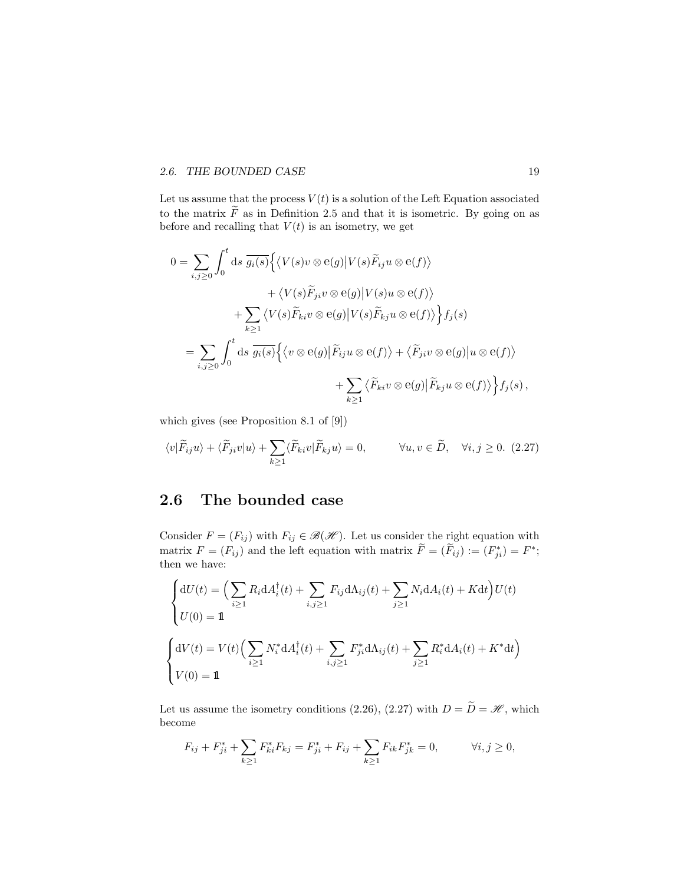Let us assume that the process $V(t)$ is a solution of the Left Equation associated to the matrix $\widetilde{F}$ as in Definition 2.5 and that it is isometric. By going on as before and recalling that $V(t)$ is an isometry, we get

$$
\begin{aligned}
0 = \sum_{i,j\geq 0} \int_0^t \mathrm{d}s \; \overline{g_i(s)} \Big\{ & \big\langle V(s)v \otimes \mathrm{e}(g) \big| V(s)\widetilde{F}_{ij} u \otimes \mathrm{e}(f) \big\rangle \\
& + \big\langle V(s)\widetilde{F}_{ji} v \otimes \mathrm{e}(g) \big| V(s) u \otimes \mathrm{e}(f) \big\rangle \\
& + \sum_{k\geq 1} \big\langle V(s)\widetilde{F}_{ki} v \otimes \mathrm{e}(g) \big| V(s)\widetilde{F}_{kj} u \otimes \mathrm{e}(f) \big\rangle \Big\} f_j(s) \\
= \sum_{i,j\geq 0} \int_0^t \mathrm{d}s \; \overline{g_i(s)} \Big\{ & \big\langle v \otimes \mathrm{e}(g) \big| \widetilde{F}_{ij} u \otimes \mathrm{e}(f) \big\rangle + \big\langle \widetilde{F}_{ji} v \otimes \mathrm{e}(g) \big| u \otimes \mathrm{e}(f) \big\rangle \\
& + \sum_{k\geq 1} \big\langle \widetilde{F}_{ki} v \otimes \mathrm{e}(g) \big| \widetilde{F}_{kj} u \otimes \mathrm{e}(f) \big\rangle \Big\} f_j(s) \,,
\end{aligned}
$$

which gives (see Proposition 8.1 of [9])

$$
\langle v | \widetilde{F}_{ij} u \rangle + \langle \widetilde{F}_{ji} v | u \rangle + \sum_{k\geq 1} \langle \widetilde{F}_{ki} v | \widetilde{F}_{kj} u \rangle = 0, \qquad \forall u, v \in \widetilde{D}, \quad \forall i, j \geq 0. \tag{2.27}
$$

## 2.6 The bounded case

Consider $F = (F_{ij})$ with $F_{ij} \in \mathscr{B}(\mathscr{H})$. Let us consider the right equation with matrix $F = (F_{ij})$ and the left equation with matrix $\widetilde{F} = (\widetilde{F}_{ij}) := (F_{ji}^*) = F^*$; then we have:

$$
\begin{cases}
\mathrm{d}U(t) = \Big( \sum_{i\geq 1} R_i \mathrm{d}A_i^\dagger(t) + \sum_{i,j\geq 1} F_{ij} \mathrm{d}\Lambda_{ij}(t) + \sum_{j\geq 1} N_i \mathrm{d}A_i(t) + K \mathrm{d}t \Big) U(t) \\
U(0) = \mathbb{1}
\end{cases}
$$

$$
\begin{cases}
\mathrm{d}V(t) = V(t) \Big( \sum_{i\geq 1} N_i^* \mathrm{d}A_i^\dagger(t) + \sum_{i,j\geq 1} F_{ji}^* \mathrm{d}\Lambda_{ij}(t) + \sum_{j\geq 1} R_i^* \mathrm{d}A_i(t) + K^* \mathrm{d}t \Big) \\
V(0) = \mathbb{1}
\end{cases}
$$

Let us assume the isometry conditions (2.26), (2.27) with $D = \widetilde{D} = \mathscr{H}$, which become

$$
F_{ij} + F_{ji}^* + \sum_{k\geq 1} F_{ki}^* F_{kj} = F_{ji}^* + F_{ij} + \sum_{k\geq 1} F_{ik} F_{jk}^* = 0, \qquad \forall i, j \geq 0,
$$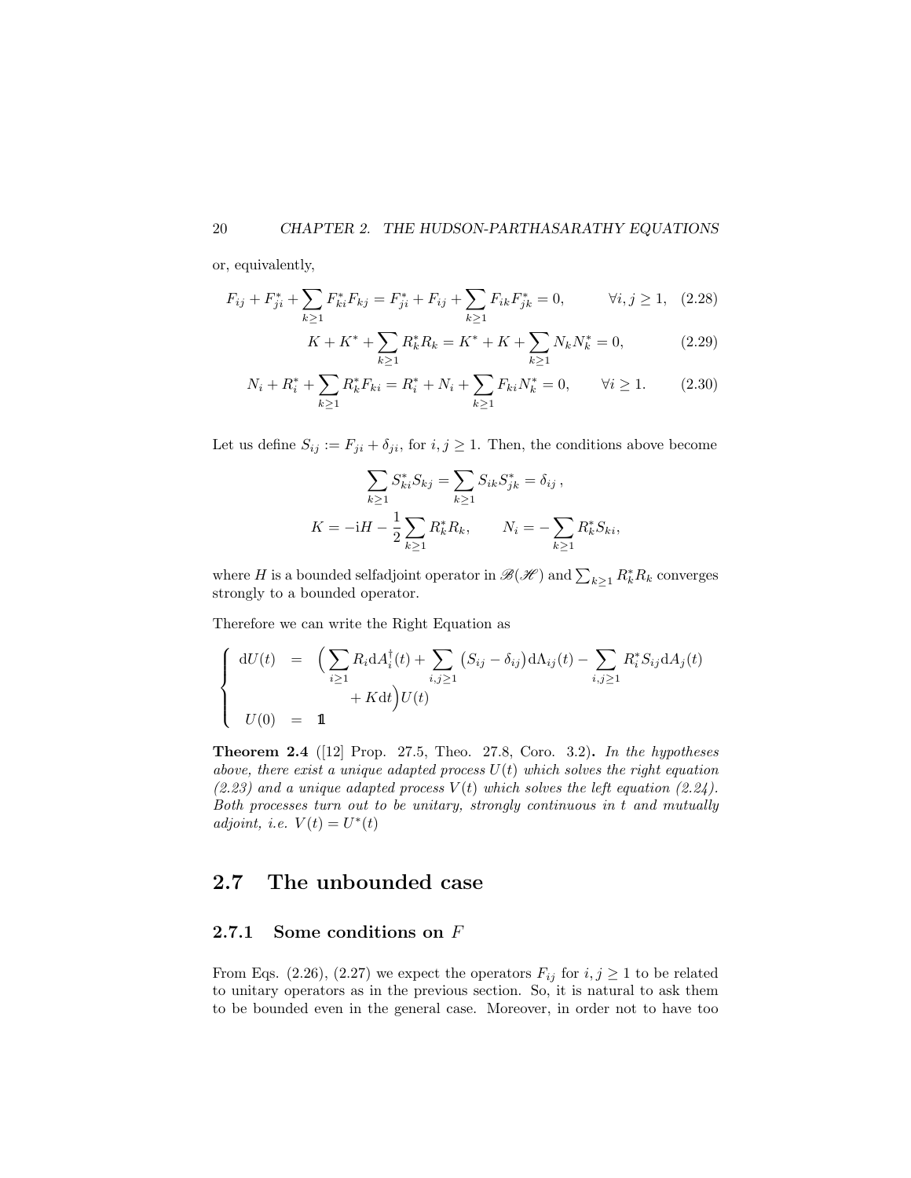or, equivalently,

$$F_{ij} + F_{ji}^* + \sum_{k\geq 1} F_{ki}^* F_{kj} = F_{ji}^* + F_{ij} + \sum_{k\geq 1} F_{ik} F_{jk}^* = 0, \qquad \forall i,j \geq 1, \quad (2.28)$$

$$K + K^* + \sum_{k\geq 1} R_k^* R_k = K^* + K + \sum_{k\geq 1} N_k N_k^* = 0, \quad (2.29)$$

$$N_i + R_i^* + \sum_{k\geq 1} R_k^* F_{ki} = R_i^* + N_i + \sum_{k\geq 1} F_{ki} N_k^* = 0, \qquad \forall i \geq 1. \quad (2.30)$$

Let us define $S_{ij} := F_{ji} + \delta_{ji}$, for $i,j \geq 1$. Then, the conditions above become

$$\sum_{k\geq 1} S_{ki}^* S_{kj} = \sum_{k\geq 1} S_{ik} S_{jk}^* = \delta_{ij}\,,$$

$$K = -\mathrm{i}H - \frac{1}{2}\sum_{k\geq 1} R_k^* R_k, \qquad N_i = -\sum_{k\geq 1} R_k^* S_{ki},$$

where $H$ is a bounded selfadjoint operator in $\mathscr{B}(\mathscr{H})$ and $\sum_{k\geq 1} R_k^* R_k$ converges strongly to a bounded operator.

Therefore we can write the Right Equation as

$$\begin{cases} \mathrm{d}U(t) &= \Big( \sum_{i\geq 1} R_i \mathrm{d}A_i^\dagger(t) + \sum_{i,j\geq 1} \big(S_{ij} - \delta_{ij}\big)\mathrm{d}\Lambda_{ij}(t) - \sum_{i,j\geq 1} R_i^* S_{ij} \mathrm{d}A_j(t) \\ & \qquad + K\mathrm{d}t\Big) U(t) \\ U(0) &= \mathbb{1} \end{cases}$$

**Theorem 2.4** ([12] Prop. 27.5, Theo. 27.8, Coro. 3.2)**.** *In the hypotheses above, there exist a unique adapted process $U(t)$ which solves the right equation (2.23) and a unique adapted process $V(t)$ which solves the left equation (2.24). Both processes turn out to be unitary, strongly continuous in $t$ and mutually adjoint, i.e. $V(t) = U^*(t)$*

## 2.7 The unbounded case

### 2.7.1 Some conditions on $F$

From Eqs. (2.26), (2.27) we expect the operators $F_{ij}$ for $i,j \geq 1$ to be related to unitary operators as in the previous section. So, it is natural to ask them to be bounded even in the general case. Moreover, in order not to have too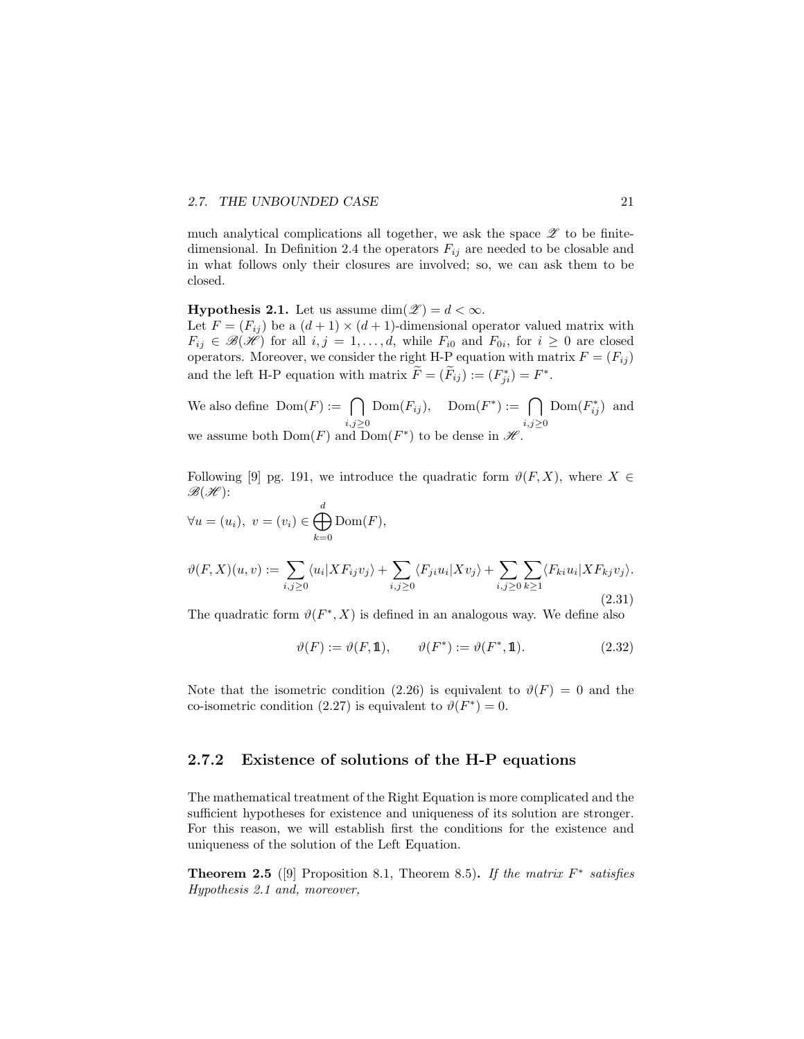much analytical complications all together, we ask the space $\mathscr{Z}$ to be finite-dimensional. In Definition 2.4 the operators $F_{ij}$ are needed to be closable and in what follows only their closures are involved; so, we can ask them to be closed.

**Hypothesis 2.1.** Let us assume $\dim(\mathscr{Z}) = d < \infty$.
Let $F = (F_{ij})$ be a $(d+1)\times(d+1)$-dimensional operator valued matrix with $F_{ij} \in \mathscr{B}(\mathscr{H})$ for all $i, j = 1, \ldots, d$, while $F_{i0}$ and $F_{0i}$, for $i \geq 0$ are closed operators. Moreover, we consider the right H-P equation with matrix $F = (F_{ij})$ and the left H-P equation with matrix $\widetilde{F} = (\widetilde{F}_{ij}) := (F^*_{ji}) = F^*$.

We also define $\mathrm{Dom}(F) := \bigcap_{i,j\geq 0} \mathrm{Dom}(F_{ij})$, $\quad \mathrm{Dom}(F^*) := \bigcap_{i,j\geq 0} \mathrm{Dom}(F^*_{ij})$ and we assume both $\mathrm{Dom}(F)$ and $\mathrm{Dom}(F^*)$ to be dense in $\mathscr{H}$.

Following [9] pg. 191, we introduce the quadratic form $\vartheta(F, X)$, where $X \in \mathscr{B}(\mathscr{H})$:

$$\forall u = (u_i),\ v = (v_i) \in \bigoplus_{k=0}^{d} \mathrm{Dom}(F),$$

$$\vartheta(F,X)(u,v) := \sum_{i,j\geq 0} \langle u_i | X F_{ij} v_j \rangle + \sum_{i,j\geq 0} \langle F_{ji} u_i | X v_j \rangle + \sum_{i,j\geq 0} \sum_{k\geq 1} \langle F_{ki} u_i | X F_{kj} v_j \rangle. \tag{2.31}$$

The quadratic form $\vartheta(F^*, X)$ is defined in an analogous way. We define also

$$\vartheta(F) := \vartheta(F, \mathbb{1}), \qquad \vartheta(F^*) := \vartheta(F^*, \mathbb{1}). \tag{2.32}$$

Note that the isometric condition (2.26) is equivalent to $\vartheta(F) = 0$ and the co-isometric condition (2.27) is equivalent to $\vartheta(F^*) = 0$.

### 2.7.2 Existence of solutions of the H-P equations

The mathematical treatment of the Right Equation is more complicated and the sufficient hypotheses for existence and uniqueness of its solution are stronger. For this reason, we will establish first the conditions for the existence and uniqueness of the solution of the Left Equation.

**Theorem 2.5** ([9] Proposition 8.1, Theorem 8.5)**.** *If the matrix $F^*$ satisfies Hypothesis 2.1 and, moreover,*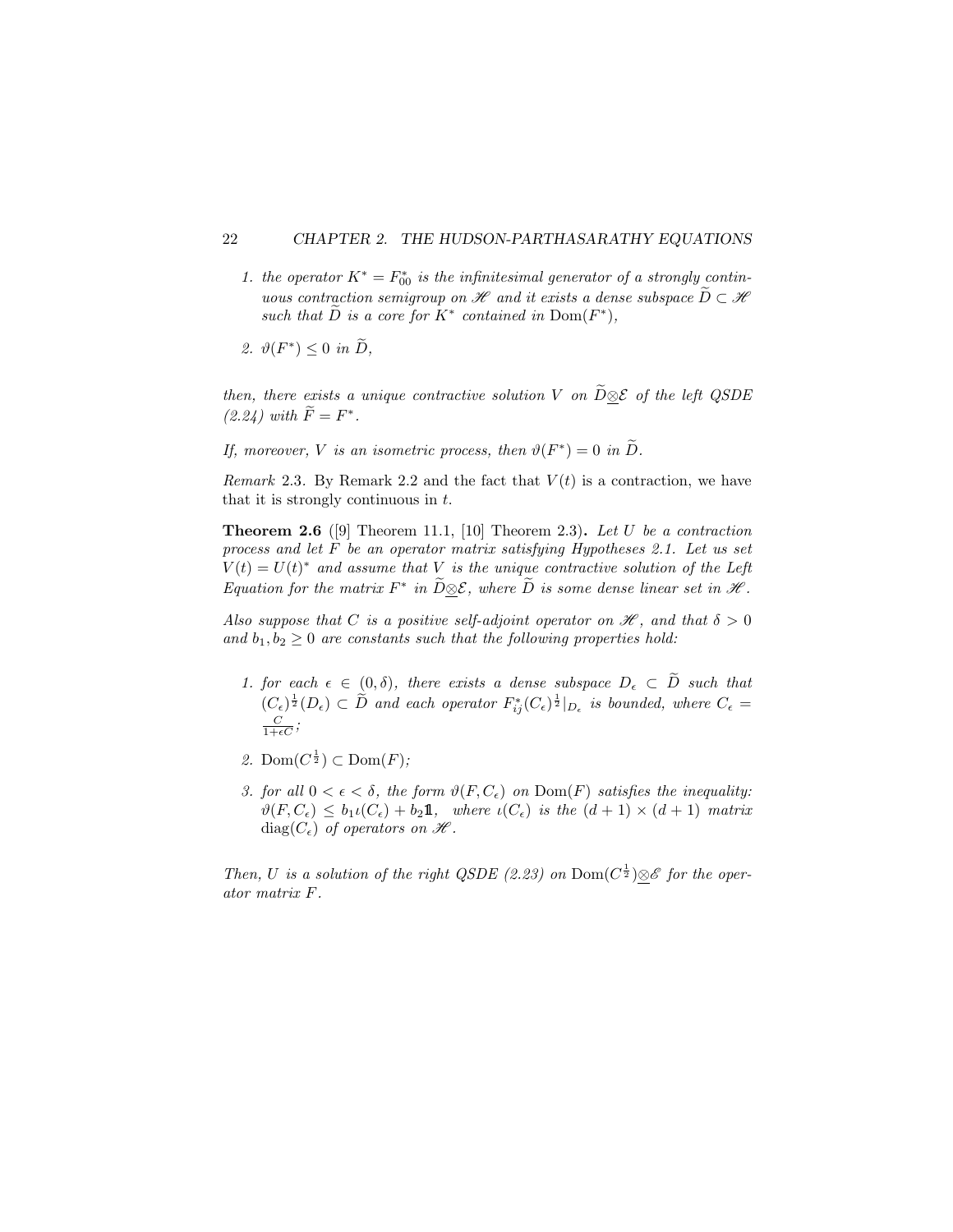1. *the operator $K^* = F_{00}^*$ is the infinitesimal generator of a strongly continuous contraction semigroup on $\mathscr{H}$ and it exists a dense subspace $\widetilde{D} \subset \mathscr{H}$ such that $\widetilde{D}$ is a core for $K^*$ contained in $\mathrm{Dom}(F^*)$,*

2. *$\vartheta(F^*) \leq 0$ in $\widetilde{D}$,*

*then, there exists a unique contractive solution $V$ on $\widetilde{D}\underline{\otimes}\mathcal{E}$ of the left QSDE (2.24) with $\widetilde{F} = F^*$.*

*If, moreover, $V$ is an isometric process, then $\vartheta(F^*) = 0$ in $\widetilde{D}$.*

*Remark* 2.3. By Remark 2.2 and the fact that $V(t)$ is a contraction, we have that it is strongly continuous in $t$.

**Theorem 2.6** ([9] Theorem 11.1, [10] Theorem 2.3)**.** *Let $U$ be a contraction process and let $F$ be an operator matrix satisfying Hypotheses 2.1. Let us set $V(t) = U(t)^*$ and assume that $V$ is the unique contractive solution of the Left Equation for the matrix $F^*$ in $\widetilde{D}\underline{\otimes}\mathcal{E}$, where $\widetilde{D}$ is some dense linear set in $\mathscr{H}$.*

*Also suppose that $C$ is a positive self-adjoint operator on $\mathscr{H}$, and that $\delta > 0$ and $b_1, b_2 \geq 0$ are constants such that the following properties hold:*

1. *for each $\epsilon \in (0, \delta)$, there exists a dense subspace $D_\epsilon \subset \widetilde{D}$ such that $(C_\epsilon)^{\frac{1}{2}}(D_\epsilon) \subset \widetilde{D}$ and each operator $F_{ij}^*(C_\epsilon)^{\frac{1}{2}}|_{D_\epsilon}$ is bounded, where $C_\epsilon = \frac{C}{1+\epsilon C}$;*

2. *$\mathrm{Dom}(C^{\frac{1}{2}}) \subset \mathrm{Dom}(F)$;*

3. *for all $0 < \epsilon < \delta$, the form $\vartheta(F, C_\epsilon)$ on $\mathrm{Dom}(F)$ satisfies the inequality: $\vartheta(F, C_\epsilon) \leq b_1 \iota(C_\epsilon) + b_2 \mathbb{1}$, where $\iota(C_\epsilon)$ is the $(d+1) \times (d+1)$ matrix $\mathrm{diag}(C_\epsilon)$ of operators on $\mathscr{H}$.*

*Then, $U$ is a solution of the right QSDE (2.23) on $\mathrm{Dom}(C^{\frac{1}{2}})\underline{\otimes}\mathscr{E}$ for the operator matrix $F$.*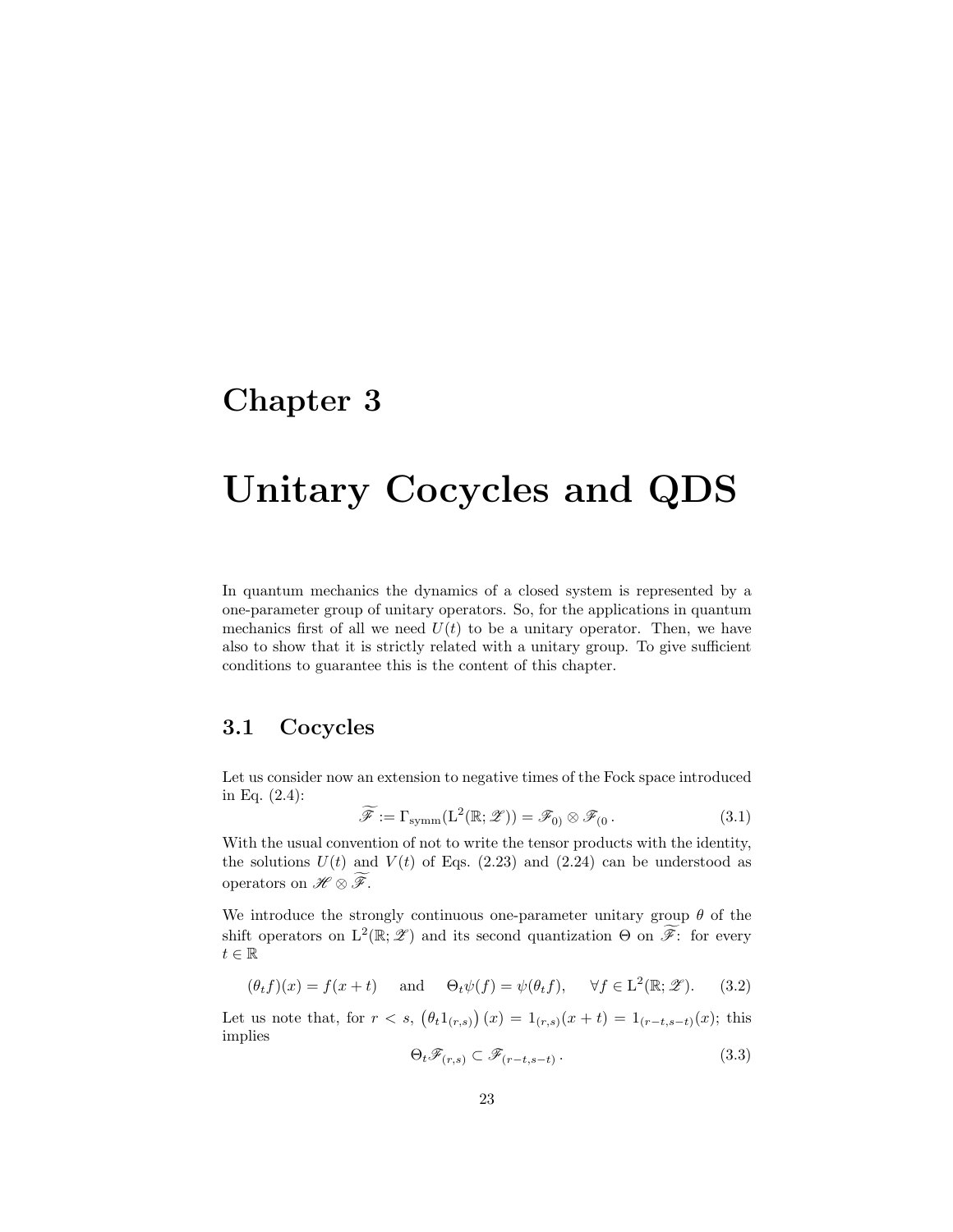# Chapter 3

# Unitary Cocycles and QDS

In quantum mechanics the dynamics of a closed system is represented by a one-parameter group of unitary operators. So, for the applications in quantum mechanics first of all we need $U(t)$ to be a unitary operator. Then, we have also to show that it is strictly related with a unitary group. To give sufficient conditions to guarantee this is the content of this chapter.

## 3.1 Cocycles

Let us consider now an extension to negative times of the Fock space introduced in Eq. (2.4):

$$\widetilde{\mathscr{F}} := \Gamma_{\mathrm{symm}}(\mathrm{L}^2(\mathbb{R};\mathscr{Z})) = \mathscr{F}_{0)} \otimes \mathscr{F}_{(0}\,. \tag{3.1}$$

With the usual convention of not to write the tensor products with the identity, the solutions $U(t)$ and $V(t)$ of Eqs. (2.23) and (2.24) can be understood as operators on $\mathscr{H} \otimes \widetilde{\mathscr{F}}$.

We introduce the strongly continuous one-parameter unitary group $\theta$ of the shift operators on $\mathrm{L}^2(\mathbb{R};\mathscr{Z})$ and its second quantization $\Theta$ on $\widetilde{\mathscr{F}}$: for every $t \in \mathbb{R}$

$$(\theta_t f)(x) = f(x+t) \qquad \text{and} \qquad \Theta_t \psi(f) = \psi(\theta_t f), \qquad \forall f \in \mathrm{L}^2(\mathbb{R};\mathscr{Z}). \tag{3.2}$$

Let us note that, for $r < s$, $\left(\theta_t 1_{(r,s)}\right)(x) = 1_{(r,s)}(x+t) = 1_{(r-t,s-t)}(x)$; this implies

$$\Theta_t \mathscr{F}_{(r,s)} \subset \mathscr{F}_{(r-t,s-t)}\,. \tag{3.3}$$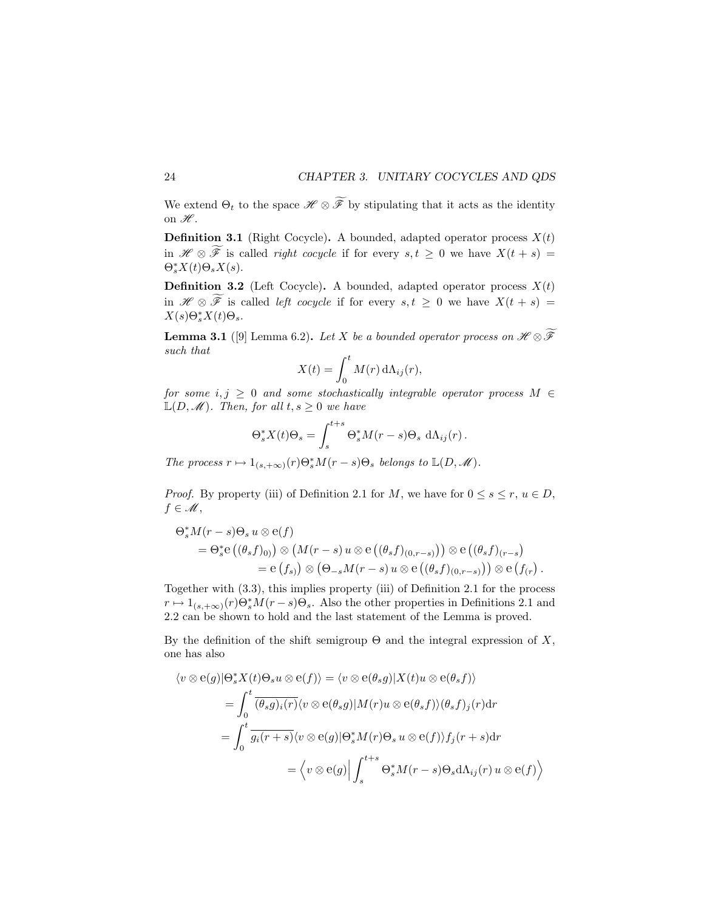We extend $\Theta_t$ to the space $\mathscr{H} \otimes \widetilde{\mathscr{F}}$ by stipulating that it acts as the identity on $\mathscr{H}$.

**Definition 3.1** (Right Cocycle)**.** A bounded, adapted operator process $X(t)$ in $\mathscr{H} \otimes \widetilde{\mathscr{F}}$ is called *right cocycle* if for every $s, t \geq 0$ we have $X(t+s) = \Theta_s^* X(t) \Theta_s X(s)$.

**Definition 3.2** (Left Cocycle)**.** A bounded, adapted operator process $X(t)$ in $\mathscr{H} \otimes \widetilde{\mathscr{F}}$ is called *left cocycle* if for every $s, t \geq 0$ we have $X(t+s) = X(s) \Theta_s^* X(t) \Theta_s$.

**Lemma 3.1** ([9] Lemma 6.2)**.** *Let $X$ be a bounded operator process on $\mathscr{H} \otimes \widetilde{\mathscr{F}}$ such that*

$$X(t) = \int_0^t M(r) \, \mathrm{d}\Lambda_{ij}(r),$$

*for some $i, j \geq 0$ and some stochastically integrable operator process $M \in \mathbb{L}(D, \mathscr{M})$. Then, for all $t, s \geq 0$ we have*

$$\Theta_s^* X(t) \Theta_s = \int_s^{t+s} \Theta_s^* M(r-s) \Theta_s \; \mathrm{d}\Lambda_{ij}(r) \, .$$

*The process $r \mapsto 1_{(s,+\infty)}(r) \Theta_s^* M(r-s) \Theta_s$ belongs to $\mathbb{L}(D, \mathscr{M})$.*

*Proof.* By property (iii) of Definition 2.1 for $M$, we have for $0 \leq s \leq r$, $u \in D$, $f \in \mathscr{M}$,

$$\begin{aligned}
&\Theta_s^* M(r-s) \Theta_s \, u \otimes \mathrm{e}(f) \\
&\quad = \Theta_s^* \mathrm{e}\left((\theta_s f)_{0)}\right) \otimes \left(M(r-s) \, u \otimes \mathrm{e}\left((\theta_s f)_{(0,r-s)}\right)\right) \otimes \mathrm{e}\left((\theta_s f)_{(r-s}\right) \\
&\qquad\qquad = \mathrm{e}\left(f_{s)}\right) \otimes \left(\Theta_{-s} M(r-s) \, u \otimes \mathrm{e}\left((\theta_s f)_{(0,r-s)}\right)\right) \otimes \mathrm{e}\left(f_{(r}\right) .
\end{aligned}$$

Together with (3.3), this implies property (iii) of Definition 2.1 for the process $r \mapsto 1_{(s,+\infty)}(r) \Theta_s^* M(r-s) \Theta_s$. Also the other properties in Definitions 2.1 and 2.2 can be shown to hold and the last statement of the Lemma is proved.

By the definition of the shift semigroup $\Theta$ and the integral expression of $X$, one has also

$$\begin{aligned}
\langle v \otimes \mathrm{e}(g) | \Theta_s^* X(t) \Theta_s u \otimes \mathrm{e}(f) \rangle &= \langle v \otimes \mathrm{e}(\theta_s g) | X(t) u \otimes \mathrm{e}(\theta_s f) \rangle \\
&= \int_0^t \overline{(\theta_s g)_i(r)} \langle v \otimes \mathrm{e}(\theta_s g) | M(r) u \otimes \mathrm{e}(\theta_s f) \rangle (\theta_s f)_j(r) \mathrm{d}r \\
&= \int_0^t \overline{g_i(r+s)} \langle v \otimes \mathrm{e}(g) | \Theta_s^* M(r) \Theta_s \, u \otimes \mathrm{e}(f) \rangle f_j(r+s) \mathrm{d}r \\
&= \left\langle v \otimes \mathrm{e}(g) \Big| \int_s^{t+s} \Theta_s^* M(r-s) \Theta_s \mathrm{d}\Lambda_{ij}(r) \, u \otimes \mathrm{e}(f) \right\rangle
\end{aligned}$$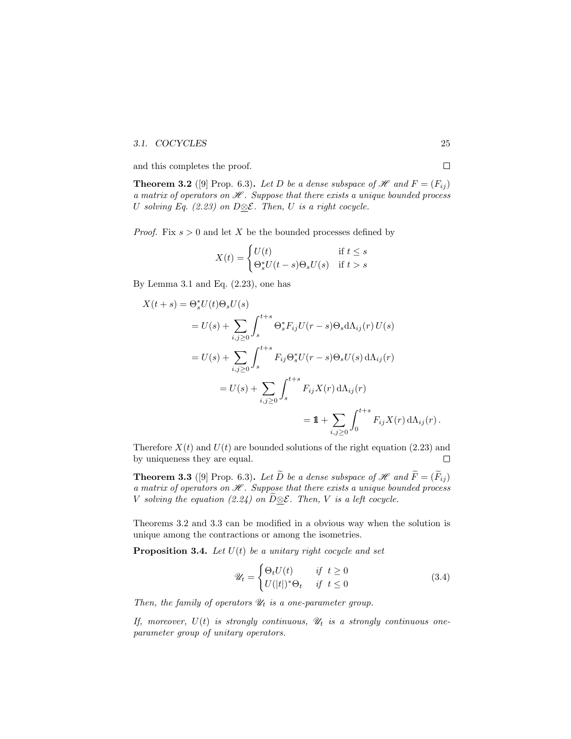and this completes the proof. □

**Theorem 3.2** ([9] Prop. 6.3)**.** *Let $D$ be a dense subspace of $\mathscr{H}$ and $F = (F_{ij})$ a matrix of operators on $\mathscr{H}$. Suppose that there exists a unique bounded process $U$ solving Eq. (2.23) on $D\underline{\otimes}\mathcal{E}$. Then, $U$ is a right cocycle.*

*Proof.* Fix $s > 0$ and let $X$ be the bounded processes defined by

$$X(t) = \begin{cases} U(t) & \text{if } t \le s \\ \Theta_s^* U(t-s)\Theta_s U(s) & \text{if } t > s \end{cases}$$

By Lemma 3.1 and Eq. (2.23), one has

$$\begin{aligned}
X(t+s) &= \Theta_s^* U(t)\Theta_s U(s) \\
&= U(s) + \sum_{i,j\ge 0} \int_s^{t+s} \Theta_s^* F_{ij} U(r-s)\Theta_s \mathrm{d}\Lambda_{ij}(r)\, U(s) \\
&= U(s) + \sum_{i,j\ge 0} \int_s^{t+s} F_{ij} \Theta_s^* U(r-s)\Theta_s U(s)\, \mathrm{d}\Lambda_{ij}(r) \\
&= U(s) + \sum_{i,j\ge 0} \int_s^{t+s} F_{ij} X(r)\, \mathrm{d}\Lambda_{ij}(r) \\
&= \mathbb{1} + \sum_{i,j\ge 0} \int_0^{t+s} F_{ij} X(r)\, \mathrm{d}\Lambda_{ij}(r)\,.
\end{aligned}$$

Therefore $X(t)$ and $U(t)$ are bounded solutions of the right equation (2.23) and by uniqueness they are equal. □

**Theorem 3.3** ([9] Prop. 6.3)**.** *Let $\widetilde{D}$ be a dense subspace of $\mathscr{H}$ and $\widetilde{F} = (\widetilde{F}_{ij})$ a matrix of operators on $\mathscr{H}$. Suppose that there exists a unique bounded process $V$ solving the equation (2.24) on $\widetilde{D}\underline{\otimes}\mathcal{E}$. Then, $V$ is a left cocycle.*

Theorems 3.2 and 3.3 can be modified in a obvious way when the solution is unique among the contractions or among the isometries.

**Proposition 3.4.** *Let $U(t)$ be a unitary right cocycle and set*

$$\mathscr{U}_t = \begin{cases} \Theta_t U(t) & \text{if } t \ge 0 \\ U(|t|)^* \Theta_t & \text{if } t \le 0 \end{cases} \tag{3.4}$$

*Then, the family of operators $\mathscr{U}_t$ is a one-parameter group.*

*If, moreover, $U(t)$ is strongly continuous, $\mathscr{U}_t$ is a strongly continuous one-parameter group of unitary operators.*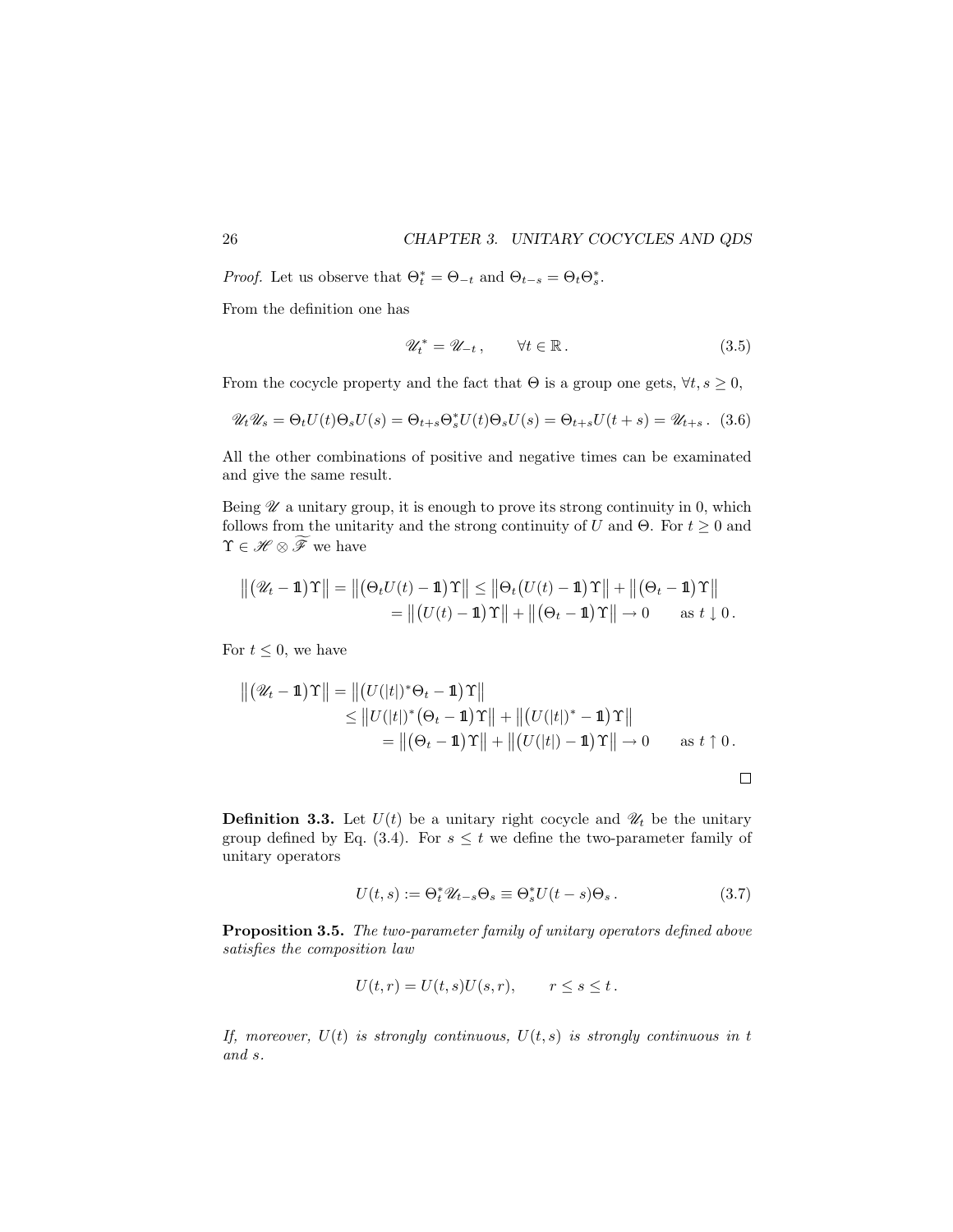*Proof.* Let us observe that $\Theta_t^* = \Theta_{-t}$ and $\Theta_{t-s} = \Theta_t \Theta_s^*$.

From the definition one has

$$\mathscr{U}_t^* = \mathscr{U}_{-t}\,, \qquad \forall t \in \mathbb{R}\,. \tag{3.5}$$

From the cocycle property and the fact that $\Theta$ is a group one gets, $\forall t, s \geq 0$,

$$\mathscr{U}_t \mathscr{U}_s = \Theta_t U(t) \Theta_s U(s) = \Theta_{t+s} \Theta_s^* U(t) \Theta_s U(s) = \Theta_{t+s} U(t+s) = \mathscr{U}_{t+s}\,. \tag{3.6}$$

All the other combinations of positive and negative times can be examinated and give the same result.

Being $\mathscr{U}$ a unitary group, it is enough to prove its strong continuity in 0, which follows from the unitarity and the strong continuity of $U$ and $\Theta$. For $t \geq 0$ and $\Upsilon \in \mathscr{H} \otimes \widetilde{\mathscr{F}}$ we have

$$\begin{aligned}
\big\| \big(\mathscr{U}_t - \mathbb{1}\big)\Upsilon \big\| = \big\| \big(\Theta_t U(t) - \mathbb{1}\big)\Upsilon \big\| &\leq \big\| \Theta_t \big(U(t) - \mathbb{1}\big)\Upsilon \big\| + \big\| \big(\Theta_t - \mathbb{1}\big)\Upsilon \big\| \\
&= \big\| \big(U(t) - \mathbb{1}\big)\Upsilon \big\| + \big\| \big(\Theta_t - \mathbb{1}\big)\Upsilon \big\| \to 0 \qquad \text{as } t \downarrow 0\,.
\end{aligned}$$

For $t \leq 0$, we have

$$\begin{aligned}
\big\| \big(\mathscr{U}_t - \mathbb{1}\big)\Upsilon \big\| &= \big\| \big(U(|t|)^* \Theta_t - \mathbb{1}\big)\Upsilon \big\| \\
&\leq \big\| U(|t|)^* \big(\Theta_t - \mathbb{1}\big)\Upsilon \big\| + \big\| \big(U(|t|)^* - \mathbb{1}\big)\Upsilon \big\| \\
&= \big\| \big(\Theta_t - \mathbb{1}\big)\Upsilon \big\| + \big\| \big(U(|t|) - \mathbb{1}\big)\Upsilon \big\| \to 0 \qquad \text{as } t \uparrow 0\,.
\end{aligned}$$

□

**Definition 3.3.** Let $U(t)$ be a unitary right cocycle and $\mathscr{U}_t$ be the unitary group defined by Eq. (3.4). For $s \leq t$ we define the two-parameter family of unitary operators

$$U(t,s) := \Theta_t^* \mathscr{U}_{t-s} \Theta_s \equiv \Theta_s^* U(t-s) \Theta_s\,. \tag{3.7}$$

**Proposition 3.5.** *The two-parameter family of unitary operators defined above satisfies the composition law*

$$U(t,r) = U(t,s)U(s,r), \qquad r \leq s \leq t\,.$$

*If, moreover, $U(t)$ is strongly continuous, $U(t,s)$ is strongly continuous in $t$ and $s$.*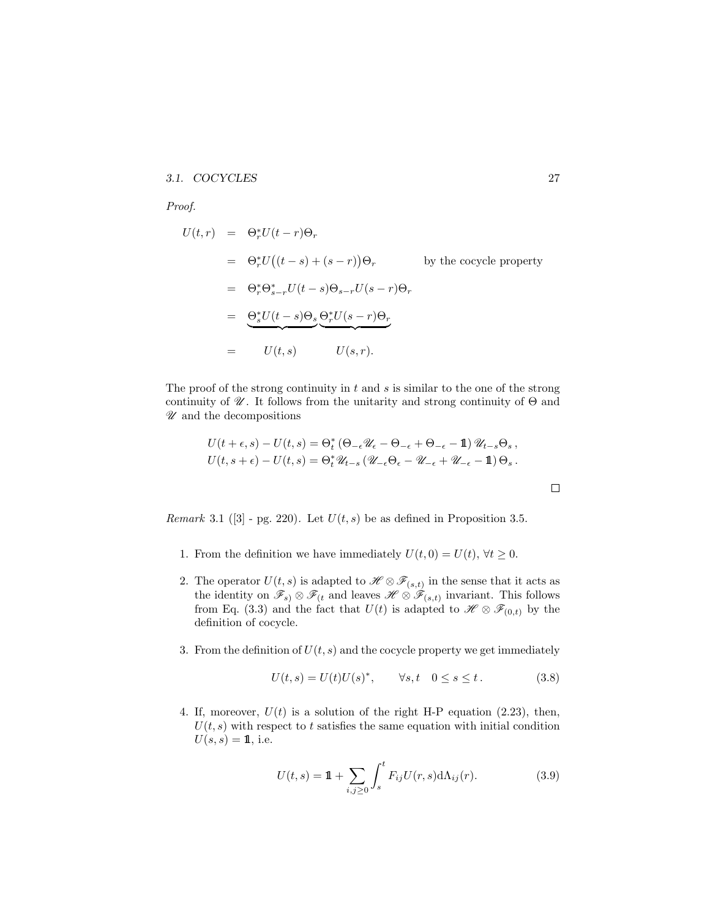*Proof.*

$$
\begin{aligned}
U(t,r) &= \Theta_r^* U(t-r)\Theta_r \\
&= \Theta_r^* U\big((t-s)+(s-r)\big)\Theta_r \qquad\qquad \text{by the cocycle property} \\
&= \Theta_r^*\Theta_{s-r}^* U(t-s)\Theta_{s-r}U(s-r)\Theta_r \\
&= \underbrace{\Theta_s^* U(t-s)\Theta_s}\,\underbrace{\Theta_r^* U(s-r)\Theta_r} \\
&= \qquad U(t,s) \qquad\quad U(s,r).
\end{aligned}
$$

The proof of the strong continuity in $t$ and $s$ is similar to the one of the strong continuity of $\mathscr{U}$. It follows from the unitarity and strong continuity of $\Theta$ and $\mathscr{U}$ and the decompositions

$$
\begin{aligned}
U(t+\epsilon,s) - U(t,s) &= \Theta_t^*\left(\Theta_{-\epsilon}\mathscr{U}_\epsilon - \Theta_{-\epsilon} + \Theta_{-\epsilon} - \mathbb{1}\right)\mathscr{U}_{t-s}\Theta_s\,, \\
U(t,s+\epsilon) - U(t,s) &= \Theta_t^*\mathscr{U}_{t-s}\left(\mathscr{U}_{-\epsilon}\Theta_\epsilon - \mathscr{U}_{-\epsilon} + \mathscr{U}_{-\epsilon} - \mathbb{1}\right)\Theta_s\,.
\end{aligned}
$$

□

*Remark* 3.1 ([3] - pg. 220). Let $U(t,s)$ be as defined in Proposition 3.5.

1. From the definition we have immediately $U(t,0) = U(t)$, $\forall t \geq 0$.

2. The operator $U(t,s)$ is adapted to $\mathscr{H}\otimes\mathscr{F}_{(s,t)}$ in the sense that it acts as the identity on $\mathscr{F}_{s)}\otimes\mathscr{F}_{(t}$ and leaves $\mathscr{H}\otimes\mathscr{F}_{(s,t)}$ invariant. This follows from Eq. (3.3) and the fact that $U(t)$ is adapted to $\mathscr{H}\otimes\mathscr{F}_{(0,t)}$ by the definition of cocycle.

3. From the definition of $U(t,s)$ and the cocycle property we get immediately

$$
U(t,s) = U(t)U(s)^*, \qquad \forall s,t \quad 0 \leq s \leq t\,. \tag{3.8}
$$

4. If, moreover, $U(t)$ is a solution of the right H-P equation (2.23), then, $U(t,s)$ with respect to $t$ satisfies the same equation with initial condition $U(s,s) = \mathbb{1}$, i.e.

$$
U(t,s) = \mathbb{1} + \sum_{i,j\geq 0}\int_s^t F_{ij}U(r,s)\mathrm{d}\Lambda_{ij}(r). \tag{3.9}
$$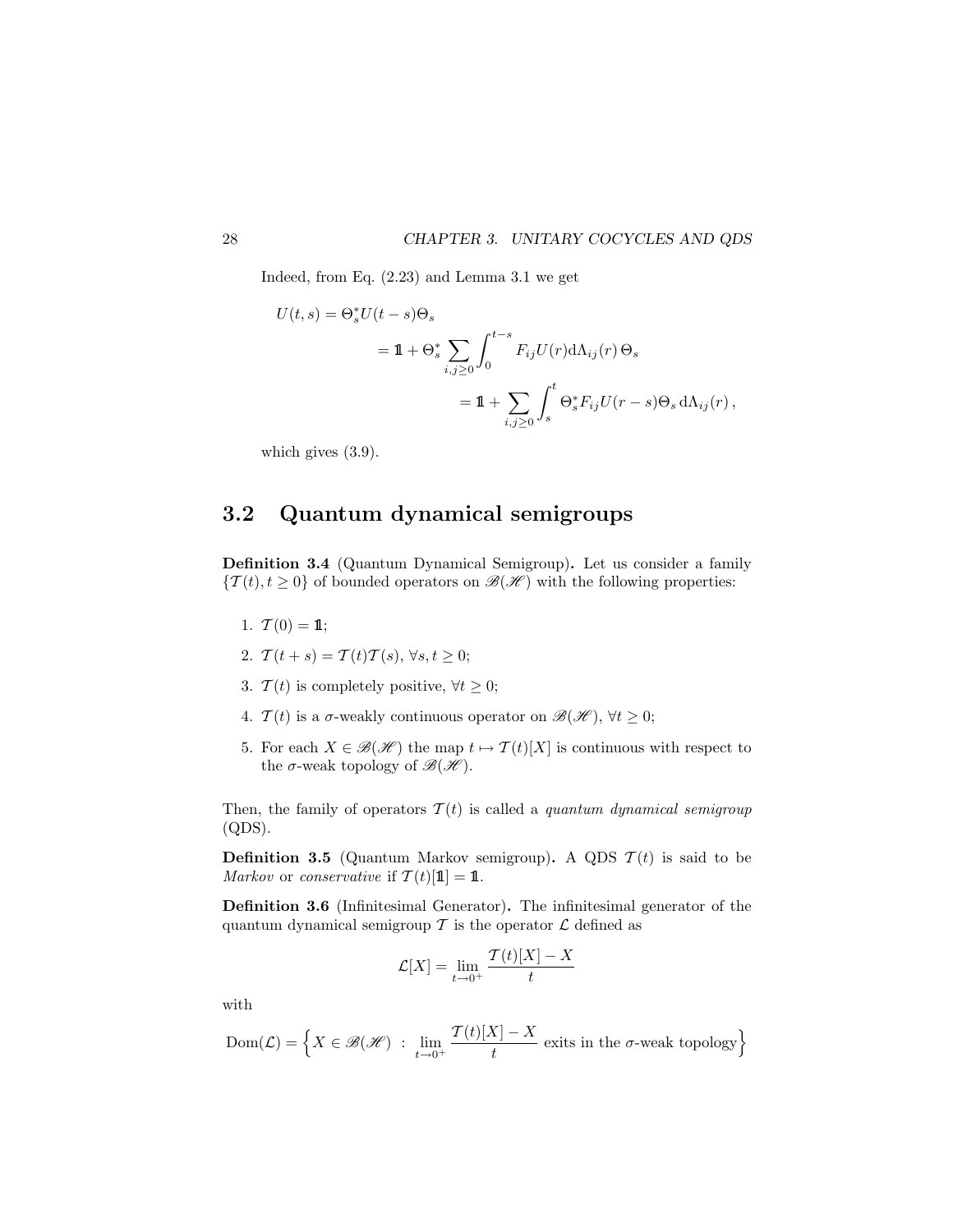Indeed, from Eq. (2.23) and Lemma 3.1 we get

$$
\begin{aligned}
U(t,s) &= \Theta_s^* U(t-s)\Theta_s \\
&= \mathbb{1} + \Theta_s^* \sum_{i,j\geq 0} \int_0^{t-s} F_{ij} U(r) \mathrm{d}\Lambda_{ij}(r)\, \Theta_s \\
&= \mathbb{1} + \sum_{i,j\geq 0} \int_s^t \Theta_s^* F_{ij} U(r-s) \Theta_s \, \mathrm{d}\Lambda_{ij}(r)\,,
\end{aligned}
$$

which gives (3.9).

## 3.2 Quantum dynamical semigroups

**Definition 3.4** (Quantum Dynamical Semigroup)**.** Let us consider a family $\{\mathcal{T}(t), t \geq 0\}$ of bounded operators on $\mathscr{B}(\mathscr{H})$ with the following properties:

1. $\mathcal{T}(0) = \mathbb{1}$;
2. $\mathcal{T}(t+s) = \mathcal{T}(t)\mathcal{T}(s)$, $\forall s, t \geq 0$;
3. $\mathcal{T}(t)$ is completely positive, $\forall t \geq 0$;
4. $\mathcal{T}(t)$ is a $\sigma$-weakly continuous operator on $\mathscr{B}(\mathscr{H})$, $\forall t \geq 0$;
5. For each $X \in \mathscr{B}(\mathscr{H})$ the map $t \mapsto \mathcal{T}(t)[X]$ is continuous with respect to the $\sigma$-weak topology of $\mathscr{B}(\mathscr{H})$.

Then, the family of operators $\mathcal{T}(t)$ is called a *quantum dynamical semigroup* (QDS).

**Definition 3.5** (Quantum Markov semigroup)**.** A QDS $\mathcal{T}(t)$ is said to be *Markov* or *conservative* if $\mathcal{T}(t)[\mathbb{1}] = \mathbb{1}$.

**Definition 3.6** (Infinitesimal Generator)**.** The infinitesimal generator of the quantum dynamical semigroup $\mathcal{T}$ is the operator $\mathcal{L}$ defined as

$$
\mathcal{L}[X] = \lim_{t\to 0^+} \frac{\mathcal{T}(t)[X] - X}{t}
$$

with

$$
\mathrm{Dom}(\mathcal{L}) = \Big\{ X \in \mathscr{B}(\mathscr{H}) \ : \ \lim_{t\to 0^+} \frac{\mathcal{T}(t)[X] - X}{t} \text{ exits in the } \sigma\text{-weak topology} \Big\}
$$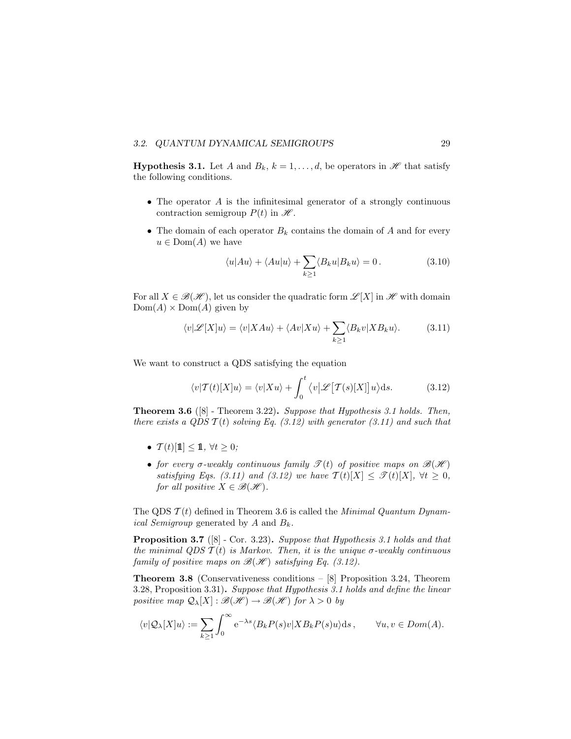**Hypothesis 3.1.** Let $A$ and $B_k$, $k = 1, \ldots, d$, be operators in $\mathscr{H}$ that satisfy the following conditions.

- The operator $A$ is the infinitesimal generator of a strongly continuous contraction semigroup $P(t)$ in $\mathscr{H}$.
- The domain of each operator $B_k$ contains the domain of $A$ and for every $u \in \mathrm{Dom}(A)$ we have

$$\langle u|Au\rangle + \langle Au|u\rangle + \sum_{k\geq 1}\langle B_k u|B_k u\rangle = 0\,. \tag{3.10}$$

For all $X \in \mathscr{B}(\mathscr{H})$, let us consider the quadratic form $\mathscr{L}[X]$ in $\mathscr{H}$ with domain $\mathrm{Dom}(A) \times \mathrm{Dom}(A)$ given by

$$\langle v|\mathscr{L}[X]u\rangle = \langle v|XAu\rangle + \langle Av|Xu\rangle + \sum_{k\geq 1}\langle B_k v|XB_k u\rangle. \tag{3.11}$$

We want to construct a QDS satisfying the equation

$$\langle v|\mathcal{T}(t)[X]u\rangle = \langle v|Xu\rangle + \int_0^t \big\langle v\big|\mathscr{L}\big[\mathcal{T}(s)[X]\big]u\big\rangle \mathrm{d}s. \tag{3.12}$$

**Theorem 3.6** ([8] - Theorem 3.22)**.** *Suppose that Hypothesis 3.1 holds. Then, there exists a QDS $\mathcal{T}(t)$ solving Eq. (3.12) with generator (3.11) and such that*

- *$\mathcal{T}(t)[\mathbb{1}] \leq \mathbb{1}$, $\forall t \geq 0$;*
- *for every $\sigma$-weakly continuous family $\mathscr{T}(t)$ of positive maps on $\mathscr{B}(\mathscr{H})$ satisfying Eqs. (3.11) and (3.12) we have $\mathcal{T}(t)[X] \leq \mathscr{T}(t)[X]$, $\forall t \geq 0$, for all positive $X \in \mathscr{B}(\mathscr{H})$.*

The QDS $\mathcal{T}(t)$ defined in Theorem 3.6 is called the *Minimal Quantum Dynamical Semigroup* generated by $A$ and $B_k$.

**Proposition 3.7** ([8] - Cor. 3.23)**.** *Suppose that Hypothesis 3.1 holds and that the minimal QDS $\mathcal{T}(t)$ is Markov. Then, it is the unique $\sigma$-weakly continuous family of positive maps on $\mathscr{B}(\mathscr{H})$ satisfying Eq. (3.12).*

**Theorem 3.8** (Conservativeness conditions – [8] Proposition 3.24, Theorem 3.28, Proposition 3.31)**.** *Suppose that Hypothesis 3.1 holds and define the linear positive map $\mathcal{Q}_\lambda[X] : \mathscr{B}(\mathscr{H}) \to \mathscr{B}(\mathscr{H})$ for $\lambda > 0$ by*

$$\langle v|\mathcal{Q}_\lambda[X]u\rangle := \sum_{k\geq 1}\int_0^\infty \mathrm{e}^{-\lambda s}\langle B_k P(s)v|XB_k P(s)u\rangle \mathrm{d}s\,, \qquad \forall u, v \in Dom(A).$$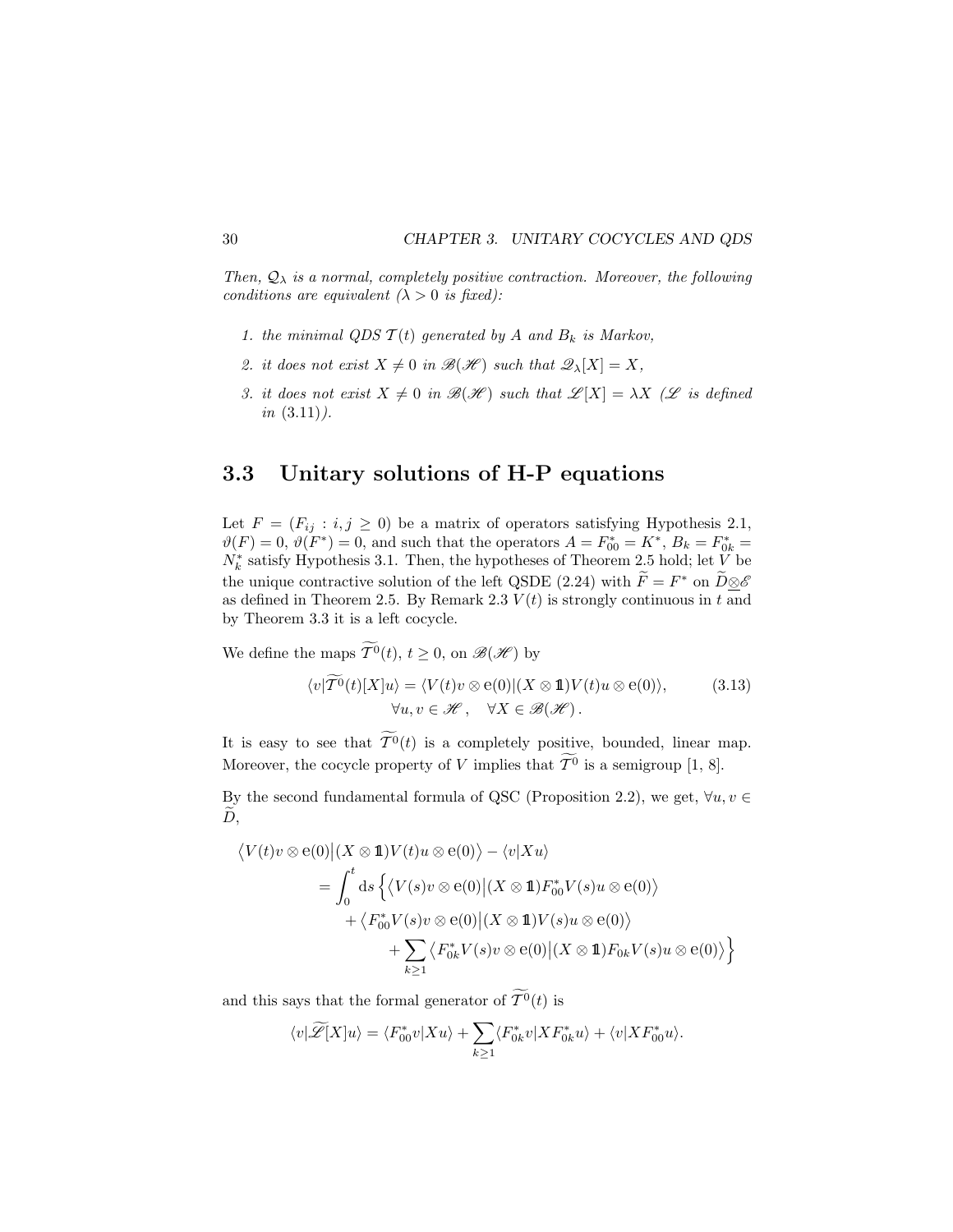*Then, $\mathscr{Q}_\lambda$ is a normal, completely positive contraction. Moreover, the following conditions are equivalent ($\lambda > 0$ is fixed):*

1. *the minimal QDS $\mathcal{T}(t)$ generated by $A$ and $B_k$ is Markov,*
2. *it does not exist $X \neq 0$ in $\mathscr{B}(\mathscr{H})$ such that $\mathscr{Q}_\lambda[X] = X$,*
3. *it does not exist $X \neq 0$ in $\mathscr{B}(\mathscr{H})$ such that $\mathscr{L}[X] = \lambda X$ ($\mathscr{L}$ is defined in* (3.11)*).*

## 3.3 Unitary solutions of H-P equations

Let $F = (F_{ij} : i, j \geq 0)$ be a matrix of operators satisfying Hypothesis 2.1, $\vartheta(F) = 0$, $\vartheta(F^*) = 0$, and such that the operators $A = F_{00}^* = K^*$, $B_k = F_{0k}^* = N_k^*$ satisfy Hypothesis 3.1. Then, the hypotheses of Theorem 2.5 hold; let $V$ be the unique contractive solution of the left QSDE (2.24) with $\widetilde{F} = F^*$ on $\widetilde{D}\underline{\otimes}\mathscr{E}$ as defined in Theorem 2.5. By Remark 2.3 $V(t)$ is strongly continuous in $t$ and by Theorem 3.3 it is a left cocycle.

We define the maps $\widetilde{\mathcal{T}^0}(t)$, $t \geq 0$, on $\mathscr{B}(\mathscr{H})$ by

$$\langle v|\widetilde{\mathcal{T}^0}(t)[X]u\rangle = \langle V(t)v \otimes \mathrm{e}(0)|(X \otimes \mathbb{1})V(t)u \otimes \mathrm{e}(0)\rangle, \qquad (3.13)$$
$$\forall u, v \in \mathscr{H}, \quad \forall X \in \mathscr{B}(\mathscr{H}).$$

It is easy to see that $\widetilde{\mathcal{T}^0}(t)$ is a completely positive, bounded, linear map. Moreover, the cocycle property of $V$ implies that $\widetilde{\mathcal{T}^0}$ is a semigroup [1, 8].

By the second fundamental formula of QSC (Proposition 2.2), we get, $\forall u, v \in \widetilde{D}$,

$$\begin{aligned}
\big\langle V(t)v \otimes \mathrm{e}(0)\big|(X \otimes \mathbb{1})V(t)u \otimes \mathrm{e}(0)\big\rangle - \langle v|Xu\rangle \\
= \int_0^t \mathrm{d}s \Big\{ \big\langle V(s)v \otimes \mathrm{e}(0)\big|(X \otimes \mathbb{1})F_{00}^* V(s)u \otimes \mathrm{e}(0)\big\rangle \\
+ \big\langle F_{00}^* V(s)v \otimes \mathrm{e}(0)\big|(X \otimes \mathbb{1})V(s)u \otimes \mathrm{e}(0)\big\rangle \\
+ \sum_{k\geq 1} \big\langle F_{0k}^* V(s)v \otimes \mathrm{e}(0)\big|(X \otimes \mathbb{1})F_{0k} V(s)u \otimes \mathrm{e}(0)\big\rangle \Big\}
\end{aligned}$$

and this says that the formal generator of $\widetilde{\mathcal{T}^0}(t)$ is

$$\langle v|\widetilde{\mathscr{L}}[X]u\rangle = \langle F_{00}^* v|Xu\rangle + \sum_{k\geq 1}\langle F_{0k}^* v|XF_{0k}^* u\rangle + \langle v|XF_{00}^* u\rangle.$$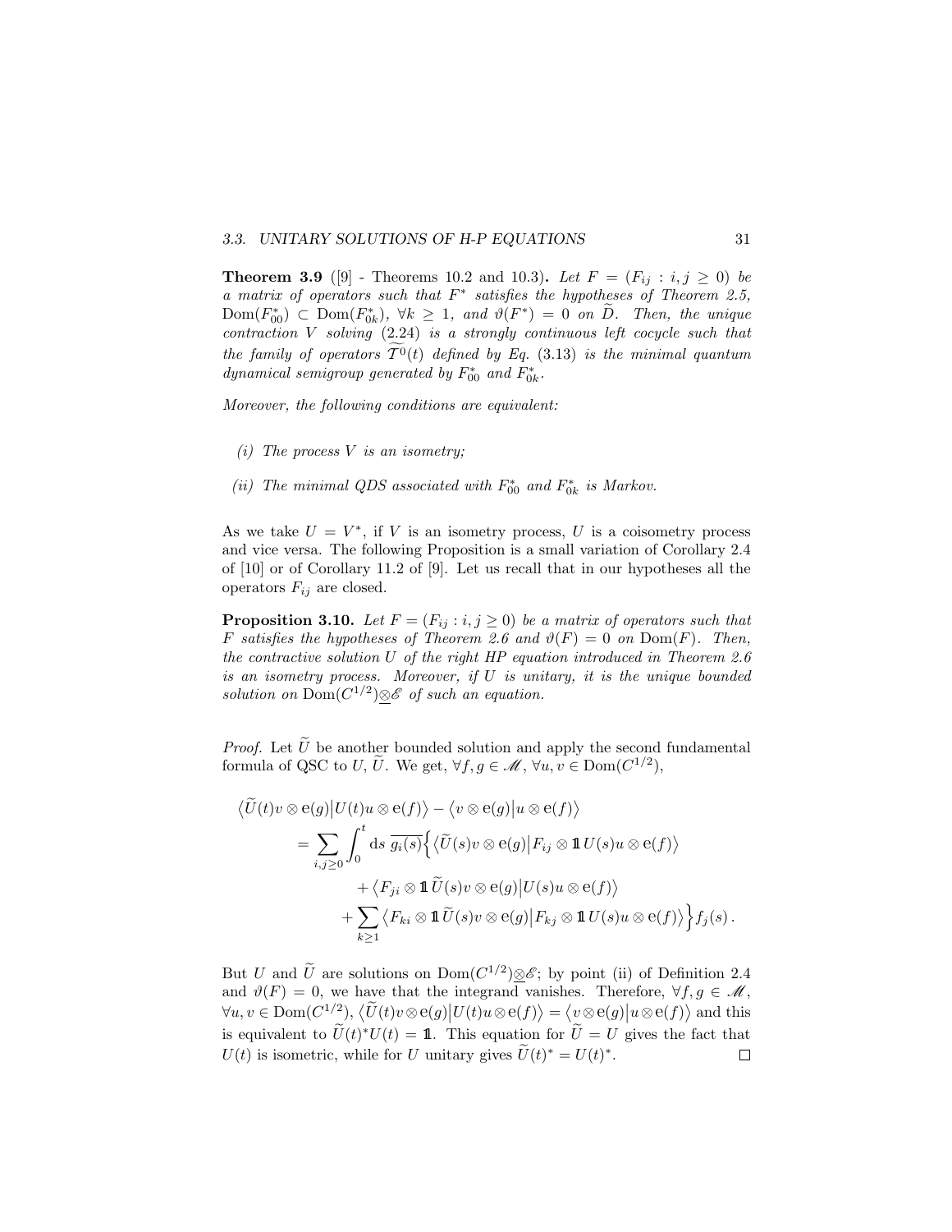**Theorem 3.9** ([9] - Theorems 10.2 and 10.3)**.** *Let $F = (F_{ij} : i, j \geq 0)$ be a matrix of operators such that $F^*$ satisfies the hypotheses of Theorem 2.5, $\mathrm{Dom}(F^*_{00}) \subset \mathrm{Dom}(F^*_{0k})$, $\forall k \geq 1$, and $\vartheta(F^*) = 0$ on $\widetilde{D}$. Then, the unique contraction $V$ solving* (2.24) *is a strongly continuous left cocycle such that the family of operators $\widetilde{\mathcal{T}^0}(t)$ defined by Eq.* (3.13) *is the minimal quantum dynamical semigroup generated by $F^*_{00}$ and $F^*_{0k}$.*

*Moreover, the following conditions are equivalent:*

*(i) The process $V$ is an isometry;*

*(ii) The minimal QDS associated with $F^*_{00}$ and $F^*_{0k}$ is Markov.*

As we take $U = V^*$, if $V$ is an isometry process, $U$ is a coisometry process and vice versa. The following Proposition is a small variation of Corollary 2.4 of [10] or of Corollary 11.2 of [9]. Let us recall that in our hypotheses all the operators $F_{ij}$ are closed.

**Proposition 3.10.** *Let $F = (F_{ij} : i, j \geq 0)$ be a matrix of operators such that $F$ satisfies the hypotheses of Theorem 2.6 and $\vartheta(F) = 0$ on $\mathrm{Dom}(F)$. Then, the contractive solution $U$ of the right HP equation introduced in Theorem 2.6 is an isometry process. Moreover, if $U$ is unitary, it is the unique bounded solution on $\mathrm{Dom}(C^{1/2})\underline{\otimes}\mathscr{E}$ of such an equation.*

*Proof.* Let $\widetilde{U}$ be another bounded solution and apply the second fundamental formula of QSC to $U$, $\widetilde{U}$. We get, $\forall f, g \in \mathscr{M}$, $\forall u, v \in \mathrm{Dom}(C^{1/2})$,

$$
\begin{aligned}
\big\langle \widetilde{U}(t)v \otimes \mathrm{e}(g) \big| U(t)u \otimes \mathrm{e}(f) \big\rangle &- \big\langle v \otimes \mathrm{e}(g) \big| u \otimes \mathrm{e}(f) \big\rangle \\
= \sum_{i,j\geq 0} \int_0^t \mathrm{d}s\, \overline{g_i(s)} \Big\{ &\big\langle \widetilde{U}(s)v \otimes \mathrm{e}(g) \big| F_{ij} \otimes \mathbb{1}\, U(s)u \otimes \mathrm{e}(f) \big\rangle \\
&+ \big\langle F_{ji} \otimes \mathbb{1}\, \widetilde{U}(s)v \otimes \mathrm{e}(g) \big| U(s)u \otimes \mathrm{e}(f) \big\rangle \\
+ \sum_{k\geq 1} &\big\langle F_{ki} \otimes \mathbb{1}\, \widetilde{U}(s)v \otimes \mathrm{e}(g) \big| F_{kj} \otimes \mathbb{1}\, U(s)u \otimes \mathrm{e}(f) \big\rangle \Big\} f_j(s)\,.
\end{aligned}
$$

But $U$ and $\widetilde{U}$ are solutions on $\mathrm{Dom}(C^{1/2})\underline{\otimes}\mathscr{E}$; by point (ii) of Definition 2.4 and $\vartheta(F) = 0$, we have that the integrand vanishes. Therefore, $\forall f, g \in \mathscr{M}$, $\forall u, v \in \mathrm{Dom}(C^{1/2})$, $\big\langle \widetilde{U}(t)v \otimes \mathrm{e}(g) \big| U(t)u \otimes \mathrm{e}(f) \big\rangle = \big\langle v \otimes \mathrm{e}(g) \big| u \otimes \mathrm{e}(f) \big\rangle$ and this is equivalent to $\widetilde{U}(t)^* U(t) = \mathbb{1}$. This equation for $\widetilde{U} = U$ gives the fact that $U(t)$ is isometric, while for $U$ unitary gives $\widetilde{U}(t)^* = U(t)^*$. □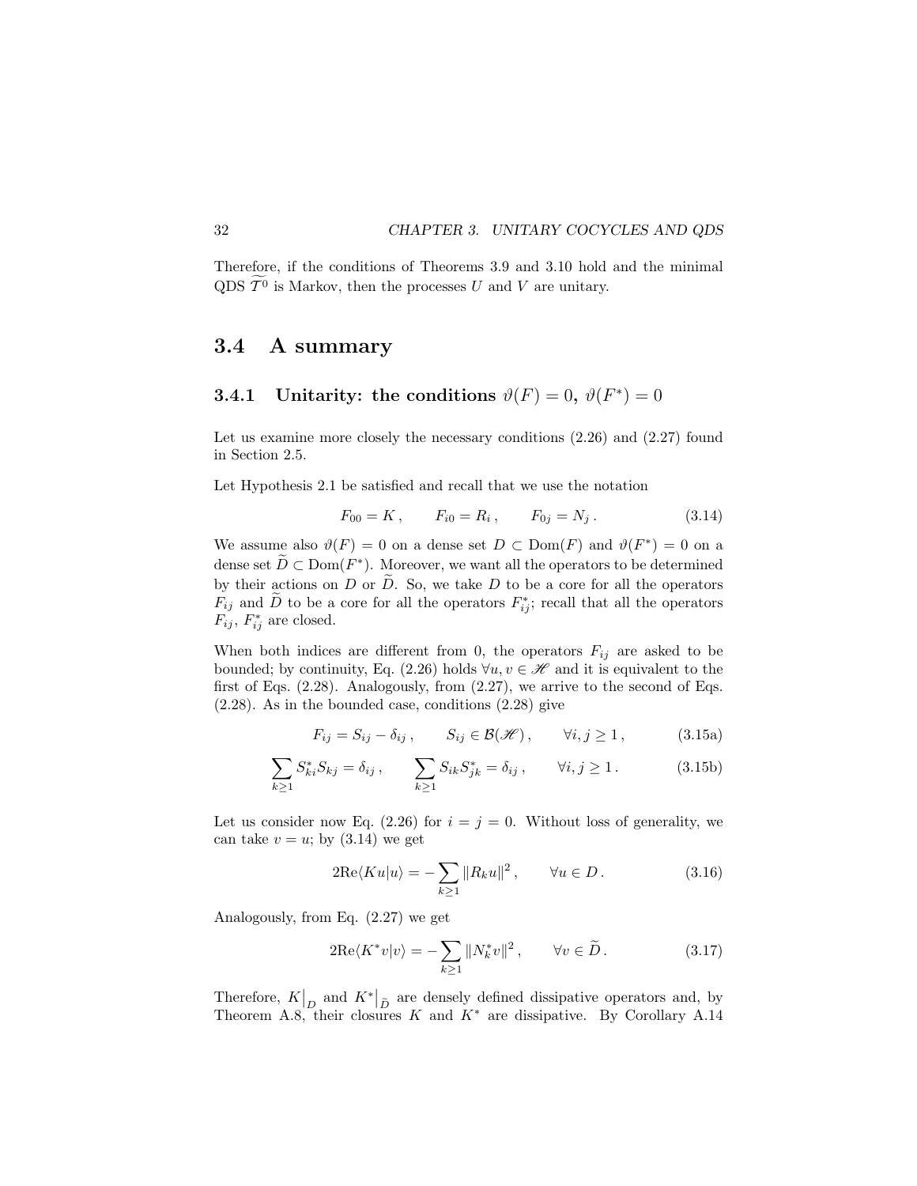Therefore, if the conditions of Theorems 3.9 and 3.10 hold and the minimal QDS $\widetilde{\mathcal{T}}^0$ is Markov, then the processes $U$ and $V$ are unitary.

## 3.4 A summary

### 3.4.1 Unitarity: the conditions $\vartheta(F) = 0$, $\vartheta(F^*) = 0$

Let us examine more closely the necessary conditions (2.26) and (2.27) found in Section 2.5.

Let Hypothesis 2.1 be satisfied and recall that we use the notation

$$F_{00} = K \,, \qquad F_{i0} = R_i \,, \qquad F_{0j} = N_j \,. \tag{3.14}$$

We assume also $\vartheta(F) = 0$ on a dense set $D \subset \mathrm{Dom}(F)$ and $\vartheta(F^*) = 0$ on a dense set $\widetilde{D} \subset \mathrm{Dom}(F^*)$. Moreover, we want all the operators to be determined by their actions on $D$ or $\widetilde{D}$. So, we take $D$ to be a core for all the operators $F_{ij}$ and $\widetilde{D}$ to be a core for all the operators $F_{ij}^*$; recall that all the operators $F_{ij}$, $F_{ij}^*$ are closed.

When both indices are different from 0, the operators $F_{ij}$ are asked to be bounded; by continuity, Eq. (2.26) holds $\forall u, v \in \mathscr{H}$ and it is equivalent to the first of Eqs. (2.28). Analogously, from (2.27), we arrive to the second of Eqs. (2.28). As in the bounded case, conditions (2.28) give

$$F_{ij} = S_{ij} - \delta_{ij} \,, \qquad S_{ij} \in \mathcal{B}(\mathscr{H}) \,, \qquad \forall i, j \geq 1 \,, \tag{3.15a}$$

$$\sum_{k \geq 1} S_{ki}^* S_{kj} = \delta_{ij} \,, \qquad \sum_{k \geq 1} S_{ik} S_{jk}^* = \delta_{ij} \,, \qquad \forall i, j \geq 1 \,. \tag{3.15b}$$

Let us consider now Eq. (2.26) for $i = j = 0$. Without loss of generality, we can take $v = u$; by (3.14) we get

$$2\mathrm{Re}\langle Ku|u\rangle = -\sum_{k \geq 1} \|R_k u\|^2 \,, \qquad \forall u \in D \,. \tag{3.16}$$

Analogously, from Eq. (2.27) we get

$$2\mathrm{Re}\langle K^* v|v\rangle = -\sum_{k \geq 1} \|N_k^* v\|^2 \,, \qquad \forall v \in \widetilde{D} \,. \tag{3.17}$$

Therefore, $K\big|_D$ and $K^*\big|_{\widetilde{D}}$ are densely defined dissipative operators and, by Theorem A.8, their closures $K$ and $K^*$ are dissipative. By Corollary A.14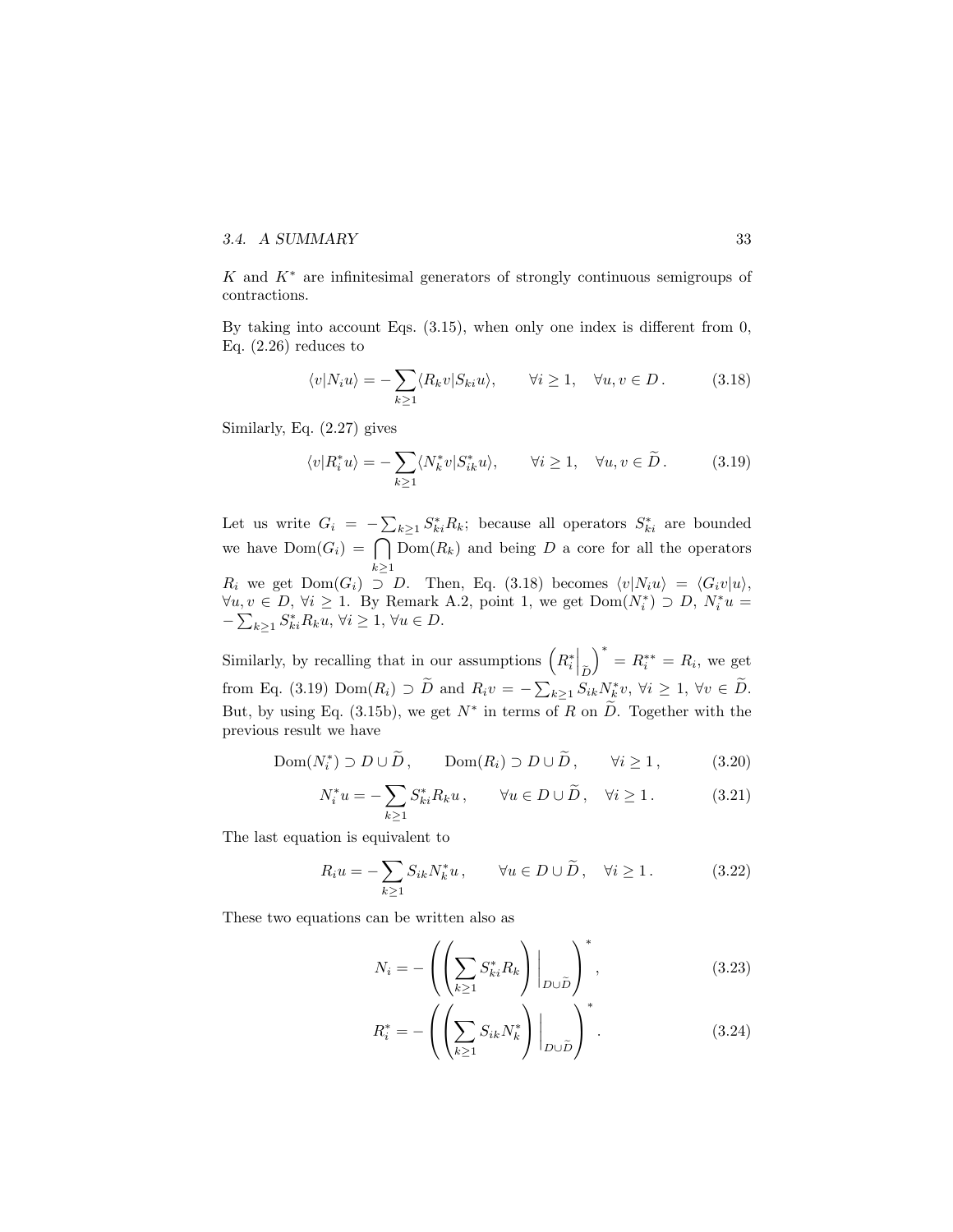$K$ and $K^*$ are infinitesimal generators of strongly continuous semigroups of contractions.

By taking into account Eqs. (3.15), when only one index is different from 0, Eq. (2.26) reduces to

$$\langle v|N_i u\rangle = -\sum_{k\geq 1}\langle R_k v|S_{ki}u\rangle, \qquad \forall i\geq 1, \quad \forall u,v\in D\,. \tag{3.18}$$

Similarly, Eq. (2.27) gives

$$\langle v|R_i^* u\rangle = -\sum_{k\geq 1}\langle N_k^* v|S_{ik}^* u\rangle, \qquad \forall i\geq 1, \quad \forall u,v\in \widetilde{D}\,. \tag{3.19}$$

Let us write $G_i = -\sum_{k\geq 1} S_{ki}^* R_k$; because all operators $S_{ki}^*$ are bounded we have $\mathrm{Dom}(G_i) = \bigcap_{k\geq 1}\mathrm{Dom}(R_k)$ and being $D$ a core for all the operators $R_i$ we get $\mathrm{Dom}(G_i)\supset D$. Then, Eq. (3.18) becomes $\langle v|N_i u\rangle = \langle G_i v|u\rangle$, $\forall u,v\in D$, $\forall i\geq 1$. By Remark A.2, point 1, we get $\mathrm{Dom}(N_i^*)\supset D$, $N_i^* u = -\sum_{k\geq 1} S_{ki}^* R_k u$, $\forall i\geq 1$, $\forall u\in D$.

Similarly, by recalling that in our assumptions $\left(R_i^*\Big|_{\widetilde{D}}\right)^* = R_i^{**} = R_i$, we get from Eq. (3.19) $\mathrm{Dom}(R_i)\supset \widetilde{D}$ and $R_i v = -\sum_{k\geq 1} S_{ik} N_k^* v$, $\forall i\geq 1$, $\forall v\in \widetilde{D}$. But, by using Eq. (3.15b), we get $N^*$ in terms of $R$ on $\widetilde{D}$. Together with the previous result we have

$$\mathrm{Dom}(N_i^*)\supset D\cup\widetilde{D}\,, \qquad \mathrm{Dom}(R_i)\supset D\cup\widetilde{D}\,, \qquad \forall i\geq 1\,, \tag{3.20}$$

$$N_i^* u = -\sum_{k\geq 1} S_{ki}^* R_k u\,, \qquad \forall u\in D\cup\widetilde{D}\,, \quad \forall i\geq 1\,. \tag{3.21}$$

The last equation is equivalent to

$$R_i u = -\sum_{k\geq 1} S_{ik} N_k^* u\,, \qquad \forall u\in D\cup\widetilde{D}\,, \quad \forall i\geq 1\,. \tag{3.22}$$

These two equations can be written also as

$$N_i = -\left(\left(\sum_{k\geq 1} S_{ki}^* R_k\right)\Bigg|_{D\cup\widetilde{D}}\right)^*, \tag{3.23}$$

$$R_i^* = -\left(\left(\sum_{k\geq 1} S_{ik} N_k^*\right)\Bigg|_{D\cup\widetilde{D}}\right)^*. \tag{3.24}$$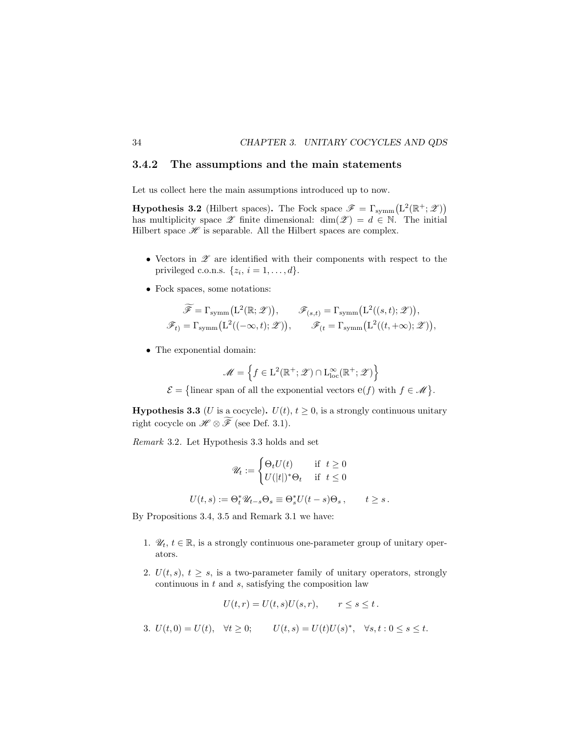### 3.4.2 The assumptions and the main statements

Let us collect here the main assumptions introduced up to now.

**Hypothesis 3.2** (Hilbert spaces)**.** The Fock space $\mathscr{F} = \Gamma_{\text{symm}}\big(\mathrm{L}^2(\mathbb{R}^+;\mathscr{Z})\big)$ has multiplicity space $\mathscr{Z}$ finite dimensional: $\dim(\mathscr{Z}) = d \in \mathbb{N}$. The initial Hilbert space $\mathscr{H}$ is separable. All the Hilbert spaces are complex.

- Vectors in $\mathscr{Z}$ are identified with their components with respect to the privileged c.o.n.s. $\{z_i,\, i = 1,\dots,d\}$.
- Fock spaces, some notations:

$$\widetilde{\mathscr{F}} = \Gamma_{\text{symm}}\big(\mathrm{L}^2(\mathbb{R};\mathscr{Z})\big), \qquad \mathscr{F}_{(s,t)} = \Gamma_{\text{symm}}\big(\mathrm{L}^2((s,t);\mathscr{Z})\big),$$
$$\mathscr{F}_{t)} = \Gamma_{\text{symm}}\big(\mathrm{L}^2((-\infty,t);\mathscr{Z})\big), \qquad \mathscr{F}_{(t} = \Gamma_{\text{symm}}\big(\mathrm{L}^2((t,+\infty);\mathscr{Z})\big),$$

- The exponential domain:

$$\mathscr{M} = \Big\{ f \in \mathrm{L}^2(\mathbb{R}^+;\mathscr{Z}) \cap \mathrm{L}^\infty_{\text{loc}}(\mathbb{R}^+;\mathscr{Z}) \Big\}$$

$$\mathcal{E} = \big\{\text{linear span of all the exponential vectors } \mathrm{e}(f) \text{ with } f \in \mathscr{M}\big\}.$$

**Hypothesis 3.3** ($U$ is a cocycle)**.** $U(t)$, $t \geq 0$, is a strongly continuous unitary right cocycle on $\mathscr{H} \otimes \widetilde{\mathscr{F}}$ (see Def. 3.1).

*Remark* 3.2. Let Hypothesis 3.3 holds and set

$$\mathscr{U}_t := \begin{cases} \Theta_t U(t) & \text{if } \ t \geq 0 \\ U(|t|)^* \Theta_t & \text{if } \ t \leq 0 \end{cases}$$

$$U(t,s) := \Theta_t^* \mathscr{U}_{t-s} \Theta_s \equiv \Theta_s^* U(t-s) \Theta_s\,, \qquad t \geq s\,.$$

By Propositions 3.4, 3.5 and Remark 3.1 we have:

1. $\mathscr{U}_t$, $t \in \mathbb{R}$, is a strongly continuous one-parameter group of unitary operators.
2. $U(t,s)$, $t \geq s$, is a two-parameter family of unitary operators, strongly continuous in $t$ and $s$, satisfying the composition law

$$U(t,r) = U(t,s)U(s,r), \qquad r \leq s \leq t\,.$$

3. $U(t,0) = U(t), \quad \forall t \geq 0; \qquad U(t,s) = U(t)U(s)^*, \quad \forall s,t : 0 \leq s \leq t.$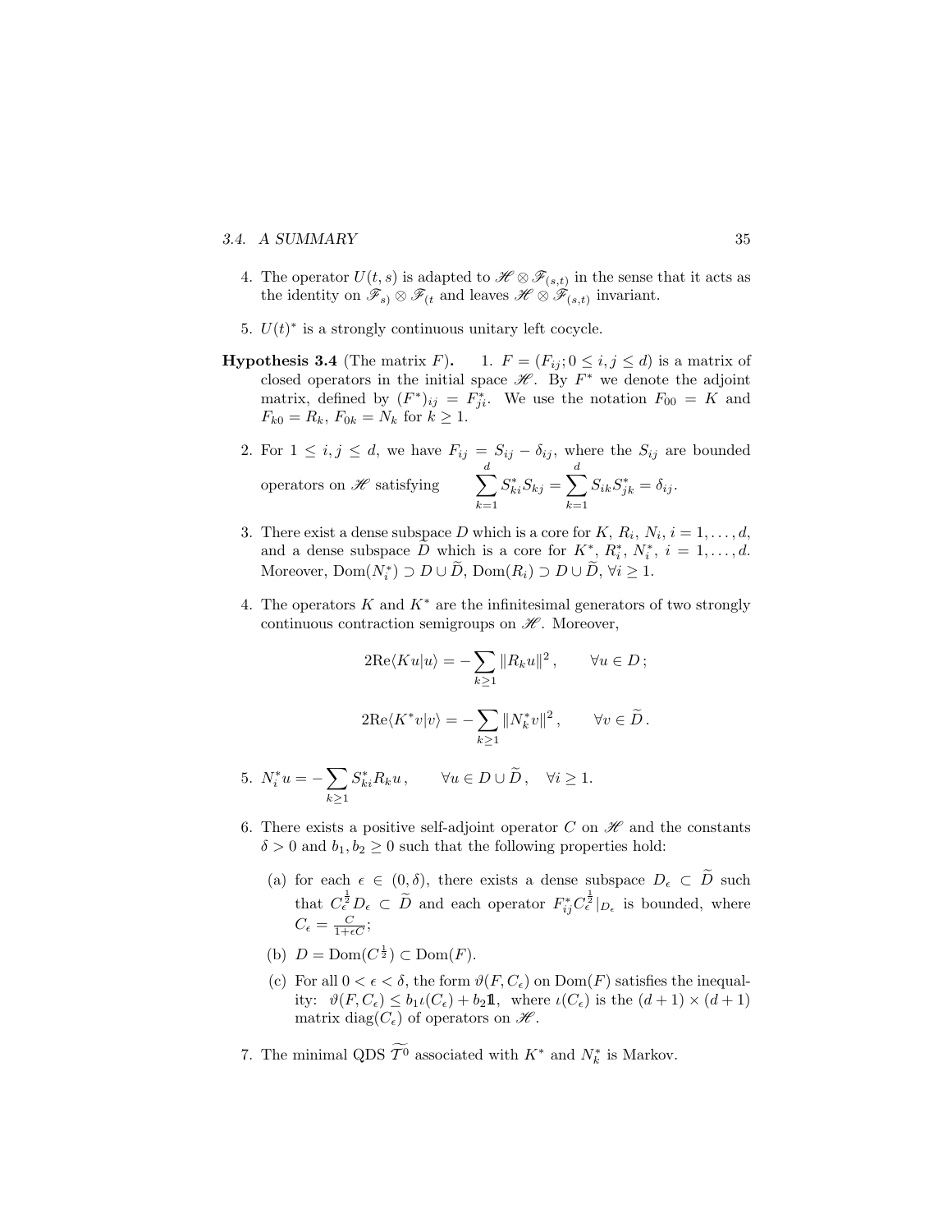4. The operator $U(t,s)$ is adapted to $\mathscr{H} \otimes \mathscr{F}_{(s,t)}$ in the sense that it acts as the identity on $\mathscr{F}_{s)} \otimes \mathscr{F}_{(t}$ and leaves $\mathscr{H} \otimes \mathscr{F}_{(s,t)}$ invariant.

5. $U(t)^*$ is a strongly continuous unitary left cocycle.

**Hypothesis 3.4** (The matrix $F$)**.**

1. $F = (F_{ij}; 0 \leq i,j \leq d)$ is a matrix of closed operators in the initial space $\mathscr{H}$. By $F^*$ we denote the adjoint matrix, defined by $(F^*)_{ij} = F^*_{ji}$. We use the notation $F_{00} = K$ and $F_{k0} = R_k$, $F_{0k} = N_k$ for $k \geq 1$.

2. For $1 \leq i,j \leq d$, we have $F_{ij} = S_{ij} - \delta_{ij}$, where the $S_{ij}$ are bounded operators on $\mathscr{H}$ satisfying $\displaystyle\sum_{k=1}^{d} S^*_{ki} S_{kj} = \sum_{k=1}^{d} S_{ik} S^*_{jk} = \delta_{ij}$.

3. There exist a dense subspace $D$ which is a core for $K$, $R_i$, $N_i$, $i = 1, \ldots, d$, and a dense subspace $\widetilde{D}$ which is a core for $K^*$, $R^*_i$, $N^*_i$, $i = 1, \ldots, d$. Moreover, $\mathrm{Dom}(N^*_i) \supset D \cup \widetilde{D}$, $\mathrm{Dom}(R_i) \supset D \cup \widetilde{D}$, $\forall i \geq 1$.

4. The operators $K$ and $K^*$ are the infinitesimal generators of two strongly continuous contraction semigroups on $\mathscr{H}$. Moreover,
$$2\mathrm{Re}\langle Ku|u\rangle = -\sum_{k\geq 1} \|R_k u\|^2 , \qquad \forall u \in D\,;$$
$$2\mathrm{Re}\langle K^*v|v\rangle = -\sum_{k\geq 1} \|N^*_k v\|^2 , \qquad \forall v \in \widetilde{D}\,.$$

5. $\displaystyle N^*_i u = -\sum_{k\geq 1} S^*_{ki} R_k u\,, \qquad \forall u \in D \cup \widetilde{D}\,, \quad \forall i \geq 1.$

6. There exists a positive self-adjoint operator $C$ on $\mathscr{H}$ and the constants $\delta > 0$ and $b_1, b_2 \geq 0$ such that the following properties hold:

   (a) for each $\epsilon \in (0, \delta)$, there exists a dense subspace $D_\epsilon \subset \widetilde{D}$ such that $C_\epsilon^{\frac{1}{2}} D_\epsilon \subset \widetilde{D}$ and each operator $F^*_{ij} C_\epsilon^{\frac{1}{2}}|_{D_\epsilon}$ is bounded, where $C_\epsilon = \frac{C}{1+\epsilon C}$;

   (b) $D = \mathrm{Dom}(C^{\frac{1}{2}}) \subset \mathrm{Dom}(F)$.

   (c) For all $0 < \epsilon < \delta$, the form $\vartheta(F, C_\epsilon)$ on $\mathrm{Dom}(F)$ satisfies the inequality: $\vartheta(F, C_\epsilon) \leq b_1 \iota(C_\epsilon) + b_2 \mathbb{1}$, where $\iota(C_\epsilon)$ is the $(d+1) \times (d+1)$ matrix $\mathrm{diag}(C_\epsilon)$ of operators on $\mathscr{H}$.

7. The minimal QDS $\widetilde{\mathcal{T}^0}$ associated with $K^*$ and $N^*_k$ is Markov.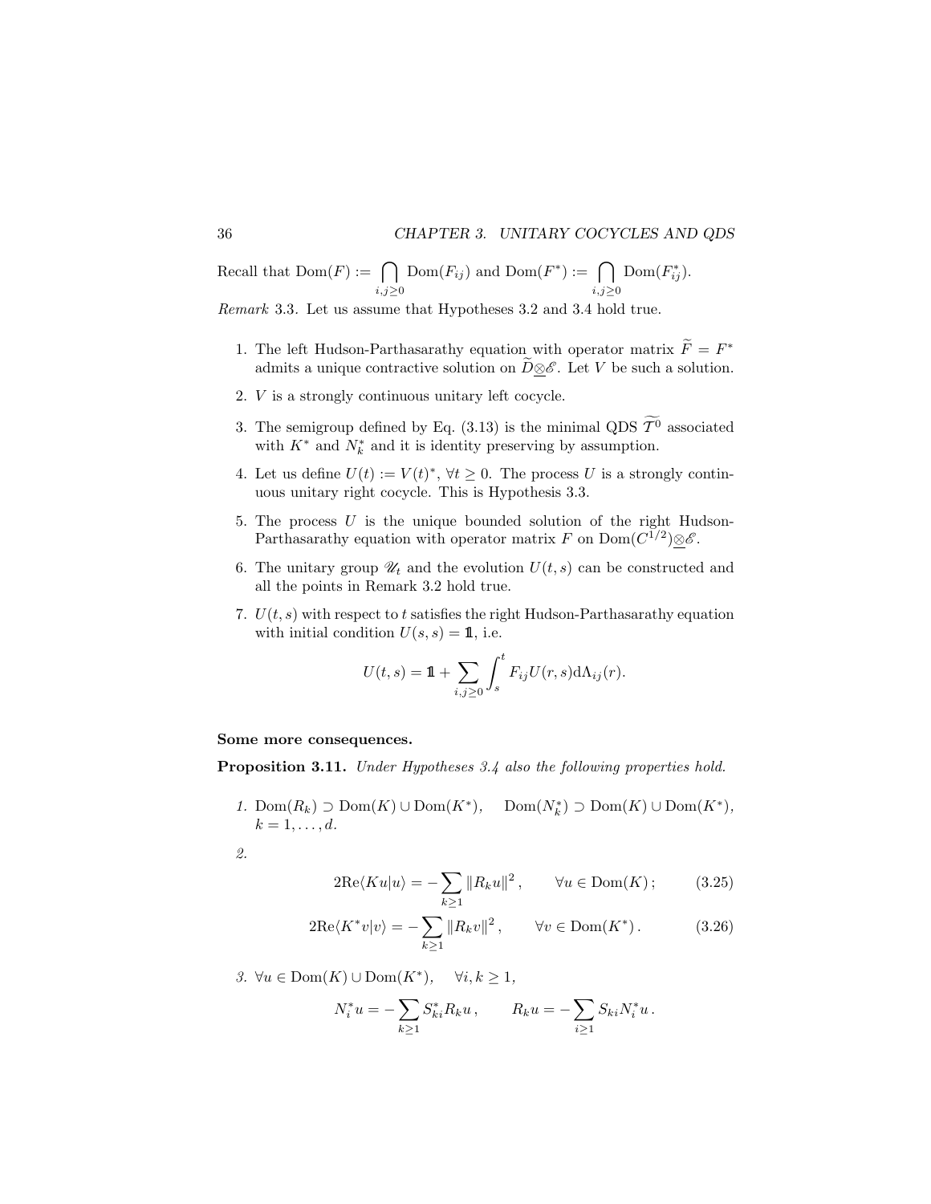Recall that $\mathrm{Dom}(F) := \bigcap_{i,j\geq 0} \mathrm{Dom}(F_{ij})$ and $\mathrm{Dom}(F^*) := \bigcap_{i,j\geq 0} \mathrm{Dom}(F^*_{ij})$.

*Remark* 3.3. Let us assume that Hypotheses 3.2 and 3.4 hold true.

1. The left Hudson-Parthasarathy equation with operator matrix $\widetilde{F} = F^*$ admits a unique contractive solution on $\widetilde{D}\underline{\otimes}\mathscr{E}$. Let $V$ be such a solution.
2. $V$ is a strongly continuous unitary left cocycle.
3. The semigroup defined by Eq. (3.13) is the minimal QDS $\widetilde{\mathcal{T}^0}$ associated with $K^*$ and $N^*_k$ and it is identity preserving by assumption.
4. Let us define $U(t) := V(t)^*$, $\forall t \geq 0$. The process $U$ is a strongly continuous unitary right cocycle. This is Hypothesis 3.3.
5. The process $U$ is the unique bounded solution of the right Hudson-Parthasarathy equation with operator matrix $F$ on $\mathrm{Dom}(C^{1/2})\underline{\otimes}\mathscr{E}$.
6. The unitary group $\mathscr{U}_t$ and the evolution $U(t,s)$ can be constructed and all the points in Remark 3.2 hold true.
7. $U(t,s)$ with respect to $t$ satisfies the right Hudson-Parthasarathy equation with initial condition $U(s,s) = \mathbb{1}$, i.e.

$$U(t,s) = \mathbb{1} + \sum_{i,j\geq 0} \int_s^t F_{ij} U(r,s) \mathrm{d}\Lambda_{ij}(r).$$

**Some more consequences.**

**Proposition 3.11.** *Under Hypotheses 3.4 also the following properties hold.*

*1.* $\mathrm{Dom}(R_k) \supset \mathrm{Dom}(K) \cup \mathrm{Dom}(K^*)$, $\quad \mathrm{Dom}(N^*_k) \supset \mathrm{Dom}(K) \cup \mathrm{Dom}(K^*)$, $k = 1, \ldots, d$.

*2.*

$$2\mathrm{Re}\langle Ku|u\rangle = -\sum_{k\geq 1} \|R_k u\|^2 , \qquad \forall u \in \mathrm{Dom}(K)\,; \tag{3.25}$$

$$2\mathrm{Re}\langle K^*v|v\rangle = -\sum_{k\geq 1} \|R_k v\|^2 , \qquad \forall v \in \mathrm{Dom}(K^*)\,. \tag{3.26}$$

*3.* $\forall u \in \mathrm{Dom}(K) \cup \mathrm{Dom}(K^*)$, $\quad \forall i, k \geq 1$,

$$N^*_i u = -\sum_{k\geq 1} S^*_{ki} R_k u\,, \qquad R_k u = -\sum_{i\geq 1} S_{ki} N^*_i u\,.$$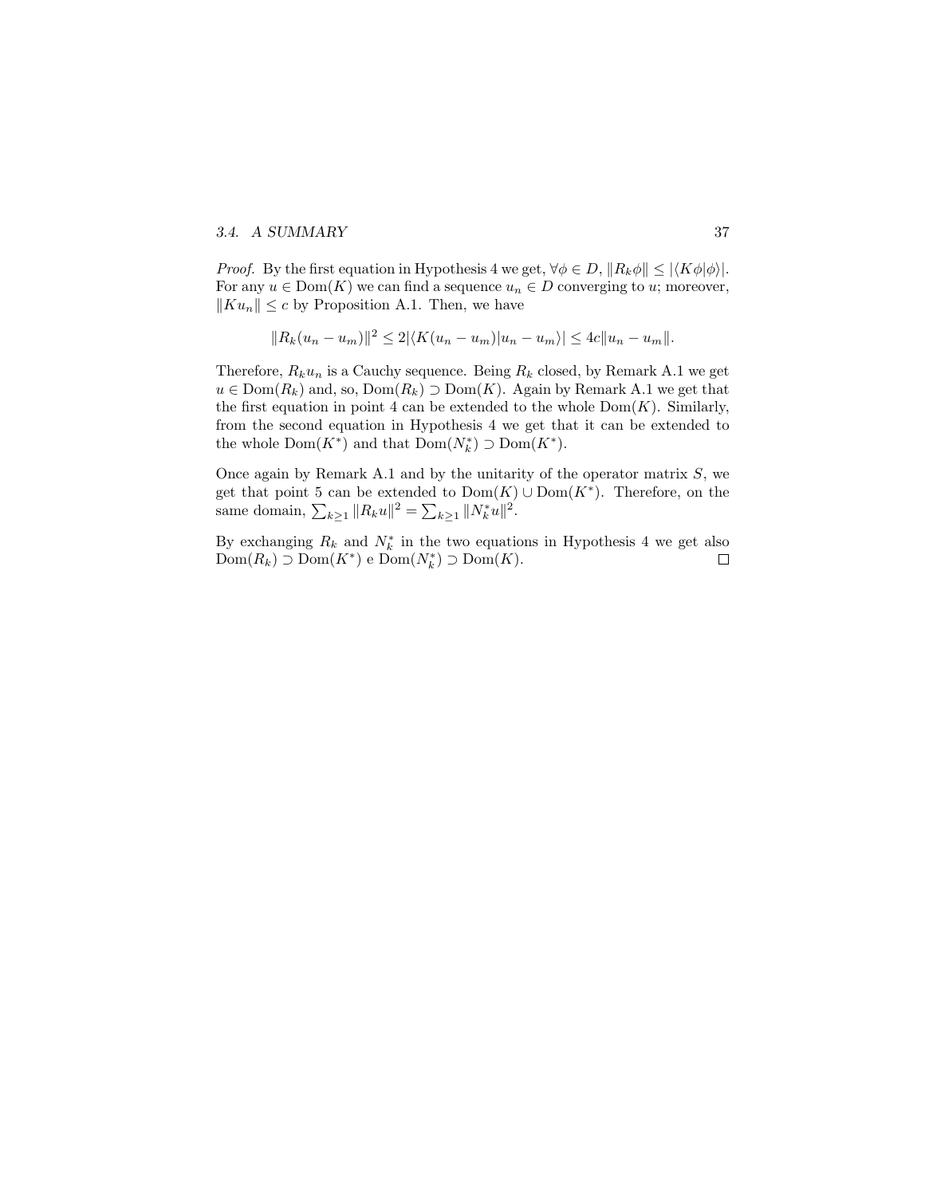*Proof.* By the first equation in Hypothesis 4 we get, $\forall \phi \in D$, $\|R_k \phi\| \leq |\langle K\phi|\phi\rangle|$. For any $u \in \mathrm{Dom}(K)$ we can find a sequence $u_n \in D$ converging to $u$; moreover, $\|Ku_n\| \leq c$ by Proposition A.1. Then, we have

$$\|R_k(u_n - u_m)\|^2 \leq 2|\langle K(u_n - u_m)|u_n - u_m\rangle| \leq 4c\|u_n - u_m\|.$$

Therefore, $R_k u_n$ is a Cauchy sequence. Being $R_k$ closed, by Remark A.1 we get $u \in \mathrm{Dom}(R_k)$ and, so, $\mathrm{Dom}(R_k) \supset \mathrm{Dom}(K)$. Again by Remark A.1 we get that the first equation in point 4 can be extended to the whole $\mathrm{Dom}(K)$. Similarly, from the second equation in Hypothesis 4 we get that it can be extended to the whole $\mathrm{Dom}(K^*)$ and that $\mathrm{Dom}(N_k^*) \supset \mathrm{Dom}(K^*)$.

Once again by Remark A.1 and by the unitarity of the operator matrix $S$, we get that point 5 can be extended to $\mathrm{Dom}(K) \cup \mathrm{Dom}(K^*)$. Therefore, on the same domain, $\sum_{k\geq 1} \|R_k u\|^2 = \sum_{k\geq 1} \|N_k^* u\|^2$.

By exchanging $R_k$ and $N_k^*$ in the two equations in Hypothesis 4 we get also $\mathrm{Dom}(R_k) \supset \mathrm{Dom}(K^*)$ e $\mathrm{Dom}(N_k^*) \supset \mathrm{Dom}(K)$. □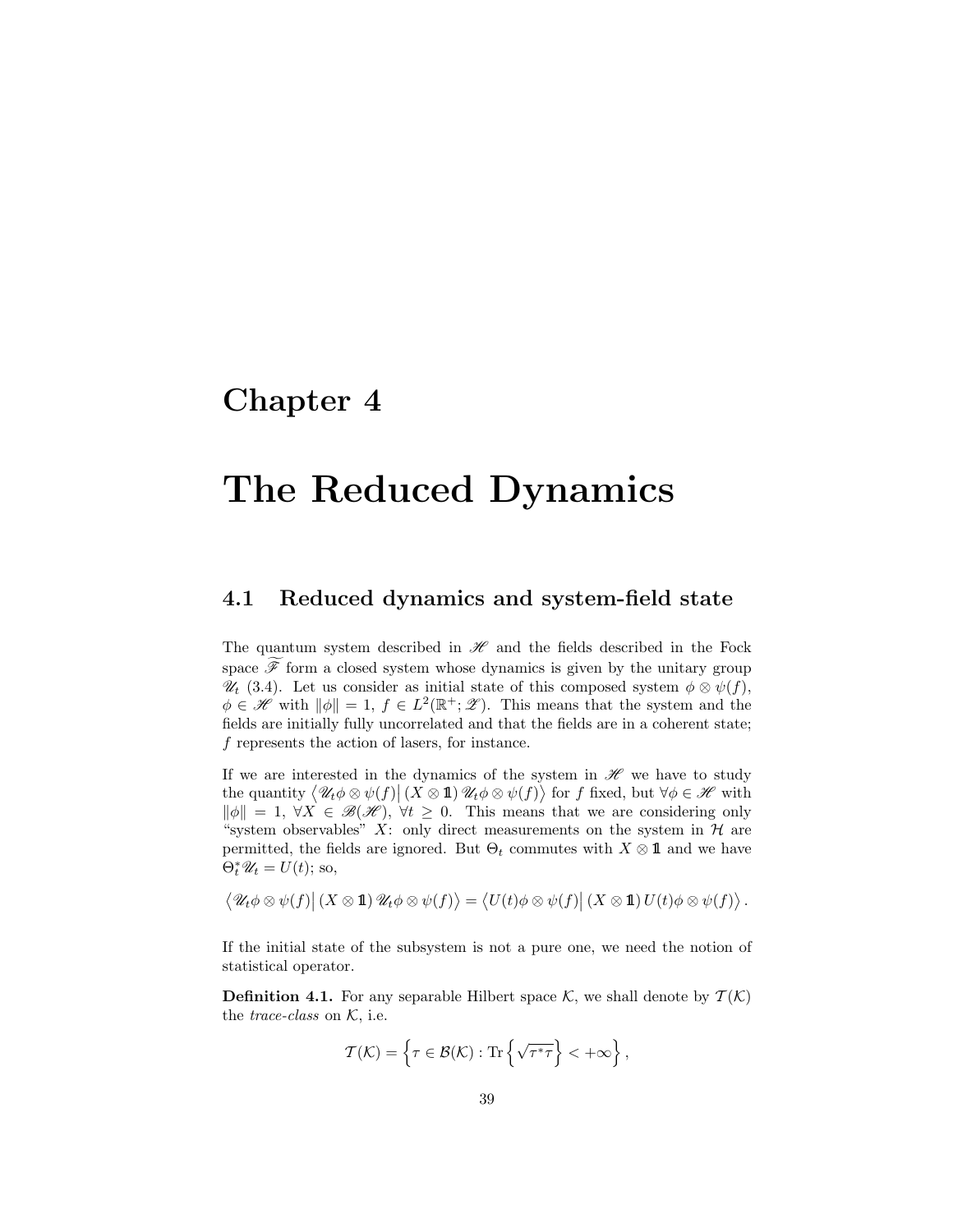# Chapter 4

# The Reduced Dynamics

## 4.1 Reduced dynamics and system-field state

The quantum system described in $\mathscr{H}$ and the fields described in the Fock space $\widetilde{\mathscr{F}}$ form a closed system whose dynamics is given by the unitary group $\mathscr{U}_t$ (3.4). Let us consider as initial state of this composed system $\phi \otimes \psi(f)$, $\phi \in \mathscr{H}$ with $\|\phi\| = 1$, $f \in L^2(\mathbb{R}^+; \mathscr{Z})$. This means that the system and the fields are initially fully uncorrelated and that the fields are in a coherent state; $f$ represents the action of lasers, for instance.

If we are interested in the dynamics of the system in $\mathscr{H}$ we have to study the quantity $\left\langle \mathscr{U}_t \phi \otimes \psi(f) \middle| (X \otimes \mathbb{1}) \, \mathscr{U}_t \phi \otimes \psi(f) \right\rangle$ for $f$ fixed, but $\forall \phi \in \mathscr{H}$ with $\|\phi\| = 1$, $\forall X \in \mathscr{B}(\mathscr{H})$, $\forall t \geq 0$. This means that we are considering only "system observables" $X$: only direct measurements on the system in $\mathcal{H}$ are permitted, the fields are ignored. But $\Theta_t$ commutes with $X \otimes \mathbb{1}$ and we have $\Theta_t^* \mathscr{U}_t = U(t)$; so,

$$\left\langle \mathscr{U}_t \phi \otimes \psi(f) \middle| (X \otimes \mathbb{1}) \, \mathscr{U}_t \phi \otimes \psi(f) \right\rangle = \left\langle U(t) \phi \otimes \psi(f) \middle| (X \otimes \mathbb{1}) \, U(t) \phi \otimes \psi(f) \right\rangle .$$

If the initial state of the subsystem is not a pure one, we need the notion of statistical operator.

**Definition 4.1.** For any separable Hilbert space $\mathcal{K}$, we shall denote by $\mathcal{T}(\mathcal{K})$ the *trace-class* on $\mathcal{K}$, i.e.

$$\mathcal{T}(\mathcal{K}) = \left\{ \tau \in \mathcal{B}(\mathcal{K}) : \operatorname{Tr}\left\{ \sqrt{\tau^* \tau} \right\} < +\infty \right\},$$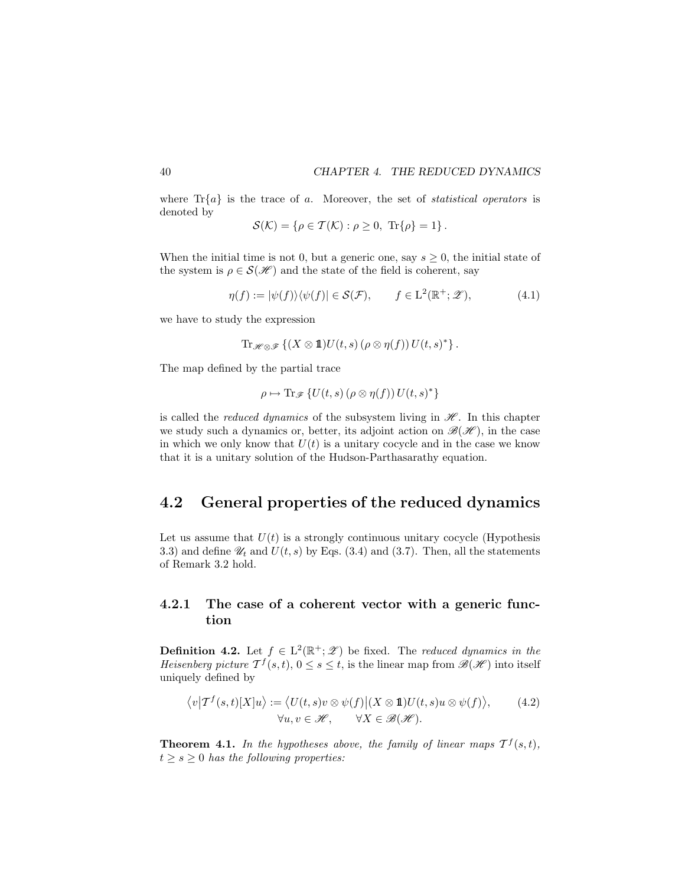where $\mathrm{Tr}\{a\}$ is the trace of $a$. Moreover, the set of *statistical operators* is denoted by

$$\mathcal{S}(\mathcal{K}) = \{\rho \in \mathcal{T}(\mathcal{K}) : \rho \geq 0,\ \mathrm{Tr}\{\rho\} = 1\}\,.$$

When the initial time is not 0, but a generic one, say $s \geq 0$, the initial state of the system is $\rho \in \mathcal{S}(\mathscr{H})$ and the state of the field is coherent, say

$$\eta(f) := |\psi(f)\rangle\langle\psi(f)| \in \mathcal{S}(\mathcal{F}), \qquad f \in \mathrm{L}^2(\mathbb{R}^+; \mathscr{Z}), \tag{4.1}$$

we have to study the expression

$$\mathrm{Tr}_{\mathscr{H}\otimes\mathscr{F}}\left\{(X \otimes \mathbb{1})U(t,s)\left(\rho \otimes \eta(f)\right)U(t,s)^*\right\}.$$

The map defined by the partial trace

$$\rho \mapsto \mathrm{Tr}_{\mathscr{F}}\left\{U(t,s)\left(\rho \otimes \eta(f)\right)U(t,s)^*\right\}$$

is called the *reduced dynamics* of the subsystem living in $\mathscr{H}$. In this chapter we study such a dynamics or, better, its adjoint action on $\mathscr{B}(\mathscr{H})$, in the case in which we only know that $U(t)$ is a unitary cocycle and in the case we know that it is a unitary solution of the Hudson-Parthasarathy equation.

## 4.2 General properties of the reduced dynamics

Let us assume that $U(t)$ is a strongly continuous unitary cocycle (Hypothesis 3.3) and define $\mathscr{U}_t$ and $U(t,s)$ by Eqs. (3.4) and (3.7). Then, all the statements of Remark 3.2 hold.

### 4.2.1 The case of a coherent vector with a generic function

**Definition 4.2.** Let $f \in \mathrm{L}^2(\mathbb{R}^+; \mathscr{Z})$ be fixed. The *reduced dynamics in the Heisenberg picture* $\mathcal{T}^f(s,t)$, $0 \leq s \leq t$, is the linear map from $\mathscr{B}(\mathscr{H})$ into itself uniquely defined by

$$\left\langle v\middle|\mathcal{T}^f(s,t)[X]u\right\rangle := \left\langle U(t,s)v \otimes \psi(f)\middle|(X \otimes \mathbb{1})U(t,s)u \otimes \psi(f)\right\rangle, \tag{4.2}$$
$$\forall u, v \in \mathscr{H}, \qquad \forall X \in \mathscr{B}(\mathscr{H}).$$

**Theorem 4.1.** *In the hypotheses above, the family of linear maps $\mathcal{T}^f(s,t)$, $t \geq s \geq 0$ has the following properties:*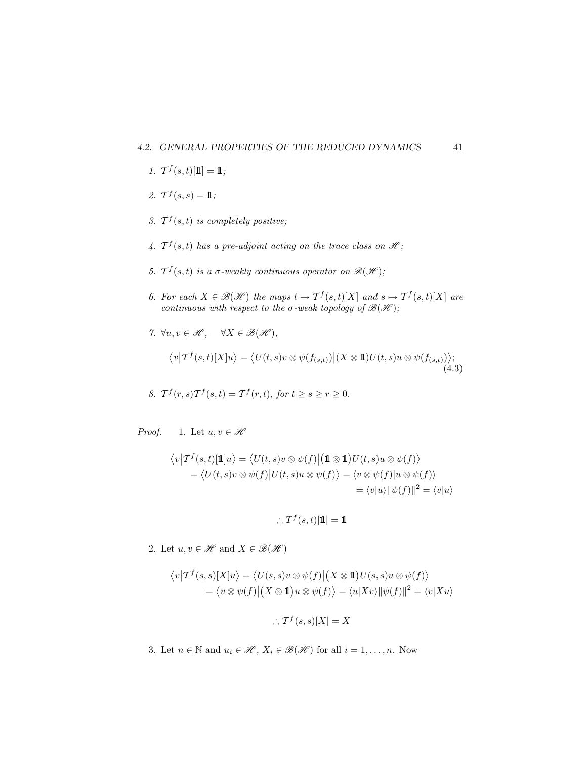1. $\mathcal{T}^f(s,t)[\mathbb{1}] = \mathbb{1}$;

2. $\mathcal{T}^f(s,s) = \mathbb{1}$;

3. $\mathcal{T}^f(s,t)$ *is completely positive;*

4. $\mathcal{T}^f(s,t)$ *has a pre-adjoint acting on the trace class on* $\mathscr{H}$*;*

5. $\mathcal{T}^f(s,t)$ *is a* $\sigma$*-weakly continuous operator on* $\mathscr{B}(\mathscr{H})$*;*

6. *For each* $X \in \mathscr{B}(\mathscr{H})$ *the maps* $t \mapsto \mathcal{T}^f(s,t)[X]$ *and* $s \mapsto \mathcal{T}^f(s,t)[X]$ *are continuous with respect to the* $\sigma$*-weak topology of* $\mathscr{B}(\mathscr{H})$*;*

7. $\forall u, v \in \mathscr{H}, \quad \forall X \in \mathscr{B}(\mathscr{H})$,

$$\big\langle v \big| \mathcal{T}^f(s,t)[X]u \big\rangle = \big\langle U(t,s)v \otimes \psi(f_{(s,t)}) \big| (X \otimes \mathbb{1}) U(t,s) u \otimes \psi(f_{(s,t)}) \big\rangle; \tag{4.3}$$

8. $\mathcal{T}^f(r,s)\mathcal{T}^f(s,t) = \mathcal{T}^f(r,t)$, *for* $t \geq s \geq r \geq 0$.

*Proof.* 1. Let $u, v \in \mathscr{H}$

$$\begin{aligned}
\big\langle v \big| \mathcal{T}^f(s,t)[\mathbb{1}]u \big\rangle &= \big\langle U(t,s)v \otimes \psi(f) \big| \big(\mathbb{1} \otimes \mathbb{1}\big) U(t,s)u \otimes \psi(f) \big\rangle \\
&= \big\langle U(t,s)v \otimes \psi(f) \big| U(t,s)u \otimes \psi(f) \big\rangle = \langle v \otimes \psi(f) | u \otimes \psi(f) \rangle \\
&= \langle v | u \rangle \|\psi(f)\|^2 = \langle v | u \rangle
\end{aligned}$$

$$\therefore T^f(s,t)[\mathbb{1}] = \mathbb{1}$$

2. Let $u, v \in \mathscr{H}$ and $X \in \mathscr{B}(\mathscr{H})$

$$\begin{aligned}
\big\langle v \big| \mathcal{T}^f(s,s)[X]u \big\rangle &= \big\langle U(s,s)v \otimes \psi(f) \big| \big(X \otimes \mathbb{1}\big) U(s,s)u \otimes \psi(f) \big\rangle \\
&= \big\langle v \otimes \psi(f) \big| \big(X \otimes \mathbb{1}\big) u \otimes \psi(f) \big\rangle = \langle u | Xv \rangle \|\psi(f)\|^2 = \langle v | Xu \rangle
\end{aligned}$$

$$\therefore \mathcal{T}^f(s,s)[X] = X$$

3. Let $n \in \mathbb{N}$ and $u_i \in \mathscr{H}$, $X_i \in \mathscr{B}(\mathscr{H})$ for all $i = 1, \ldots, n$. Now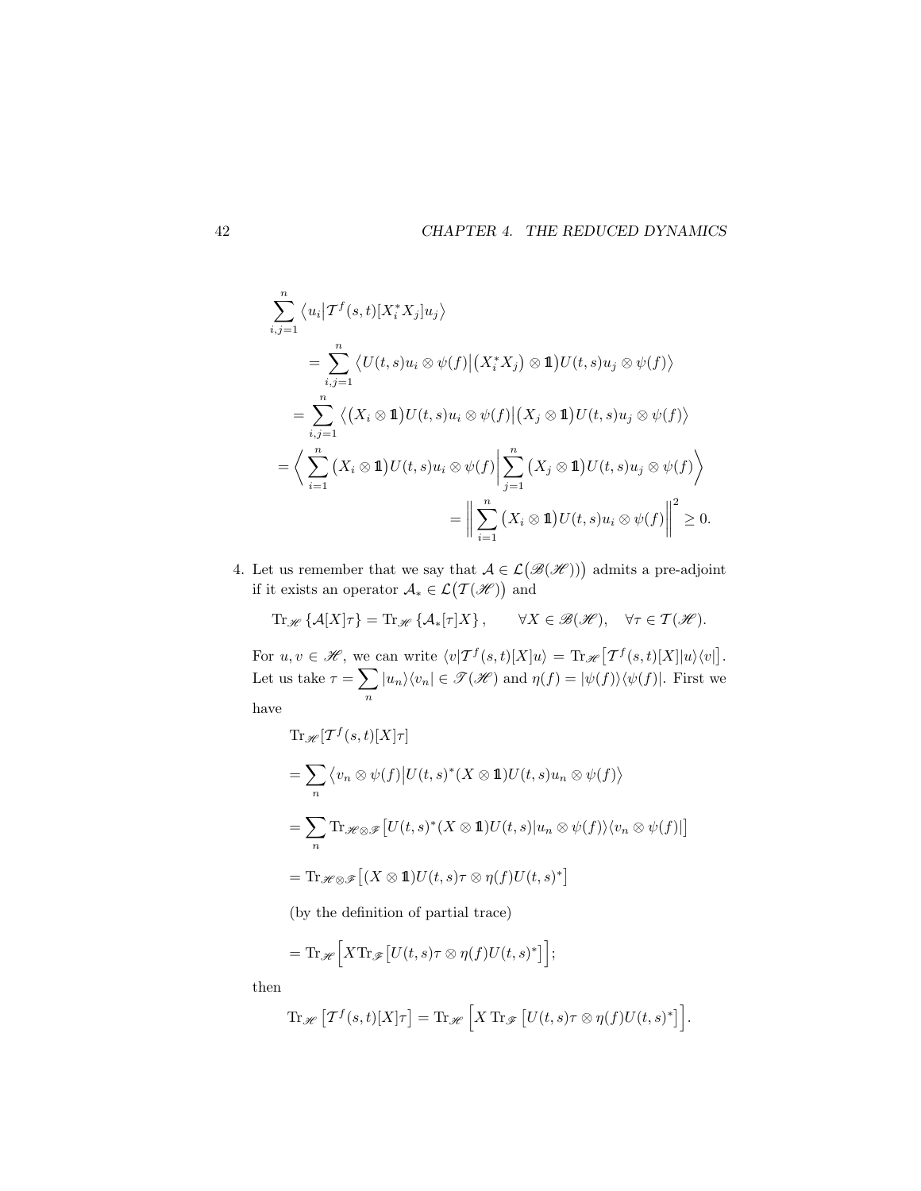$$
\begin{aligned}
&\sum_{i,j=1}^{n} \left\langle u_i \middle| \mathcal{T}^f(s,t)[X_i^* X_j] u_j \right\rangle \\
&\qquad = \sum_{i,j=1}^{n} \left\langle U(t,s) u_i \otimes \psi(f) \middle| \big(X_i^* X_j\big) \otimes \mathbb{1}\big) U(t,s) u_j \otimes \psi(f) \right\rangle \\
&\qquad = \sum_{i,j=1}^{n} \left\langle \big(X_i \otimes \mathbb{1}\big) U(t,s) u_i \otimes \psi(f) \middle| \big(X_j \otimes \mathbb{1}\big) U(t,s) u_j \otimes \psi(f) \right\rangle \\
&\qquad = \left\langle \sum_{i=1}^{n} \big(X_i \otimes \mathbb{1}\big) U(t,s) u_i \otimes \psi(f) \middle| \sum_{j=1}^{n} \big(X_j \otimes \mathbb{1}\big) U(t,s) u_j \otimes \psi(f) \right\rangle \\
&\qquad = \left\| \sum_{i=1}^{n} \big(X_i \otimes \mathbb{1}\big) U(t,s) u_i \otimes \psi(f) \right\|^2 \geq 0.
\end{aligned}
$$

4. Let us remember that we say that $\mathcal{A} \in \mathcal{L}\big(\mathscr{B}(\mathscr{H})\big)$ admits a pre-adjoint if it exists an operator $\mathcal{A}_* \in \mathcal{L}\big(\mathcal{T}(\mathscr{H})\big)$ and

$$
\mathrm{Tr}_{\mathscr{H}} \left\{ \mathcal{A}[X]\tau \right\} = \mathrm{Tr}_{\mathscr{H}} \left\{ \mathcal{A}_*[\tau] X \right\}, \qquad \forall X \in \mathscr{B}(\mathscr{H}), \quad \forall \tau \in \mathcal{T}(\mathscr{H}).
$$

For $u, v \in \mathscr{H}$, we can write $\langle v | \mathcal{T}^f(s,t)[X] u \rangle = \mathrm{Tr}_{\mathscr{H}} \big[ \mathcal{T}^f(s,t)[X] |u\rangle\langle v| \big]$. Let us take $\tau = \sum_n |u_n\rangle\langle v_n| \in \mathscr{T}(\mathscr{H})$ and $\eta(f) = |\psi(f)\rangle\langle\psi(f)|$. First we have

$$
\begin{aligned}
&\mathrm{Tr}_{\mathscr{H}}[\mathcal{T}^f(s,t)[X]\tau] \\
&= \sum_n \left\langle v_n \otimes \psi(f) \middle| U(t,s)^* (X \otimes \mathbb{1}) U(t,s) u_n \otimes \psi(f) \right\rangle \\
&= \sum_n \mathrm{Tr}_{\mathscr{H} \otimes \mathscr{F}} \big[ U(t,s)^* (X \otimes \mathbb{1}) U(t,s) |u_n \otimes \psi(f)\rangle\langle v_n \otimes \psi(f)| \big] \\
&= \mathrm{Tr}_{\mathscr{H} \otimes \mathscr{F}} \big[ (X \otimes \mathbb{1}) U(t,s) \tau \otimes \eta(f) U(t,s)^* \big]
\end{aligned}
$$

(by the definition of partial trace)

$$
= \mathrm{Tr}_{\mathscr{H}} \Big[ X \, \mathrm{Tr}_{\mathscr{F}} \big[ U(t,s) \tau \otimes \eta(f) U(t,s)^* \big] \Big];
$$

then

$$
\mathrm{Tr}_{\mathscr{H}} \left[ \mathcal{T}^f(s,t)[X]\tau \right] = \mathrm{Tr}_{\mathscr{H}} \Big[ X \, \mathrm{Tr}_{\mathscr{F}} \left[ U(t,s) \tau \otimes \eta(f) U(t,s)^* \right] \Big].
$$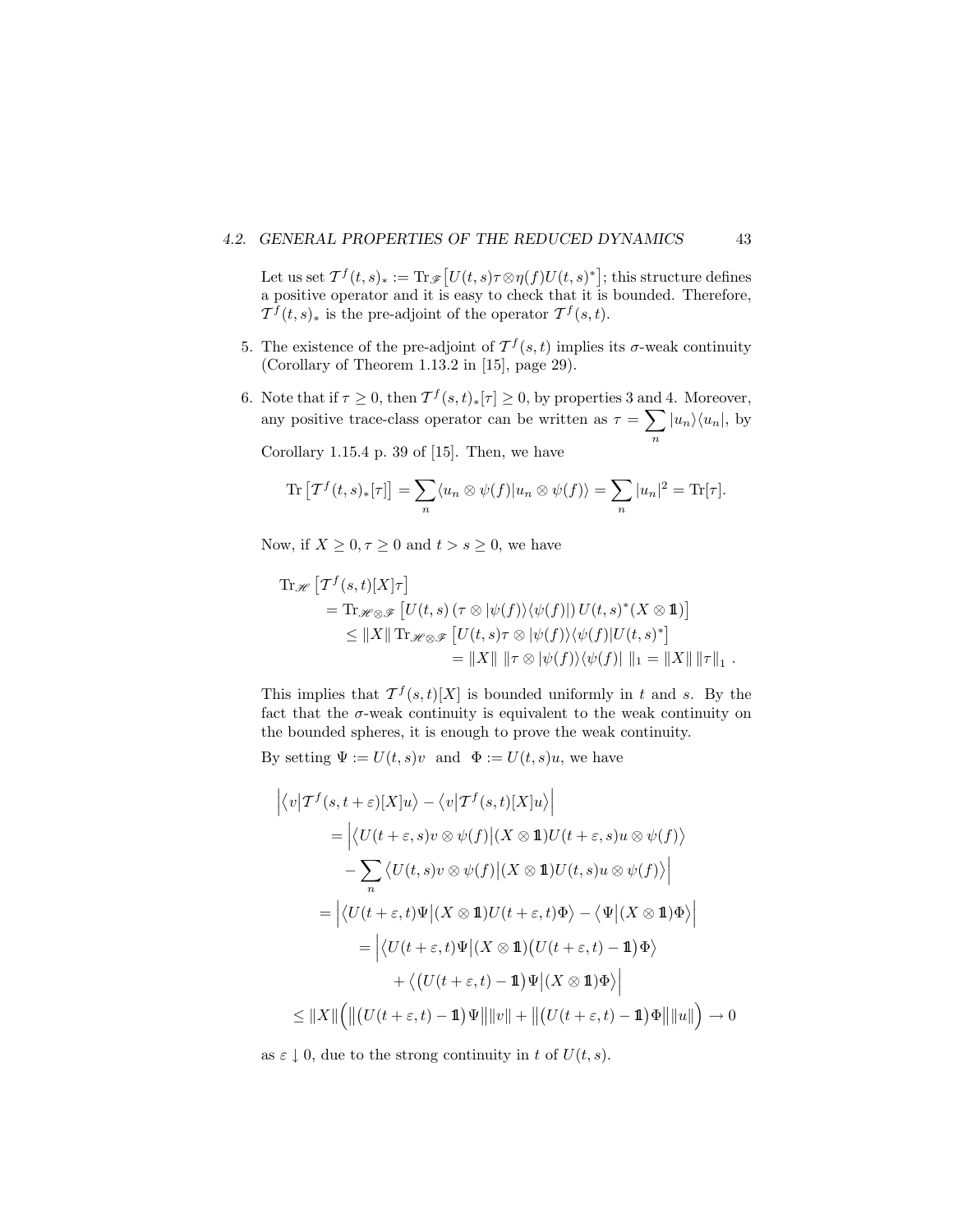Let us set $\mathcal{T}^f(t,s)_* := \mathrm{Tr}_{\mathscr{F}}\big[U(t,s)\tau\otimes\eta(f)U(t,s)^*\big]$; this structure defines a positive operator and it is easy to check that it is bounded. Therefore, $\mathcal{T}^f(t,s)_*$ is the pre-adjoint of the operator $\mathcal{T}^f(s,t)$.

5. The existence of the pre-adjoint of $\mathcal{T}^f(s,t)$ implies its $\sigma$-weak continuity (Corollary of Theorem 1.13.2 in [15], page 29).

6. Note that if $\tau \geq 0$, then $\mathcal{T}^f(s,t)_*[\tau] \geq 0$, by properties 3 and 4. Moreover, any positive trace-class operator can be written as $\tau = \sum_n |u_n\rangle\langle u_n|$, by Corollary 1.15.4 p. 39 of [15]. Then, we have

$$\mathrm{Tr}\left[\mathcal{T}^f(t,s)_*[\tau]\right] = \sum_n \langle u_n \otimes \psi(f)|u_n \otimes \psi(f)\rangle = \sum_n |u_n|^2 = \mathrm{Tr}[\tau].$$

Now, if $X \geq 0, \tau \geq 0$ and $t > s \geq 0$, we have

$$\begin{aligned}
&\mathrm{Tr}_{\mathscr{H}}\left[\mathcal{T}^f(s,t)[X]\tau\right] \\
&\quad = \mathrm{Tr}_{\mathscr{H}\otimes\mathscr{F}}\left[U(t,s)\left(\tau\otimes|\psi(f)\rangle\langle\psi(f)|\right)U(t,s)^*(X\otimes\mathbb{1})\right] \\
&\quad\quad \leq \|X\|\,\mathrm{Tr}_{\mathscr{H}\otimes\mathscr{F}}\left[U(t,s)\tau\otimes|\psi(f)\rangle\langle\psi(f)|U(t,s)^*\right] \\
&\quad\quad\quad = \|X\|\,\|\tau\otimes|\psi(f)\rangle\langle\psi(f)|\,\|_1 = \|X\|\,\|\tau\|_1\,.
\end{aligned}$$

This implies that $\mathcal{T}^f(s,t)[X]$ is bounded uniformly in $t$ and $s$. By the fact that the $\sigma$-weak continuity is equivalent to the weak continuity on the bounded spheres, it is enough to prove the weak continuity.

By setting $\Psi := U(t,s)v$ and $\Phi := U(t,s)u$, we have

$$\begin{aligned}
&\Big|\big\langle v\big|\mathcal{T}^f(s,t+\varepsilon)[X]u\big\rangle - \big\langle v\big|\mathcal{T}^f(s,t)[X]u\big\rangle\Big| \\
&\quad = \Big|\big\langle U(t+\varepsilon,s)v\otimes\psi(f)\big|(X\otimes\mathbb{1})U(t+\varepsilon,s)u\otimes\psi(f)\big\rangle \\
&\quad\quad - \sum_n \big\langle U(t,s)v\otimes\psi(f)\big|(X\otimes\mathbb{1})U(t,s)u\otimes\psi(f)\big\rangle\Big| \\
&\quad = \Big|\big\langle U(t+\varepsilon,t)\Psi\big|(X\otimes\mathbb{1})U(t+\varepsilon,t)\Phi\big\rangle - \big\langle\Psi\big|(X\otimes\mathbb{1})\Phi\big\rangle\Big| \\
&\quad\quad = \Big|\big\langle U(t+\varepsilon,t)\Psi\big|(X\otimes\mathbb{1})\big(U(t+\varepsilon,t)-\mathbb{1}\big)\Phi\big\rangle \\
&\quad\quad\quad + \big\langle\big(U(t+\varepsilon,t)-\mathbb{1}\big)\Psi\big|(X\otimes\mathbb{1})\Phi\big\rangle\Big| \\
&\quad \leq \|X\|\Big(\big\|\big(U(t+\varepsilon,t)-\mathbb{1}\big)\Psi\big\|\|v\| + \big\|\big(U(t+\varepsilon,t)-\mathbb{1}\big)\Phi\big\|\|u\|\Big) \to 0
\end{aligned}$$

as $\varepsilon \downarrow 0$, due to the strong continuity in $t$ of $U(t,s)$.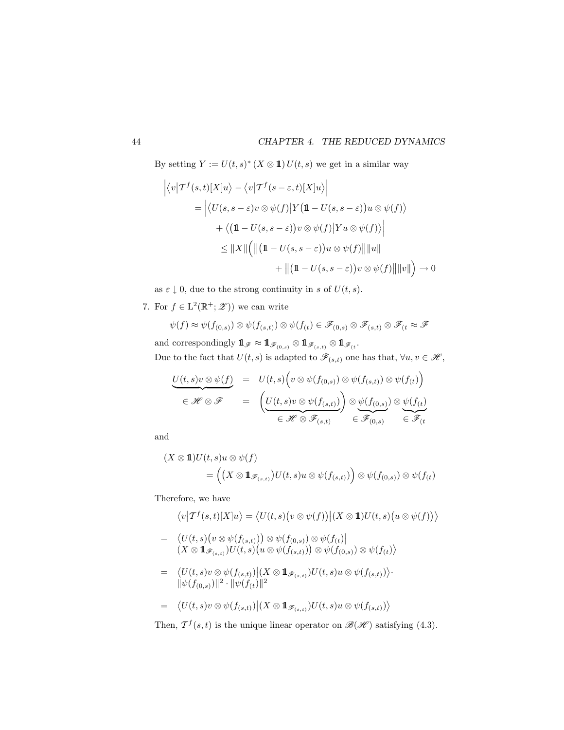By setting $Y := U(t,s)^* \,(X \otimes \mathbb{1})\, U(t,s)$ we get in a similar way

$$
\begin{aligned}
&\Big| \big\langle v \big| \mathcal{T}^f(s,t)[X] u \big\rangle - \big\langle v \big| \mathcal{T}^f(s-\varepsilon,t)[X] u \big\rangle \Big| \\
&\qquad = \Big| \big\langle U(s,s-\varepsilon) v \otimes \psi(f) \big| Y \big(\mathbb{1} - U(s,s-\varepsilon)\big) u \otimes \psi(f) \big\rangle \\
&\qquad\quad + \big\langle \big(\mathbb{1} - U(s,s-\varepsilon)\big) v \otimes \psi(f) \big| Y u \otimes \psi(f) \big\rangle \Big| \\
&\qquad \le \|X\| \Big( \big\| \big(\mathbb{1} - U(s,s-\varepsilon)\big) u \otimes \psi(f) \big\| \|u\| \\
&\qquad\qquad + \big\| \big(\mathbb{1} - U(s,s-\varepsilon)\big) v \otimes \psi(f) \big\| \|v\| \Big) \to 0
\end{aligned}
$$

as $\varepsilon \downarrow 0$, due to the strong continuity in $s$ of $U(t,s)$.

7. For $f \in \mathrm{L}^2(\mathbb{R}^+; \mathscr{Z})$) we can write

$$
\psi(f) \approx \psi(f_{(0,s)}) \otimes \psi(f_{(s,t)}) \otimes \psi(f_{(t}) \in \mathscr{F}_{(0,s)} \otimes \mathscr{F}_{(s,t)} \otimes \mathscr{F}_{(t} \approx \mathscr{F}
$$

and correspondingly $\mathbb{1}_{\mathscr{F}} \approx \mathbb{1}_{\mathscr{F}_{(0,s)}} \otimes \mathbb{1}_{\mathscr{F}_{(s,t)}} \otimes \mathbb{1}_{\mathscr{F}_{(t}}$.

Due to the fact that $U(t,s)$ is adapted to $\mathscr{F}_{(s,t)}$ one has that, $\forall u, v \in \mathscr{H}$,

$$
\begin{aligned}
\underbrace{U(t,s) v \otimes \psi(f)}_{\in\, \mathscr{H} \otimes \mathscr{F}} &= U(t,s) \Big( v \otimes \psi(f_{(0,s)}) \otimes \psi(f_{(s,t)}) \otimes \psi(f_{(t}) \Big) \\
&= \Big( \underbrace{U(t,s) v \otimes \psi(f_{(s,t)})}_{\in\, \mathscr{H} \otimes \mathscr{F}_{(s,t)}} \Big) \otimes \underbrace{\psi(f_{(0,s)})}_{\in\, \mathscr{F}_{(0,s)}} \otimes \underbrace{\psi(f_{(t})}_{\in\, \mathscr{F}_{(t}}
\end{aligned}
$$

and

$$
\begin{aligned}
&(X \otimes \mathbb{1}) U(t,s) u \otimes \psi(f) \\
&\qquad = \Big( \big(X \otimes \mathbb{1}_{\mathscr{F}_{(s,t)}}\big) U(t,s) u \otimes \psi(f_{(s,t)}) \Big) \otimes \psi(f_{(0,s)}) \otimes \psi(f_{(t})
\end{aligned}
$$

Therefore, we have

$$
\begin{aligned}
&\big\langle v \big| \mathcal{T}^f(s,t)[X] u \big\rangle = \big\langle U(t,s)\big(v \otimes \psi(f)\big) \big| (X \otimes \mathbb{1}) U(t,s)\big(u \otimes \psi(f)\big) \big\rangle \\
= \;& \big\langle U(t,s)\big(v \otimes \psi(f_{(s,t)})\big) \otimes \psi(f_{(0,s)}) \otimes \psi(f_{(t}) \big| \\
& (X \otimes \mathbb{1}_{\mathscr{F}_{(s,t)}}) U(t,s)\big(u \otimes \psi(f_{(s,t)})\big) \otimes \psi(f_{(0,s)}) \otimes \psi(f_{(t}) \big\rangle \\
= \;& \big\langle U(t,s) v \otimes \psi(f_{(s,t)}) \big| (X \otimes \mathbb{1}_{\mathscr{F}_{(s,t)}}) U(t,s) u \otimes \psi(f_{(s,t)}) \big\rangle \cdot \\
& \|\psi(f_{(0,s)})\|^2 \cdot \|\psi(f_{(t})\|^2 \\
= \;& \big\langle U(t,s) v \otimes \psi(f_{(s,t)}) \big| (X \otimes \mathbb{1}_{\mathscr{F}_{(s,t)}}) U(t,s) u \otimes \psi(f_{(s,t)}) \big\rangle
\end{aligned}
$$

Then, $\mathcal{T}^f(s,t)$ is the unique linear operator on $\mathscr{B}(\mathscr{H})$ satisfying (4.3).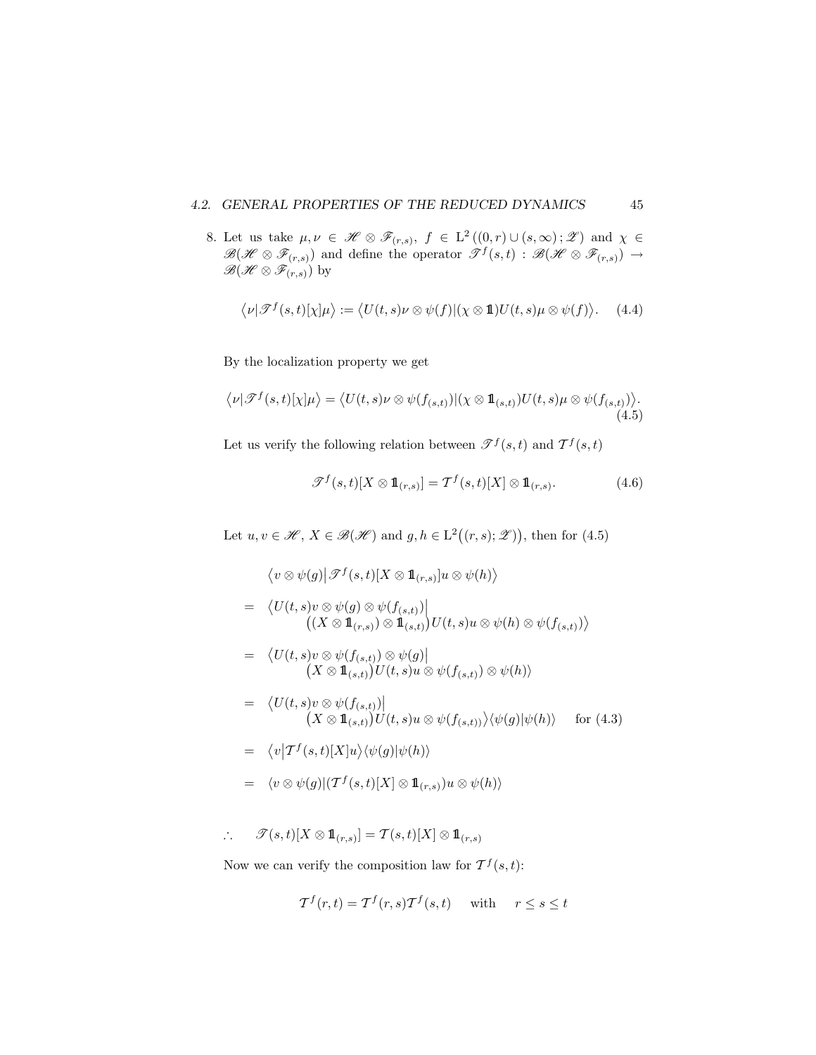8. Let us take $\mu, \nu \in \mathscr{H} \otimes \mathscr{F}_{(r,s)}$, $f \in \mathrm{L}^2\left((0,r) \cup (s,\infty)\,;\mathscr{Z}\right)$ and $\chi \in \mathscr{B}(\mathscr{H} \otimes \mathscr{F}_{(r,s)})$ and define the operator $\mathscr{T}^f(s,t) : \mathscr{B}(\mathscr{H} \otimes \mathscr{F}_{(r,s)}) \to \mathscr{B}(\mathscr{H} \otimes \mathscr{F}_{(r,s)})$ by

$$\left\langle \nu | \mathscr{T}^f(s,t)[\chi]\mu \right\rangle := \left\langle U(t,s)\nu \otimes \psi(f) | (\chi \otimes \mathbb{1}) U(t,s)\mu \otimes \psi(f) \right\rangle. \quad (4.4)$$

By the localization property we get

$$\left\langle \nu | \mathscr{T}^f(s,t)[\chi]\mu \right\rangle = \left\langle U(t,s)\nu \otimes \psi(f_{(s,t)}) | (\chi \otimes \mathbb{1}_{(s,t)}) U(t,s)\mu \otimes \psi(f_{(s,t)}) \right\rangle. \quad (4.5)$$

Let us verify the following relation between $\mathscr{T}^f(s,t)$ and $\mathcal{T}^f(s,t)$

$$\mathscr{T}^f(s,t)[X \otimes \mathbb{1}_{(r,s)}] = \mathcal{T}^f(s,t)[X] \otimes \mathbb{1}_{(r,s)}. \quad (4.6)$$

Let $u, v \in \mathscr{H}$, $X \in \mathscr{B}(\mathscr{H})$ and $g, h \in \mathrm{L}^2\big((r,s);\mathscr{Z})\big)$, then for (4.5)

$$\begin{aligned}
& \left\langle v \otimes \psi(g) \middle| \mathscr{T}^f(s,t)[X \otimes \mathbb{1}_{(r,s)}] u \otimes \psi(h) \right\rangle \\
= \; & \big\langle U(t,s)v \otimes \psi(g) \otimes \psi(f_{(s,t)}) \big| \\
& \quad \big((X \otimes \mathbb{1}_{(r,s)}) \otimes \mathbb{1}_{(s,t)}\big) U(t,s)u \otimes \psi(h) \otimes \psi(f_{(s,t)}) \big\rangle \\
= \; & \big\langle U(t,s)v \otimes \psi(f_{(s,t)}) \otimes \psi(g) \big| \\
& \quad \big(X \otimes \mathbb{1}_{(s,t)}\big) U(t,s)u \otimes \psi(f_{(s,t)}) \otimes \psi(h) \rangle \\
= \; & \big\langle U(t,s)v \otimes \psi(f_{(s,t)}) \big| \\
& \quad \big(X \otimes \mathbb{1}_{(s,t)}\big) U(t,s)u \otimes \psi(f_{(s,t)}) \big\rangle \langle \psi(g) | \psi(h) \rangle \qquad \text{for (4.3)} \\
= \; & \left\langle v \middle| \mathcal{T}^f(s,t)[X] u \right\rangle \langle \psi(g) | \psi(h) \rangle \\
= \; & \langle v \otimes \psi(g) | (\mathcal{T}^f(s,t)[X] \otimes \mathbb{1}_{(r,s)}) u \otimes \psi(h) \rangle
\end{aligned}$$

$$\therefore \qquad \mathscr{T}(s,t)[X \otimes \mathbb{1}_{(r,s)}] = \mathcal{T}(s,t)[X] \otimes \mathbb{1}_{(r,s)}$$

Now we can verify the composition law for $\mathcal{T}^f(s,t)$:

$$\mathcal{T}^f(r,t) = \mathcal{T}^f(r,s)\mathcal{T}^f(s,t) \quad \text{ with } \quad r \leq s \leq t$$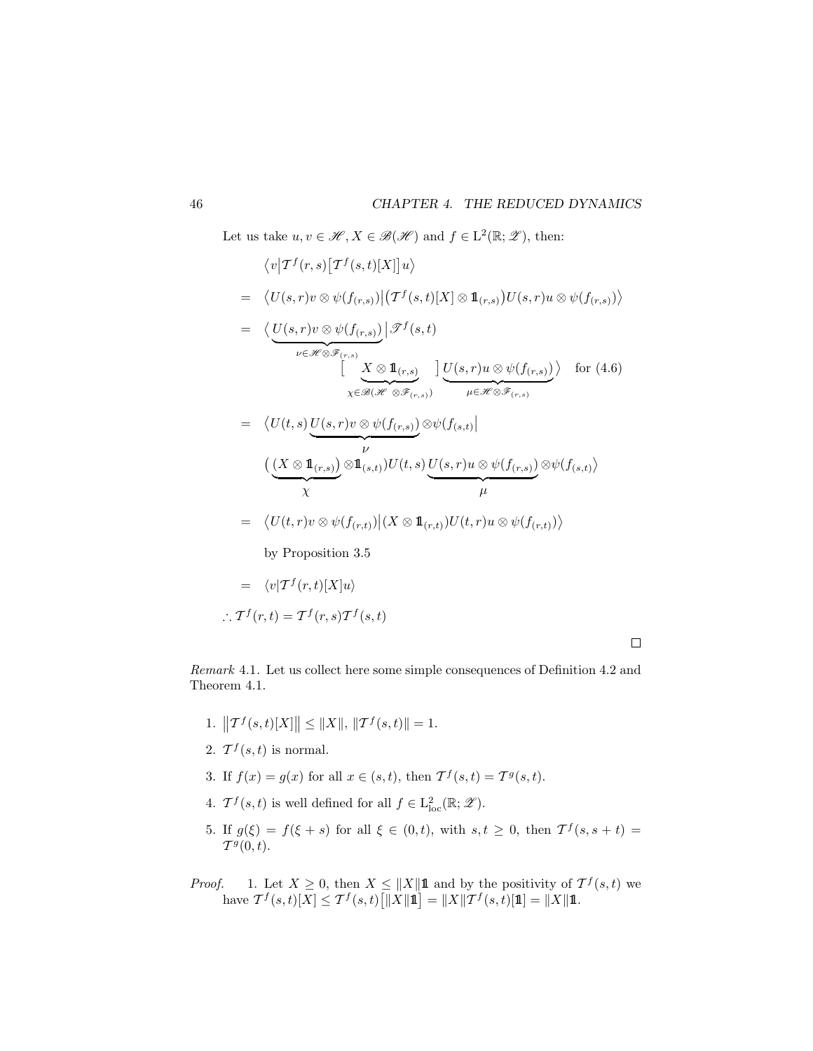Let us take $u, v \in \mathscr{H}$, $X \in \mathscr{B}(\mathscr{H})$ and $f \in \mathrm{L}^2(\mathbb{R}; \mathscr{Z})$, then:

$$
\begin{aligned}
& \left\langle v \middle| \mathcal{T}^f(r,s)\big[\mathcal{T}^f(s,t)[X]\big] u \right\rangle \\
= \;& \left\langle U(s,r)v \otimes \psi(f_{(r,s)}) \middle| \big(\mathcal{T}^f(s,t)[X] \otimes \mathbb{1}_{(r,s)}\big) U(s,r)u \otimes \psi(f_{(r,s)}) \right\rangle \\
= \;& \Big\langle \underbrace{U(s,r)v \otimes \psi(f_{(r,s)})}_{\nu \in \mathscr{H} \otimes \mathscr{F}_{(r,s)}} \Big| \mathscr{T}^f(s,t) \Big[ \underbrace{X \otimes \mathbb{1}_{(r,s)}}_{\chi \in \mathscr{B}(\mathscr{H} \otimes \mathscr{F}_{(r,s)})} \Big] \underbrace{U(s,r)u \otimes \psi(f_{(r,s)})}_{\mu \in \mathscr{H} \otimes \mathscr{F}_{(r,s)}} \Big\rangle \quad \text{for (4.6)} \\
= \;& \Big\langle U(t,s) \underbrace{U(s,r)v \otimes \psi(f_{(r,s)})}_{\nu} \otimes \psi(f_{(s,t)}) \Big| \\
& \Big( \underbrace{\big(X \otimes \mathbb{1}_{(r,s)}\big)}_{\chi} \otimes \mathbb{1}_{(s,t)} \Big) U(t,s) \underbrace{U(s,r)u \otimes \psi(f_{(r,s)})}_{\mu} \otimes \psi(f_{(s,t)}) \Big\rangle \\
= \;& \left\langle U(t,r)v \otimes \psi(f_{(r,t)}) \middle| (X \otimes \mathbb{1}_{(r,t)}) U(t,r)u \otimes \psi(f_{(r,t)}) \right\rangle \\
& \text{by Proposition 3.5} \\
= \;& \langle v | \mathcal{T}^f(r,t)[X] u \rangle
\end{aligned}
$$

$\therefore \mathcal{T}^f(r,t) = \mathcal{T}^f(r,s)\mathcal{T}^f(s,t)$

□

*Remark* 4.1. Let us collect here some simple consequences of Definition 4.2 and Theorem 4.1.

1. $\left\|\mathcal{T}^f(s,t)[X]\right\| \leq \|X\|$, $\|\mathcal{T}^f(s,t)\| = 1$.
2. $\mathcal{T}^f(s,t)$ is normal.
3. If $f(x) = g(x)$ for all $x \in (s,t)$, then $\mathcal{T}^f(s,t) = \mathcal{T}^g(s,t)$.
4. $\mathcal{T}^f(s,t)$ is well defined for all $f \in \mathrm{L}^2_{\mathrm{loc}}(\mathbb{R}; \mathscr{Z})$.
5. If $g(\xi) = f(\xi + s)$ for all $\xi \in (0,t)$, with $s, t \geq 0$, then $\mathcal{T}^f(s, s+t) = \mathcal{T}^g(0,t)$.

*Proof.* 1. Let $X \geq 0$, then $X \leq \|X\|\mathbb{1}$ and by the positivity of $\mathcal{T}^f(s,t)$ we have $\mathcal{T}^f(s,t)[X] \leq \mathcal{T}^f(s,t)\big[\|X\|\mathbb{1}\big] = \|X\|\mathcal{T}^f(s,t)[\mathbb{1}] = \|X\|\mathbb{1}$.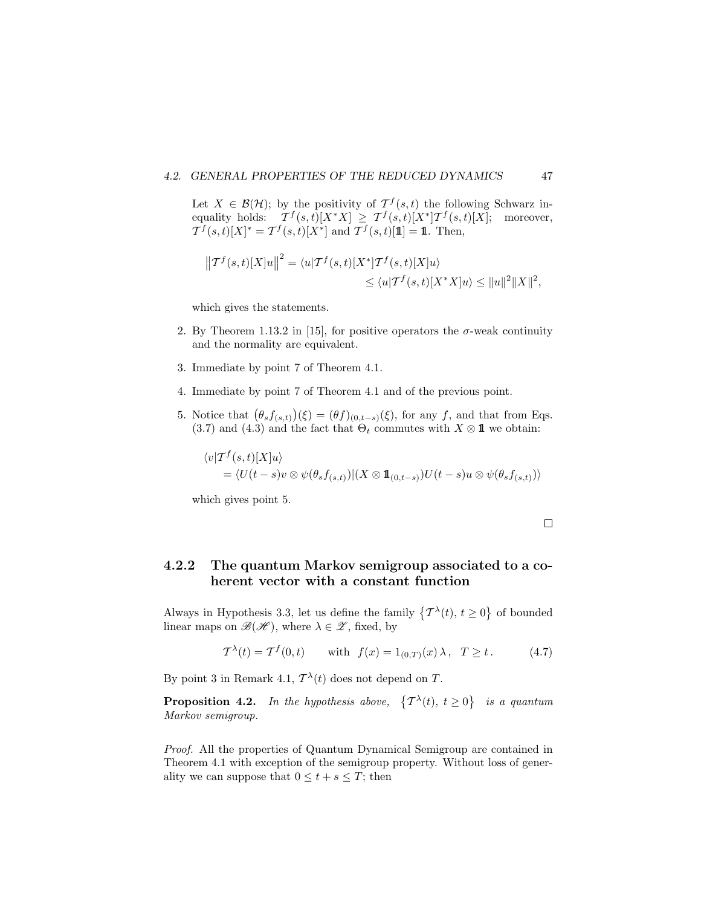Let $X \in \mathcal{B}(\mathcal{H})$; by the positivity of $\mathcal{T}^f(s,t)$ the following Schwarz inequality holds: $\mathcal{T}^f(s,t)[X^*X] \geq \mathcal{T}^f(s,t)[X^*]\mathcal{T}^f(s,t)[X]$; moreover, $\mathcal{T}^f(s,t)[X]^* = \mathcal{T}^f(s,t)[X^*]$ and $\mathcal{T}^f(s,t)[\mathbb{1}] = \mathbb{1}$. Then,

$$\left\|\mathcal{T}^f(s,t)[X]u\right\|^2 = \langle u|\mathcal{T}^f(s,t)[X^*]\mathcal{T}^f(s,t)[X]u\rangle \leq \langle u|\mathcal{T}^f(s,t)[X^*X]u\rangle \leq \|u\|^2\|X\|^2,$$

which gives the statements.

2. By Theorem 1.13.2 in [15], for positive operators the $\sigma$-weak continuity and the normality are equivalent.

3. Immediate by point 7 of Theorem 4.1.

4. Immediate by point 7 of Theorem 4.1 and of the previous point.

5. Notice that $\big(\theta_s f_{(s,t)}\big)(\xi) = (\theta f)_{(0,t-s)}(\xi)$, for any $f$, and that from Eqs. (3.7) and (4.3) and the fact that $\Theta_t$ commutes with $X \otimes \mathbb{1}$ we obtain:

$$\begin{aligned}&\langle v|\mathcal{T}^f(s,t)[X]u\rangle \\ &\quad = \langle U(t-s)v \otimes \psi(\theta_s f_{(s,t)})|(X \otimes \mathbb{1}_{(0,t-s)})U(t-s)u \otimes \psi(\theta_s f_{(s,t)})\rangle\end{aligned}$$

which gives point 5.

□

### 4.2.2 The quantum Markov semigroup associated to a coherent vector with a constant function

Always in Hypothesis 3.3, let us define the family $\left\{\mathcal{T}^\lambda(t),\, t \geq 0\right\}$ of bounded linear maps on $\mathscr{B}(\mathscr{H})$, where $\lambda \in \mathscr{Z}$, fixed, by

$$\mathcal{T}^\lambda(t) = \mathcal{T}^f(0,t) \qquad \text{with} \;\; f(x) = 1_{(0,T)}(x)\,\lambda\,, \;\; T \geq t\,. \tag{4.7}$$

By point 3 in Remark 4.1, $\mathcal{T}^\lambda(t)$ does not depend on $T$.

**Proposition 4.2.** *In the hypothesis above,* $\left\{\mathcal{T}^\lambda(t),\, t \geq 0\right\}$ *is a quantum Markov semigroup.*

*Proof.* All the properties of Quantum Dynamical Semigroup are contained in Theorem 4.1 with exception of the semigroup property. Without loss of generality we can suppose that $0 \leq t+s \leq T$; then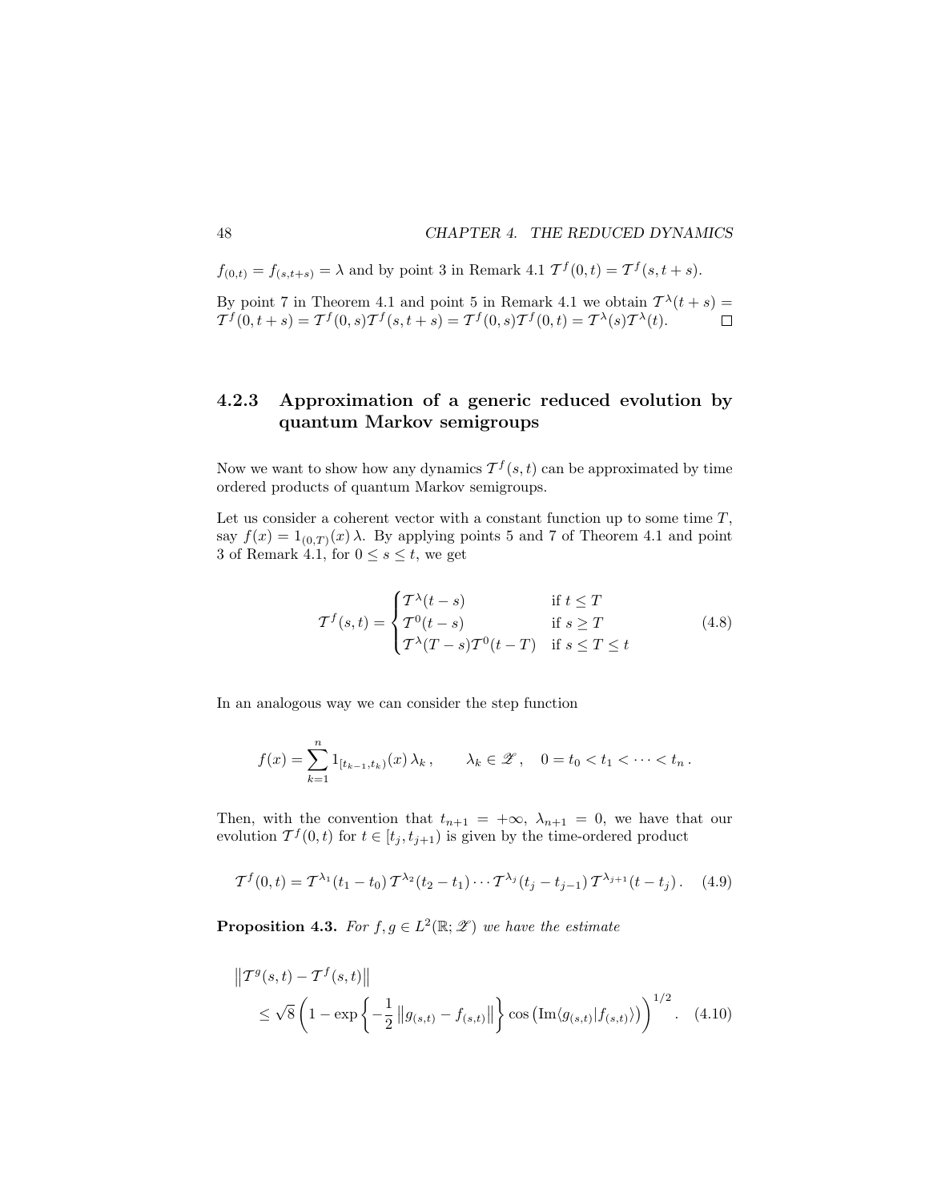$f_{(0,t)} = f_{(s,t+s)} = \lambda$ and by point 3 in Remark 4.1 $\mathcal{T}^f(0,t) = \mathcal{T}^f(s,t+s)$.

By point 7 in Theorem 4.1 and point 5 in Remark 4.1 we obtain $\mathcal{T}^\lambda(t+s) = \mathcal{T}^f(0,t+s) = \mathcal{T}^f(0,s)\mathcal{T}^f(s,t+s) = \mathcal{T}^f(0,s)\mathcal{T}^f(0,t) = \mathcal{T}^\lambda(s)\mathcal{T}^\lambda(t)$. □

### 4.2.3 Approximation of a generic reduced evolution by quantum Markov semigroups

Now we want to show how any dynamics $\mathcal{T}^f(s,t)$ can be approximated by time ordered products of quantum Markov semigroups.

Let us consider a coherent vector with a constant function up to some time $T$, say $f(x) = 1_{(0,T)}(x)\,\lambda$. By applying points 5 and 7 of Theorem 4.1 and point 3 of Remark 4.1, for $0 \le s \le t$, we get

$$\mathcal{T}^f(s,t) = \begin{cases} \mathcal{T}^\lambda(t-s) & \text{if } t \le T \\ \mathcal{T}^0(t-s) & \text{if } s \ge T \\ \mathcal{T}^\lambda(T-s)\mathcal{T}^0(t-T) & \text{if } s \le T \le t \end{cases} \tag{4.8}$$

In an analogous way we can consider the step function

$$f(x) = \sum_{k=1}^{n} 1_{[t_{k-1},t_k)}(x)\,\lambda_k\,, \qquad \lambda_k \in \mathscr{Z}\,, \quad 0 = t_0 < t_1 < \cdots < t_n\,.$$

Then, with the convention that $t_{n+1} = +\infty$, $\lambda_{n+1} = 0$, we have that our evolution $\mathcal{T}^f(0,t)$ for $t \in [t_j, t_{j+1})$ is given by the time-ordered product

$$\mathcal{T}^f(0,t) = \mathcal{T}^{\lambda_1}(t_1 - t_0)\,\mathcal{T}^{\lambda_2}(t_2 - t_1)\cdots\mathcal{T}^{\lambda_j}(t_j - t_{j-1})\,\mathcal{T}^{\lambda_{j+1}}(t - t_j)\,. \tag{4.9}$$

**Proposition 4.3.** *For $f, g \in L^2(\mathbb{R};\mathscr{Z})$ we have the estimate*

$$\begin{aligned} &\left\|\mathcal{T}^g(s,t) - \mathcal{T}^f(s,t)\right\| \\ &\qquad \le \sqrt{8}\left(1 - \exp\left\{-\frac{1}{2}\left\|g_{(s,t)} - f_{(s,t)}\right\|\right\}\cos\left(\operatorname{Im}\langle g_{(s,t)}|f_{(s,t)}\rangle\right)\right)^{1/2}. \end{aligned} \tag{4.10}$$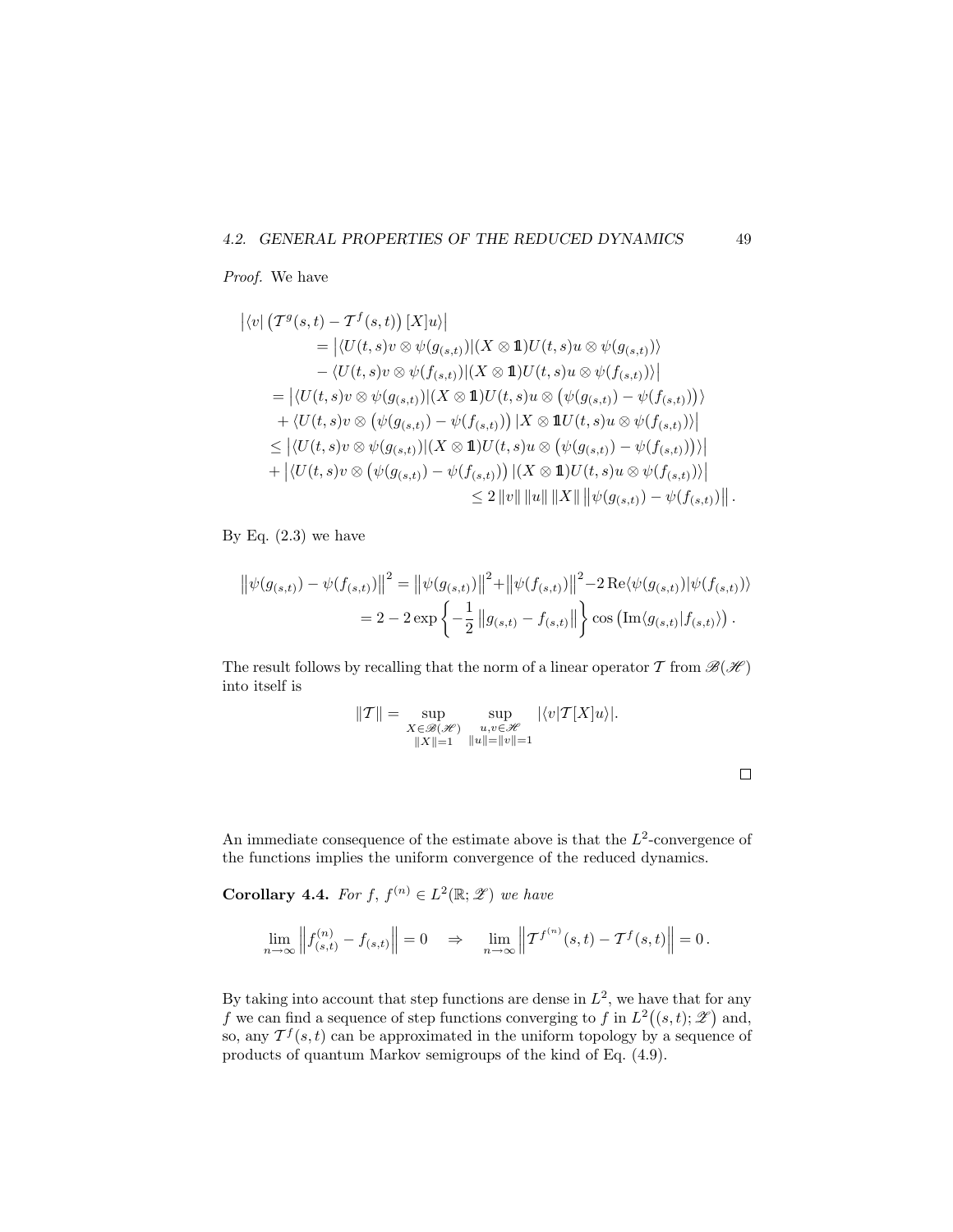*Proof.* We have

$$
\begin{aligned}
&\left|\langle v|\left(\mathcal{T}^g(s,t)-\mathcal{T}^f(s,t)\right)[X]u\rangle\right| \\
&\qquad = \big|\langle U(t,s)v\otimes\psi(g_{(s,t)})|(X\otimes\mathbb{1})U(t,s)u\otimes\psi(g_{(s,t)})\rangle \\
&\qquad\quad - \langle U(t,s)v\otimes\psi(f_{(s,t)})|(X\otimes\mathbb{1})U(t,s)u\otimes\psi(f_{(s,t)})\rangle\big| \\
&\quad = \big|\langle U(t,s)v\otimes\psi(g_{(s,t)})|(X\otimes\mathbb{1})U(t,s)u\otimes\left(\psi(g_{(s,t)})-\psi(f_{(s,t)})\right)\rangle \\
&\quad\ + \langle U(t,s)v\otimes\left(\psi(g_{(s,t)})-\psi(f_{(s,t)})\right)|X\otimes\mathbb{1}U(t,s)u\otimes\psi(f_{(s,t)})\rangle\big| \\
&\quad \le \left|\langle U(t,s)v\otimes\psi(g_{(s,t)})|(X\otimes\mathbb{1})U(t,s)u\otimes\left(\psi(g_{(s,t)})-\psi(f_{(s,t)})\right)\rangle\right| \\
&\quad\ + \left|\langle U(t,s)v\otimes\left(\psi(g_{(s,t)})-\psi(f_{(s,t)})\right)|(X\otimes\mathbb{1})U(t,s)u\otimes\psi(f_{(s,t)})\rangle\right| \\
&\qquad\qquad\qquad\qquad\qquad\qquad \le 2\,\|v\|\,\|u\|\,\|X\|\,\left\|\psi(g_{(s,t)})-\psi(f_{(s,t)})\right\|.
\end{aligned}
$$

By Eq. (2.3) we have

$$
\begin{aligned}
\left\|\psi(g_{(s,t)})-\psi(f_{(s,t)})\right\|^2 &= \left\|\psi(g_{(s,t)})\right\|^2+\left\|\psi(f_{(s,t)})\right\|^2-2\,\mathrm{Re}\langle\psi(g_{(s,t)})|\psi(f_{(s,t)})\rangle \\
&= 2-2\exp\left\{-\frac{1}{2}\left\|g_{(s,t)}-f_{(s,t)}\right\|\right\}\cos\left(\mathrm{Im}\langle g_{(s,t)}|f_{(s,t)}\rangle\right).
\end{aligned}
$$

The result follows by recalling that the norm of a linear operator $\mathcal{T}$ from $\mathscr{B}(\mathscr{H})$ into itself is

$$
\|\mathcal{T}\| = \sup_{\substack{X\in\mathscr{B}(\mathscr{H})\\ \|X\|=1}}\ \sup_{\substack{u,v\in\mathscr{H}\\ \|u\|=\|v\|=1}} |\langle v|\mathcal{T}[X]u\rangle|.
$$

□

An immediate consequence of the estimate above is that the $L^2$-convergence of the functions implies the uniform convergence of the reduced dynamics.

**Corollary 4.4.** *For $f$, $f^{(n)}\in L^2(\mathbb{R};\mathscr{Z})$ we have*

$$
\lim_{n\to\infty}\left\|f^{(n)}_{(s,t)}-f_{(s,t)}\right\|=0 \quad\Rightarrow\quad \lim_{n\to\infty}\left\|\mathcal{T}^{f^{(n)}}(s,t)-\mathcal{T}^f(s,t)\right\|=0\,.
$$

By taking into account that step functions are dense in $L^2$, we have that for any $f$ we can find a sequence of step functions converging to $f$ in $L^2\big((s,t);\mathscr{Z}\big)$ and, so, any $\mathcal{T}^f(s,t)$ can be approximated in the uniform topology by a sequence of products of quantum Markov semigroups of the kind of Eq. (4.9).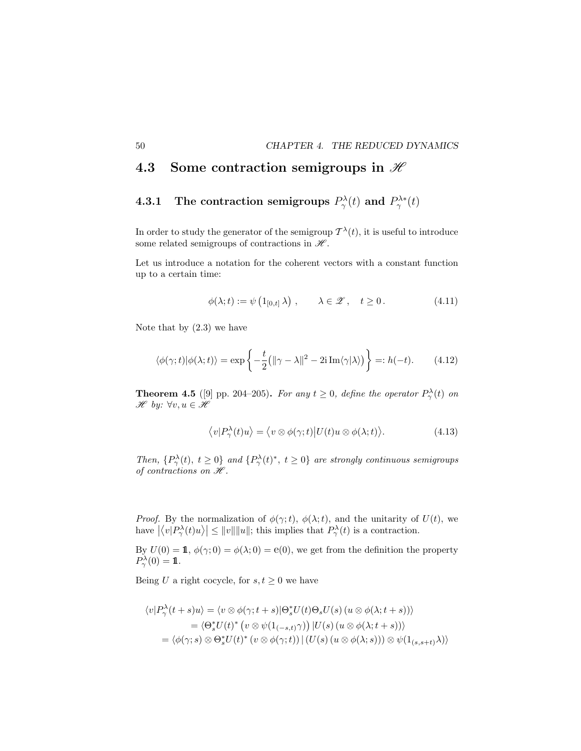## 4.3 Some contraction semigroups in $\mathscr{H}$

### 4.3.1 The contraction semigroups $P_\gamma^\lambda(t)$ and $P_\gamma^{\lambda *}(t)$

In order to study the generator of the semigroup $\mathcal{T}^\lambda(t)$, it is useful to introduce some related semigroups of contractions in $\mathscr{H}$.

Let us introduce a notation for the coherent vectors with a constant function up to a certain time:

$$
\phi(\lambda;t) := \psi\left(1_{[0,t]}\,\lambda\right), \qquad \lambda \in \mathscr{Z}, \quad t \geq 0. \tag{4.11}
$$

Note that by (2.3) we have

$$
\langle \phi(\gamma;t)|\phi(\lambda;t)\rangle = \exp\left\{-\frac{t}{2}\big(\|\gamma-\lambda\|^2 - 2\mathrm{i}\,\mathrm{Im}\langle\gamma|\lambda\rangle\big)\right\} =: h(-t). \tag{4.12}
$$

**Theorem 4.5** ([9] pp. 204–205)**.** *For any $t \geq 0$, define the operator $P_\gamma^\lambda(t)$ on $\mathscr{H}$ by: $\forall v, u \in \mathscr{H}$*

$$
\left\langle v|P_\gamma^\lambda(t)u\right\rangle = \left\langle v\otimes\phi(\gamma;t)\middle|U(t)u\otimes\phi(\lambda;t)\right\rangle. \tag{4.13}
$$

*Then, $\{P_\gamma^\lambda(t),\ t\geq 0\}$ and $\{P_\gamma^\lambda(t)^*,\ t\geq 0\}$ are strongly continuous semigroups of contractions on $\mathscr{H}$.*

*Proof.* By the normalization of $\phi(\gamma;t)$, $\phi(\lambda;t)$, and the unitarity of $U(t)$, we have $\left|\left\langle v|P_\gamma^\lambda(t)u\right\rangle\right| \leq \|v\|\|u\|$; this implies that $P_\gamma^\lambda(t)$ is a contraction.

By $U(0) = \mathbb{1}$, $\phi(\gamma;0) = \phi(\lambda;0) = \mathrm{e}(0)$, we get from the definition the property $P_\gamma^\lambda(0) = \mathbb{1}$.

Being $U$ a right cocycle, for $s, t \geq 0$ we have

$$
\begin{aligned}
\langle v|P_\gamma^\lambda(t+s)u\rangle &= \langle v\otimes\phi(\gamma;t+s)|\Theta_s^* U(t)\Theta_s U(s)\left(u\otimes\phi(\lambda;t+s)\right)\rangle \\
&= \langle \Theta_s^* U(t)^*\left(v\otimes\psi(1_{(-s,t)}\gamma)\right)|U(s)\left(u\otimes\phi(\lambda;t+s)\right)\rangle \\
&= \langle \phi(\gamma;s)\otimes\Theta_s^* U(t)^*\left(v\otimes\phi(\gamma;t)\right)|\left(U(s)\left(u\otimes\phi(\lambda;s)\right)\right)\otimes\psi(1_{(s,s+t)}\lambda)\rangle
\end{aligned}
$$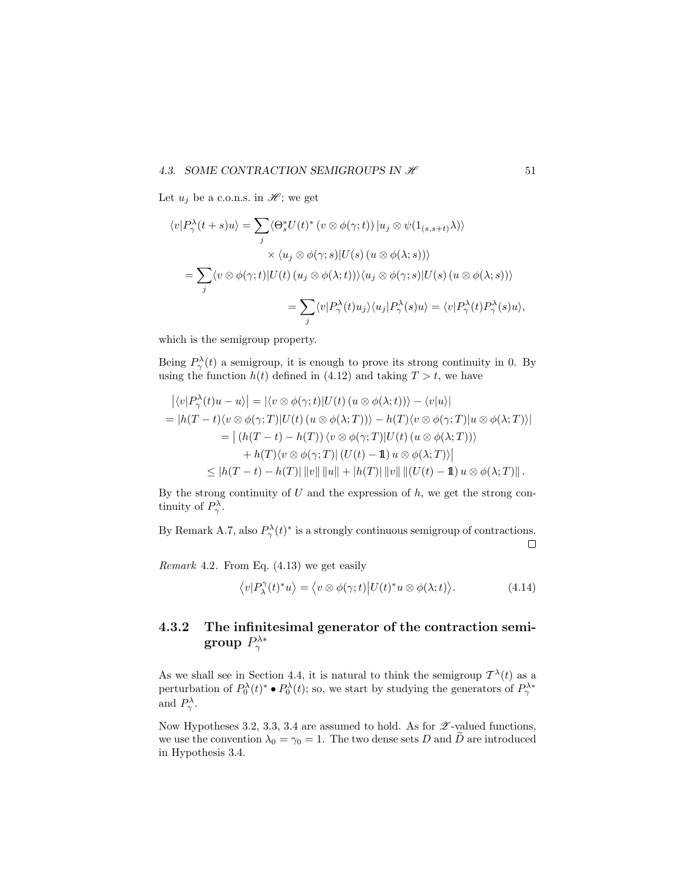Let $u_j$ be a c.o.n.s. in $\mathscr{H}$; we get

$$
\begin{aligned}
\langle v|P^\lambda_\gamma(t+s)u\rangle &= \sum_j \langle \Theta_s^* U(t)^* \left(v\otimes\phi(\gamma;t)\right)|u_j \otimes \psi(1_{(s,s+t)}\lambda)\rangle \\
&\qquad \times \langle u_j\otimes\phi(\gamma;s)|U(s)\left(u\otimes\phi(\lambda;s)\right)\rangle \\
&= \sum_j \langle v\otimes\phi(\gamma;t)|U(t)\left(u_j\otimes\phi(\lambda;t)\right)\rangle\langle u_j\otimes\phi(\gamma;s)|U(s)\left(u\otimes\phi(\lambda;s)\right)\rangle \\
&= \sum_j \langle v|P^\lambda_\gamma(t)u_j\rangle\langle u_j|P^\lambda_\gamma(s)u\rangle = \langle v|P^\lambda_\gamma(t)P^\lambda_\gamma(s)u\rangle,
\end{aligned}
$$

which is the semigroup property.

Being $P^\lambda_\gamma(t)$ a semigroup, it is enough to prove its strong continuity in 0. By using the function $h(t)$ defined in (4.12) and taking $T>t$, we have

$$
\begin{aligned}
&\left|\langle v|P^\lambda_\gamma(t)u - u\rangle\right| = \left|\langle v\otimes\phi(\gamma;t)|U(t)\left(u\otimes\phi(\lambda;t)\right)\rangle - \langle v|u\rangle\right| \\
&= \left|h(T-t)\langle v\otimes\phi(\gamma;T)|U(t)\left(u\otimes\phi(\lambda;T)\right)\rangle - h(T)\langle v\otimes\phi(\gamma;T)|u\otimes\phi(\lambda;T)\rangle\right| \\
&\qquad = \big|\left(h(T-t)-h(T)\right)\langle v\otimes\phi(\gamma;T)|U(t)\left(u\otimes\phi(\lambda;T)\right)\rangle \\
&\qquad\qquad + h(T)\langle v\otimes\phi(\gamma;T)|\left(U(t)-\mathbb{1}\right)u\otimes\phi(\lambda;T)\rangle\big| \\
&\qquad \leq |h(T-t)-h(T)|\,\|v\|\,\|u\| + |h(T)|\,\|v\|\,\|\left(U(t)-\mathbb{1}\right)u\otimes\phi(\lambda;T)\|\,.
\end{aligned}
$$

By the strong continuity of $U$ and the expression of $h$, we get the strong continuity of $P^\lambda_\gamma$.

By Remark A.7, also $P^\lambda_\gamma(t)^*$ is a strongly continuous semigroup of contractions. □

*Remark* 4.2. From Eq. (4.13) we get easily

$$
\left\langle v|P^\gamma_\lambda(t)^* u\right\rangle = \left\langle v\otimes\phi(\gamma;t)\middle|U(t)^* u\otimes\phi(\lambda;t)\right\rangle. \tag{4.14}
$$

### 4.3.2 The infinitesimal generator of the contraction semigroup $P^{\lambda *}_\gamma$

As we shall see in Section 4.4, it is natural to think the semigroup $\mathcal{T}^\lambda(t)$ as a perturbation of $P^\lambda_0(t)^* \bullet P^\lambda_0(t)$; so, we start by studying the generators of $P^{\lambda *}_\gamma$ and $P^\lambda_\gamma$.

Now Hypotheses 3.2, 3.3, 3.4 are assumed to hold. As for $\mathscr{Z}$-valued functions, we use the convention $\lambda_0 = \gamma_0 = 1$. The two dense sets $D$ and $\widetilde{D}$ are introduced in Hypothesis 3.4.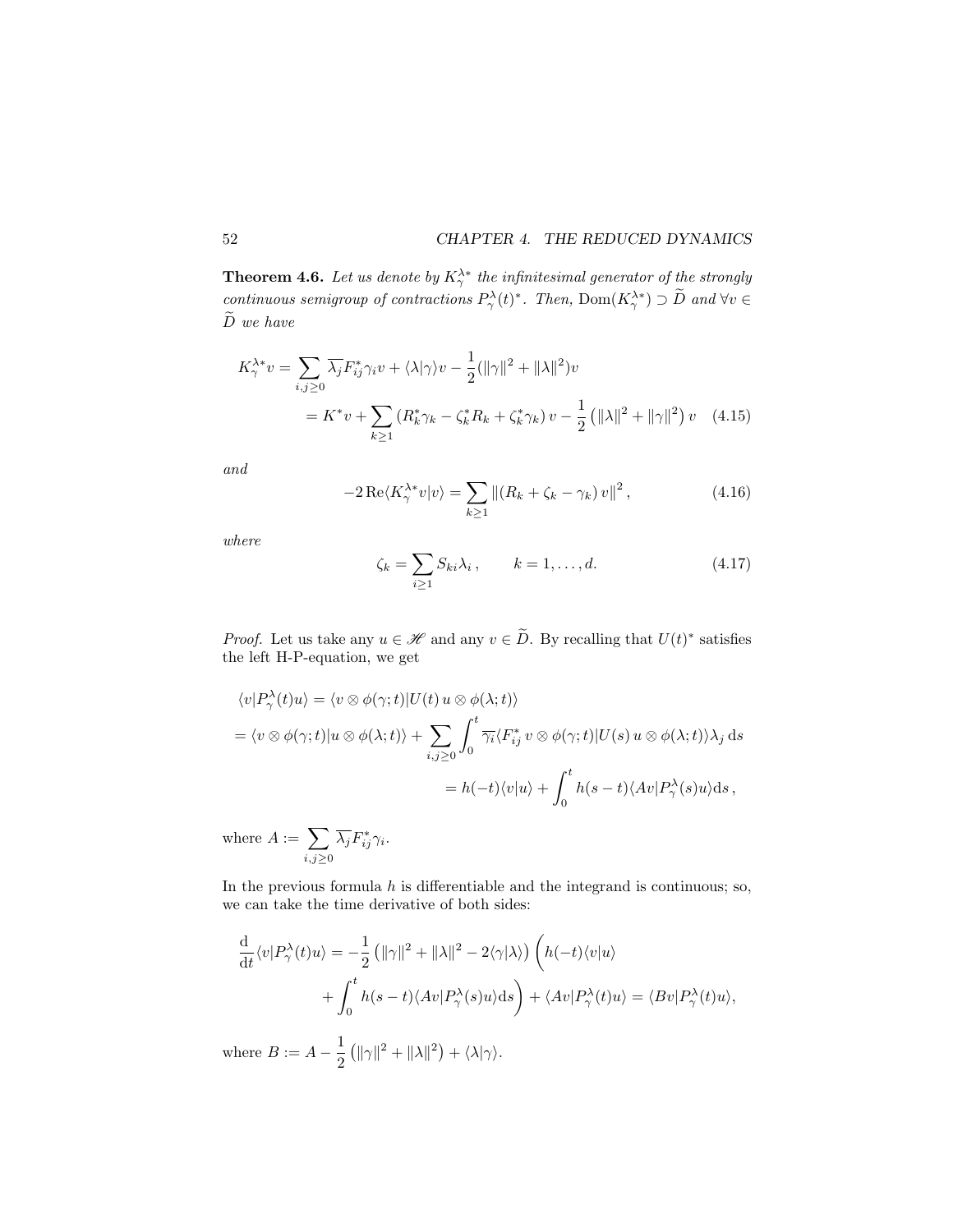**Theorem 4.6.** *Let us denote by $K_\gamma^{\lambda *}$ the infinitesimal generator of the strongly continuous semigroup of contractions $P_\gamma^\lambda(t)^*$. Then, $\mathrm{Dom}(K_\gamma^{\lambda *}) \supset \widetilde{D}$ and $\forall v \in \widetilde{D}$ we have*

$$
\begin{aligned}
K_\gamma^{\lambda *} v &= \sum_{i,j \geq 0} \overline{\lambda_j} F_{ij}^* \gamma_i v + \langle \lambda | \gamma \rangle v - \frac{1}{2}(\|\gamma\|^2 + \|\lambda\|^2) v \\
&= K^* v + \sum_{k \geq 1} \left( R_k^* \gamma_k - \zeta_k^* R_k + \zeta_k^* \gamma_k \right) v - \frac{1}{2}\left( \|\lambda\|^2 + \|\gamma\|^2 \right) v \qquad (4.15)
\end{aligned}
$$

*and*

$$
-2 \operatorname{Re} \langle K_\gamma^{\lambda *} v | v \rangle = \sum_{k \geq 1} \left\| \left( R_k + \zeta_k - \gamma_k \right) v \right\|^2, \qquad (4.16)
$$

*where*

$$
\zeta_k = \sum_{i \geq 1} S_{ki} \lambda_i, \qquad k = 1, \ldots, d. \qquad (4.17)
$$

*Proof.* Let us take any $u \in \mathscr{H}$ and any $v \in \widetilde{D}$. By recalling that $U(t)^*$ satisfies the left H-P-equation, we get

$$
\begin{aligned}
&\langle v | P_\gamma^\lambda(t) u \rangle = \langle v \otimes \phi(\gamma; t) | U(t)\, u \otimes \phi(\lambda; t) \rangle \\
&= \langle v \otimes \phi(\gamma; t) | u \otimes \phi(\lambda; t) \rangle + \sum_{i,j \geq 0} \int_0^t \overline{\gamma_i} \langle F_{ij}^*\, v \otimes \phi(\gamma; t) | U(s)\, u \otimes \phi(\lambda; t) \rangle \lambda_j \, \mathrm{d}s \\
&\qquad\qquad = h(-t) \langle v | u \rangle + \int_0^t h(s - t) \langle A v | P_\gamma^\lambda(s) u \rangle \mathrm{d}s,
\end{aligned}
$$

where $A := \sum_{i,j \geq 0} \overline{\lambda_j} F_{ij}^* \gamma_i$.

In the previous formula $h$ is differentiable and the integrand is continuous; so, we can take the time derivative of both sides:

$$
\begin{aligned}
\frac{\mathrm{d}}{\mathrm{d}t} \langle v | P_\gamma^\lambda(t) u \rangle &= -\frac{1}{2} \left( \|\gamma\|^2 + \|\lambda\|^2 - 2 \langle \gamma | \lambda \rangle \right) \bigg( h(-t) \langle v | u \rangle \\
&\quad + \int_0^t h(s - t) \langle A v | P_\gamma^\lambda(s) u \rangle \mathrm{d}s \bigg) + \langle A v | P_\gamma^\lambda(t) u \rangle = \langle B v | P_\gamma^\lambda(t) u \rangle,
\end{aligned}
$$

where $B := A - \frac{1}{2}\left( \|\gamma\|^2 + \|\lambda\|^2 \right) + \langle \lambda | \gamma \rangle$.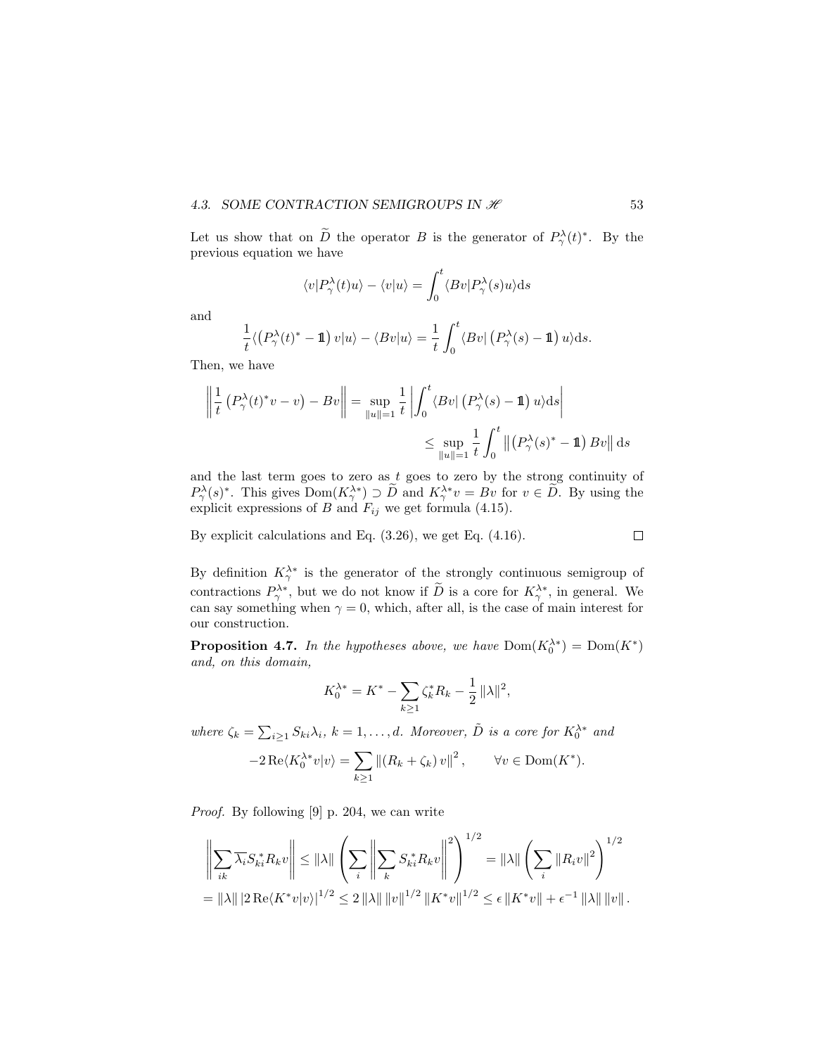Let us show that on $\widetilde{D}$ the operator $B$ is the generator of $P_\gamma^\lambda(t)^*$. By the previous equation we have

$$\langle v|P_\gamma^\lambda(t)u\rangle - \langle v|u\rangle = \int_0^t \langle Bv|P_\gamma^\lambda(s)u\rangle \mathrm{d}s$$

and

$$\frac{1}{t}\langle \big(P_\gamma^\lambda(t)^* - \mathbb{1}\big)\, v|u\rangle - \langle Bv|u\rangle = \frac{1}{t}\int_0^t \langle Bv|\left(P_\gamma^\lambda(s) - \mathbb{1}\right)u\rangle \mathrm{d}s.$$

Then, we have

$$\begin{aligned}
\left\| \frac{1}{t}\left(P_\gamma^\lambda(t)^* v - v\right) - Bv \right\| &= \sup_{\|u\|=1} \frac{1}{t}\left| \int_0^t \langle Bv|\left(P_\gamma^\lambda(s) - \mathbb{1}\right)u\rangle \mathrm{d}s \right| \\
&\leq \sup_{\|u\|=1} \frac{1}{t}\int_0^t \left\| \left(P_\gamma^\lambda(s)^* - \mathbb{1}\right) Bv \right\| \mathrm{d}s
\end{aligned}$$

and the last term goes to zero as $t$ goes to zero by the strong continuity of $P_\gamma^\lambda(s)^*$. This gives $\mathrm{Dom}(K_\gamma^{\lambda *}) \supset \widetilde{D}$ and $K_\gamma^{\lambda *}v = Bv$ for $v \in \widetilde{D}$. By using the explicit expressions of $B$ and $F_{ij}$ we get formula (4.15).

By explicit calculations and Eq. (3.26), we get Eq. (4.16). □

By definition $K_\gamma^{\lambda *}$ is the generator of the strongly continuous semigroup of contractions $P_\gamma^{\lambda *}$, but we do not know if $\widetilde{D}$ is a core for $K_\gamma^{\lambda *}$, in general. We can say something when $\gamma = 0$, which, after all, is the case of main interest for our construction.

**Proposition 4.7.** *In the hypotheses above, we have* $\mathrm{Dom}(K_0^{\lambda *}) = \mathrm{Dom}(K^*)$ *and, on this domain,*

$$K_0^{\lambda *} = K^* - \sum_{k\geq 1} \zeta_k^* R_k - \frac{1}{2}\|\lambda\|^2,$$

*where* $\zeta_k = \sum_{i\geq 1} S_{ki}\lambda_i$, $k = 1, \ldots, d$. *Moreover,* $\tilde{D}$ *is a core for* $K_0^{\lambda *}$ *and*

$$-2\,\mathrm{Re}\langle K_0^{\lambda *} v|v\rangle = \sum_{k\geq 1} \left\|\left(R_k + \zeta_k\right)v\right\|^2, \qquad \forall v \in \mathrm{Dom}(K^*).$$

*Proof.* By following [9] p. 204, we can write

$$\begin{aligned}
&\left\| \sum_{ik} \overline{\lambda_i} S_{ki}^* R_k v \right\| \leq \|\lambda\| \left( \sum_i \left\| \sum_k S_{ki}^* R_k v \right\|^2 \right)^{1/2} = \|\lambda\| \left( \sum_i \|R_i v\|^2 \right)^{1/2} \\
&= \|\lambda\| \left|2\,\mathrm{Re}\langle K^* v|v\rangle\right|^{1/2} \leq 2\,\|\lambda\|\,\|v\|^{1/2}\,\|K^* v\|^{1/2} \leq \epsilon\,\|K^* v\| + \epsilon^{-1}\,\|\lambda\|\,\|v\|.
\end{aligned}$$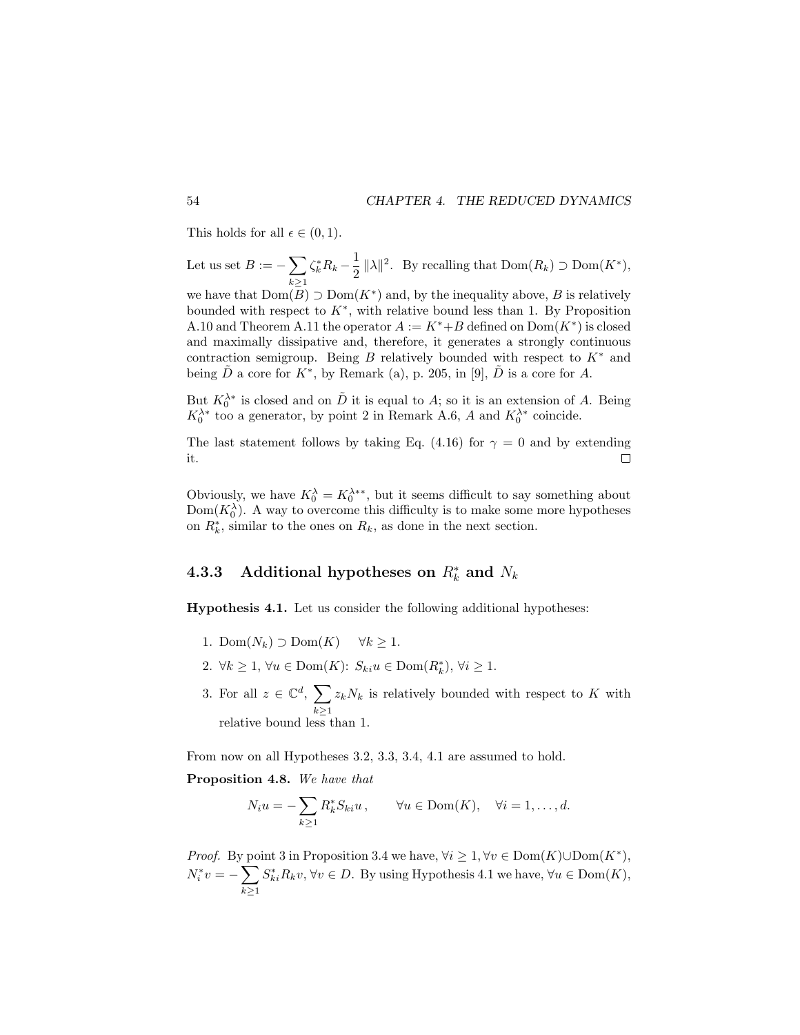This holds for all $\epsilon \in (0,1)$.

Let us set $B := -\sum_{k\geq 1} \zeta_k^* R_k - \frac{1}{2}\,\|\lambda\|^2$. By recalling that $\mathrm{Dom}(R_k) \supset \mathrm{Dom}(K^*)$, we have that $\mathrm{Dom}(B) \supset \mathrm{Dom}(K^*)$ and, by the inequality above, $B$ is relatively bounded with respect to $K^*$, with relative bound less than 1. By Proposition A.10 and Theorem A.11 the operator $A := K^* + B$ defined on $\mathrm{Dom}(K^*)$ is closed and maximally dissipative and, therefore, it generates a strongly continuous contraction semigroup. Being $B$ relatively bounded with respect to $K^*$ and being $\tilde{D}$ a core for $K^*$, by Remark (a), p. 205, in [9], $\tilde{D}$ is a core for $A$.

But $K_0^{\lambda *}$ is closed and on $\tilde{D}$ it is equal to $A$; so it is an extension of $A$. Being $K_0^{\lambda *}$ too a generator, by point 2 in Remark A.6, $A$ and $K_0^{\lambda *}$ coincide.

The last statement follows by taking Eq. (4.16) for $\gamma = 0$ and by extending it. □

Obviously, we have $K_0^{\lambda} = K_0^{\lambda **}$, but it seems difficult to say something about $\mathrm{Dom}(K_0^{\lambda})$. A way to overcome this difficulty is to make some more hypotheses on $R_k^*$, similar to the ones on $R_k$, as done in the next section.

### 4.3.3 Additional hypotheses on $R_k^*$ and $N_k$

**Hypothesis 4.1.** Let us consider the following additional hypotheses:

1. $\mathrm{Dom}(N_k) \supset \mathrm{Dom}(K) \quad \forall k \geq 1$.
2. $\forall k \geq 1$, $\forall u \in \mathrm{Dom}(K)$: $S_{ki}u \in \mathrm{Dom}(R_k^*)$, $\forall i \geq 1$.
3. For all $z \in \mathbb{C}^d$, $\sum_{k\geq 1} z_k N_k$ is relatively bounded with respect to $K$ with relative bound less than 1.

From now on all Hypotheses 3.2, 3.3, 3.4, 4.1 are assumed to hold.

**Proposition 4.8.** *We have that*

$$N_i u = -\sum_{k\geq 1} R_k^* S_{ki} u\,, \qquad \forall u \in \mathrm{Dom}(K), \quad \forall i = 1, \ldots, d.$$

*Proof.* By point 3 in Proposition 3.4 we have, $\forall i \geq 1, \forall v \in \mathrm{Dom}(K) \cup \mathrm{Dom}(K^*)$, $N_i^* v = -\sum_{k\geq 1} S_{ki}^* R_k v$, $\forall v \in D$. By using Hypothesis 4.1 we have, $\forall u \in \mathrm{Dom}(K)$,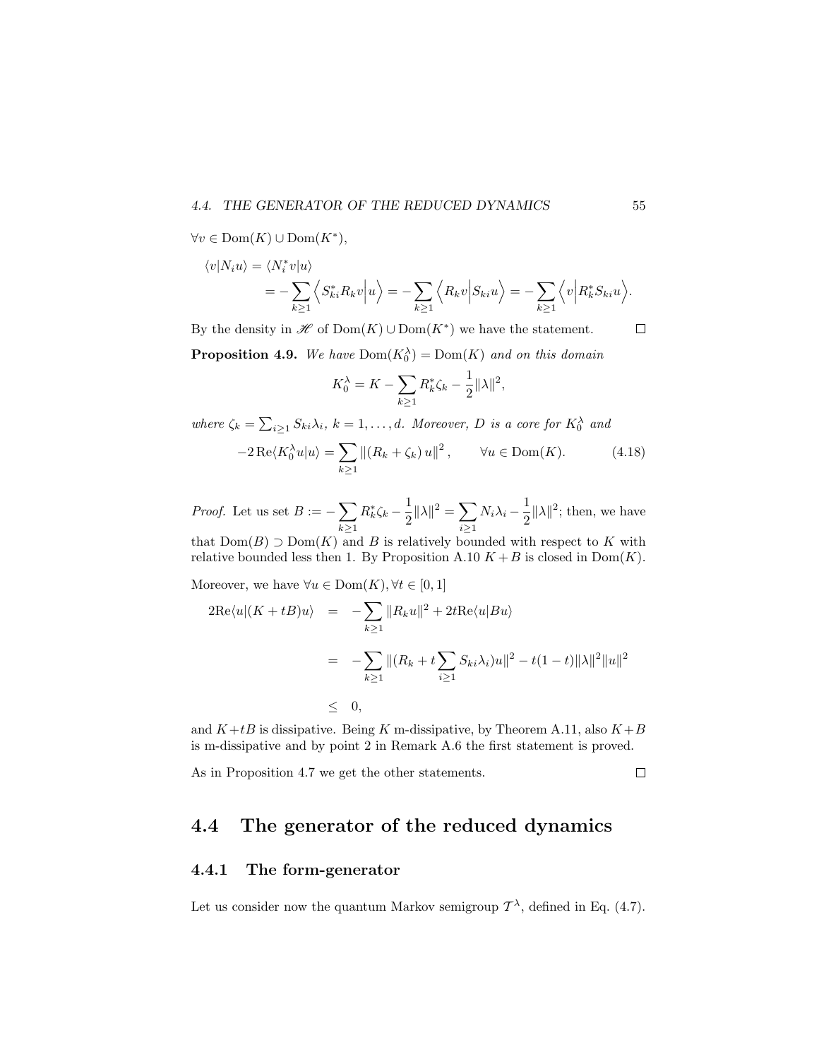$\forall v \in \mathrm{Dom}(K) \cup \mathrm{Dom}(K^*)$,

$$
\begin{aligned}
\langle v | N_i u \rangle &= \langle N_i^* v | u \rangle \\
&= -\sum_{k \geq 1} \Big\langle S_{ki}^* R_k v \Big| u \Big\rangle = -\sum_{k \geq 1} \Big\langle R_k v \Big| S_{ki} u \Big\rangle = -\sum_{k \geq 1} \Big\langle v \Big| R_k^* S_{ki} u \Big\rangle.
\end{aligned}
$$

By the density in $\mathscr{H}$ of $\mathrm{Dom}(K) \cup \mathrm{Dom}(K^*)$ we have the statement. $\square$

**Proposition 4.9.** *We have* $\mathrm{Dom}(K_0^\lambda) = \mathrm{Dom}(K)$ *and on this domain*

$$
K_0^\lambda = K - \sum_{k \geq 1} R_k^* \zeta_k - \frac{1}{2} \|\lambda\|^2,
$$

*where* $\zeta_k = \sum_{i \geq 1} S_{ki} \lambda_i$, $k = 1, \ldots, d$. *Moreover, $D$ is a core for* $K_0^\lambda$ *and*

$$
-2 \,\mathrm{Re} \langle K_0^\lambda u | u \rangle = \sum_{k \geq 1} \left\| \left( R_k + \zeta_k \right) u \right\|^2, \qquad \forall u \in \mathrm{Dom}(K). \tag{4.18}
$$

*Proof.* Let us set $B := -\sum_{k \geq 1} R_k^* \zeta_k - \frac{1}{2} \|\lambda\|^2 = \sum_{i \geq 1} N_i \lambda_i - \frac{1}{2} \|\lambda\|^2$; then, we have that $\mathrm{Dom}(B) \supset \mathrm{Dom}(K)$ and $B$ is relatively bounded with respect to $K$ with relative bounded less then 1. By Proposition A.10 $K + B$ is closed in $\mathrm{Dom}(K)$.

Moreover, we have $\forall u \in \mathrm{Dom}(K), \forall t \in [0, 1]$

$$
\begin{aligned}
2 \mathrm{Re} \langle u | (K + tB) u \rangle &= -\sum_{k \geq 1} \|R_k u\|^2 + 2t \mathrm{Re} \langle u | B u \rangle \\
&= -\sum_{k \geq 1} \|(R_k + t \sum_{i \geq 1} S_{ki} \lambda_i) u\|^2 - t(1 - t) \|\lambda\|^2 \|u\|^2 \\
&\leq 0,
\end{aligned}
$$

and $K + tB$ is dissipative. Being $K$ m-dissipative, by Theorem A.11, also $K + B$ is m-dissipative and by point 2 in Remark A.6 the first statement is proved.

As in Proposition 4.7 we get the other statements. $\square$

## 4.4 The generator of the reduced dynamics

### 4.4.1 The form-generator

Let us consider now the quantum Markov semigroup $\mathcal{T}^\lambda$, defined in Eq. (4.7).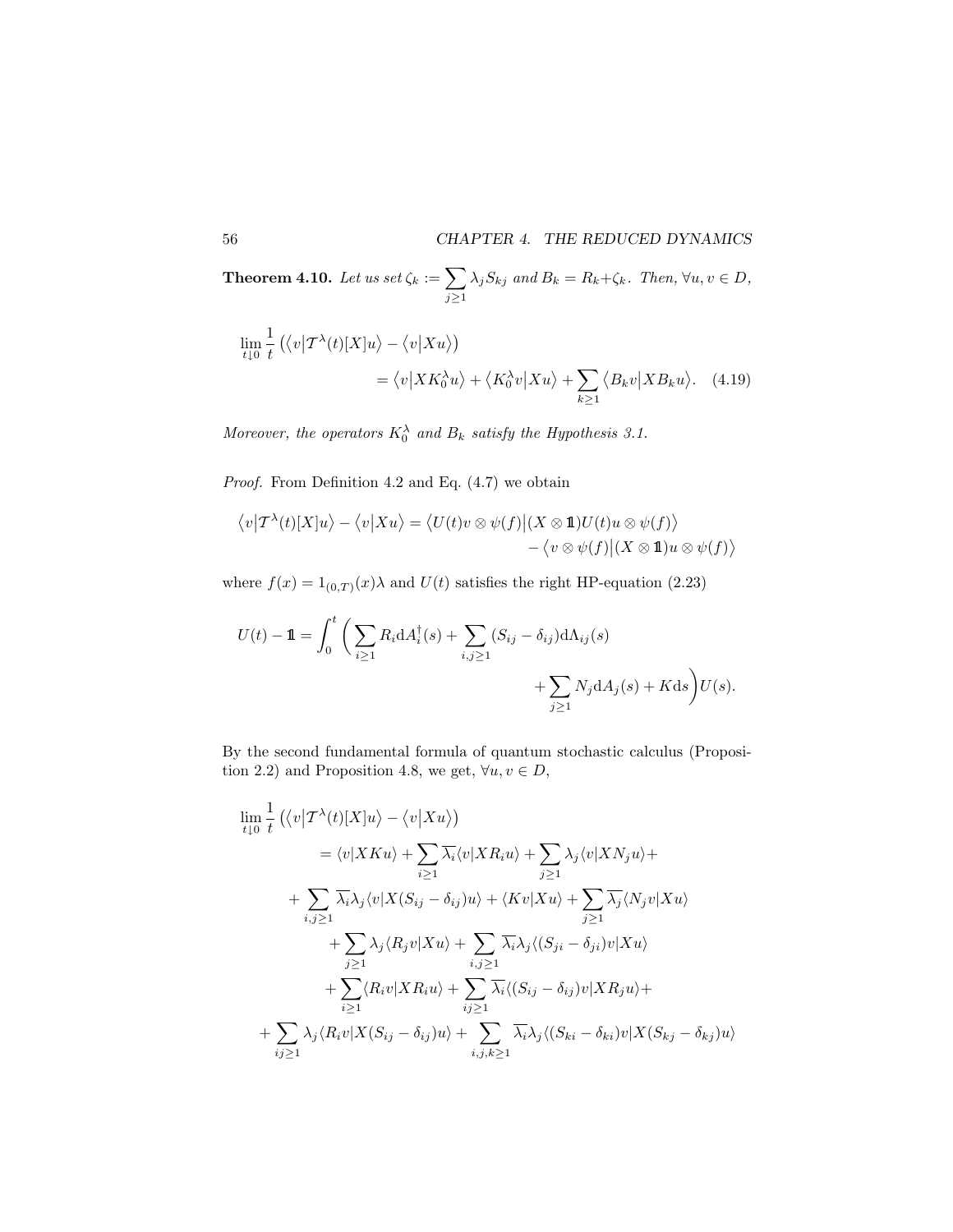**Theorem 4.10.** *Let us set* $\zeta_k := \sum_{j\geq 1} \lambda_j S_{kj}$ *and* $B_k = R_k + \zeta_k$. *Then,* $\forall u, v \in D$,

$$
\lim_{t\downarrow 0} \frac{1}{t}\left(\langle v|\mathcal{T}^\lambda(t)[X]u\rangle - \langle v|Xu\rangle\right) = \langle v|XK_0^\lambda u\rangle + \langle K_0^\lambda v|Xu\rangle + \sum_{k\geq 1}\langle B_k v|XB_k u\rangle. \quad (4.19)
$$

*Moreover, the operators* $K_0^\lambda$ *and* $B_k$ *satisfy the Hypothesis 3.1.*

*Proof.* From Definition 4.2 and Eq. (4.7) we obtain

$$
\langle v|\mathcal{T}^\lambda(t)[X]u\rangle - \langle v|Xu\rangle = \langle U(t)v\otimes\psi(f)|(X\otimes\mathbb{1})U(t)u\otimes\psi(f)\rangle - \langle v\otimes\psi(f)|(X\otimes\mathbb{1})u\otimes\psi(f)\rangle
$$

where $f(x) = 1_{(0,T)}(x)\lambda$ and $U(t)$ satisfies the right HP-equation (2.23)

$$
U(t) - \mathbb{1} = \int_0^t \Bigg(\sum_{i\geq 1} R_i \mathrm{d}A_i^\dagger(s) + \sum_{i,j\geq 1}(S_{ij}-\delta_{ij})\mathrm{d}\Lambda_{ij}(s) + \sum_{j\geq 1} N_j \mathrm{d}A_j(s) + K\mathrm{d}s\Bigg)U(s).
$$

By the second fundamental formula of quantum stochastic calculus (Proposition 2.2) and Proposition 4.8, we get, $\forall u, v \in D$,

$$
\begin{aligned}
\lim_{t\downarrow 0} \frac{1}{t}&\left(\langle v|\mathcal{T}^\lambda(t)[X]u\rangle - \langle v|Xu\rangle\right) \\
&= \langle v|XKu\rangle + \sum_{i\geq 1}\overline{\lambda_i}\langle v|XR_iu\rangle + \sum_{j\geq 1}\lambda_j\langle v|XN_ju\rangle + \\
&+ \sum_{i,j\geq 1}\overline{\lambda_i}\lambda_j\langle v|X(S_{ij}-\delta_{ij})u\rangle + \langle Kv|Xu\rangle + \sum_{j\geq 1}\overline{\lambda_j}\langle N_jv|Xu\rangle \\
&+ \sum_{j\geq 1}\lambda_j\langle R_jv|Xu\rangle + \sum_{i,j\geq 1}\overline{\lambda_i}\lambda_j\langle (S_{ji}-\delta_{ji})v|Xu\rangle \\
&+ \sum_{i\geq 1}\langle R_iv|XR_iu\rangle + \sum_{ij\geq 1}\overline{\lambda_i}\langle (S_{ij}-\delta_{ij})v|XR_ju\rangle + \\
&+ \sum_{ij\geq 1}\lambda_j\langle R_iv|X(S_{ij}-\delta_{ij})u\rangle + \sum_{i,j,k\geq 1}\overline{\lambda_i}\lambda_j\langle (S_{ki}-\delta_{ki})v|X(S_{kj}-\delta_{kj})u\rangle
\end{aligned}
$$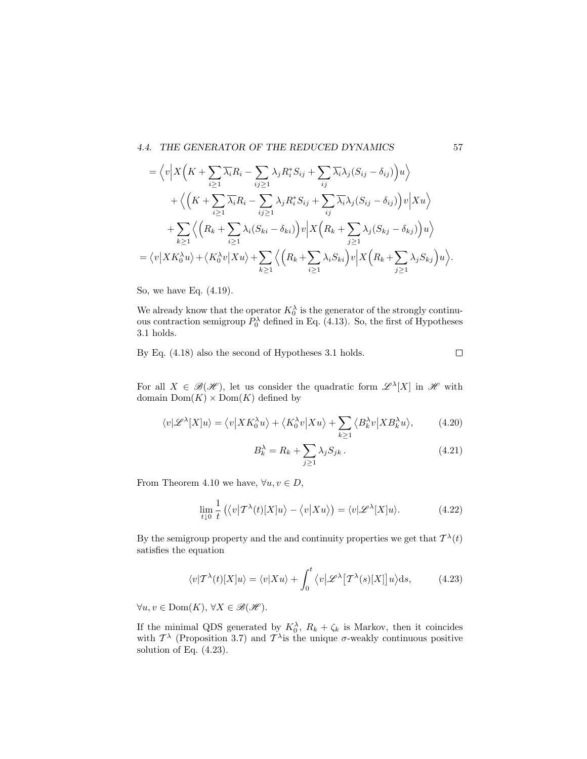$$
\begin{aligned}
&= \Big\langle v \Big| X\Big(K + \sum_{i\geq 1} \overline{\lambda_i} R_i - \sum_{ij\geq 1} \lambda_j R_i^* S_{ij} + \sum_{ij} \overline{\lambda_i}\lambda_j (S_{ij} - \delta_{ij})\Big) u \Big\rangle \\
&\quad + \Big\langle \Big(K + \sum_{i\geq 1} \overline{\lambda_i} R_i - \sum_{ij\geq 1} \lambda_j R_i^* S_{ij} + \sum_{ij} \overline{\lambda_i}\lambda_j (S_{ij} - \delta_{ij})\Big) v \Big| X u \Big\rangle \\
&\quad + \sum_{k\geq 1} \Big\langle \Big(R_k + \sum_{i\geq 1} \lambda_i (S_{ki} - \delta_{ki})\Big) v \Big| X \Big(R_k + \sum_{j\geq 1} \lambda_j (S_{kj} - \delta_{kj})\Big) u \Big\rangle \\
&= \big\langle v \big| X K_0^\lambda u \big\rangle + \big\langle K_0^\lambda v \big| X u \big\rangle + \sum_{k\geq 1} \Big\langle \Big(R_k + \sum_{i\geq 1} \lambda_i S_{ki}\Big) v \Big| X \Big(R_k + \sum_{j\geq 1} \lambda_j S_{kj}\Big) u \Big\rangle.
\end{aligned}
$$

So, we have Eq. (4.19).

We already know that the operator $K_0^\lambda$ is the generator of the strongly continuous contraction semigroup $P_0^\lambda$ defined in Eq. (4.13). So, the first of Hypotheses 3.1 holds.

By Eq. (4.18) also the second of Hypotheses 3.1 holds. □

For all $X \in \mathscr{B}(\mathscr{H})$, let us consider the quadratic form $\mathscr{L}^\lambda[X]$ in $\mathscr{H}$ with domain $\mathrm{Dom}(K) \times \mathrm{Dom}(K)$ defined by

$$
\langle v | \mathscr{L}^\lambda[X] u \rangle = \big\langle v \big| X K_0^\lambda u \big\rangle + \big\langle K_0^\lambda v \big| X u \big\rangle + \sum_{k\geq 1} \big\langle B_k^\lambda v \big| X B_k^\lambda u \big\rangle, \tag{4.20}
$$

$$
B_k^\lambda = R_k + \sum_{j\geq 1} \lambda_j S_{jk}\,. \tag{4.21}
$$

From Theorem 4.10 we have, $\forall u, v \in D$,

$$
\lim_{t\downarrow 0} \frac{1}{t}\left( \big\langle v \big| \mathcal{T}^\lambda(t)[X] u \big\rangle - \big\langle v \big| X u \big\rangle \right) = \langle v | \mathscr{L}^\lambda[X] u \rangle. \tag{4.22}
$$

By the semigroup property and the and continuity properties we get that $\mathcal{T}^\lambda(t)$ satisfies the equation

$$
\langle v | \mathcal{T}^\lambda(t)[X] u \rangle = \langle v | X u \rangle + \int_0^t \big\langle v \big| \mathscr{L}^\lambda\big[\mathcal{T}^\lambda(s)[X]\big] u \big\rangle \mathrm{d}s, \tag{4.23}
$$

$\forall u, v \in \mathrm{Dom}(K)$, $\forall X \in \mathscr{B}(\mathscr{H})$.

If the minimal QDS generated by $K_0^\lambda$, $R_k + \zeta_k$ is Markov, then it coincides with $\mathcal{T}^\lambda$ (Proposition 3.7) and $\mathcal{T}^\lambda$is the unique $\sigma$-weakly continuous positive solution of Eq. (4.23).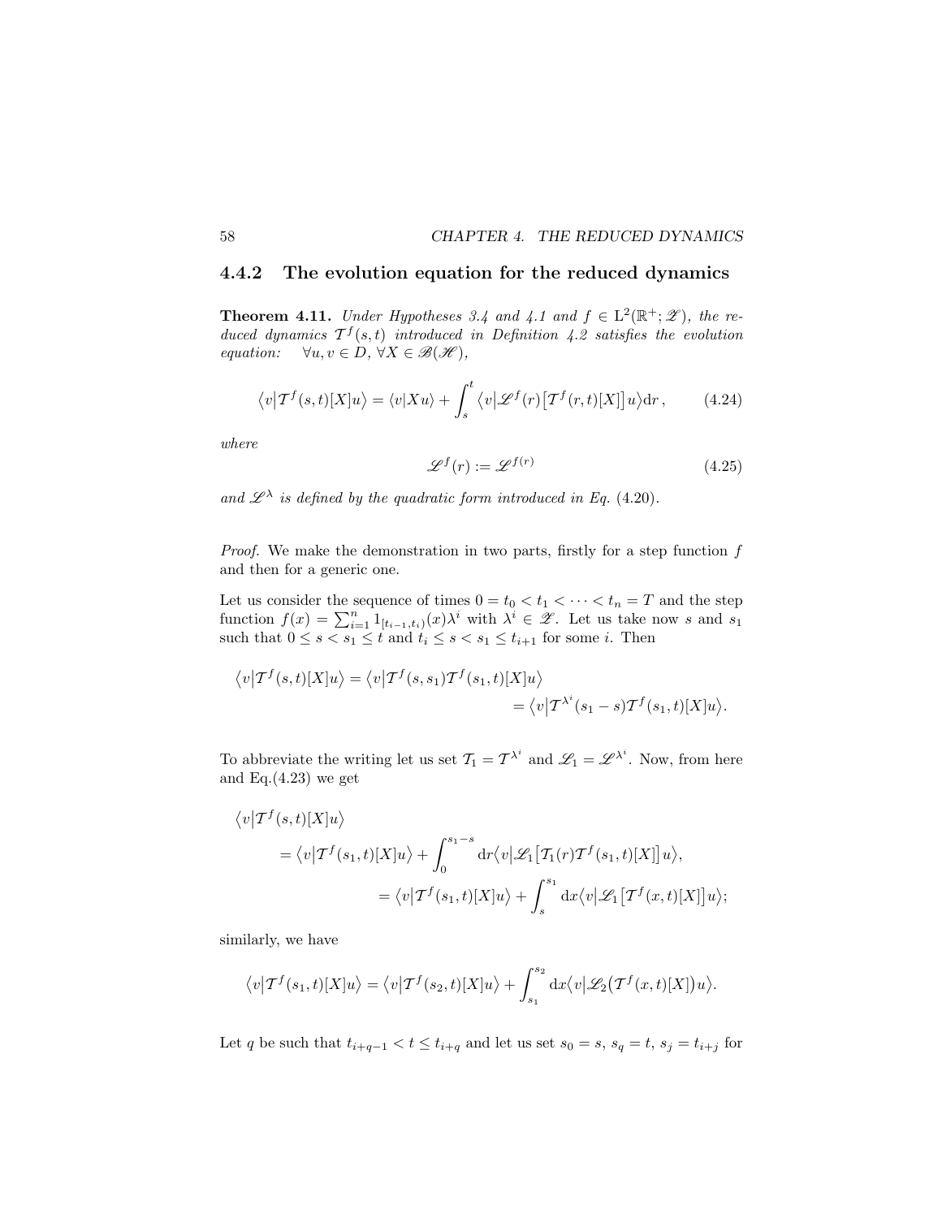### 4.4.2 The evolution equation for the reduced dynamics

**Theorem 4.11.** *Under Hypotheses 3.4 and 4.1 and $f \in \mathrm{L}^2(\mathbb{R}^+;\mathscr{Z})$, the reduced dynamics $\mathcal{T}^f(s,t)$ introduced in Definition 4.2 satisfies the evolution equation:* $\quad \forall u, v \in D,\ \forall X \in \mathscr{B}(\mathscr{H})$,

$$\big\langle v\big|\mathcal{T}^f(s,t)[X]u\big\rangle = \langle v|Xu\rangle + \int_s^t \big\langle v\big|\mathscr{L}^f(r)\big[\mathcal{T}^f(r,t)[X]\big]u\big\rangle \mathrm{d}r\,, \tag{4.24}$$

*where*

$$\mathscr{L}^f(r) := \mathscr{L}^{f(r)} \tag{4.25}$$

*and $\mathscr{L}^\lambda$ is defined by the quadratic form introduced in Eq. (4.20).*

*Proof.* We make the demonstration in two parts, firstly for a step function $f$ and then for a generic one.

Let us consider the sequence of times $0 = t_0 < t_1 < \cdots < t_n = T$ and the step function $f(x) = \sum_{i=1}^n 1_{[t_{i-1},t_i)}(x)\lambda^i$ with $\lambda^i \in \mathscr{Z}$. Let us take now $s$ and $s_1$ such that $0 \le s < s_1 \le t$ and $t_i \le s < s_1 \le t_{i+1}$ for some $i$. Then

$$\begin{aligned}
\big\langle v\big|\mathcal{T}^f(s,t)[X]u\big\rangle &= \big\langle v\big|\mathcal{T}^f(s,s_1)\mathcal{T}^f(s_1,t)[X]u\big\rangle \\
&= \big\langle v\big|\mathcal{T}^{\lambda^i}(s_1-s)\mathcal{T}^f(s_1,t)[X]u\big\rangle.
\end{aligned}$$

To abbreviate the writing let us set $\mathcal{T}_1 = \mathcal{T}^{\lambda^i}$ and $\mathscr{L}_1 = \mathscr{L}^{\lambda^i}$. Now, from here and Eq.(4.23) we get

$$\begin{aligned}
&\big\langle v\big|\mathcal{T}^f(s,t)[X]u\big\rangle \\
&\qquad = \big\langle v\big|\mathcal{T}^f(s_1,t)[X]u\big\rangle + \int_0^{s_1-s} \mathrm{d}r \big\langle v\big|\mathscr{L}_1\big[\mathcal{T}_1(r)\mathcal{T}^f(s_1,t)[X]\big]u\big\rangle, \\
&\qquad = \big\langle v\big|\mathcal{T}^f(s_1,t)[X]u\big\rangle + \int_s^{s_1} \mathrm{d}x \big\langle v\big|\mathscr{L}_1\big[\mathcal{T}^f(x,t)[X]\big]u\big\rangle;
\end{aligned}$$

similarly, we have

$$\big\langle v\big|\mathcal{T}^f(s_1,t)[X]u\big\rangle = \big\langle v\big|\mathcal{T}^f(s_2,t)[X]u\big\rangle + \int_{s_1}^{s_2} \mathrm{d}x \big\langle v\big|\mathscr{L}_2\big(\mathcal{T}^f(x,t)[X]\big)u\big\rangle.$$

Let $q$ be such that $t_{i+q-1} < t \le t_{i+q}$ and let us set $s_0 = s$, $s_q = t$, $s_j = t_{i+j}$ for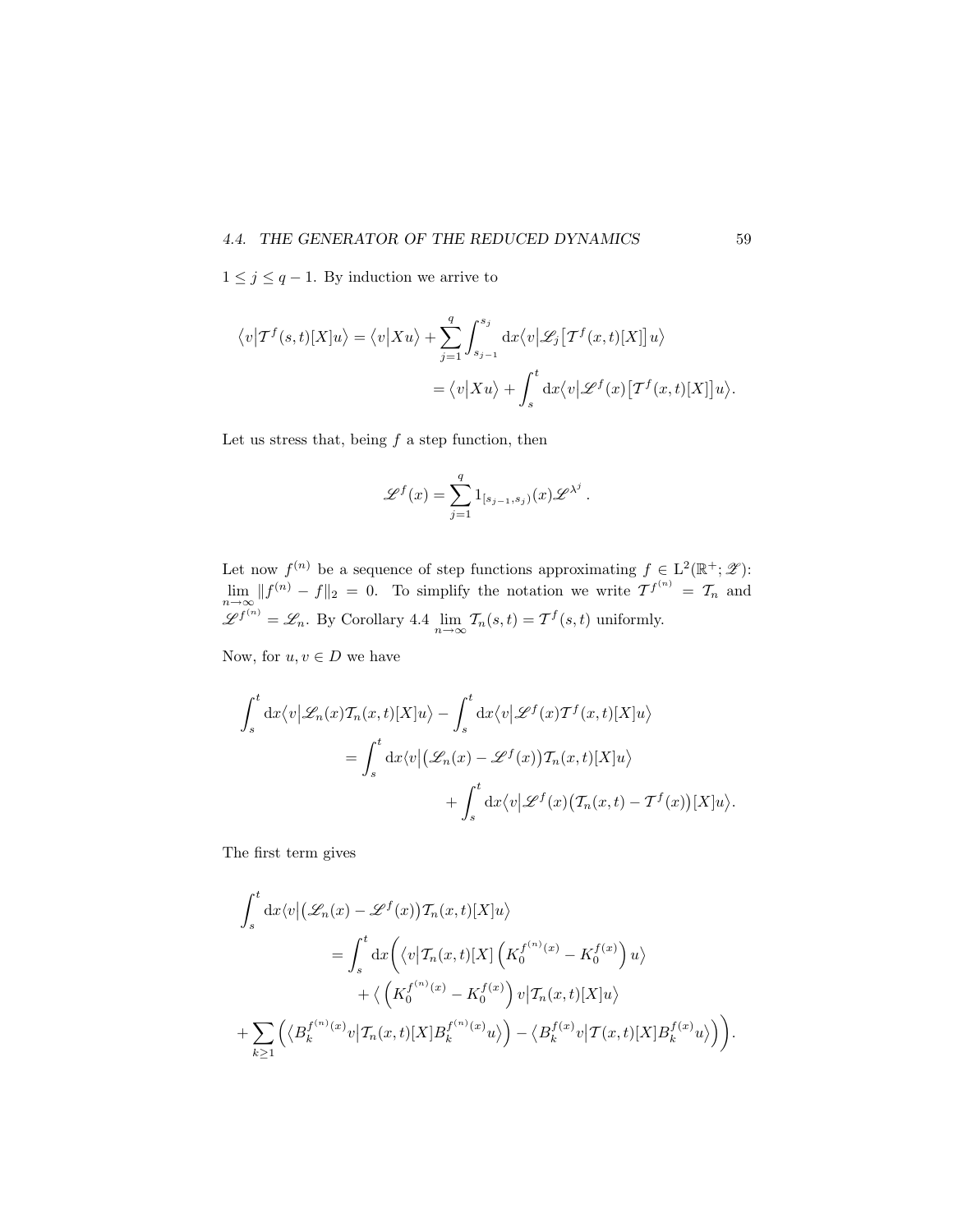$1 \le j \le q-1$. By induction we arrive to

$$
\begin{aligned}
\langle v | \mathcal{T}^f(s,t)[X]u \rangle &= \langle v | Xu \rangle + \sum_{j=1}^{q} \int_{s_{j-1}}^{s_j} \mathrm{d}x \langle v | \mathscr{L}_j \big[ \mathcal{T}^f(x,t)[X] \big] u \rangle \\
&= \langle v | Xu \rangle + \int_s^t \mathrm{d}x \langle v | \mathscr{L}^f(x) \big[ \mathcal{T}^f(x,t)[X] \big] u \rangle .
\end{aligned}
$$

Let us stress that, being $f$ a step function, then

$$
\mathscr{L}^f(x) = \sum_{j=1}^{q} 1_{[s_{j-1}, s_j)}(x) \mathscr{L}^{\lambda^j} .
$$

Let now $f^{(n)}$ be a sequence of step functions approximating $f \in \mathrm{L}^2(\mathbb{R}^+; \mathscr{Z})$: $\lim_{n\to\infty} \| f^{(n)} - f \|_2 = 0$. To simplify the notation we write $\mathcal{T}^{f^{(n)}} = \mathcal{T}_n$ and $\mathscr{L}^{f^{(n)}} = \mathscr{L}_n$. By Corollary 4.4 $\lim_{n\to\infty} \mathcal{T}_n(s,t) = \mathcal{T}^f(s,t)$ uniformly.

Now, for $u, v \in D$ we have

$$
\begin{aligned}
\int_s^t \mathrm{d}x \langle v | \mathscr{L}_n(x) \mathcal{T}_n(x,t)[X]u \rangle &- \int_s^t \mathrm{d}x \langle v | \mathscr{L}^f(x) \mathcal{T}^f(x,t)[X]u \rangle \\
&= \int_s^t \mathrm{d}x \langle v | \big( \mathscr{L}_n(x) - \mathscr{L}^f(x) \big) \mathcal{T}_n(x,t)[X]u \rangle \\
&\qquad + \int_s^t \mathrm{d}x \langle v | \mathscr{L}^f(x) \big( \mathcal{T}_n(x,t) - \mathcal{T}^f(x) \big)[X]u \rangle .
\end{aligned}
$$

The first term gives

$$
\begin{aligned}
\int_s^t \mathrm{d}x & \langle v | \big( \mathscr{L}_n(x) - \mathscr{L}^f(x) \big) \mathcal{T}_n(x,t)[X]u \rangle \\
&= \int_s^t \mathrm{d}x \bigg( \langle v | \mathcal{T}_n(x,t)[X] \left( K_0^{f^{(n)}(x)} - K_0^{f(x)} \right) u \rangle \\
&\qquad + \langle \left( K_0^{f^{(n)}(x)} - K_0^{f(x)} \right) v | \mathcal{T}_n(x,t)[X]u \rangle \\
+ \sum_{k\ge 1} & \left( \langle B_k^{f^{(n)}(x)} v | \mathcal{T}_n(x,t)[X] B_k^{f^{(n)}(x)} u \rangle \right) - \langle B_k^{f(x)} v | \mathcal{T}(x,t)[X] B_k^{f(x)} u \rangle \bigg) .
\end{aligned}
$$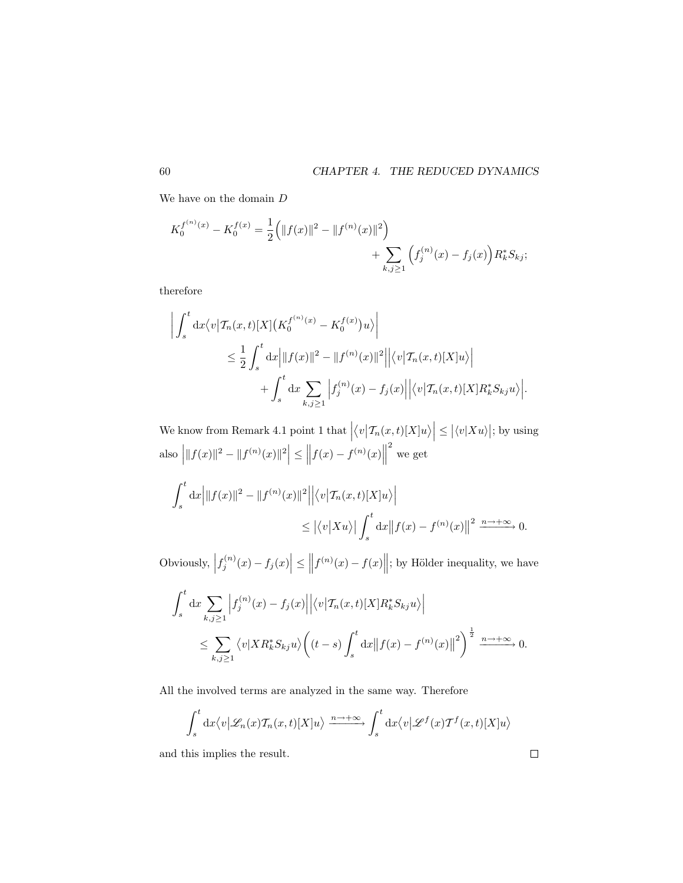We have on the domain $D$

$$K_0^{f^{(n)}(x)} - K_0^{f(x)} = \frac{1}{2}\Big(\|f(x)\|^2 - \|f^{(n)}(x)\|^2\Big) + \sum_{k,j\geq 1}\Big(f_j^{(n)}(x) - f_j(x)\Big)R_k^* S_{kj};$$

therefore

$$\begin{aligned}
\bigg|\int_s^t \mathrm{d}x \big\langle v\big|\mathcal{T}_n(x,t)[X]\big(K_0^{f^{(n)}(x)} - K_0^{f(x)}\big)u\big\rangle\bigg| \\
\leq \frac{1}{2}\int_s^t \mathrm{d}x \Big|\|f(x)\|^2 - \|f^{(n)}(x)\|^2\Big|\Big|\big\langle v\big|\mathcal{T}_n(x,t)[X]u\big\rangle\Big| \\
+ \int_s^t \mathrm{d}x \sum_{k,j\geq 1}\Big|f_j^{(n)}(x) - f_j(x)\Big|\Big|\big\langle v\big|\mathcal{T}_n(x,t)[X]R_k^* S_{kj}u\big\rangle\Big|.
\end{aligned}$$

We know from Remark 4.1 point 1 that $\Big|\big\langle v\big|\mathcal{T}_n(x,t)[X]u\big\rangle\Big| \leq \big|\langle v|Xu\rangle\big|$; by using also $\Big|\|f(x)\|^2 - \|f^{(n)}(x)\|^2\Big| \leq \Big\|f(x) - f^{(n)}(x)\Big\|^2$ we get

$$\begin{aligned}
\int_s^t \mathrm{d}x \Big|\|f(x)\|^2 - \|f^{(n)}(x)\|^2\Big|\Big|\big\langle v\big|\mathcal{T}_n(x,t)[X]u\big\rangle\Big| \\
\leq \big|\big\langle v\big|Xu\big\rangle\big|\int_s^t \mathrm{d}x \big\|f(x) - f^{(n)}(x)\big\|^2 \xrightarrow{n\to+\infty} 0.
\end{aligned}$$

Obviously, $\Big|f_j^{(n)}(x) - f_j(x)\Big| \leq \Big\|f^{(n)}(x) - f(x)\Big\|$; by Hölder inequality, we have

$$\begin{aligned}
\int_s^t \mathrm{d}x \sum_{k,j\geq 1}\Big|f_j^{(n)}(x) - f_j(x)\Big|\Big|\big\langle v\big|\mathcal{T}_n(x,t)[X]R_k^* S_{kj}u\big\rangle\Big| \\
\leq \sum_{k,j\geq 1}\langle v|XR_k^* S_{kj}u\rangle\bigg((t-s)\int_s^t \mathrm{d}x \big\|f(x) - f^{(n)}(x)\big\|^2\bigg)^{\frac{1}{2}} \xrightarrow{n\to+\infty} 0.
\end{aligned}$$

All the involved terms are analyzed in the same way. Therefore

$$\int_s^t \mathrm{d}x \big\langle v\big|\mathscr{L}_n(x)\mathcal{T}_n(x,t)[X]u\big\rangle \xrightarrow{n\to+\infty} \int_s^t \mathrm{d}x \big\langle v\big|\mathscr{L}^f(x)\mathcal{T}^f(x,t)[X]u\big\rangle$$

and this implies the result. □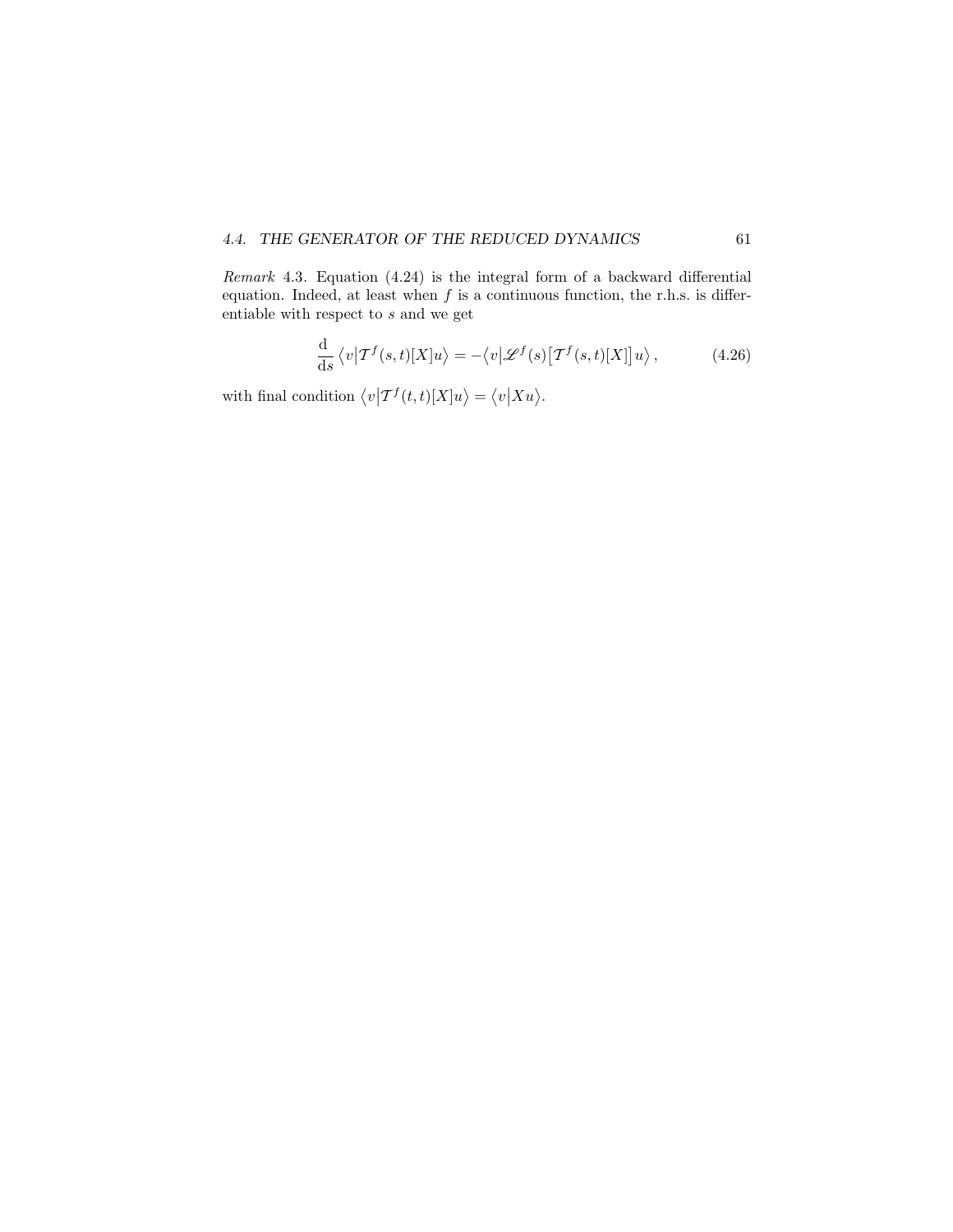*Remark* 4.3. Equation (4.24) is the integral form of a backward differential equation. Indeed, at least when $f$ is a continuous function, the r.h.s. is differentiable with respect to $s$ and we get

$$\frac{\mathrm{d}}{\mathrm{d}s} \left\langle v \middle| \mathcal{T}^f(s,t)[X] u \right\rangle = -\left\langle v \middle| \mathscr{L}^f(s) \big[ \mathcal{T}^f(s,t)[X] \big] u \right\rangle , \tag{4.26}$$

with final condition $\left\langle v \middle| \mathcal{T}^f(t,t)[X] u \right\rangle = \left\langle v \middle| X u \right\rangle$.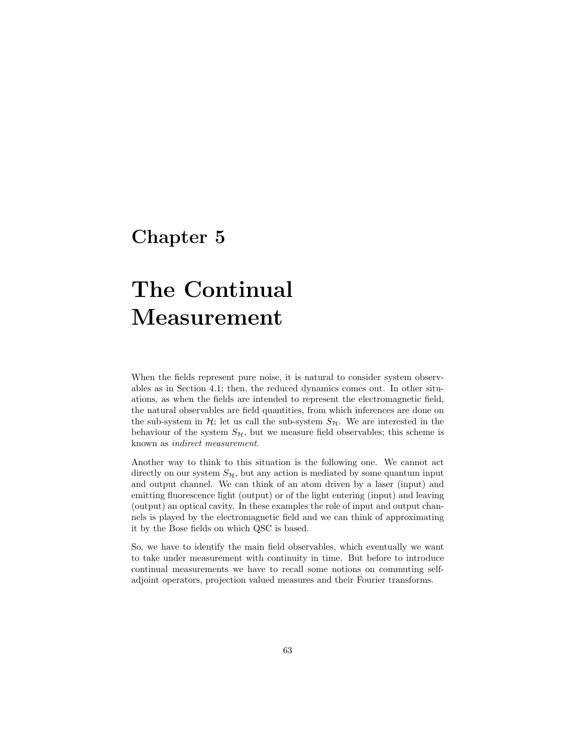# Chapter 5

# The Continual Measurement

When the fields represent pure noise, it is natural to consider system observables as in Section 4.1; then, the reduced dynamics comes out. In other situations, as when the fields are intended to represent the electromagnetic field, the natural observables are field quantities, from which inferences are done on the sub-system in $\mathcal{H}$; let us call the sub-system $S_{\mathcal{H}}$. We are interested in the behaviour of the system $S_{\mathcal{H}}$, but we measure field observables; this scheme is known as *indirect measurement*.

Another way to think to this situation is the following one. We cannot act directly on our system $S_{\mathcal{H}}$, but any action is mediated by some quantum input and output channel. We can think of an atom driven by a laser (input) and emitting fluorescence light (output) or of the light entering (input) and leaving (output) an optical cavity. In these examples the role of input and output channels is played by the electromagnetic field and we can think of approximating it by the Bose fields on which QSC is based.

So, we have to identify the main field observables, which eventually we want to take under measurement with continuity in time. But before to introduce continual measurements we have to recall some notions on commuting self-adjoint operators, projection valued measures and their Fourier transforms.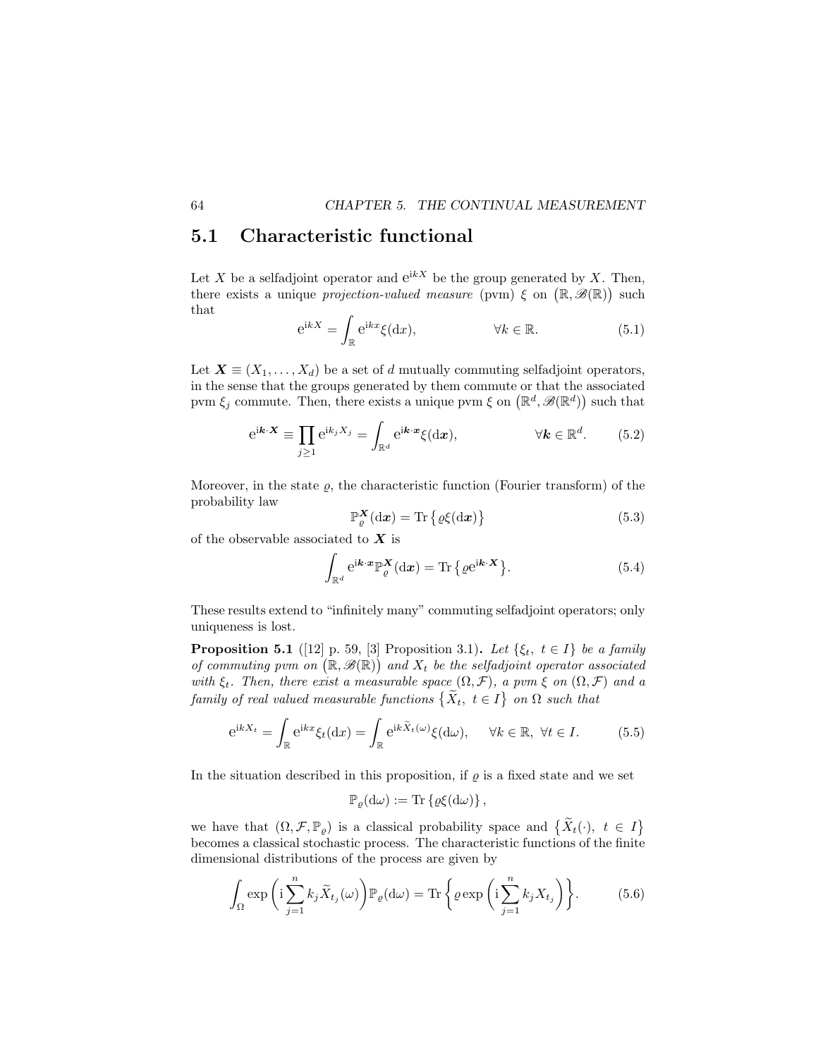## 5.1 Characteristic functional

Let $X$ be a selfadjoint operator and $\mathrm{e}^{\mathrm{i}kX}$ be the group generated by $X$. Then, there exists a unique *projection-valued measure* (pvm) $\xi$ on $\big(\mathbb{R}, \mathscr{B}(\mathbb{R})\big)$ such that

$$\mathrm{e}^{\mathrm{i}kX} = \int_{\mathbb{R}} \mathrm{e}^{\mathrm{i}kx} \xi(\mathrm{d}x), \qquad \forall k \in \mathbb{R}. \tag{5.1}$$

Let $\boldsymbol{X} \equiv (X_1, \ldots, X_d)$ be a set of $d$ mutually commuting selfadjoint operators, in the sense that the groups generated by them commute or that the associated pvm $\xi_j$ commute. Then, there exists a unique pvm $\xi$ on $\big(\mathbb{R}^d, \mathscr{B}(\mathbb{R}^d)\big)$ such that

$$\mathrm{e}^{\mathrm{i}\boldsymbol{k}\cdot\boldsymbol{X}} \equiv \prod_{j\geq 1} \mathrm{e}^{\mathrm{i}k_j X_j} = \int_{\mathbb{R}^d} \mathrm{e}^{\mathrm{i}\boldsymbol{k}\cdot\boldsymbol{x}} \xi(\mathrm{d}\boldsymbol{x}), \qquad \forall \boldsymbol{k} \in \mathbb{R}^d. \tag{5.2}$$

Moreover, in the state $\varrho$, the characteristic function (Fourier transform) of the probability law

$$\mathbb{P}_\varrho^{\boldsymbol{X}}(\mathrm{d}\boldsymbol{x}) = \mathrm{Tr}\big\{\varrho\xi(\mathrm{d}\boldsymbol{x})\big\} \tag{5.3}$$

of the observable associated to $\boldsymbol{X}$ is

$$\int_{\mathbb{R}^d} \mathrm{e}^{\mathrm{i}\boldsymbol{k}\cdot\boldsymbol{x}} \mathbb{P}_\varrho^{\boldsymbol{X}}(\mathrm{d}\boldsymbol{x}) = \mathrm{Tr}\big\{\varrho \mathrm{e}^{\mathrm{i}\boldsymbol{k}\cdot\boldsymbol{X}}\big\}. \tag{5.4}$$

These results extend to "infinitely many" commuting selfadjoint operators; only uniqueness is lost.

**Proposition 5.1** ([12] p. 59, [3] Proposition 3.1)**.** *Let $\{\xi_t,\ t \in I\}$ be a family of commuting pvm on $\big(\mathbb{R}, \mathscr{B}(\mathbb{R})\big)$ and $X_t$ be the selfadjoint operator associated with $\xi_t$. Then, there exist a measurable space $(\Omega, \mathcal{F})$, a pvm $\xi$ on $(\Omega, \mathcal{F})$ and a family of real valued measurable functions $\big\{\widetilde{X}_t,\ t \in I\big\}$ on $\Omega$ such that*

$$\mathrm{e}^{\mathrm{i}kX_t} = \int_{\mathbb{R}} \mathrm{e}^{\mathrm{i}kx} \xi_t(\mathrm{d}x) = \int_{\mathbb{R}} \mathrm{e}^{\mathrm{i}k\widetilde{X}_t(\omega)} \xi(\mathrm{d}\omega), \qquad \forall k \in \mathbb{R},\ \forall t \in I. \tag{5.5}$$

In the situation described in this proposition, if $\varrho$ is a fixed state and we set

$$\mathbb{P}_\varrho(\mathrm{d}\omega) := \mathrm{Tr}\left\{\varrho\xi(\mathrm{d}\omega)\right\},$$

we have that $(\Omega, \mathcal{F}, \mathbb{P}_\varrho)$ is a classical probability space and $\big\{\widetilde{X}_t(\cdot),\ t \in I\big\}$ becomes a classical stochastic process. The characteristic functions of the finite dimensional distributions of the process are given by

$$\int_\Omega \exp\left(\mathrm{i}\sum_{j=1}^n k_j \widetilde{X}_{t_j}(\omega)\right) \mathbb{P}_\varrho(\mathrm{d}\omega) = \mathrm{Tr}\left\{\varrho \exp\left(\mathrm{i}\sum_{j=1}^n k_j X_{t_j}\right)\right\}. \tag{5.6}$$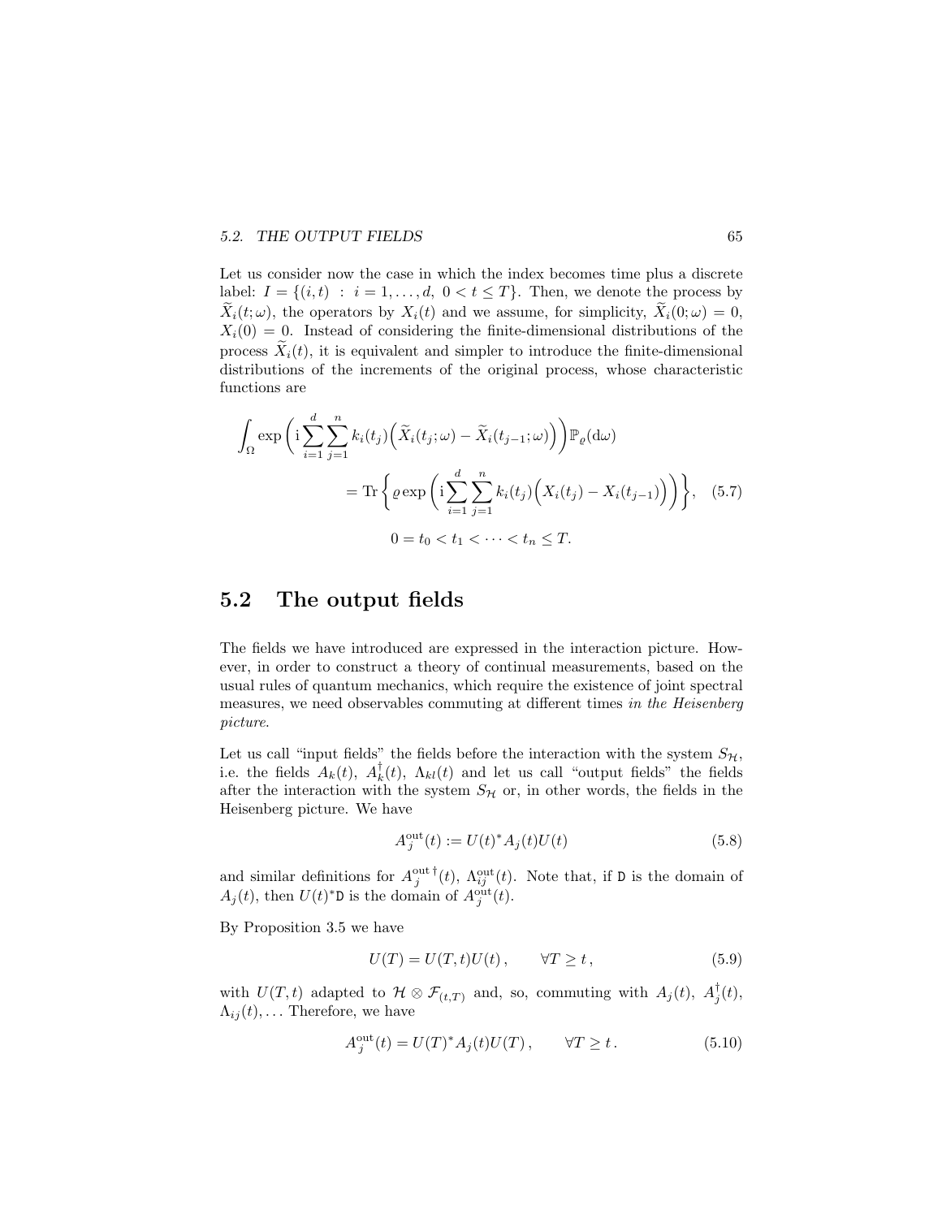Let us consider now the case in which the index becomes time plus a discrete label: $I = \{(i,t) \ : \ i = 1, \ldots, d, \ 0 < t \leq T\}$. Then, we denote the process by $\widetilde{X}_i(t;\omega)$, the operators by $X_i(t)$ and we assume, for simplicity, $\widetilde{X}_i(0;\omega) = 0$, $X_i(0) = 0$. Instead of considering the finite-dimensional distributions of the process $\widetilde{X}_i(t)$, it is equivalent and simpler to introduce the finite-dimensional distributions of the increments of the original process, whose characteristic functions are

$$
\begin{aligned}
\int_\Omega \exp\bigg( \mathrm{i} \sum_{i=1}^{d} \sum_{j=1}^{n} k_i(t_j) \Big( \widetilde{X}_i(t_j;\omega) - \widetilde{X}_i(t_{j-1};\omega) \Big) \bigg) \mathbb{P}_\varrho(\mathrm{d}\omega) \\
= \operatorname{Tr}\bigg\{ \varrho \exp\bigg( \mathrm{i} \sum_{i=1}^{d} \sum_{j=1}^{n} k_i(t_j) \Big( X_i(t_j) - X_i(t_{j-1}) \Big) \bigg) \bigg\}, \quad (5.7) \\
0 = t_0 < t_1 < \cdots < t_n \leq T.
\end{aligned}
$$

## 5.2 The output fields

The fields we have introduced are expressed in the interaction picture. However, in order to construct a theory of continual measurements, based on the usual rules of quantum mechanics, which require the existence of joint spectral measures, we need observables commuting at different times *in the Heisenberg picture*.

Let us call "input fields" the fields before the interaction with the system $S_\mathcal{H}$, i.e. the fields $A_k(t)$, $A_k^\dagger(t)$, $\Lambda_{kl}(t)$ and let us call "output fields" the fields after the interaction with the system $S_\mathcal{H}$ or, in other words, the fields in the Heisenberg picture. We have

$$
A_j^{\mathrm{out}}(t) := U(t)^* A_j(t) U(t) \qquad (5.8)
$$

and similar definitions for $A_j^{\mathrm{out}\,\dagger}(t)$, $\Lambda_{ij}^{\mathrm{out}}(t)$. Note that, if $\mathtt{D}$ is the domain of $A_j(t)$, then $U(t)^*\mathtt{D}$ is the domain of $A_j^{\mathrm{out}}(t)$.

By Proposition 3.5 we have

$$
U(T) = U(T,t)U(t)\,, \qquad \forall T \geq t\,, \qquad (5.9)
$$

with $U(T,t)$ adapted to $\mathcal{H} \otimes \mathcal{F}_{(t,T)}$ and, so, commuting with $A_j(t)$, $A_j^\dagger(t)$, $\Lambda_{ij}(t), \ldots$ Therefore, we have

$$
A_j^{\mathrm{out}}(t) = U(T)^* A_j(t) U(T)\,, \qquad \forall T \geq t\,. \qquad (5.10)
$$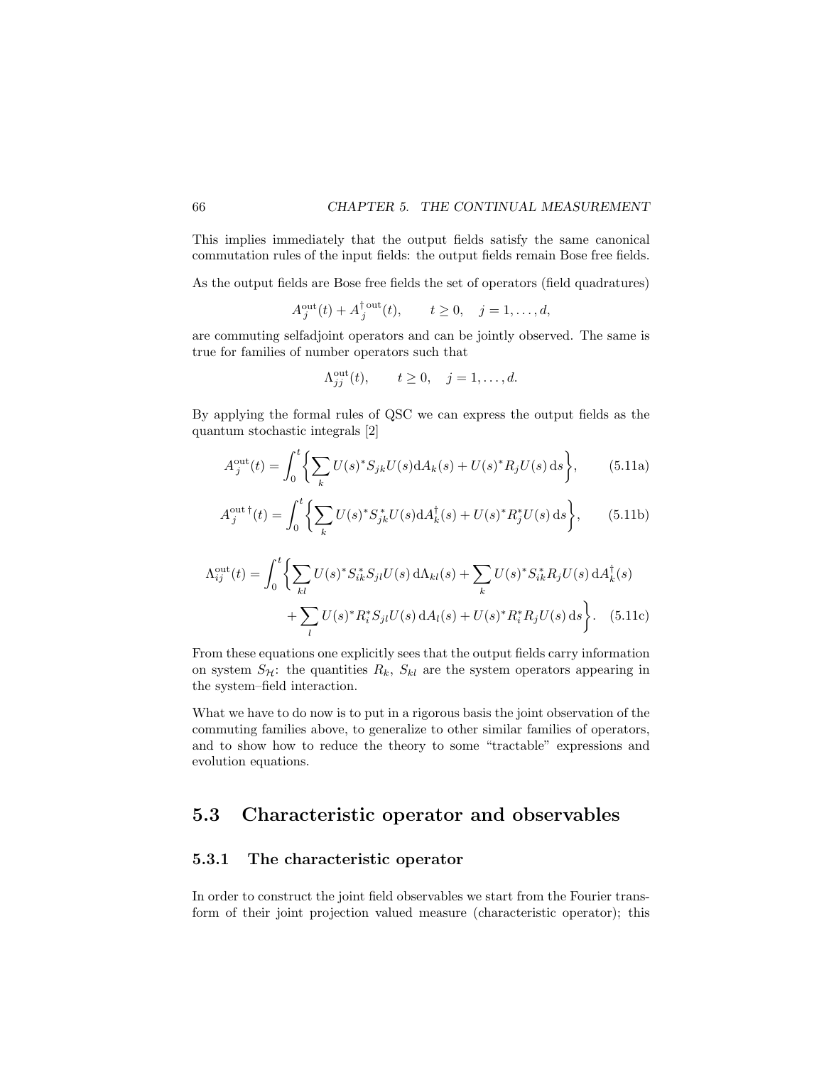This implies immediately that the output fields satisfy the same canonical commutation rules of the input fields: the output fields remain Bose free fields.

As the output fields are Bose free fields the set of operators (field quadratures)

$$A_j^{\rm out}(t) + A_j^{\dagger\,\rm out}(t), \qquad t \geq 0, \quad j = 1, \ldots, d,$$

are commuting selfadjoint operators and can be jointly observed. The same is true for families of number operators such that

$$\Lambda_{jj}^{\rm out}(t), \qquad t \geq 0, \quad j = 1, \ldots, d.$$

By applying the formal rules of QSC we can express the output fields as the quantum stochastic integrals [2]

$$A_j^{\rm out}(t) = \int_0^t \Big\{ \sum_k U(s)^* S_{jk} U(s) \mathrm{d}A_k(s) + U(s)^* R_j U(s)\, \mathrm{d}s \Big\}, \qquad (5.11\mathrm{a})$$

$$A_j^{\rm out\,\dagger}(t) = \int_0^t \Big\{ \sum_k U(s)^* S_{jk}^* U(s) \mathrm{d}A_k^\dagger(s) + U(s)^* R_j^* U(s)\, \mathrm{d}s \Big\}, \qquad (5.11\mathrm{b})$$

$$\begin{aligned} \Lambda_{ij}^{\rm out}(t) = \int_0^t \Big\{ \sum_{kl} U(s)^* S_{ik}^* S_{jl} U(s)\, \mathrm{d}\Lambda_{kl}(s) + \sum_k U(s)^* S_{ik}^* R_j U(s)\, \mathrm{d}A_k^\dagger(s) \\ + \sum_l U(s)^* R_i^* S_{jl} U(s)\, \mathrm{d}A_l(s) + U(s)^* R_i^* R_j U(s)\, \mathrm{d}s \Big\}. \quad (5.11\mathrm{c}) \end{aligned}$$

From these equations one explicitly sees that the output fields carry information on system $S_{\mathcal{H}}$: the quantities $R_k$, $S_{kl}$ are the system operators appearing in the system–field interaction.

What we have to do now is to put in a rigorous basis the joint observation of the commuting families above, to generalize to other similar families of operators, and to show how to reduce the theory to some "tractable" expressions and evolution equations.

## 5.3 Characteristic operator and observables

### 5.3.1 The characteristic operator

In order to construct the joint field observables we start from the Fourier transform of their joint projection valued measure (characteristic operator); this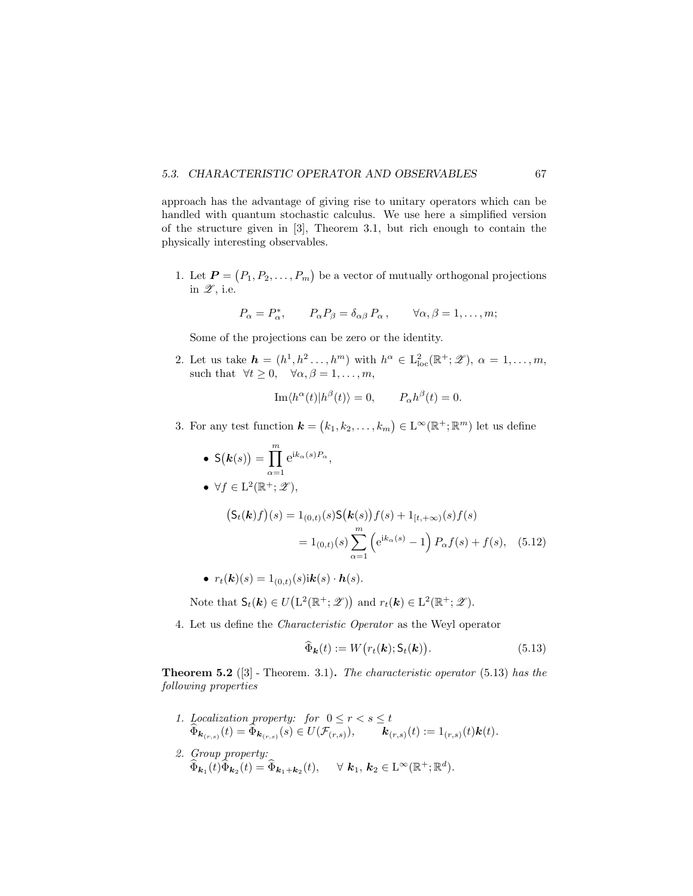approach has the advantage of giving rise to unitary operators which can be handled with quantum stochastic calculus. We use here a simplified version of the structure given in [3], Theorem 3.1, but rich enough to contain the physically interesting observables.

1. Let $\boldsymbol{P} = \big(P_1, P_2, \ldots, P_m\big)$ be a vector of mutually orthogonal projections in $\mathscr{Z}$, i.e.

$$P_\alpha = P_\alpha^*, \qquad P_\alpha P_\beta = \delta_{\alpha\beta}\, P_\alpha\,, \qquad \forall \alpha, \beta = 1, \ldots, m;$$

   Some of the projections can be zero or the identity.

2. Let us take $\boldsymbol{h} = (h^1, h^2 \ldots, h^m)$ with $h^\alpha \in \mathrm{L}^2_{\mathrm{loc}}(\mathbb{R}^+; \mathscr{Z})$, $\alpha = 1, \ldots, m$, such that $\forall t \geq 0, \quad \forall \alpha, \beta = 1, \ldots, m,$

$$\operatorname{Im}\langle h^\alpha(t) | h^\beta(t)\rangle = 0, \qquad P_\alpha h^\beta(t) = 0.$$

3. For any test function $\boldsymbol{k} = \big(k_1, k_2, \ldots, k_m\big) \in \mathrm{L}^\infty(\mathbb{R}^+; \mathbb{R}^m)$ let us define

   - $\mathsf{S}\big(\boldsymbol{k}(s)\big) = \prod_{\alpha=1}^{m} \mathrm{e}^{\mathrm{i}k_\alpha(s) P_\alpha}$,
   - $\forall f \in \mathrm{L}^2(\mathbb{R}^+; \mathscr{Z})$,

$$\begin{aligned} \big(\mathsf{S}_t(\boldsymbol{k}) f\big)(s) &= 1_{(0,t)}(s) \mathsf{S}\big(\boldsymbol{k}(s)\big) f(s) + 1_{[t,+\infty)}(s) f(s) \\ &= 1_{(0,t)}(s) \sum_{\alpha=1}^{m} \Big(\mathrm{e}^{\mathrm{i}k_\alpha(s)} - 1\Big) P_\alpha f(s) + f(s), \end{aligned} \qquad (5.12)$$

   - $r_t(\boldsymbol{k})(s) = 1_{(0,t)}(s) \mathrm{i}\boldsymbol{k}(s) \cdot \boldsymbol{h}(s)$.

   Note that $\mathsf{S}_t(\boldsymbol{k}) \in U\big(\mathrm{L}^2(\mathbb{R}^+; \mathscr{Z})\big)$ and $r_t(\boldsymbol{k}) \in \mathrm{L}^2(\mathbb{R}^+; \mathscr{Z})$.

4. Let us define the *Characteristic Operator* as the Weyl operator

$$\widehat{\Phi}_{\boldsymbol{k}}(t) := W\big(r_t(\boldsymbol{k}); \mathsf{S}_t(\boldsymbol{k})\big). \qquad (5.13)$$

**Theorem 5.2** ([3] - Theorem. 3.1)**.** *The characteristic operator* (5.13) *has the following properties*

1. *Localization property: for* $0 \leq r < s \leq t$
   $\widehat{\Phi}_{\boldsymbol{k}_{(r,s)}}(t) = \widehat{\Phi}_{\boldsymbol{k}_{(r,s)}}(s) \in U(\mathcal{F}_{(r,s)}), \qquad \boldsymbol{k}_{(r,s)}(t) := 1_{(r,s)}(t)\boldsymbol{k}(t).$

2. *Group property:*
   $\widehat{\Phi}_{\boldsymbol{k}_1}(t)\widehat{\Phi}_{\boldsymbol{k}_2}(t) = \widehat{\Phi}_{\boldsymbol{k}_1+\boldsymbol{k}_2}(t), \quad \forall\ \boldsymbol{k}_1,\ \boldsymbol{k}_2 \in \mathrm{L}^\infty(\mathbb{R}^+; \mathbb{R}^d).$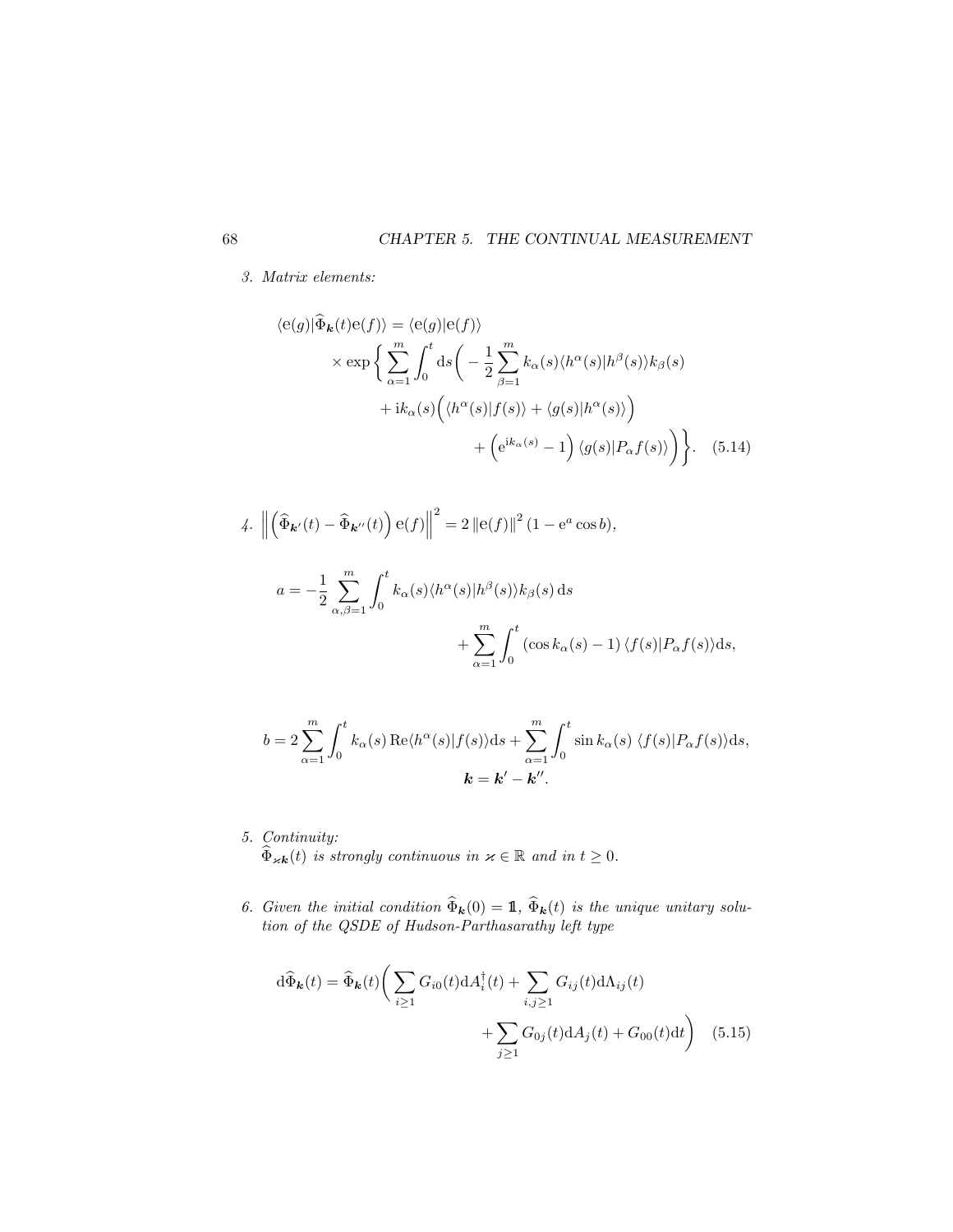3. *Matrix elements:*

$$
\begin{aligned}
\langle \mathrm{e}(g)|\widehat{\Phi}_{\boldsymbol{k}}(t)\mathrm{e}(f)\rangle &= \langle \mathrm{e}(g)|\mathrm{e}(f)\rangle \\
&\times \exp\bigg\{ \sum_{\alpha=1}^{m} \int_0^t \mathrm{d}s \bigg( -\frac{1}{2}\sum_{\beta=1}^{m} k_\alpha(s)\langle h^\alpha(s)|h^\beta(s)\rangle k_\beta(s) \\
&\quad + \mathrm{i}k_\alpha(s)\Big(\langle h^\alpha(s)|f(s)\rangle + \langle g(s)|h^\alpha(s)\rangle\Big) \\
&\quad + \Big(\mathrm{e}^{\mathrm{i}k_\alpha(s)} - 1\Big)\langle g(s)|P_\alpha f(s)\rangle\bigg)\bigg\}. \quad (5.14)
\end{aligned}
$$

4. $\left\| \left(\widehat{\Phi}_{\boldsymbol{k}'}(t) - \widehat{\Phi}_{\boldsymbol{k}''}(t)\right)\mathrm{e}(f)\right\|^2 = 2\left\|\mathrm{e}(f)\right\|^2(1 - \mathrm{e}^a \cos b),$

$$
a = -\frac{1}{2}\sum_{\alpha,\beta=1}^{m}\int_0^t k_\alpha(s)\langle h^\alpha(s)|h^\beta(s)\rangle k_\beta(s)\,\mathrm{d}s + \sum_{\alpha=1}^{m}\int_0^t (\cos k_\alpha(s) - 1)\langle f(s)|P_\alpha f(s)\rangle \mathrm{d}s,
$$

$$
b = 2\sum_{\alpha=1}^{m}\int_0^t k_\alpha(s)\,\mathrm{Re}\langle h^\alpha(s)|f(s)\rangle \mathrm{d}s + \sum_{\alpha=1}^{m}\int_0^t \sin k_\alpha(s)\;\langle f(s)|P_\alpha f(s)\rangle \mathrm{d}s,
$$
$$
\boldsymbol{k} = \boldsymbol{k}' - \boldsymbol{k}''.
$$

5. *Continuity:*
$\widehat{\Phi}_{\varkappa\boldsymbol{k}}(t)$ *is strongly continuous in* $\varkappa \in \mathbb{R}$ *and in* $t \geq 0$.

6. *Given the initial condition* $\widehat{\Phi}_{\boldsymbol{k}}(0) = \mathbb{1}$, $\widehat{\Phi}_{\boldsymbol{k}}(t)$ *is the unique unitary solution of the QSDE of Hudson-Parthasarathy left type*

$$
\mathrm{d}\widehat{\Phi}_{\boldsymbol{k}}(t) = \widehat{\Phi}_{\boldsymbol{k}}(t)\bigg(\sum_{i\geq 1} G_{i0}(t)\mathrm{d}A_i^\dagger(t) + \sum_{i,j\geq 1} G_{ij}(t)\mathrm{d}\Lambda_{ij}(t) + \sum_{j\geq 1} G_{0j}(t)\mathrm{d}A_j(t) + G_{00}(t)\mathrm{d}t\bigg) \quad (5.15)
$$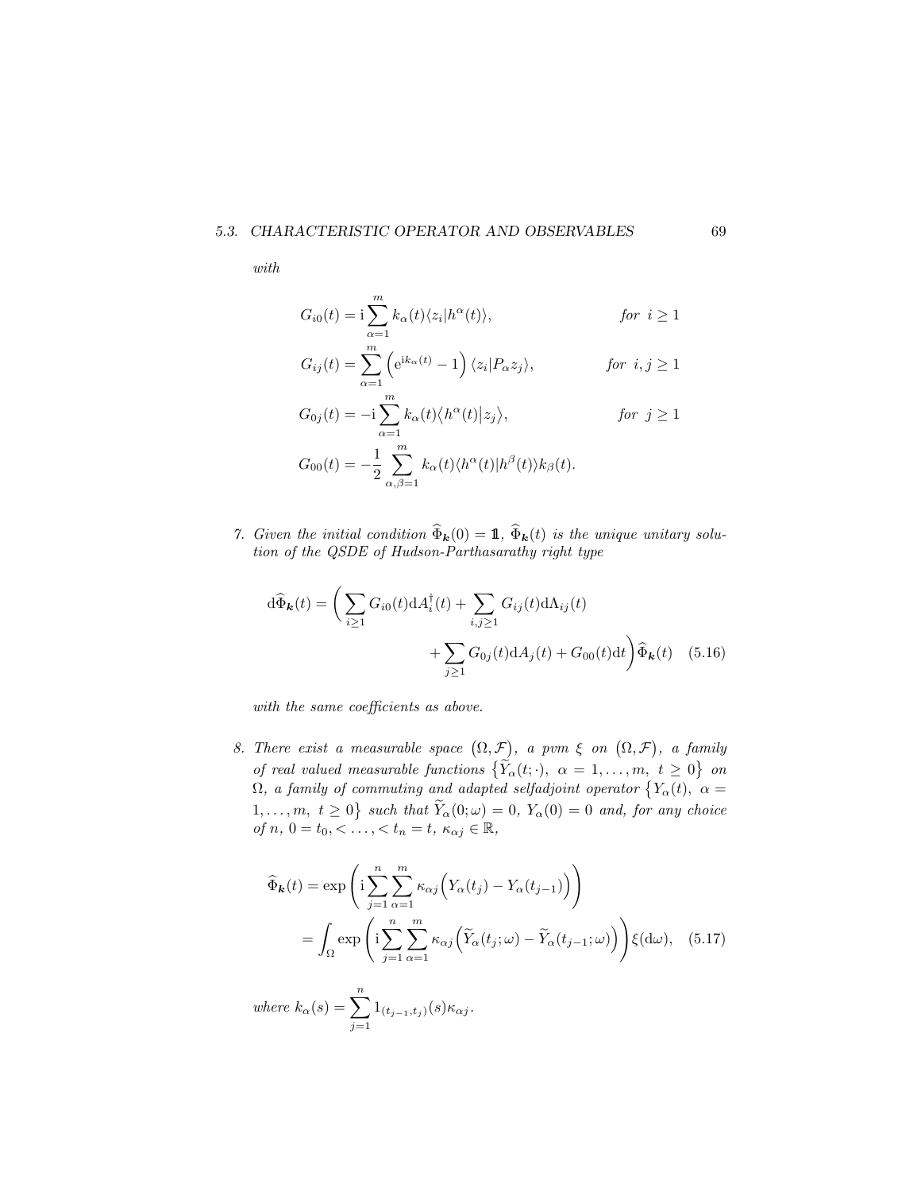*with*

$$G_{i0}(t) = \mathrm{i} \sum_{\alpha=1}^{m} k_\alpha(t) \langle z_i | h^\alpha(t) \rangle, \qquad \textit{for } \; i \geq 1$$

$$G_{ij}(t) = \sum_{\alpha=1}^{m} \left( \mathrm{e}^{\mathrm{i} k_\alpha(t)} - 1 \right) \langle z_i | P_\alpha z_j \rangle, \qquad \textit{for } \; i, j \geq 1$$

$$G_{0j}(t) = -\mathrm{i} \sum_{\alpha=1}^{m} k_\alpha(t) \big\langle h^\alpha(t) \big| z_j \big\rangle, \qquad \textit{for } \; j \geq 1$$

$$G_{00}(t) = -\frac{1}{2} \sum_{\alpha,\beta=1}^{m} k_\alpha(t) \langle h^\alpha(t) | h^\beta(t) \rangle k_\beta(t).$$

7. *Given the initial condition* $\widehat{\Phi}_{\boldsymbol{k}}(0) = \mathbb{1}$*,* $\widehat{\Phi}_{\boldsymbol{k}}(t)$ *is the unique unitary solution of the QSDE of Hudson-Parthasarathy right type*

$$\mathrm{d}\widehat{\Phi}_{\boldsymbol{k}}(t) = \bigg( \sum_{i \geq 1} G_{i0}(t) \mathrm{d}A_i^\dagger(t) + \sum_{i,j \geq 1} G_{ij}(t) \mathrm{d}\Lambda_{ij}(t) + \sum_{j \geq 1} G_{0j}(t) \mathrm{d}A_j(t) + G_{00}(t) \mathrm{d}t \bigg) \widehat{\Phi}_{\boldsymbol{k}}(t) \quad (5.16)$$

*with the same coefficients as above.*

8. *There exist a measurable space* $\big(\Omega, \mathcal{F}\big)$*, a pvm* $\xi$ *on* $\big(\Omega, \mathcal{F}\big)$*, a family of real valued measurable functions* $\big\{\widetilde{Y}_\alpha(t; \cdot), \; \alpha = 1, \ldots, m, \; t \geq 0\big\}$ *on* $\Omega$*, a family of commuting and adapted selfadjoint operator* $\big\{Y_\alpha(t), \; \alpha = 1, \ldots, m, \; t \geq 0\big\}$ *such that* $\widetilde{Y}_\alpha(0; \omega) = 0$*,* $Y_\alpha(0) = 0$ *and, for any choice of* $n$*,* $0 = t_0, < \ldots, < t_n = t$*,* $\kappa_{\alpha j} \in \mathbb{R}$*,*

$$\widehat{\Phi}_{\boldsymbol{k}}(t) = \exp\left( \mathrm{i} \sum_{j=1}^{n} \sum_{\alpha=1}^{m} \kappa_{\alpha j} \Big( Y_\alpha(t_j) - Y_\alpha(t_{j-1}) \Big) \right) = \int_\Omega \exp\left( \mathrm{i} \sum_{j=1}^{n} \sum_{\alpha=1}^{m} \kappa_{\alpha j} \Big( \widetilde{Y}_\alpha(t_j; \omega) - \widetilde{Y}_\alpha(t_{j-1}; \omega) \Big) \right) \xi(\mathrm{d}\omega), \quad (5.17)$$

*where* $k_\alpha(s) = \sum_{j=1}^{n} 1_{(t_{j-1}, t_j)}(s) \kappa_{\alpha j}$*.*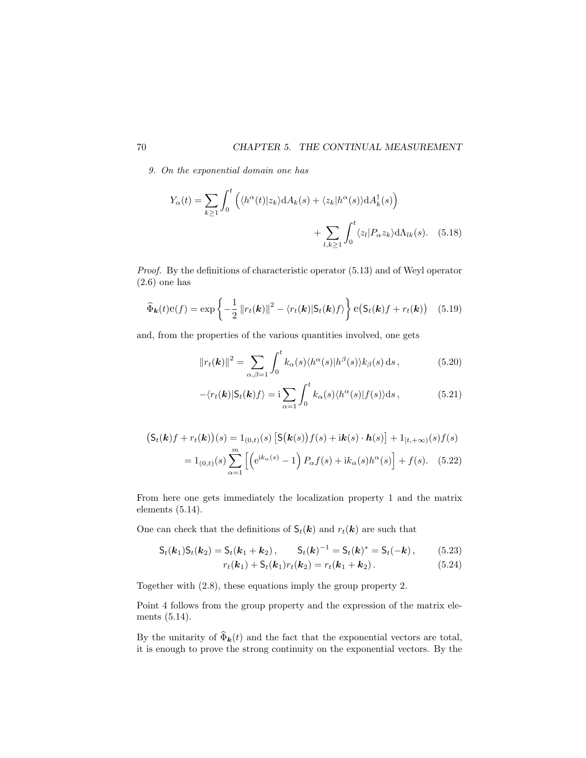*9. On the exponential domain one has*

$$Y_\alpha(t) = \sum_{k\geq 1}\int_0^t \Big( \langle h^\alpha(t)|z_k\rangle \mathrm{d}A_k(s) + \langle z_k|h^\alpha(s)\rangle \mathrm{d}A_k^\dagger(s)\Big) \\ + \sum_{l,k\geq 1}\int_0^t \langle z_l|P_\alpha z_k\rangle \mathrm{d}\Lambda_{lk}(s). \quad (5.18)$$

*Proof.* By the definitions of characteristic operator (5.13) and of Weyl operator (2.6) one has

$$\widehat{\Phi}_{\boldsymbol{k}}(t)\mathrm{e}(f) = \exp\left\{-\frac{1}{2}\left\|r_t(\boldsymbol{k})\right\|^2 - \langle r_t(\boldsymbol{k})|\mathsf{S}_t(\boldsymbol{k})f\rangle\right\} \mathrm{e}\big(\mathsf{S}_t(\boldsymbol{k})f + r_t(\boldsymbol{k})\big) \quad (5.19)$$

and, from the properties of the various quantities involved, one gets

$$\|r_t(\boldsymbol{k})\|^2 = \sum_{\alpha,\beta=1}\int_0^t k_\alpha(s)\langle h^\alpha(s)|h^\beta(s)\rangle k_\beta(s)\,\mathrm{d}s\,, \quad (5.20)$$

$$-\langle r_t(\boldsymbol{k})|\mathsf{S}_t(\boldsymbol{k})f\rangle = \mathrm{i}\sum_{\alpha=1}\int_0^t k_\alpha(s)\langle h^\alpha(s)|f(s)\rangle \mathrm{d}s\,, \quad (5.21)$$

$$\big(\mathsf{S}_t(\boldsymbol{k})f + r_t(\boldsymbol{k})\big)(s) = 1_{(0,t)}(s)\left[\mathsf{S}\big(\boldsymbol{k}(s)\big)f(s) + \mathrm{i}\boldsymbol{k}(s)\cdot\boldsymbol{h}(s)\right] + 1_{[t,+\infty)}(s)f(s) \\ = 1_{(0,t)}(s)\sum_{\alpha=1}^m\left[\left(\mathrm{e}^{\mathrm{i}k_\alpha(s)}-1\right)P_\alpha f(s) + \mathrm{i}k_\alpha(s)h^\alpha(s)\right] + f(s). \quad (5.22)$$

From here one gets immediately the localization property 1 and the matrix elements (5.14).

One can check that the definitions of $\mathsf{S}_t(\boldsymbol{k})$ and $r_t(\boldsymbol{k})$ are such that

$$\mathsf{S}_t(\boldsymbol{k}_1)\mathsf{S}_t(\boldsymbol{k}_2) = \mathsf{S}_t(\boldsymbol{k}_1+\boldsymbol{k}_2)\,, \qquad \mathsf{S}_t(\boldsymbol{k})^{-1} = \mathsf{S}_t(\boldsymbol{k})^* = \mathsf{S}_t(-\boldsymbol{k})\,, \quad (5.23)$$

$$r_t(\boldsymbol{k}_1) + \mathsf{S}_t(\boldsymbol{k}_1)r_t(\boldsymbol{k}_2) = r_t(\boldsymbol{k}_1+\boldsymbol{k}_2)\,. \quad (5.24)$$

Together with (2.8), these equations imply the group property 2.

Point 4 follows from the group property and the expression of the matrix elements (5.14).

By the unitarity of $\widehat{\Phi}_{\boldsymbol{k}}(t)$ and the fact that the exponential vectors are total, it is enough to prove the strong continuity on the exponential vectors. By the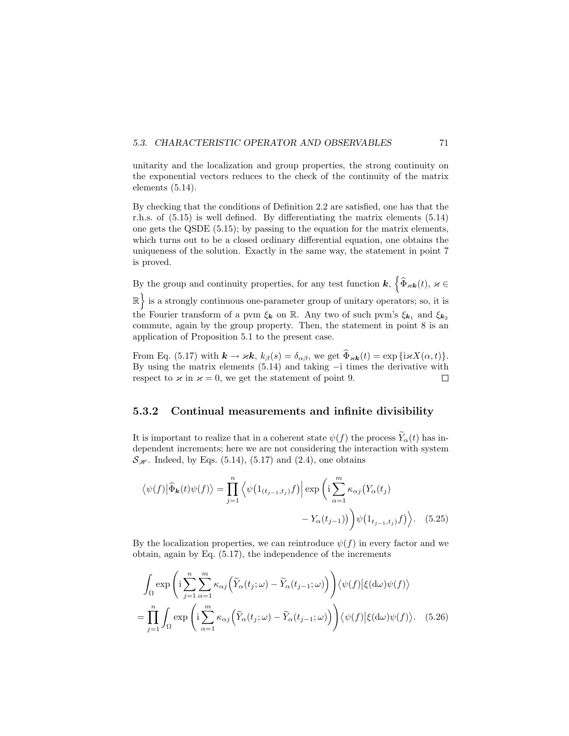unitarity and the localization and group properties, the strong continuity on the exponential vectors reduces to the check of the continuity of the matrix elements (5.14).

By checking that the conditions of Definition 2.2 are satisfied, one has that the r.h.s. of (5.15) is well defined. By differentiating the matrix elements (5.14) one gets the QSDE (5.15); by passing to the equation for the matrix elements, which turns out to be a closed ordinary differential equation, one obtains the uniqueness of the solution. Exactly in the same way, the statement in point 7 is proved.

By the group and continuity properties, for any test function $\boldsymbol{k}$, $\Big\{\widehat{\Phi}_{\varkappa\boldsymbol{k}}(t),\ \varkappa \in \mathbb{R}\Big\}$ is a strongly continuous one-parameter group of unitary operators; so, it is the Fourier transform of a pvm $\xi_{\boldsymbol{k}}$ on $\mathbb{R}$. Any two of such pvm's $\xi_{\boldsymbol{k}_1}$ and $\xi_{\boldsymbol{k}_2}$ commute, again by the group property. Then, the statement in point 8 is an application of Proposition 5.1 to the present case.

From Eq. (5.17) with $\boldsymbol{k} \to \varkappa\boldsymbol{k}$, $k_\beta(s) = \delta_{\alpha\beta}$, we get $\widehat{\Phi}_{\varkappa\boldsymbol{k}}(t) = \exp\{\mathrm{i}\varkappa X(\alpha,t)\}$. By using the matrix elements (5.14) and taking $-\mathrm{i}$ times the derivative with respect to $\varkappa$ in $\varkappa = 0$, we get the statement of point 9. □

### 5.3.2 Continual measurements and infinite divisibility

It is important to realize that in a coherent state $\psi(f)$ the process $\widetilde{Y}_\alpha(t)$ has independent increments; here we are not considering the interaction with system $\mathcal{S}_{\mathscr{H}}$. Indeed, by Eqs. (5.14), (5.17) and (2.4), one obtains

$$\big\langle \psi(f) \big| \widehat{\Phi}_{\boldsymbol{k}}(t)\psi(f)\big\rangle = \prod_{j=1}^{n} \Big\langle \psi\big(1_{(t_{j-1},t_j)}f\big)\Big| \exp\left(\mathrm{i}\sum_{\alpha=1}^{m}\kappa_{\alpha j}\big(Y_\alpha(t_j) - Y_\alpha(t_{j-1})\big)\right)\psi\big(1_{t_{j-1},t_j)}f\big)\Big\rangle. \quad (5.25)$$

By the localization properties, we can reintroduce $\psi(f)$ in every factor and we obtain, again by Eq. (5.17), the independence of the increments

$$\int_\Omega \exp\left(\mathrm{i}\sum_{j=1}^{n}\sum_{\alpha=1}^{m}\kappa_{\alpha j}\Big(\widetilde{Y}_\alpha(t_j;\omega) - \widetilde{Y}_\alpha(t_{j-1};\omega)\Big)\right)\big\langle\psi(f)\big|\xi(\mathrm{d}\omega)\psi(f)\big\rangle$$
$$= \prod_{j=1}^{n}\int_\Omega \exp\left(\mathrm{i}\sum_{\alpha=1}^{m}\kappa_{\alpha j}\Big(\widetilde{Y}_\alpha(t_j;\omega) - \widetilde{Y}_\alpha(t_{j-1};\omega)\Big)\right)\big\langle\psi(f)\big|\xi(\mathrm{d}\omega)\psi(f)\big\rangle. \quad (5.26)$$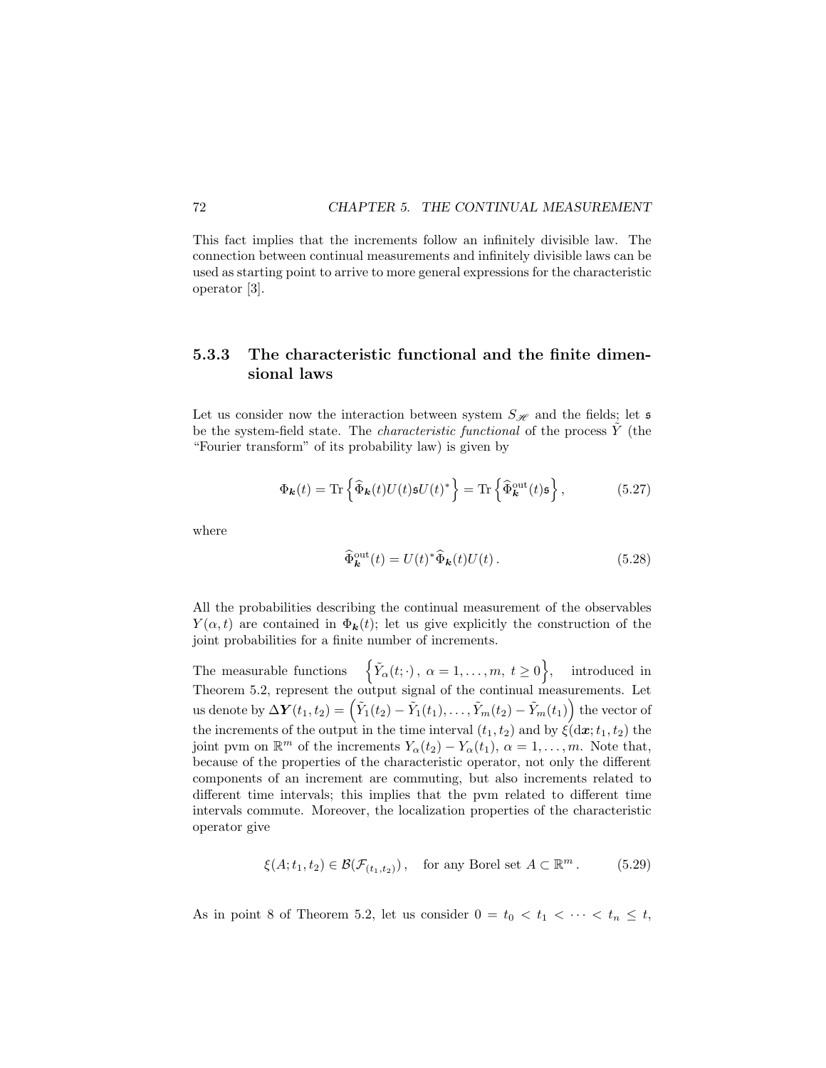This fact implies that the increments follow an infinitely divisible law. The connection between continual measurements and infinitely divisible laws can be used as starting point to arrive to more general expressions for the characteristic operator [3].

### 5.3.3 The characteristic functional and the finite dimensional laws

Let us consider now the interaction between system $S_{\mathscr{H}}$ and the fields; let $\mathfrak{s}$ be the system-field state. The *characteristic functional* of the process $\tilde{Y}$ (the "Fourier transform" of its probability law) is given by

$$\Phi_{\boldsymbol{k}}(t) = \operatorname{Tr}\left\{\widehat{\Phi}_{\boldsymbol{k}}(t)U(t)\mathfrak{s}U(t)^*\right\} = \operatorname{Tr}\left\{\widehat{\Phi}^{\text{out}}_{\boldsymbol{k}}(t)\mathfrak{s}\right\}, \tag{5.27}$$

where

$$\widehat{\Phi}^{\text{out}}_{\boldsymbol{k}}(t) = U(t)^*\widehat{\Phi}_{\boldsymbol{k}}(t)U(t)\,. \tag{5.28}$$

All the probabilities describing the continual measurement of the observables $Y(\alpha,t)$ are contained in $\Phi_{\boldsymbol{k}}(t)$; let us give explicitly the construction of the joint probabilities for a finite number of increments.

The measurable functions $\left\{\tilde{Y}_\alpha(t;\cdot)\,,\ \alpha=1,\dots,m,\ t\geq 0\right\}$, introduced in Theorem 5.2, represent the output signal of the continual measurements. Let us denote by $\boldsymbol{\Delta Y}(t_1,t_2) = \left(\tilde{Y}_1(t_2)-\tilde{Y}_1(t_1),\dots,\tilde{Y}_m(t_2)-\tilde{Y}_m(t_1)\right)$ the vector of the increments of the output in the time interval $(t_1,t_2)$ and by $\xi(\mathrm{d}\boldsymbol{x};t_1,t_2)$ the joint pvm on $\mathbb{R}^m$ of the increments $Y_\alpha(t_2)-Y_\alpha(t_1)$, $\alpha=1,\dots,m$. Note that, because of the properties of the characteristic operator, not only the different components of an increment are commuting, but also increments related to different time intervals; this implies that the pvm related to different time intervals commute. Moreover, the localization properties of the characteristic operator give

$$\xi(A;t_1,t_2) \in \mathcal{B}(\mathcal{F}_{(t_1,t_2)})\,, \quad \text{for any Borel set } A\subset\mathbb{R}^m\,. \tag{5.29}$$

As in point 8 of Theorem 5.2, let us consider $0=t_0<t_1<\cdots<t_n\leq t$,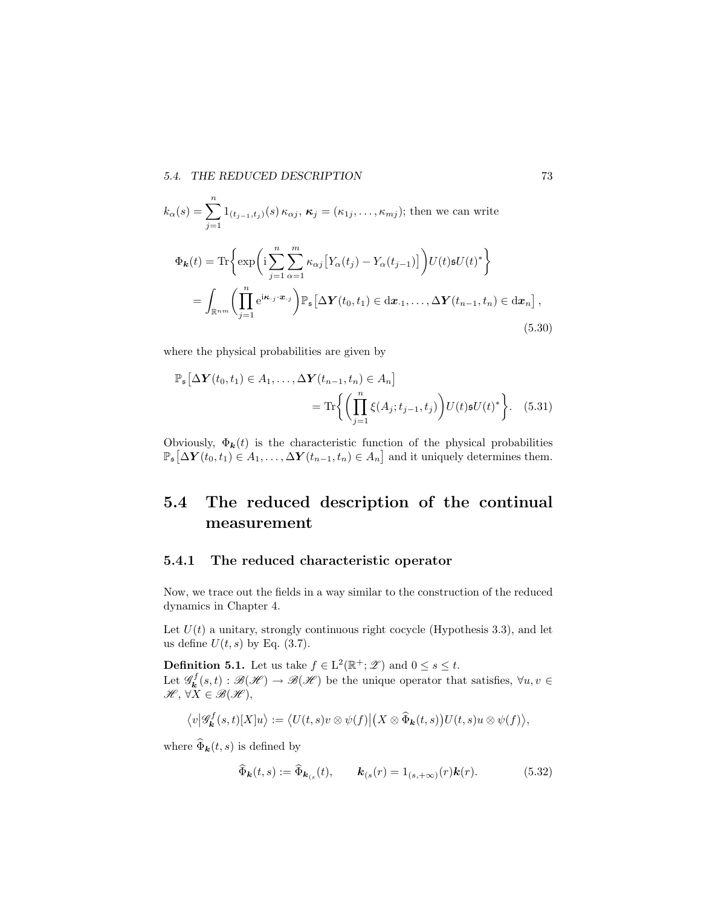$k_\alpha(s) = \sum_{j=1}^{n} 1_{(t_{j-1},t_j)}(s)\, \kappa_{\alpha j}$, $\boldsymbol{\kappa}_j = (\kappa_{1j}, \ldots, \kappa_{mj})$; then we can write

$$
\begin{aligned}
\Phi_{\boldsymbol{k}}(t) &= \operatorname{Tr}\biggl\{\exp\biggl(\mathrm{i}\sum_{j=1}^{n}\sum_{\alpha=1}^{m}\kappa_{\alpha j}\bigl[Y_\alpha(t_j) - Y_\alpha(t_{j-1})\bigr]\biggr)U(t)\mathfrak{s}U(t)^*\biggr\} \\
&= \int_{\mathbb{R}^{nm}}\biggl(\prod_{j=1}^{n}\mathrm{e}^{\mathrm{i}\boldsymbol{\kappa}_{\cdot j}\cdot \boldsymbol{x}_{\cdot j}}\biggr)\mathbb{P}_{\mathfrak{s}}\bigl[\Delta\boldsymbol{Y}(t_0,t_1)\in \mathrm{d}\boldsymbol{x}_{\cdot 1}, \ldots, \Delta\boldsymbol{Y}(t_{n-1},t_n)\in \mathrm{d}\boldsymbol{x}_n\bigr]\,,
\end{aligned}
\tag{5.30}
$$

where the physical probabilities are given by

$$
\mathbb{P}_{\mathfrak{s}}\bigl[\Delta\boldsymbol{Y}(t_0,t_1)\in A_1, \ldots, \Delta\boldsymbol{Y}(t_{n-1},t_n)\in A_n\bigr] = \operatorname{Tr}\biggl\{\biggl(\prod_{j=1}^{n}\xi(A_j;t_{j-1},t_j)\biggr)U(t)\mathfrak{s}U(t)^*\biggr\}. \tag{5.31}
$$

Obviously, $\Phi_{\boldsymbol{k}}(t)$ is the characteristic function of the physical probabilities $\mathbb{P}_{\mathfrak{s}}\bigl[\Delta\boldsymbol{Y}(t_0,t_1)\in A_1, \ldots, \Delta\boldsymbol{Y}(t_{n-1},t_n)\in A_n\bigr]$ and it uniquely determines them.

## 5.4 The reduced description of the continual measurement

### 5.4.1 The reduced characteristic operator

Now, we trace out the fields in a way similar to the construction of the reduced dynamics in Chapter 4.

Let $U(t)$ a unitary, strongly continuous right cocycle (Hypothesis 3.3), and let us define $U(t,s)$ by Eq. (3.7).

**Definition 5.1.** Let us take $f \in \mathrm{L}^2(\mathbb{R}^+;\mathscr{Z})$ and $0 \le s \le t$.
Let $\mathscr{G}_{\boldsymbol{k}}^f(s,t) : \mathscr{B}(\mathscr{H}) \to \mathscr{B}(\mathscr{H})$ be the unique operator that satisfies, $\forall u, v \in \mathscr{H}$, $\forall X \in \mathscr{B}(\mathscr{H})$,

$$
\bigl\langle v\big|\mathscr{G}_{\boldsymbol{k}}^f(s,t)[X]u\bigr\rangle := \bigl\langle U(t,s)v\otimes\psi(f)\big|\bigl(X\otimes\widehat{\Phi}_{\boldsymbol{k}}(t,s)\bigr)U(t,s)u\otimes\psi(f)\bigr\rangle,
$$

where $\widehat{\Phi}_{\boldsymbol{k}}(t,s)$ is defined by

$$
\widehat{\Phi}_{\boldsymbol{k}}(t,s) := \widehat{\Phi}_{\boldsymbol{k}_{(s}}(t), \qquad \boldsymbol{k}_{(s}(r) = 1_{(s,+\infty)}(r)\boldsymbol{k}(r). \tag{5.32}
$$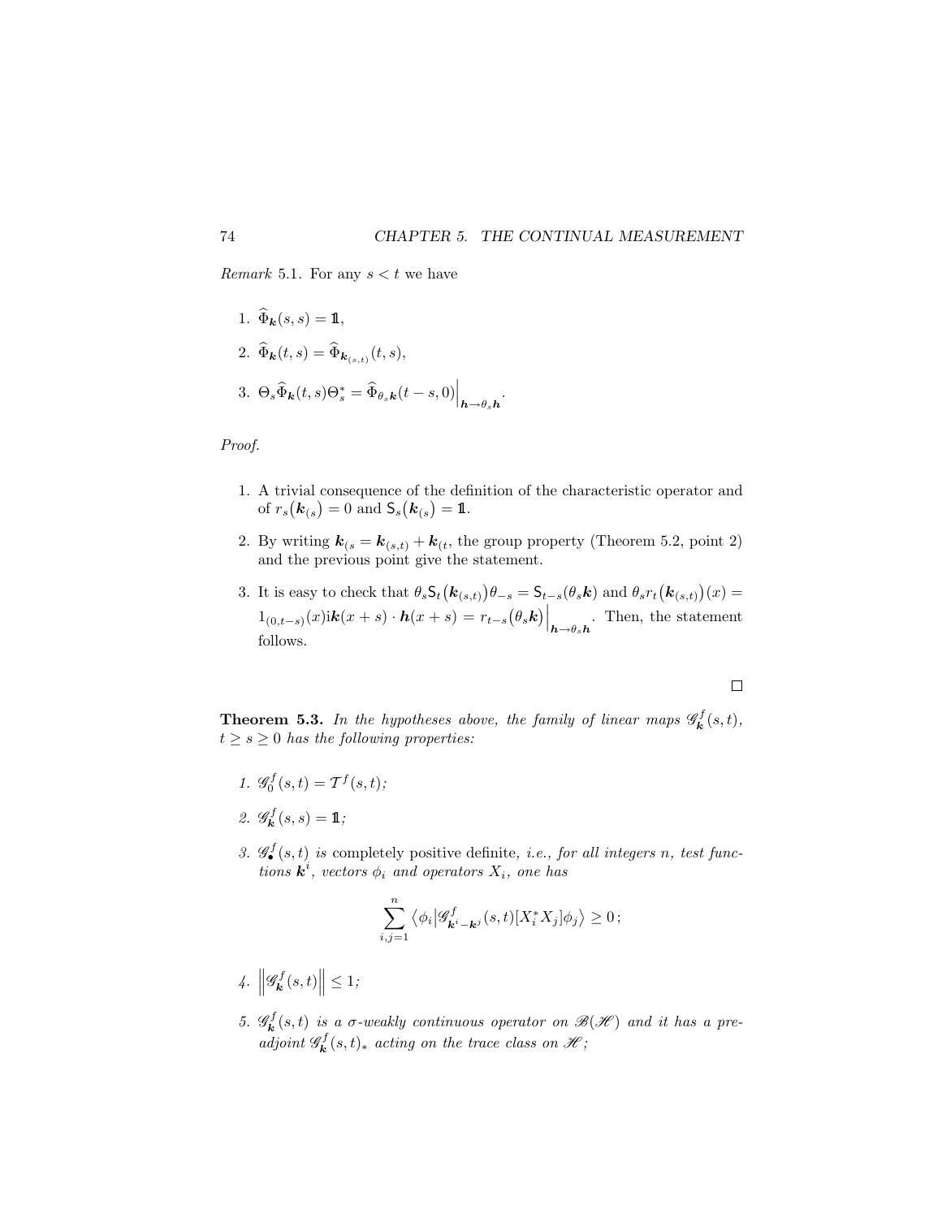*Remark* 5.1. For any $s < t$ we have

1. $\widehat{\Phi}_{\boldsymbol{k}}(s,s) = \mathbb{1}$,
2. $\widehat{\Phi}_{\boldsymbol{k}}(t,s) = \widehat{\Phi}_{\boldsymbol{k}_{(s,t)}}(t,s)$,
3. $\Theta_s \widehat{\Phi}_{\boldsymbol{k}}(t,s) \Theta_s^* = \widehat{\Phi}_{\theta_s \boldsymbol{k}}(t-s,0)\Big|_{\boldsymbol{h} \to \theta_s \boldsymbol{h}}$.

*Proof.*

1. A trivial consequence of the definition of the characteristic operator and of $r_s\big(\boldsymbol{k}_{(s}\big) = 0$ and $\mathsf{S}_s\big(\boldsymbol{k}_{(s}\big) = \mathbb{1}$.
2. By writing $\boldsymbol{k}_{(s} = \boldsymbol{k}_{(s,t)} + \boldsymbol{k}_{(t}$, the group property (Theorem 5.2, point 2) and the previous point give the statement.
3. It is easy to check that $\theta_s \mathsf{S}_t\big(\boldsymbol{k}_{(s,t)}\big)\theta_{-s} = \mathsf{S}_{t-s}(\theta_s \boldsymbol{k})$ and $\theta_s r_t\big(\boldsymbol{k}_{(s,t)}\big)(x) = 1_{(0,t-s)}(x) \mathrm{i}\boldsymbol{k}(x+s) \cdot \boldsymbol{h}(x+s) = r_{t-s}\big(\theta_s \boldsymbol{k}\big)\Big|_{\boldsymbol{h} \to \theta_s \boldsymbol{h}}$. Then, the statement follows.

□

**Theorem 5.3.** *In the hypotheses above, the family of linear maps $\mathscr{G}^f_{\boldsymbol{k}}(s,t)$, $t \geq s \geq 0$ has the following properties:*

1. $\mathscr{G}^f_0(s,t) = \mathcal{T}^f(s,t)$;
2. $\mathscr{G}^f_{\boldsymbol{k}}(s,s) = \mathbb{1}$;
3. *$\mathscr{G}^f_{\bullet}(s,t)$ is* completely positive definite, *i.e., for all integers $n$, test functions $\boldsymbol{k}^i$, vectors $\phi_i$ and operators $X_i$, one has*
$$\sum_{i,j=1}^{n} \left\langle \phi_i \middle| \mathscr{G}^f_{\boldsymbol{k}^i - \boldsymbol{k}^j}(s,t)[X_i^* X_j] \phi_j \right\rangle \geq 0 \, ;$$
4. $\left\| \mathscr{G}^f_{\boldsymbol{k}}(s,t) \right\| \leq 1$;
5. *$\mathscr{G}^f_{\boldsymbol{k}}(s,t)$ is a $\sigma$-weakly continuous operator on $\mathscr{B}(\mathscr{H})$ and it has a pre-adjoint $\mathscr{G}^f_{\boldsymbol{k}}(s,t)_*$ acting on the trace class on $\mathscr{H}$;*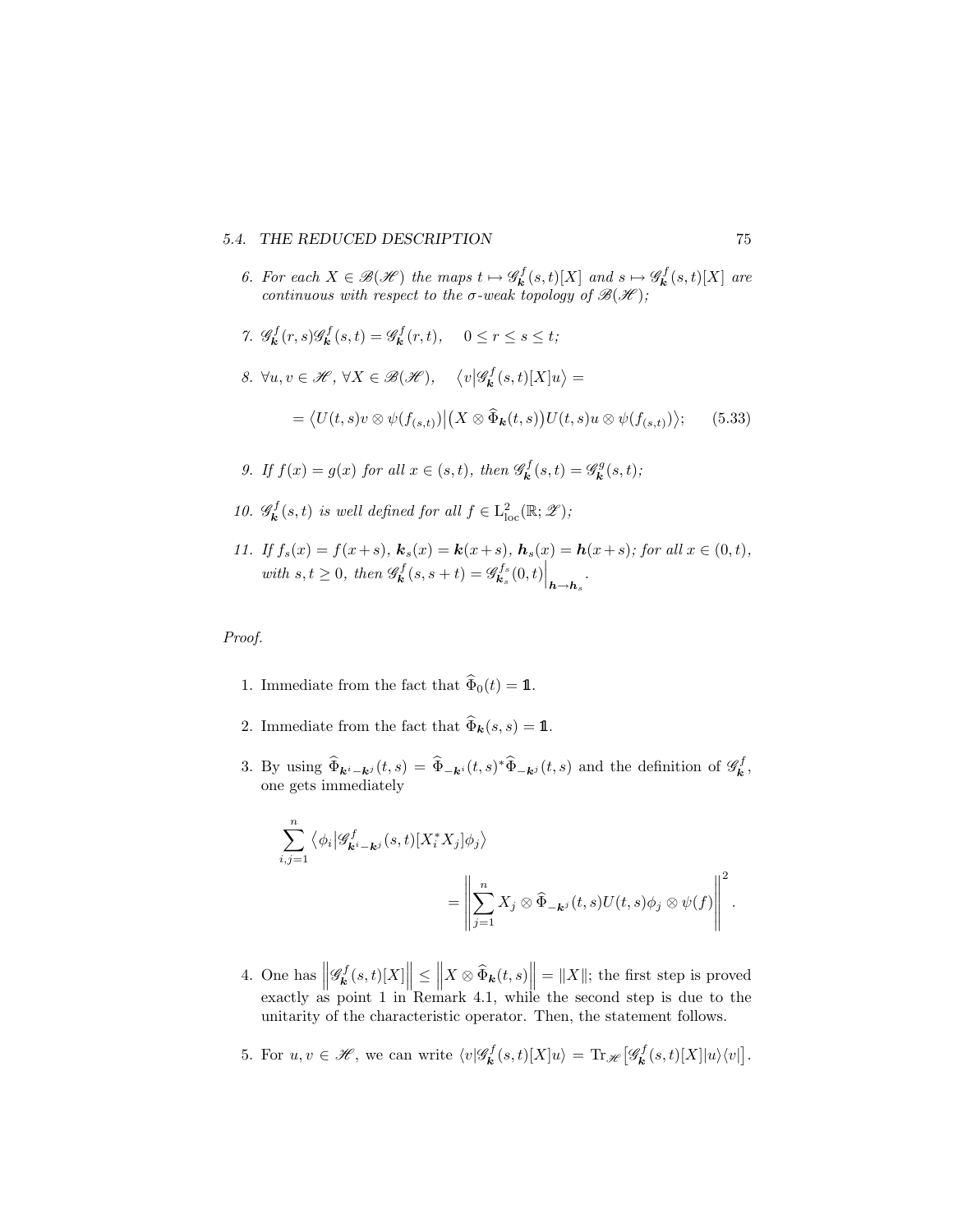6. *For each $X \in \mathscr{B}(\mathscr{H})$ the maps $t \mapsto \mathscr{G}^f_{\boldsymbol{k}}(s,t)[X]$ and $s \mapsto \mathscr{G}^f_{\boldsymbol{k}}(s,t)[X]$ are continuous with respect to the $\sigma$-weak topology of $\mathscr{B}(\mathscr{H})$;*

7. $\mathscr{G}^f_{\boldsymbol{k}}(r,s)\mathscr{G}^f_{\boldsymbol{k}}(s,t) = \mathscr{G}^f_{\boldsymbol{k}}(r,t), \quad 0 \le r \le s \le t;$

8. $\forall u, v \in \mathscr{H}$, $\forall X \in \mathscr{B}(\mathscr{H})$, $\quad \langle v | \mathscr{G}^f_{\boldsymbol{k}}(s,t)[X]u \rangle =$
$$= \big\langle U(t,s)v \otimes \psi(f_{(s,t)}) \big| \big(X \otimes \widehat{\Phi}_{\boldsymbol{k}}(t,s)\big) U(t,s)u \otimes \psi(f_{(s,t)}) \big\rangle; \qquad (5.33)$$

9. *If $f(x) = g(x)$ for all $x \in (s,t)$, then $\mathscr{G}^f_{\boldsymbol{k}}(s,t) = \mathscr{G}^g_{\boldsymbol{k}}(s,t)$;*

10. *$\mathscr{G}^f_{\boldsymbol{k}}(s,t)$ is well defined for all $f \in \mathrm{L}^2_{\mathrm{loc}}(\mathbb{R};\mathscr{Z})$;*

11. *If $f_s(x) = f(x+s)$, $\boldsymbol{k}_s(x) = \boldsymbol{k}(x+s)$, $\boldsymbol{h}_s(x) = \boldsymbol{h}(x+s)$; for all $x \in (0,t)$, with $s, t \ge 0$, then $\mathscr{G}^f_{\boldsymbol{k}}(s, s+t) = \mathscr{G}^{f_s}_{\boldsymbol{k}_s}(0,t)\Big|_{\boldsymbol{h} \to \boldsymbol{h}_s}$.*

*Proof.*

1. Immediate from the fact that $\widehat{\Phi}_0(t) = \mathbb{1}$.

2. Immediate from the fact that $\widehat{\Phi}_{\boldsymbol{k}}(s,s) = \mathbb{1}$.

3. By using $\widehat{\Phi}_{\boldsymbol{k}^i - \boldsymbol{k}^j}(t,s) = \widehat{\Phi}_{-\boldsymbol{k}^i}(t,s)^* \widehat{\Phi}_{-\boldsymbol{k}^j}(t,s)$ and the definition of $\mathscr{G}^f_{\boldsymbol{k}}$, one gets immediately
$$\sum_{i,j=1}^{n} \big\langle \phi_i \big| \mathscr{G}^f_{\boldsymbol{k}^i - \boldsymbol{k}^j}(s,t)[X_i^* X_j] \phi_j \big\rangle = \left\| \sum_{j=1}^{n} X_j \otimes \widehat{\Phi}_{-\boldsymbol{k}^j}(t,s) U(t,s) \phi_j \otimes \psi(f) \right\|^2.$$

4. One has $\left\| \mathscr{G}^f_{\boldsymbol{k}}(s,t)[X] \right\| \le \left\| X \otimes \widehat{\Phi}_{\boldsymbol{k}}(t,s) \right\| = \|X\|$; the first step is proved exactly as point 1 in Remark 4.1, while the second step is due to the unitarity of the characteristic operator. Then, the statement follows.

5. For $u, v \in \mathscr{H}$, we can write $\langle v | \mathscr{G}^f_{\boldsymbol{k}}(s,t)[X]u \rangle = \mathrm{Tr}_{\mathscr{H}}\big[\mathscr{G}^f_{\boldsymbol{k}}(s,t)[X]|u\rangle\langle v|\big]$.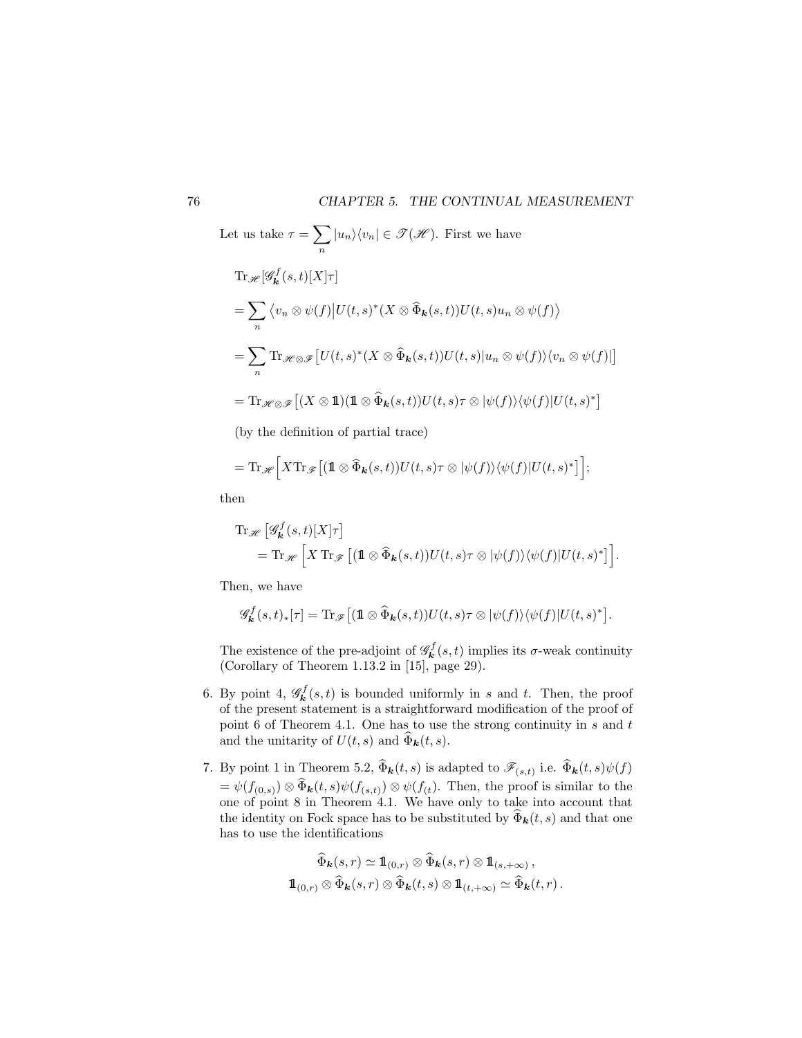Let us take $\tau = \sum_n |u_n\rangle\langle v_n| \in \mathscr{T}(\mathscr{H})$. First we have

$$
\begin{aligned}
&\mathrm{Tr}_{\mathscr{H}}[\mathscr{G}^f_{\boldsymbol{k}}(s,t)[X]\tau] \\
&= \sum_n \left\langle v_n \otimes \psi(f) \middle| U(t,s)^*(X \otimes \widehat{\Phi}_{\boldsymbol{k}}(s,t))U(t,s)u_n \otimes \psi(f)\right\rangle \\
&= \sum_n \mathrm{Tr}_{\mathscr{H}\otimes\mathscr{F}}\big[U(t,s)^*(X \otimes \widehat{\Phi}_{\boldsymbol{k}}(s,t))U(t,s)|u_n \otimes \psi(f)\rangle\langle v_n \otimes \psi(f)|\big] \\
&= \mathrm{Tr}_{\mathscr{H}\otimes\mathscr{F}}\big[(X \otimes \mathbb{1})(\mathbb{1} \otimes \widehat{\Phi}_{\boldsymbol{k}}(s,t))U(t,s)\tau \otimes |\psi(f)\rangle\langle\psi(f)|U(t,s)^*\big]
\end{aligned}
$$

(by the definition of partial trace)

$$
= \mathrm{Tr}_{\mathscr{H}}\Big[X\mathrm{Tr}_{\mathscr{F}}\big[(\mathbb{1} \otimes \widehat{\Phi}_{\boldsymbol{k}}(s,t))U(t,s)\tau \otimes |\psi(f)\rangle\langle\psi(f)|U(t,s)^*\big]\Big];
$$

then

$$
\begin{aligned}
&\mathrm{Tr}_{\mathscr{H}}\left[\mathscr{G}^f_{\boldsymbol{k}}(s,t)[X]\tau\right] \\
&\qquad = \mathrm{Tr}_{\mathscr{H}}\Big[X\,\mathrm{Tr}_{\mathscr{F}}\big[(\mathbb{1} \otimes \widehat{\Phi}_{\boldsymbol{k}}(s,t))U(t,s)\tau \otimes |\psi(f)\rangle\langle\psi(f)|U(t,s)^*\big]\Big].
\end{aligned}
$$

Then, we have

$$
\mathscr{G}^f_{\boldsymbol{k}}(s,t)_*[\tau] = \mathrm{Tr}_{\mathscr{F}}\big[(\mathbb{1} \otimes \widehat{\Phi}_{\boldsymbol{k}}(s,t))U(t,s)\tau \otimes |\psi(f)\rangle\langle\psi(f)|U(t,s)^*\big].
$$

The existence of the pre-adjoint of $\mathscr{G}^f_{\boldsymbol{k}}(s,t)$ implies its $\sigma$-weak continuity (Corollary of Theorem 1.13.2 in [15], page 29).

6. By point 4, $\mathscr{G}^f_{\boldsymbol{k}}(s,t)$ is bounded uniformly in $s$ and $t$. Then, the proof of the present statement is a straightforward modification of the proof of point 6 of Theorem 4.1. One has to use the strong continuity in $s$ and $t$ and the unitarity of $U(t,s)$ and $\widehat{\Phi}_{\boldsymbol{k}}(t,s)$.

7. By point 1 in Theorem 5.2, $\widehat{\Phi}_{\boldsymbol{k}}(t,s)$ is adapted to $\mathscr{F}_{(s,t)}$ i.e. $\widehat{\Phi}_{\boldsymbol{k}}(t,s)\psi(f)$ $= \psi(f_{(0,s)}) \otimes \widehat{\Phi}_{\boldsymbol{k}}(t,s)\psi(f_{(s,t)}) \otimes \psi(f_{(t})$. Then, the proof is similar to the one of point 8 in Theorem 4.1. We have only to take into account that the identity on Fock space has to be substituted by $\widehat{\Phi}_{\boldsymbol{k}}(t,s)$ and that one has to use the identifications

$$
\begin{gathered}
\widehat{\Phi}_{\boldsymbol{k}}(s,r) \simeq \mathbb{1}_{(0,r)} \otimes \widehat{\Phi}_{\boldsymbol{k}}(s,r) \otimes \mathbb{1}_{(s,+\infty)}\,, \\
\mathbb{1}_{(0,r)} \otimes \widehat{\Phi}_{\boldsymbol{k}}(s,r) \otimes \widehat{\Phi}_{\boldsymbol{k}}(t,s) \otimes \mathbb{1}_{(t,+\infty)} \simeq \widehat{\Phi}_{\boldsymbol{k}}(t,r)\,.
\end{gathered}
$$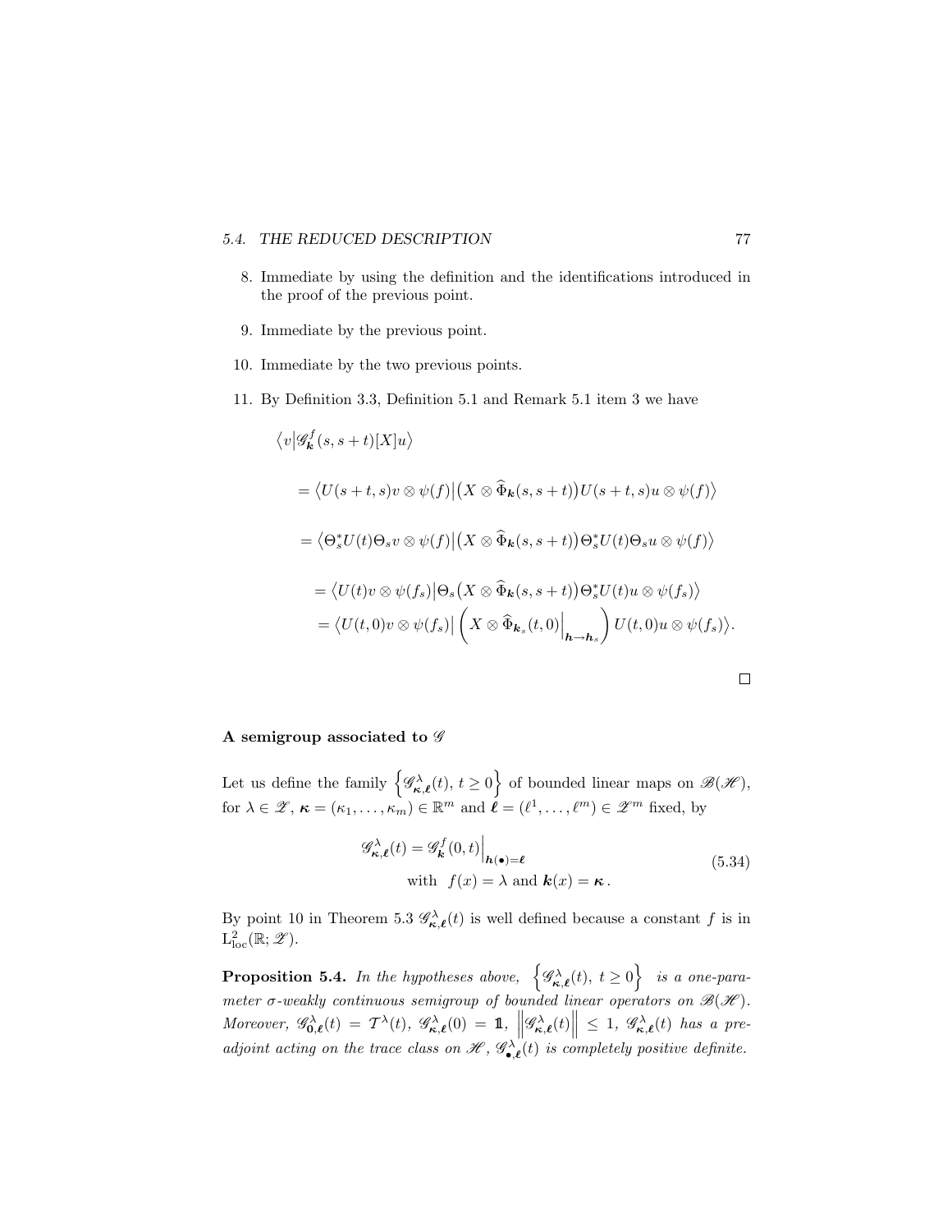8. Immediate by using the definition and the identifications introduced in the proof of the previous point.

9. Immediate by the previous point.

10. Immediate by the two previous points.

11. By Definition 3.3, Definition 5.1 and Remark 5.1 item 3 we have

$$
\begin{aligned}
&\big\langle v\big|\mathscr{G}^f_{\boldsymbol{k}}(s,s+t)[X]u\big\rangle \\
&= \big\langle U(s+t,s)v\otimes\psi(f)\big|\big(X\otimes\widehat{\Phi}_{\boldsymbol{k}}(s,s+t)\big)U(s+t,s)u\otimes\psi(f)\big\rangle \\
&= \big\langle \Theta_s^* U(t)\Theta_s v\otimes\psi(f)\big|\big(X\otimes\widehat{\Phi}_{\boldsymbol{k}}(s,s+t)\big)\Theta_s^* U(t)\Theta_s u\otimes\psi(f)\big\rangle \\
&= \big\langle U(t)v\otimes\psi(f_s)\big|\Theta_s\big(X\otimes\widehat{\Phi}_{\boldsymbol{k}}(s,s+t)\big)\Theta_s^* U(t)u\otimes\psi(f_s)\big\rangle \\
&= \big\langle U(t,0)v\otimes\psi(f_s)\big|\left(X\otimes\widehat{\Phi}_{\boldsymbol{k}_s}(t,0)\Big|_{\boldsymbol{h}\to\boldsymbol{h}_s}\right)U(t,0)u\otimes\psi(f_s)\big\rangle.
\end{aligned}
$$

□

**A semigroup associated to $\mathscr{G}$**

Let us define the family $\left\{\mathscr{G}^\lambda_{\boldsymbol{\kappa},\boldsymbol{\ell}}(t),\, t\geq 0\right\}$ of bounded linear maps on $\mathscr{B}(\mathscr{H})$, for $\lambda\in\mathscr{Z}$, $\boldsymbol{\kappa}=(\kappa_1,\ldots,\kappa_m)\in\mathbb{R}^m$ and $\boldsymbol{\ell}=(\ell^1,\ldots,\ell^m)\in\mathscr{Z}^m$ fixed, by

$$
\begin{aligned}
\mathscr{G}^\lambda_{\boldsymbol{\kappa},\boldsymbol{\ell}}(t) &= \mathscr{G}^f_{\boldsymbol{k}}(0,t)\Big|_{\boldsymbol{h}(\bullet)=\boldsymbol{\ell}} \\
&\quad\text{with }\; f(x)=\lambda \text{ and } \boldsymbol{k}(x)=\boldsymbol{\kappa}\,.
\end{aligned}
\tag{5.34}
$$

By point 10 in Theorem 5.3 $\mathscr{G}^\lambda_{\boldsymbol{\kappa},\boldsymbol{\ell}}(t)$ is well defined because a constant $f$ is in $\mathrm{L}^2_{\mathrm{loc}}(\mathbb{R};\mathscr{Z})$.

**Proposition 5.4.** *In the hypotheses above, $\left\{\mathscr{G}^\lambda_{\boldsymbol{\kappa},\boldsymbol{\ell}}(t),\, t\geq 0\right\}$ is a one-parameter $\sigma$-weakly continuous semigroup of bounded linear operators on $\mathscr{B}(\mathscr{H})$. Moreover, $\mathscr{G}^\lambda_{\boldsymbol{0},\boldsymbol{\ell}}(t)=\mathcal{T}^\lambda(t)$, $\mathscr{G}^\lambda_{\boldsymbol{\kappa},\boldsymbol{\ell}}(0)=\mathbb{1}$, $\left\|\mathscr{G}^\lambda_{\boldsymbol{\kappa},\boldsymbol{\ell}}(t)\right\|\leq 1$, $\mathscr{G}^\lambda_{\boldsymbol{\kappa},\boldsymbol{\ell}}(t)$ has a pre-adjoint acting on the trace class on $\mathscr{H}$, $\mathscr{G}^\lambda_{\bullet,\boldsymbol{\ell}}(t)$ is completely positive definite.*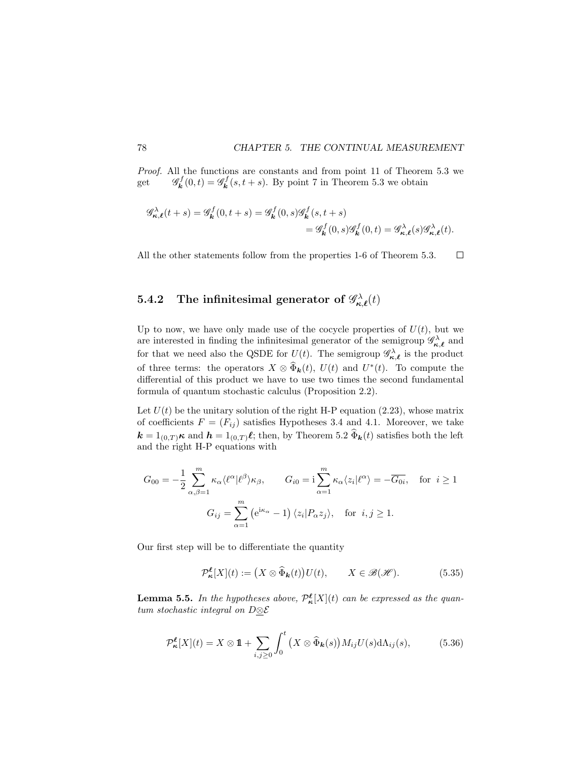*Proof.* All the functions are constants and from point 11 of Theorem 5.3 we get $\mathscr{G}^f_{\boldsymbol{k}}(0,t) = \mathscr{G}^f_{\boldsymbol{k}}(s,t+s)$. By point 7 in Theorem 5.3 we obtain

$$\mathscr{G}^\lambda_{\boldsymbol{\kappa},\boldsymbol{\ell}}(t+s) = \mathscr{G}^f_{\boldsymbol{k}}(0,t+s) = \mathscr{G}^f_{\boldsymbol{k}}(0,s)\mathscr{G}^f_{\boldsymbol{k}}(s,t+s)$$
$$= \mathscr{G}^f_{\boldsymbol{k}}(0,s)\mathscr{G}^f_{\boldsymbol{k}}(0,t) = \mathscr{G}^\lambda_{\boldsymbol{\kappa},\boldsymbol{\ell}}(s)\mathscr{G}^\lambda_{\boldsymbol{\kappa},\boldsymbol{\ell}}(t).$$

All the other statements follow from the properties 1-6 of Theorem 5.3. □

### 5.4.2 The infinitesimal generator of $\mathscr{G}^\lambda_{\boldsymbol{\kappa},\boldsymbol{\ell}}(t)$

Up to now, we have only made use of the cocycle properties of $U(t)$, but we are interested in finding the infinitesimal generator of the semigroup $\mathscr{G}^\lambda_{\boldsymbol{\kappa},\boldsymbol{\ell}}$ and for that we need also the QSDE for $U(t)$. The semigroup $\mathscr{G}^\lambda_{\boldsymbol{\kappa},\boldsymbol{\ell}}$ is the product of three terms: the operators $X \otimes \widehat{\Phi}_{\boldsymbol{k}}(t)$, $U(t)$ and $U^*(t)$. To compute the differential of this product we have to use two times the second fundamental formula of quantum stochastic calculus (Proposition 2.2).

Let $U(t)$ be the unitary solution of the right H-P equation (2.23), whose matrix of coefficients $F = (F_{ij})$ satisfies Hypotheses 3.4 and 4.1. Moreover, we take $\boldsymbol{k} = 1_{(0,T)}\boldsymbol{\kappa}$ and $\boldsymbol{h} = 1_{(0,T)}\boldsymbol{\ell}$; then, by Theorem 5.2 $\widehat{\Phi}_{\boldsymbol{k}}(t)$ satisfies both the left and the right H-P equations with

$$G_{00} = -\frac{1}{2}\sum_{\alpha,\beta=1}^m \kappa_\alpha \langle \ell^\alpha | \ell^\beta \rangle \kappa_\beta, \qquad G_{i0} = \mathrm{i}\sum_{\alpha=1}^m \kappa_\alpha \langle z_i | \ell^\alpha \rangle = -\overline{G_{0i}}, \quad \text{for } i \geq 1$$
$$G_{ij} = \sum_{\alpha=1}^m \left(\mathrm{e}^{\mathrm{i}\kappa_\alpha} - 1\right)\langle z_i | P_\alpha z_j \rangle, \quad \text{for } i,j \geq 1.$$

Our first step will be to differentiate the quantity

$$\mathcal{P}^{\boldsymbol{\ell}}_{\boldsymbol{\kappa}}[X](t) := \big(X \otimes \widehat{\Phi}_{\boldsymbol{k}}(t)\big)U(t), \qquad X \in \mathscr{B}(\mathscr{H}). \tag{5.35}$$

**Lemma 5.5.** *In the hypotheses above, $\mathcal{P}^{\boldsymbol{\ell}}_{\boldsymbol{\kappa}}[X](t)$ can be expressed as the quantum stochastic integral on $D \underline{\otimes} \mathcal{E}$*

$$\mathcal{P}^{\boldsymbol{\ell}}_{\boldsymbol{\kappa}}[X](t) = X \otimes \mathbb{1} + \sum_{i,j\geq 0}\int_0^t \big(X \otimes \widehat{\Phi}_{\boldsymbol{k}}(s)\big)M_{ij}U(s)\mathrm{d}\Lambda_{ij}(s), \tag{5.36}$$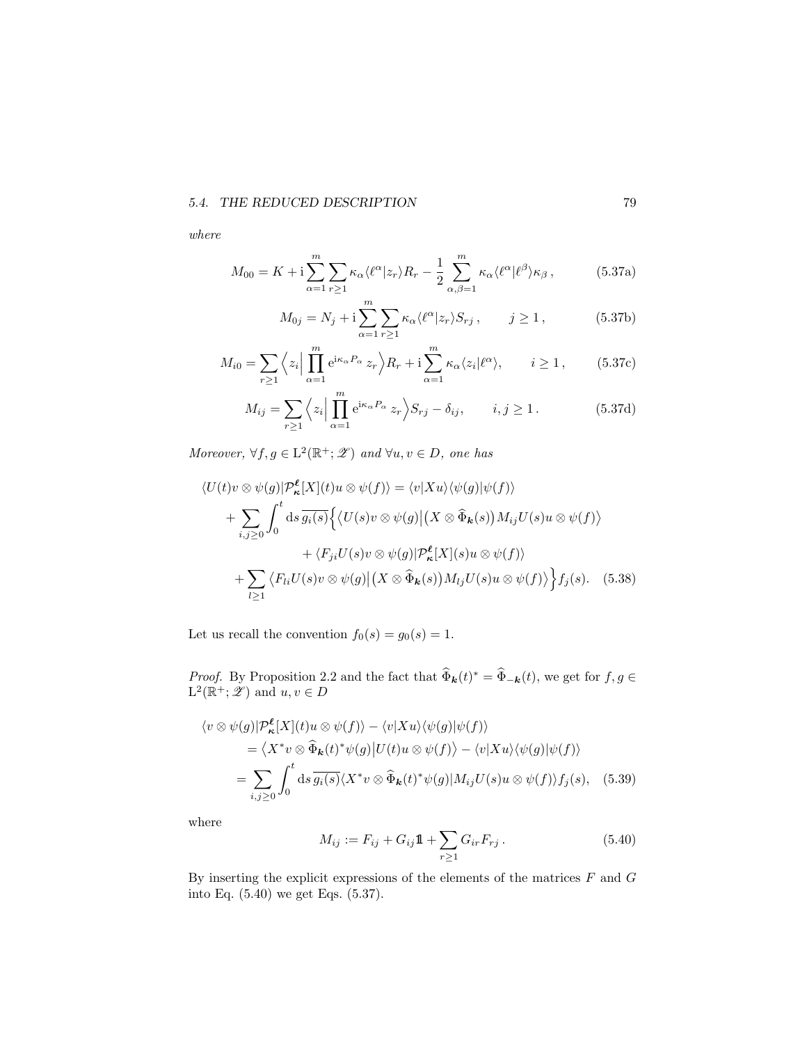*where*

$$M_{00} = K + \mathrm{i} \sum_{\alpha=1}^{m} \sum_{r \geq 1} \kappa_\alpha \langle \ell^\alpha | z_r \rangle R_r - \frac{1}{2} \sum_{\alpha,\beta=1}^{m} \kappa_\alpha \langle \ell^\alpha | \ell^\beta \rangle \kappa_\beta \,, \tag{5.37a}$$

$$M_{0j} = N_j + \mathrm{i} \sum_{\alpha=1}^{m} \sum_{r \geq 1} \kappa_\alpha \langle \ell^\alpha | z_r \rangle S_{rj} \,, \qquad j \geq 1 \,, \tag{5.37b}$$

$$M_{i0} = \sum_{r \geq 1} \Big\langle z_i \Big| \prod_{\alpha=1}^{m} \mathrm{e}^{\mathrm{i}\kappa_\alpha P_\alpha} \, z_r \Big\rangle R_r + \mathrm{i} \sum_{\alpha=1}^{m} \kappa_\alpha \langle z_i | \ell^\alpha \rangle, \qquad i \geq 1 \,, \tag{5.37c}$$

$$M_{ij} = \sum_{r \geq 1} \Big\langle z_i \Big| \prod_{\alpha=1}^{m} \mathrm{e}^{\mathrm{i}\kappa_\alpha P_\alpha} \, z_r \Big\rangle S_{rj} - \delta_{ij}, \qquad i,j \geq 1 \,. \tag{5.37d}$$

*Moreover,* $\forall f, g \in \mathrm{L}^2(\mathbb{R}^+; \mathscr{Z})$ *and* $\forall u, v \in D$*, one has*

$$\begin{aligned}
&\langle U(t) v \otimes \psi(g) | \mathcal{P}^{\boldsymbol{\ell}}_{\boldsymbol{\kappa}}[X](t) u \otimes \psi(f) \rangle = \langle v | X u \rangle \langle \psi(g) | \psi(f) \rangle \\
&\quad + \sum_{i,j \geq 0} \int_0^t \mathrm{d}s \, \overline{g_i(s)} \Big\{ \big\langle U(s) v \otimes \psi(g) \big| \big( X \otimes \widehat{\Phi}_{\boldsymbol{k}}(s) \big) M_{ij} U(s) u \otimes \psi(f) \big\rangle \\
&\qquad\qquad + \langle F_{ji} U(s) v \otimes \psi(g) | \mathcal{P}^{\boldsymbol{\ell}}_{\boldsymbol{\kappa}}[X](s) u \otimes \psi(f) \rangle \\
&\quad + \sum_{l \geq 1} \big\langle F_{li} U(s) v \otimes \psi(g) \big| \big( X \otimes \widehat{\Phi}_{\boldsymbol{k}}(s) \big) M_{lj} U(s) u \otimes \psi(f) \big\rangle \Big\} f_j(s).
\end{aligned} \tag{5.38}$$

Let us recall the convention $f_0(s) = g_0(s) = 1$.

*Proof.* By Proposition 2.2 and the fact that $\widehat{\Phi}_{\boldsymbol{k}}(t)^* = \widehat{\Phi}_{-\boldsymbol{k}}(t)$, we get for $f, g \in \mathrm{L}^2(\mathbb{R}^+; \mathscr{Z})$ and $u, v \in D$

$$\begin{aligned}
&\langle v \otimes \psi(g) | \mathcal{P}^{\boldsymbol{\ell}}_{\boldsymbol{\kappa}}[X](t) u \otimes \psi(f) \rangle - \langle v | X u \rangle \langle \psi(g) | \psi(f) \rangle \\
&\qquad = \big\langle X^* v \otimes \widehat{\Phi}_{\boldsymbol{k}}(t)^* \psi(g) \big| U(t) u \otimes \psi(f) \big\rangle - \langle v | X u \rangle \langle \psi(g) | \psi(f) \rangle \\
&\qquad = \sum_{i,j \geq 0} \int_0^t \mathrm{d}s \, \overline{g_i(s)} \langle X^* v \otimes \widehat{\Phi}_{\boldsymbol{k}}(t)^* \psi(g) | M_{ij} U(s) u \otimes \psi(f) \rangle f_j(s),
\end{aligned} \tag{5.39}$$

where

$$M_{ij} := F_{ij} + G_{ij} \mathbb{1} + \sum_{r \geq 1} G_{ir} F_{rj} \,. \tag{5.40}$$

By inserting the explicit expressions of the elements of the matrices $F$ and $G$ into Eq. (5.40) we get Eqs. (5.37).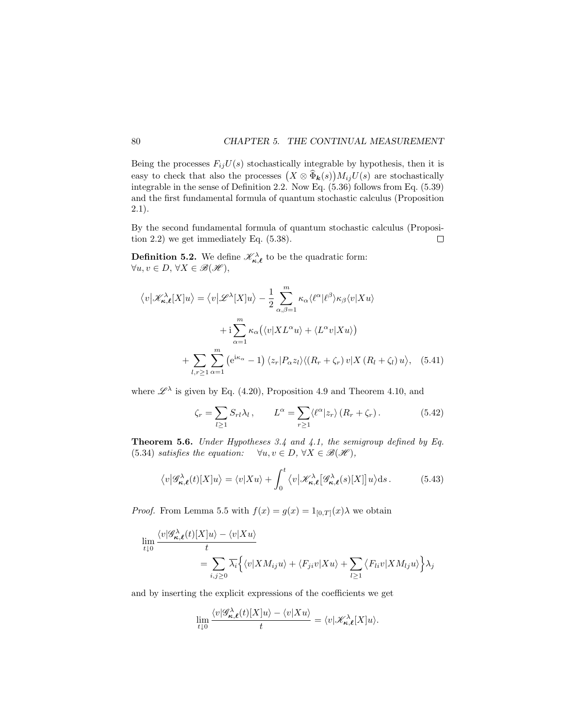Being the processes $F_{ij}U(s)$ stochastically integrable by hypothesis, then it is easy to check that also the processes $\big(X \otimes \widehat{\Phi}_{\boldsymbol{k}}(s)\big)M_{ij}U(s)$ are stochastically integrable in the sense of Definition 2.2. Now Eq. (5.36) follows from Eq. (5.39) and the first fundamental formula of quantum stochastic calculus (Proposition 2.1).

By the second fundamental formula of quantum stochastic calculus (Proposition 2.2) we get immediately Eq. (5.38). $\square$

**Definition 5.2.** We define $\mathscr{K}^{\lambda}_{\boldsymbol{\kappa},\boldsymbol{\ell}}$ to be the quadratic form: $\forall u, v \in D$, $\forall X \in \mathscr{B}(\mathscr{H})$,

$$\begin{aligned}\big\langle v\big|\mathscr{K}^{\lambda}_{\boldsymbol{\kappa},\boldsymbol{\ell}}[X]u\big\rangle = \big\langle v\big|\mathscr{L}^{\lambda}[X]u\big\rangle - \frac{1}{2}\sum_{\alpha,\beta=1}^{m}\kappa_\alpha\langle\ell^\alpha|\ell^\beta\rangle\kappa_\beta\langle v|Xu\rangle \\ + \mathrm{i}\sum_{\alpha=1}^{m}\kappa_\alpha\big(\langle v|XL^\alpha u\rangle + \langle L^\alpha v|Xu\rangle\big) \\ + \sum_{l,r\geq 1}\sum_{\alpha=1}^{m}\big(\mathrm{e}^{\mathrm{i}\kappa_\alpha}-1\big)\,\langle z_r|P_\alpha z_l\rangle\big\langle(R_r+\zeta_r)\,v\big|X\,(R_l+\zeta_l)\,u\big\rangle, \quad (5.41)\end{aligned}$$

where $\mathscr{L}^{\lambda}$ is given by Eq. (4.20), Proposition 4.9 and Theorem 4.10, and

$$\zeta_r = \sum_{l\geq 1} S_{rl}\lambda_l\,, \qquad L^\alpha = \sum_{r\geq 1}\langle\ell^\alpha|z_r\rangle\,(R_r+\zeta_r)\,. \quad (5.42)$$

**Theorem 5.6.** *Under Hypotheses 3.4 and 4.1, the semigroup defined by Eq. (5.34) satisfies the equation:* $\quad\forall u, v \in D$, $\forall X \in \mathscr{B}(\mathscr{H})$,

$$\big\langle v\big|\mathscr{G}^{\lambda}_{\boldsymbol{\kappa},\boldsymbol{\ell}}(t)[X]u\big\rangle = \langle v|Xu\rangle + \int_0^t \big\langle v\big|\mathscr{K}^{\lambda}_{\boldsymbol{\kappa},\boldsymbol{\ell}}\big[\mathscr{G}^{\lambda}_{\boldsymbol{\kappa},\boldsymbol{\ell}}(s)[X]\big]u\big\rangle\mathrm{d}s\,. \quad (5.43)$$

*Proof.* From Lemma 5.5 with $f(x) = g(x) = 1_{[0,T]}(x)\lambda$ we obtain

$$\begin{aligned}\lim_{t\downarrow 0}\frac{\langle v|\mathscr{G}^{\lambda}_{\boldsymbol{\kappa},\boldsymbol{\ell}}(t)[X]u\rangle - \langle v|Xu\rangle}{t} \\ = \sum_{i,j\geq 0}\overline{\lambda_i}\Big\{\langle v|XM_{ij}u\rangle + \langle F_{ji}v|Xu\rangle + \sum_{l\geq 1}\big\langle F_{li}v\big|XM_{lj}u\big\rangle\Big\}\lambda_j\end{aligned}$$

and by inserting the explicit expressions of the coefficients we get

$$\lim_{t\downarrow 0}\frac{\langle v|\mathscr{G}^{\lambda}_{\boldsymbol{\kappa},\boldsymbol{\ell}}(t)[X]u\rangle - \langle v|Xu\rangle}{t} = \langle v|\mathscr{K}^{\lambda}_{\boldsymbol{\kappa},\boldsymbol{\ell}}[X]u\rangle.$$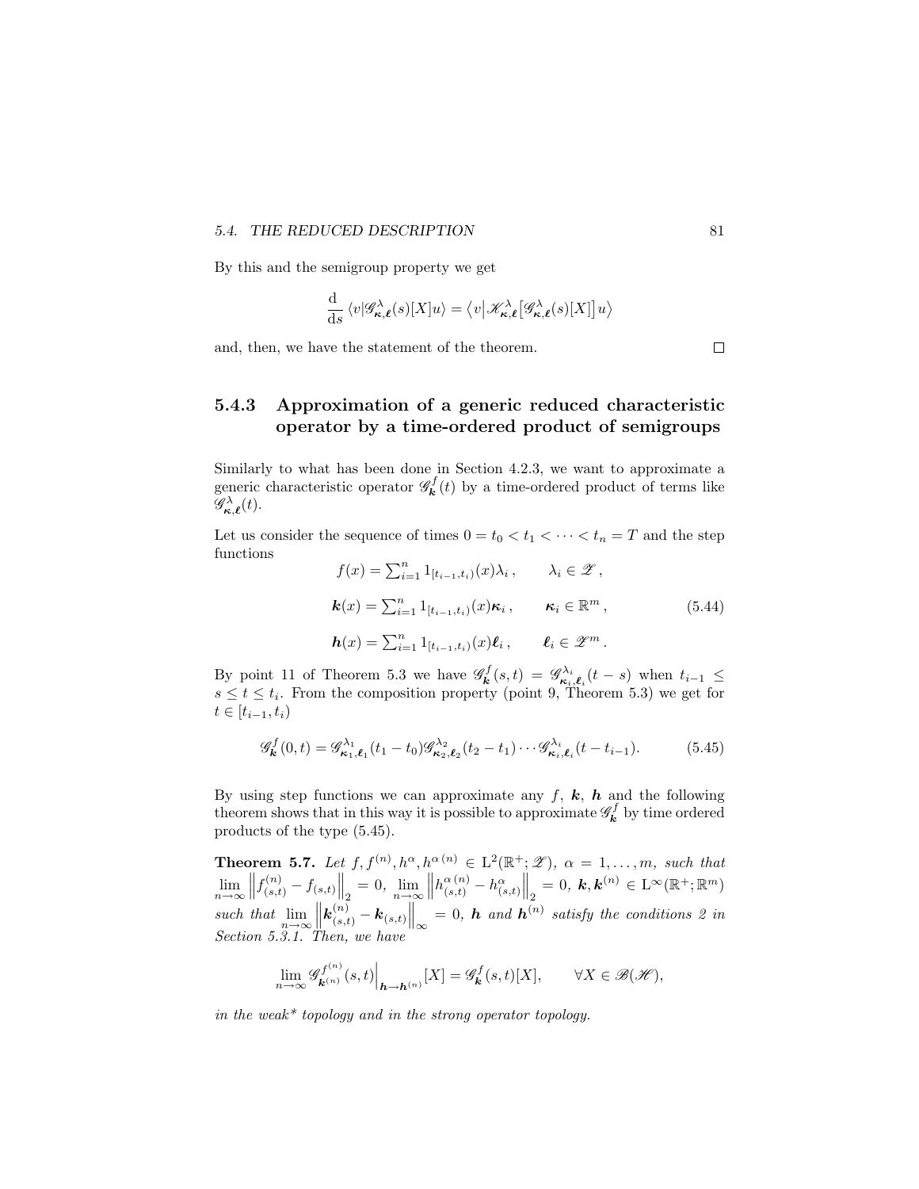By this and the semigroup property we get

$$\frac{\mathrm{d}}{\mathrm{d}s}\left\langle v|\mathscr{G}^{\lambda}_{\boldsymbol{\kappa},\boldsymbol{\ell}}(s)[X]u\right\rangle = \left\langle v\middle|\mathscr{K}^{\lambda}_{\boldsymbol{\kappa},\boldsymbol{\ell}}\big[\mathscr{G}^{\lambda}_{\boldsymbol{\kappa},\boldsymbol{\ell}}(s)[X]\big]u\right\rangle$$

and, then, we have the statement of the theorem. □

### 5.4.3 Approximation of a generic reduced characteristic operator by a time-ordered product of semigroups

Similarly to what has been done in Section 4.2.3, we want to approximate a generic characteristic operator $\mathscr{G}^{f}_{\boldsymbol{k}}(t)$ by a time-ordered product of terms like $\mathscr{G}^{\lambda}_{\boldsymbol{\kappa},\boldsymbol{\ell}}(t)$.

Let us consider the sequence of times $0 = t_0 < t_1 < \cdots < t_n = T$ and the step functions

$$\begin{aligned}
f(x) &= \textstyle\sum_{i=1}^{n} 1_{[t_{i-1},t_i)}(x)\lambda_i\,, \qquad \lambda_i \in \mathscr{Z}\,,\\
\boldsymbol{k}(x) &= \textstyle\sum_{i=1}^{n} 1_{[t_{i-1},t_i)}(x)\boldsymbol{\kappa}_i\,, \qquad \boldsymbol{\kappa}_i \in \mathbb{R}^m\,,\\
\boldsymbol{h}(x) &= \textstyle\sum_{i=1}^{n} 1_{[t_{i-1},t_i)}(x)\boldsymbol{\ell}_i\,, \qquad \boldsymbol{\ell}_i \in \mathscr{Z}^m\,.
\end{aligned} \tag{5.44}$$

By point 11 of Theorem 5.3 we have $\mathscr{G}^{f}_{\boldsymbol{k}}(s,t) = \mathscr{G}^{\lambda_i}_{\boldsymbol{\kappa}_i,\boldsymbol{\ell}_i}(t-s)$ when $t_{i-1} \leq s \leq t \leq t_i$. From the composition property (point 9, Theorem 5.3) we get for $t \in [t_{i-1}, t_i)$

$$\mathscr{G}^{f}_{\boldsymbol{k}}(0,t) = \mathscr{G}^{\lambda_1}_{\boldsymbol{\kappa}_1,\boldsymbol{\ell}_1}(t_1-t_0)\mathscr{G}^{\lambda_2}_{\boldsymbol{\kappa}_2,\boldsymbol{\ell}_2}(t_2-t_1)\cdots\mathscr{G}^{\lambda_i}_{\boldsymbol{\kappa}_i,\boldsymbol{\ell}_i}(t-t_{i-1}). \tag{5.45}$$

By using step functions we can approximate any $f$, $\boldsymbol{k}$, $\boldsymbol{h}$ and the following theorem shows that in this way it is possible to approximate $\mathscr{G}^{f}_{\boldsymbol{k}}$ by time ordered products of the type (5.45).

**Theorem 5.7.** *Let $f, f^{(n)}, h^{\alpha}, h^{\alpha\,(n)} \in \mathrm{L}^2(\mathbb{R}^+;\mathscr{Z})$, $\alpha = 1,\ldots,m$, such that $\lim_{n\to\infty}\left\|f^{(n)}_{(s,t)} - f_{(s,t)}\right\|_2 = 0$, $\lim_{n\to\infty}\left\|h^{\alpha\,(n)}_{(s,t)} - h^{\alpha}_{(s,t)}\right\|_2 = 0$, $\boldsymbol{k}, \boldsymbol{k}^{(n)} \in \mathrm{L}^\infty(\mathbb{R}^+;\mathbb{R}^m)$ such that $\lim_{n\to\infty}\left\|\boldsymbol{k}^{(n)}_{(s,t)} - \boldsymbol{k}_{(s,t)}\right\|_\infty = 0$, $\boldsymbol{h}$ and $\boldsymbol{h}^{(n)}$ satisfy the conditions 2 in Section 5.3.1. Then, we have*

$$\lim_{n\to\infty}\mathscr{G}^{f^{(n)}}_{\boldsymbol{k}^{(n)}}(s,t)\Big|_{\boldsymbol{h}\to\boldsymbol{h}^{(n)}}[X] = \mathscr{G}^{f}_{\boldsymbol{k}}(s,t)[X], \qquad \forall X \in \mathscr{B}(\mathscr{H}),$$

*in the weak\* topology and in the strong operator topology.*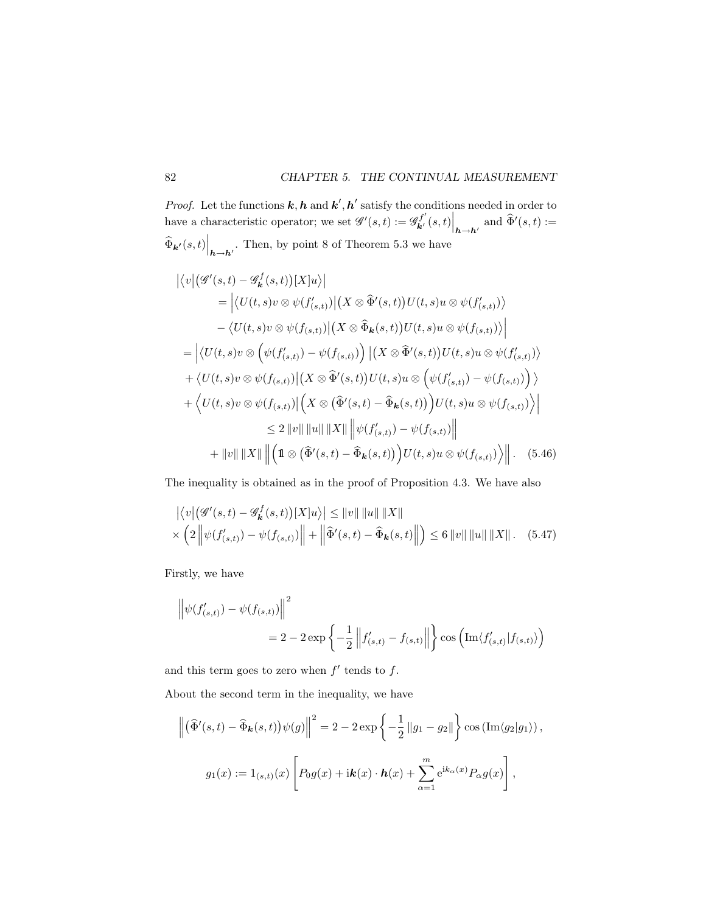*Proof.* Let the functions $\boldsymbol{k}, \boldsymbol{h}$ and $\boldsymbol{k}', \boldsymbol{h}'$ satisfy the conditions needed in order to have a characteristic operator; we set $\mathscr{G}'(s,t) := \mathscr{G}^{f'}_{\boldsymbol{k}'}(s,t)\Big|_{\boldsymbol{h}\to\boldsymbol{h}'}$ and $\widehat{\Phi}'(s,t) := \widehat{\Phi}_{\boldsymbol{k}'}(s,t)\Big|_{\boldsymbol{h}\to\boldsymbol{h}'}$. Then, by point 8 of Theorem 5.3 we have

$$
\begin{aligned}
&\left|\langle v|\big(\mathscr{G}'(s,t) - \mathscr{G}^f_{\boldsymbol{k}}(s,t)\big)[X]u\rangle\right| \\
&\qquad = \Big|\big\langle U(t,s)v \otimes \psi(f'_{(s,t)})\big|\big(X\otimes \widehat{\Phi}'(s,t)\big)U(t,s)u\otimes \psi(f'_{(s,t)})\big\rangle \\
&\qquad - \big\langle U(t,s)v \otimes \psi(f_{(s,t)})\big|\big(X\otimes \widehat{\Phi}_{\boldsymbol{k}}(s,t)\big)U(t,s)u\otimes \psi(f_{(s,t)})\big\rangle\Big| \\
&= \Big|\big\langle U(t,s)v \otimes \Big(\psi(f'_{(s,t)}) - \psi(f_{(s,t)})\Big)\,\big|\big(X\otimes \widehat{\Phi}'(s,t)\big)U(t,s)u\otimes \psi(f'_{(s,t)})\big\rangle \\
&+ \big\langle U(t,s)v \otimes \psi(f_{(s,t)})\big|\big(X\otimes \widehat{\Phi}'(s,t)\big)U(t,s)u\otimes \Big(\psi(f'_{(s,t)}) - \psi(f_{(s,t)})\Big)\,\big\rangle \\
&+ \Big\langle U(t,s)v \otimes \psi(f_{(s,t)})\Big|\Big(X\otimes \big(\widehat{\Phi}'(s,t) - \widehat{\Phi}_{\boldsymbol{k}}(s,t)\big)\Big)U(t,s)u\otimes \psi(f_{(s,t)})\Big\rangle\Big| \\
&\qquad\qquad \leq 2\,\|v\|\,\|u\|\,\|X\|\,\Big\|\psi(f'_{(s,t)}) - \psi(f_{(s,t)})\Big\| \\
&\quad + \|v\|\,\|X\|\,\Big\|\Big(\mathbb{1}\otimes\big(\widehat{\Phi}'(s,t) - \widehat{\Phi}_{\boldsymbol{k}}(s,t)\big)\Big)U(t,s)u\otimes\psi(f_{(s,t)})\Big\rangle\Big\|\,. \qquad (5.46)
\end{aligned}
$$

The inequality is obtained as in the proof of Proposition 4.3. We have also

$$
\begin{aligned}
&\left|\langle v|\big(\mathscr{G}'(s,t) - \mathscr{G}^f_{\boldsymbol{k}}(s,t)\big)[X]u\rangle\right| \leq \|v\|\,\|u\|\,\|X\| \\
&\times \Big(2\,\Big\|\psi(f'_{(s,t)}) - \psi(f_{(s,t)})\Big\| + \Big\|\widehat{\Phi}'(s,t) - \widehat{\Phi}_{\boldsymbol{k}}(s,t)\Big\|\Big) \leq 6\,\|v\|\,\|u\|\,\|X\|\,. \qquad (5.47)
\end{aligned}
$$

Firstly, we have

$$
\begin{aligned}
&\Big\|\psi(f'_{(s,t)}) - \psi(f_{(s,t)})\Big\|^2 \\
&\qquad\qquad = 2 - 2\exp\left\{-\frac{1}{2}\,\Big\|f'_{(s,t)} - f_{(s,t)}\Big\|\right\}\cos\Big(\operatorname{Im}\langle f'_{(s,t)}|f_{(s,t)}\rangle\Big)
\end{aligned}
$$

and this term goes to zero when $f'$ tends to $f$.

About the second term in the inequality, we have

$$
\Big\|\big(\widehat{\Phi}'(s,t) - \widehat{\Phi}_{\boldsymbol{k}}(s,t)\big)\psi(g)\Big\|^2 = 2 - 2\exp\left\{-\frac{1}{2}\,\|g_1 - g_2\|\right\}\cos\left(\operatorname{Im}\langle g_2|g_1\rangle\right),
$$

$$
g_1(x) := 1_{(s,t)}(x)\left[P_0 g(x) + \mathrm{i}\boldsymbol{k}(x)\cdot\boldsymbol{h}(x) + \sum_{\alpha=1}^m \mathrm{e}^{\mathrm{i}k_\alpha(x)}P_\alpha g(x)\right],
$$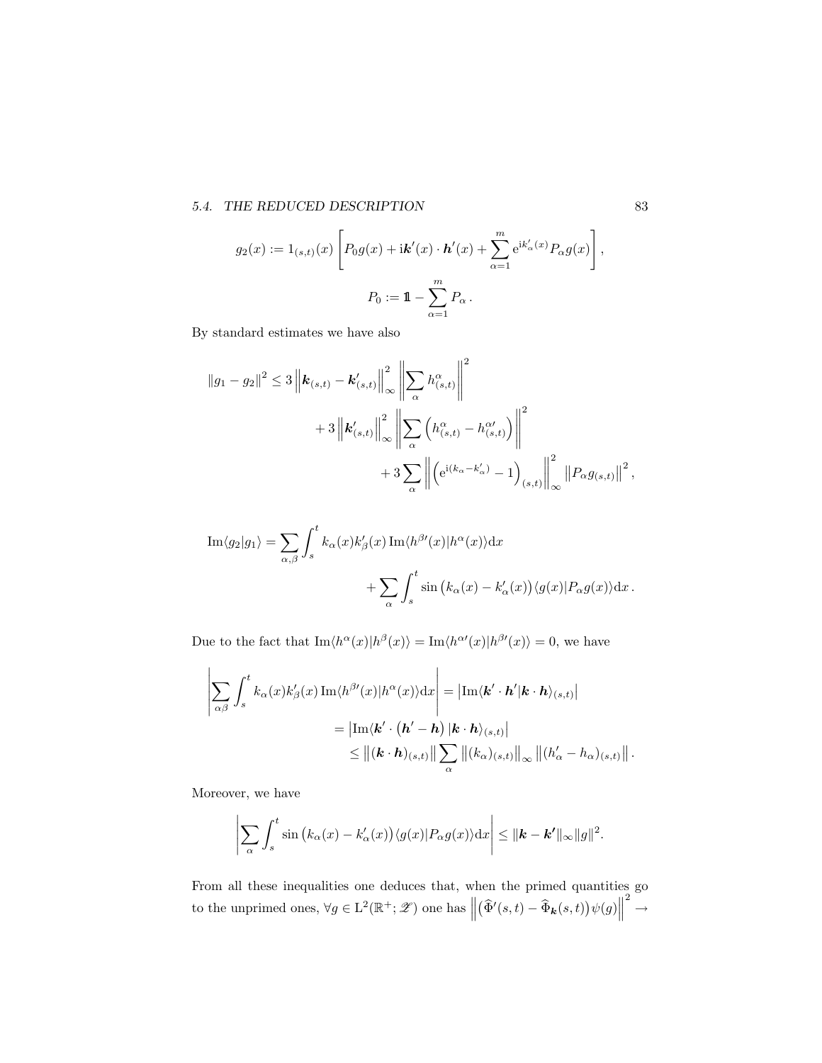$$g_2(x) := 1_{(s,t)}(x)\left[P_0 g(x) + \mathrm{i}\boldsymbol{k}'(x)\cdot\boldsymbol{h}'(x) + \sum_{\alpha=1}^{m} \mathrm{e}^{\mathrm{i}k'_\alpha(x)} P_\alpha g(x)\right],$$

$$P_0 := \mathbb{1} - \sum_{\alpha=1}^{m} P_\alpha\,.$$

By standard estimates we have also

$$\begin{aligned}
\|g_1 - g_2\|^2 \leq 3\left\|\boldsymbol{k}_{(s,t)} - \boldsymbol{k}'_{(s,t)}\right\|_\infty^2 \left\|\sum_\alpha h^\alpha_{(s,t)}\right\|^2 \\
+ 3\left\|\boldsymbol{k}'_{(s,t)}\right\|_\infty^2 \left\|\sum_\alpha \left(h^\alpha_{(s,t)} - h^{\alpha\prime}_{(s,t)}\right)\right\|^2 \\
+ 3\sum_\alpha \left\|\left(\mathrm{e}^{\mathrm{i}(k_\alpha - k'_\alpha)} - 1\right)_{(s,t)}\right\|_\infty^2 \left\|P_\alpha g_{(s,t)}\right\|^2,
\end{aligned}$$

$$\begin{aligned}
\mathrm{Im}\langle g_2|g_1\rangle = \sum_{\alpha,\beta}\int_s^t k_\alpha(x)k'_\beta(x)\,\mathrm{Im}\langle h^{\beta\prime}(x)|h^\alpha(x)\rangle \mathrm{d}x \\
+ \sum_\alpha \int_s^t \sin\left(k_\alpha(x) - k'_\alpha(x)\right)\langle g(x)|P_\alpha g(x)\rangle \mathrm{d}x\,.
\end{aligned}$$

Due to the fact that $\mathrm{Im}\langle h^\alpha(x)|h^\beta(x)\rangle = \mathrm{Im}\langle h^{\alpha\prime}(x)|h^{\beta\prime}(x)\rangle = 0$, we have

$$\begin{aligned}
\left|\sum_{\alpha\beta}\int_s^t k_\alpha(x)k'_\beta(x)\,\mathrm{Im}\langle h^{\beta\prime}(x)|h^\alpha(x)\rangle \mathrm{d}x\right| &= \left|\mathrm{Im}\langle \boldsymbol{k}'\cdot\boldsymbol{h}'|\boldsymbol{k}\cdot\boldsymbol{h}\rangle_{(s,t)}\right| \\
&= \left|\mathrm{Im}\langle \boldsymbol{k}'\cdot\left(\boldsymbol{h}' - \boldsymbol{h}\right)|\boldsymbol{k}\cdot\boldsymbol{h}\rangle_{(s,t)}\right| \\
&\leq \left\|(\boldsymbol{k}\cdot\boldsymbol{h})_{(s,t)}\right\| \sum_\alpha \left\|(k_\alpha)_{(s,t)}\right\|_\infty \left\|(h'_\alpha - h_\alpha)_{(s,t)}\right\|.
\end{aligned}$$

Moreover, we have

$$\left|\sum_\alpha \int_s^t \sin\left(k_\alpha(x) - k'_\alpha(x)\right)\langle g(x)|P_\alpha g(x)\rangle \mathrm{d}x\right| \leq \|\boldsymbol{k} - \boldsymbol{k}'\|_\infty \|g\|^2.$$

From all these inequalities one deduces that, when the primed quantities go to the unprimed ones, $\forall g \in \mathrm{L}^2(\mathbb{R}^+;\mathscr{Z})$ one has $\left\|\left(\widehat{\Phi}'(s,t) - \widehat{\Phi}_{\boldsymbol{k}}(s,t)\right)\psi(g)\right\|^2 \to$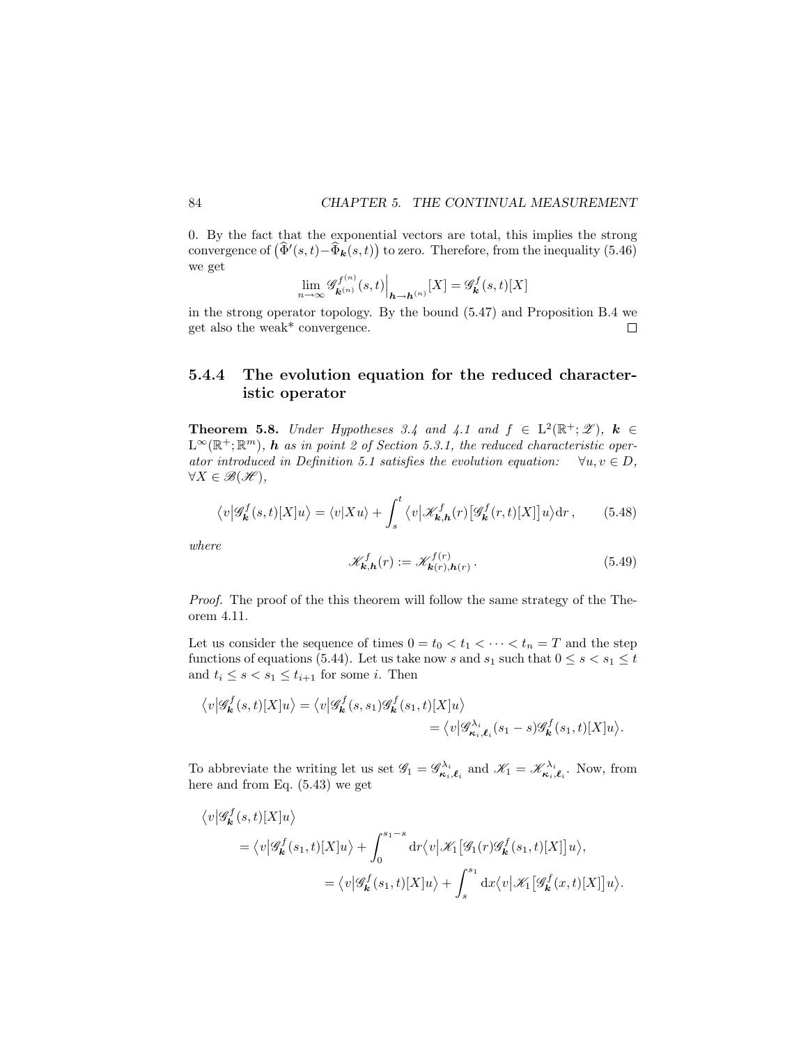0. By the fact that the exponential vectors are total, this implies the strong convergence of $\big(\widehat{\Phi}'(s,t) - \widehat{\Phi}_{\boldsymbol{k}}(s,t)\big)$ to zero. Therefore, from the inequality (5.46) we get

$$\lim_{n\to\infty} \mathscr{G}^{f^{(n)}}_{\boldsymbol{k}^{(n)}}(s,t)\Big|_{\boldsymbol{h}\to\boldsymbol{h}^{(n)}}[X] = \mathscr{G}^{f}_{\boldsymbol{k}}(s,t)[X]$$

in the strong operator topology. By the bound (5.47) and Proposition B.4 we get also the weak* convergence. $\square$

### 5.4.4 The evolution equation for the reduced characteristic operator

**Theorem 5.8.** *Under Hypotheses 3.4 and 4.1 and $f \in \mathrm{L}^2(\mathbb{R}^+;\mathscr{Z})$, $\boldsymbol{k} \in \mathrm{L}^\infty(\mathbb{R}^+;\mathbb{R}^m)$, $\boldsymbol{h}$ as in point 2 of Section 5.3.1, the reduced characteristic operator introduced in Definition 5.1 satisfies the evolution equation: $\forall u, v \in D$, $\forall X \in \mathscr{B}(\mathscr{H})$,*

$$\big\langle v\big|\mathscr{G}^f_{\boldsymbol{k}}(s,t)[X]u\big\rangle = \langle v|Xu\rangle + \int_s^t \big\langle v\big|\mathscr{K}^f_{\boldsymbol{k},\boldsymbol{h}}(r)\big[\mathscr{G}^f_{\boldsymbol{k}}(r,t)[X]\big]u\big\rangle \mathrm{d}r\,, \tag{5.48}$$

*where*

$$\mathscr{K}^f_{\boldsymbol{k},\boldsymbol{h}}(r) := \mathscr{K}^{f(r)}_{\boldsymbol{k}(r),\boldsymbol{h}(r)}\,. \tag{5.49}$$

*Proof.* The proof of the this theorem will follow the same strategy of the Theorem 4.11.

Let us consider the sequence of times $0 = t_0 < t_1 < \cdots < t_n = T$ and the step functions of equations (5.44). Let us take now $s$ and $s_1$ such that $0 \le s < s_1 \le t$ and $t_i \le s < s_1 \le t_{i+1}$ for some $i$. Then

$$\begin{aligned}\big\langle v\big|\mathscr{G}^f_{\boldsymbol{k}}(s,t)[X]u\big\rangle &= \big\langle v\big|\mathscr{G}^f_{\boldsymbol{k}}(s,s_1)\mathscr{G}^f_{\boldsymbol{k}}(s_1,t)[X]u\big\rangle \\ &= \big\langle v\big|\mathscr{G}^{\lambda_i}_{\boldsymbol{\kappa}_i,\boldsymbol{\ell}_i}(s_1-s)\mathscr{G}^f_{\boldsymbol{k}}(s_1,t)[X]u\big\rangle.\end{aligned}$$

To abbreviate the writing let us set $\mathscr{G}_1 = \mathscr{G}^{\lambda_i}_{\boldsymbol{\kappa}_i,\boldsymbol{\ell}_i}$ and $\mathscr{K}_1 = \mathscr{K}^{\lambda_i}_{\boldsymbol{\kappa}_i,\boldsymbol{\ell}_i}$. Now, from here and from Eq. (5.43) we get

$$\begin{aligned}&\big\langle v\big|\mathscr{G}^f_{\boldsymbol{k}}(s,t)[X]u\big\rangle \\ &\quad= \big\langle v\big|\mathscr{G}^f_{\boldsymbol{k}}(s_1,t)[X]u\big\rangle + \int_0^{s_1-s} \mathrm{d}r \big\langle v\big|\mathscr{K}_1\big[\mathscr{G}_1(r)\mathscr{G}^f_{\boldsymbol{k}}(s_1,t)[X]\big]u\big\rangle, \\ &\quad= \big\langle v\big|\mathscr{G}^f_{\boldsymbol{k}}(s_1,t)[X]u\big\rangle + \int_s^{s_1} \mathrm{d}x \big\langle v\big|\mathscr{K}_1\big[\mathscr{G}^f_{\boldsymbol{k}}(x,t)[X]\big]u\big\rangle.\end{aligned}$$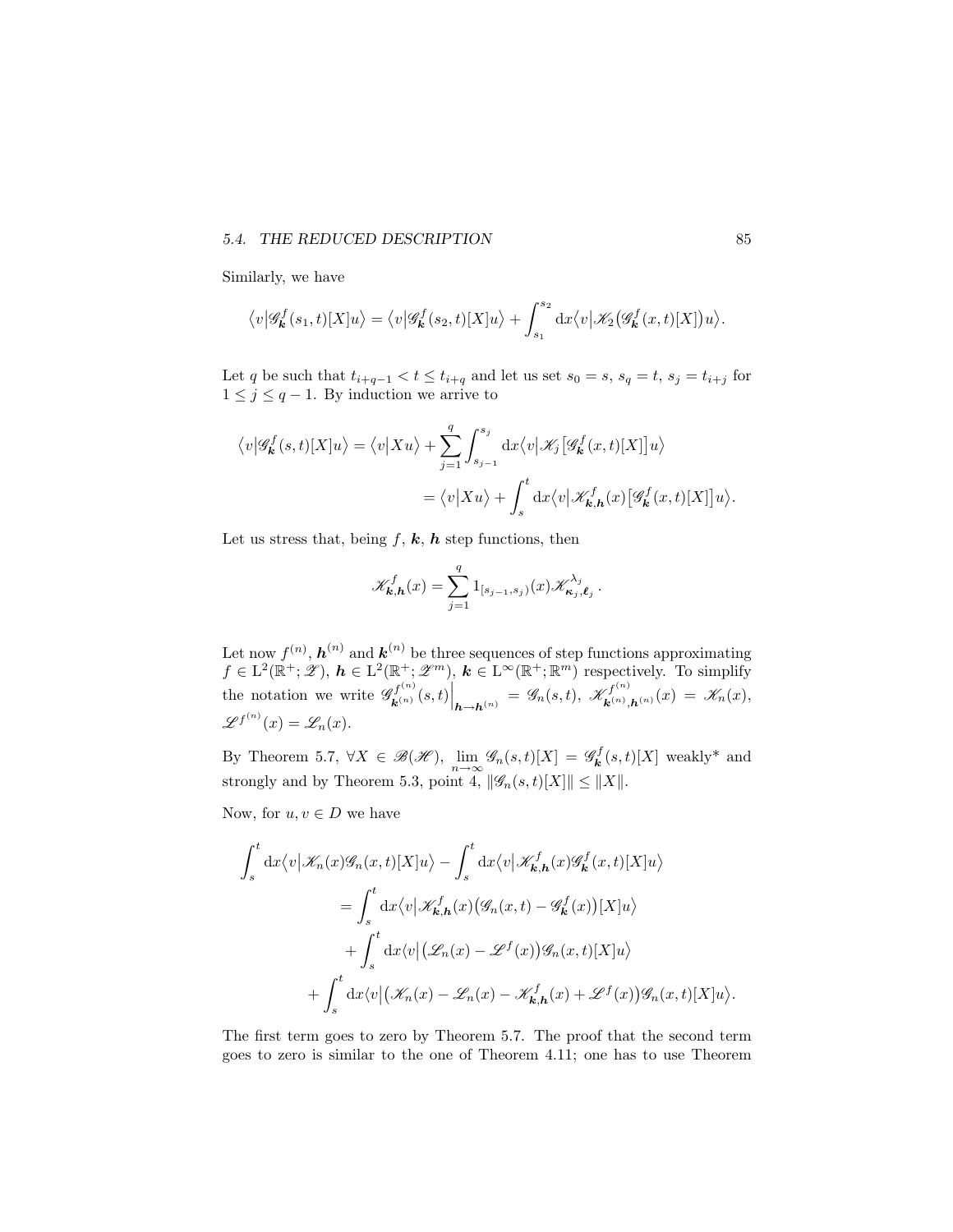Similarly, we have

$$\big\langle v\big|\mathscr{G}^f_{\boldsymbol{k}}(s_1,t)[X]u\big\rangle = \big\langle v\big|\mathscr{G}^f_{\boldsymbol{k}}(s_2,t)[X]u\big\rangle + \int_{s_1}^{s_2} \mathrm{d}x \big\langle v\big|\mathscr{K}_2\big(\mathscr{G}^f_{\boldsymbol{k}}(x,t)[X]\big)u\big\rangle.$$

Let $q$ be such that $t_{i+q-1} < t \le t_{i+q}$ and let us set $s_0 = s$, $s_q = t$, $s_j = t_{i+j}$ for $1 \le j \le q-1$. By induction we arrive to

$$\begin{aligned}
\big\langle v\big|\mathscr{G}^f_{\boldsymbol{k}}(s,t)[X]u\big\rangle &= \big\langle v\big|Xu\big\rangle + \sum_{j=1}^{q}\int_{s_{j-1}}^{s_j} \mathrm{d}x \big\langle v\big|\mathscr{K}_j\big[\mathscr{G}^f_{\boldsymbol{k}}(x,t)[X]\big]u\big\rangle \\
&= \big\langle v\big|Xu\big\rangle + \int_s^t \mathrm{d}x \big\langle v\big|\mathscr{K}^f_{\boldsymbol{k},\boldsymbol{h}}(x)\big[\mathscr{G}^f_{\boldsymbol{k}}(x,t)[X]\big]u\big\rangle.
\end{aligned}$$

Let us stress that, being $f$, $\boldsymbol{k}$, $\boldsymbol{h}$ step functions, then

$$\mathscr{K}^f_{\boldsymbol{k},\boldsymbol{h}}(x) = \sum_{j=1}^{q} 1_{[s_{j-1},s_j)}(x)\mathscr{K}^{\lambda_j}_{\boldsymbol{\kappa}_j,\boldsymbol{\ell}_j}.$$

Let now $f^{(n)}$, $\boldsymbol{h}^{(n)}$ and $\boldsymbol{k}^{(n)}$ be three sequences of step functions approximating $f \in \mathrm{L}^2(\mathbb{R}^+;\mathscr{Z})$, $\boldsymbol{h} \in \mathrm{L}^2(\mathbb{R}^+;\mathscr{Z}^m)$, $\boldsymbol{k} \in \mathrm{L}^\infty(\mathbb{R}^+;\mathbb{R}^m)$ respectively. To simplify the notation we write $\mathscr{G}^{f^{(n)}}_{\boldsymbol{k}^{(n)}}(s,t)\Big|_{\boldsymbol{h}\to\boldsymbol{h}^{(n)}} = \mathscr{G}_n(s,t)$, $\mathscr{K}^{f^{(n)}}_{\boldsymbol{k}^{(n)},\boldsymbol{h}^{(n)}}(x) = \mathscr{K}_n(x)$, $\mathscr{L}^{f^{(n)}}(x) = \mathscr{L}_n(x)$.

By Theorem 5.7, $\forall X \in \mathscr{B}(\mathscr{H})$, $\lim_{n\to\infty} \mathscr{G}_n(s,t)[X] = \mathscr{G}^f_{\boldsymbol{k}}(s,t)[X]$ weakly\* and strongly and by Theorem 5.3, point 4, $\|\mathscr{G}_n(s,t)[X]\| \le \|X\|$.

Now, for $u, v \in D$ we have

$$\begin{aligned}
\int_s^t \mathrm{d}x \big\langle v\big|\mathscr{K}_n(x)\mathscr{G}_n(x,t)[X]u\big\rangle &- \int_s^t \mathrm{d}x \big\langle v\big|\mathscr{K}^f_{\boldsymbol{k},\boldsymbol{h}}(x)\mathscr{G}^f_{\boldsymbol{k}}(x,t)[X]u\big\rangle \\
&= \int_s^t \mathrm{d}x \big\langle v\big|\mathscr{K}^f_{\boldsymbol{k},\boldsymbol{h}}(x)\big(\mathscr{G}_n(x,t) - \mathscr{G}^f_{\boldsymbol{k}}(x)\big)[X]u\big\rangle \\
&\quad + \int_s^t \mathrm{d}x \langle v\big|\big(\mathscr{L}_n(x) - \mathscr{L}^f(x)\big)\mathscr{G}_n(x,t)[X]u\big\rangle \\
&\quad + \int_s^t \mathrm{d}x \langle v\big|\big(\mathscr{K}_n(x) - \mathscr{L}_n(x) - \mathscr{K}^f_{\boldsymbol{k},\boldsymbol{h}}(x) + \mathscr{L}^f(x)\big)\mathscr{G}_n(x,t)[X]u\big\rangle.
\end{aligned}$$

The first term goes to zero by Theorem 5.7. The proof that the second term goes to zero is similar to the one of Theorem 4.11; one has to use Theorem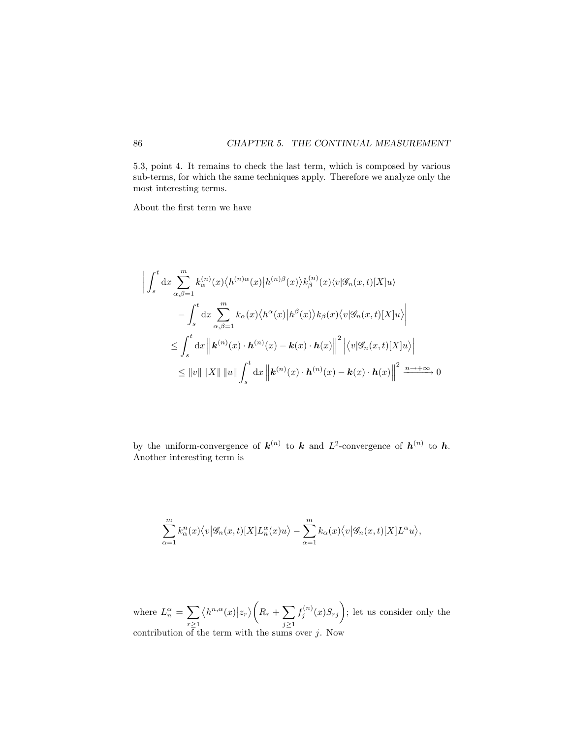5.3, point 4. It remains to check the last term, which is composed by various sub-terms, for which the same techniques apply. Therefore we analyze only the most interesting terms.

About the first term we have

$$
\begin{aligned}
&\left| \int_s^t \mathrm{d}x \sum_{\alpha,\beta=1}^m k_\alpha^{(n)}(x) \big\langle h^{(n)\alpha}(x) \big| h^{(n)\beta}(x) \big\rangle k_\beta^{(n)}(x) \langle v | \mathscr{G}_n(x,t)[X] u \rangle \right. \\
&\qquad \left. - \int_s^t \mathrm{d}x \sum_{\alpha,\beta=1}^m k_\alpha(x) \big\langle h^\alpha(x) \big| h^\beta(x) \big\rangle k_\beta(x) \big\langle v \big| \mathscr{G}_n(x,t)[X] u \big\rangle \right| \\
&\qquad \leq \int_s^t \mathrm{d}x \left\| \boldsymbol{k}^{(n)}(x) \cdot \boldsymbol{h}^{(n)}(x) - \boldsymbol{k}(x) \cdot \boldsymbol{h}(x) \right\|^2 \left| \big\langle v | \mathscr{G}_n(x,t)[X] u \big\rangle \right| \\
&\qquad \leq \|v\| \, \|X\| \, \|u\| \int_s^t \mathrm{d}x \left\| \boldsymbol{k}^{(n)}(x) \cdot \boldsymbol{h}^{(n)}(x) - \boldsymbol{k}(x) \cdot \boldsymbol{h}(x) \right\|^2 \xrightarrow{n \to +\infty} 0
\end{aligned}
$$

by the uniform-convergence of $\boldsymbol{k}^{(n)}$ to $\boldsymbol{k}$ and $L^2$-convergence of $\boldsymbol{h}^{(n)}$ to $\boldsymbol{h}$. Another interesting term is

$$
\sum_{\alpha=1}^m k_\alpha^n(x) \big\langle v \big| \mathscr{G}_n(x,t)[X] L_n^\alpha(x) u \big\rangle - \sum_{\alpha=1}^m k_\alpha(x) \big\langle v \big| \mathscr{G}_n(x,t)[X] L^\alpha u \big\rangle,
$$

where $L_n^\alpha = \sum_{r \geq 1} \big\langle h^{n,\alpha}(x) \big| z_r \big\rangle \Big( R_r + \sum_{j \geq 1} f_j^{(n)}(x) S_{rj} \Big)$; let us consider only the contribution of the term with the sums over $j$. Now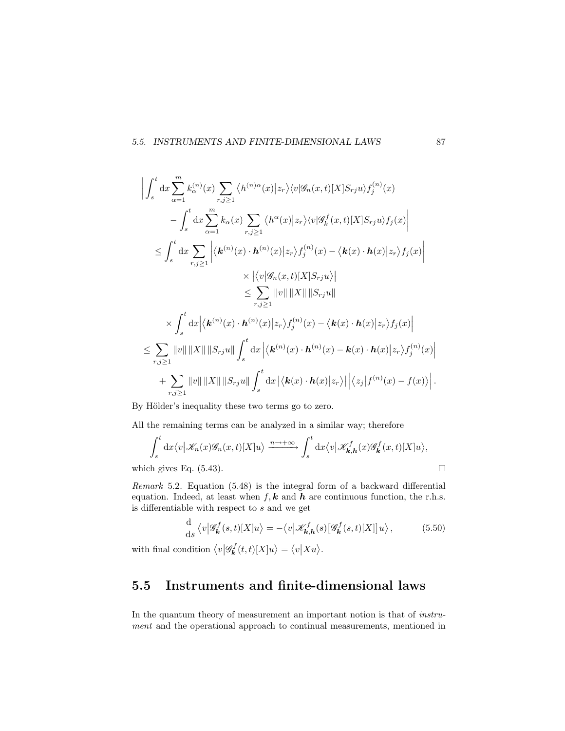$$
\begin{aligned}
&\bigg| \int_s^t \mathrm{d}x \sum_{\alpha=1}^m k_\alpha^{(n)}(x) \sum_{r,j\geq 1} \big\langle h^{(n)\alpha}(x) \big| z_r \big\rangle \langle v | \mathscr{G}_n(x,t)[X] S_{rj} u \rangle f_j^{(n)}(x) \\
&\qquad - \int_s^t \mathrm{d}x \sum_{\alpha=1}^m k_\alpha(x) \sum_{r,j\geq 1} \big\langle h^\alpha(x) \big| z_r \big\rangle \langle v | \mathscr{G}_{\boldsymbol{k}}^f(x,t)[X] S_{rj} u \rangle f_j(x) \bigg| \\
&\leq \int_s^t \mathrm{d}x \sum_{r,j\geq 1} \Big| \big\langle \boldsymbol{k}^{(n)}(x) \cdot \boldsymbol{h}^{(n)}(x) \big| z_r \big\rangle f_j^{(n)}(x) - \big\langle \boldsymbol{k}(x) \cdot \boldsymbol{h}(x) \big| z_r \big\rangle f_j(x) \Big| \\
&\qquad\qquad\qquad \times \big| \big\langle v \big| \mathscr{G}_n(x,t)[X] S_{rj} u \big\rangle \big| \\
&\qquad\qquad\qquad \leq \sum_{r,j\geq 1} \|v\| \, \|X\| \, \|S_{rj} u\| \\
&\qquad \times \int_s^t \mathrm{d}x \Big| \big\langle \boldsymbol{k}^{(n)}(x) \cdot \boldsymbol{h}^{(n)}(x) \big| z_r \big\rangle f_j^{(n)}(x) - \big\langle \boldsymbol{k}(x) \cdot \boldsymbol{h}(x) \big| z_r \big\rangle f_j(x) \Big| \\
&\leq \sum_{r,j\geq 1} \|v\| \, \|X\| \, \|S_{rj} u\| \int_s^t \mathrm{d}x \, \Big| \big\langle \boldsymbol{k}^{(n)}(x) \cdot \boldsymbol{h}^{(n)}(x) - \boldsymbol{k}(x) \cdot \boldsymbol{h}(x) \big| z_r \big\rangle f_j^{(n)}(x) \Big| \\
&\qquad + \sum_{r,j\geq 1} \|v\| \, \|X\| \, \|S_{rj} u\| \int_s^t \mathrm{d}x \, \big| \big\langle \boldsymbol{k}(x) \cdot \boldsymbol{h}(x) \big| z_r \big\rangle \big| \, \Big| \big\langle z_j \big| f^{(n)}(x) - f(x) \big\rangle \Big| .
\end{aligned}
$$

By Hölder's inequality these two terms go to zero.

All the remaining terms can be analyzed in a similar way; therefore

$$
\int_s^t \mathrm{d}x \big\langle v \big| \mathscr{K}_n(x) \mathscr{G}_n(x,t)[X] u \big\rangle \xrightarrow{n \to +\infty} \int_s^t \mathrm{d}x \big\langle v \big| \mathscr{K}_{\boldsymbol{k},\boldsymbol{h}}^f(x) \mathscr{G}_{\boldsymbol{k}}^f(x,t)[X] u \big\rangle,
$$

which gives Eq. (5.43). □

*Remark* 5.2. Equation (5.48) is the integral form of a backward differential equation. Indeed, at least when $f, \boldsymbol{k}$ and $\boldsymbol{h}$ are continuous function, the r.h.s. is differentiable with respect to $s$ and we get

$$
\frac{\mathrm{d}}{\mathrm{d}s} \big\langle v \big| \mathscr{G}_{\boldsymbol{k}}^f(s,t)[X] u \big\rangle = - \big\langle v \big| \mathscr{K}_{\boldsymbol{k},\boldsymbol{h}}^f(s) \big[ \mathscr{G}_{\boldsymbol{k}}^f(s,t)[X] \big] u \big\rangle , \tag{5.50}
$$

with final condition $\big\langle v \big| \mathscr{G}_{\boldsymbol{k}}^f(t,t)[X] u \big\rangle = \big\langle v \big| X u \big\rangle$.

## 5.5 Instruments and finite-dimensional laws

In the quantum theory of measurement an important notion is that of *instrument* and the operational approach to continual measurements, mentioned in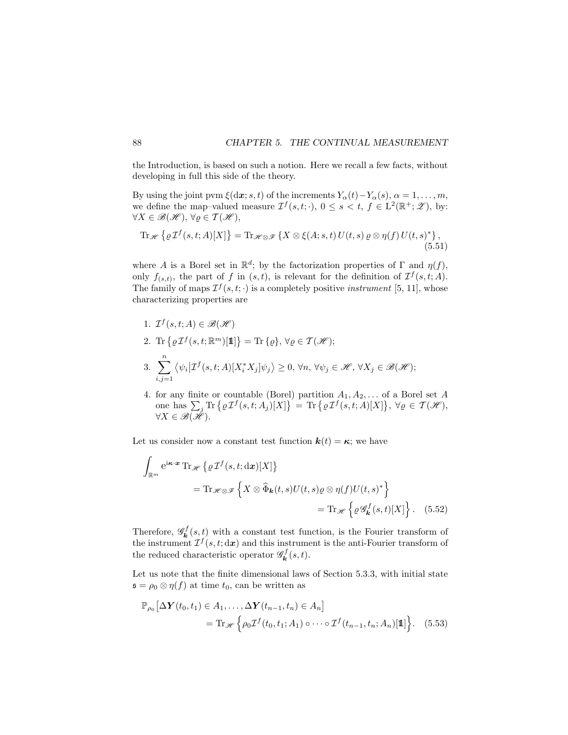the Introduction, is based on such a notion. Here we recall a few facts, without developing in full this side of the theory.

By using the joint pvm $\xi(\mathrm{d}\boldsymbol{x}; s, t)$ of the increments $Y_\alpha(t) - Y_\alpha(s)$, $\alpha = 1, \ldots, m$, we define the map–valued measure $\mathcal{I}^f(s, t; \cdot)$, $0 \leq s < t$, $f \in \mathrm{L}^2(\mathbb{R}^+; \mathscr{Z})$, by: $\forall X \in \mathscr{B}(\mathscr{H})$, $\forall \varrho \in \mathcal{T}(\mathscr{H})$,

$$\mathrm{Tr}_{\mathscr{H}} \left\{ \varrho \mathcal{I}^f(s, t; A)[X] \right\} = \mathrm{Tr}_{\mathscr{H} \otimes \mathscr{F}} \left\{ X \otimes \xi(A; s, t)\, U(t, s)\, \varrho \otimes \eta(f)\, U(t, s)^* \right\}, \tag{5.51}$$

where $A$ is a Borel set in $\mathbb{R}^d$; by the factorization properties of $\Gamma$ and $\eta(f)$, only $f_{(s,t)}$, the part of $f$ in $(s, t)$, is relevant for the definition of $\mathcal{I}^f(s, t; A)$. The family of maps $\mathcal{I}^f(s, t; \cdot)$ is a completely positive *instrument* [5, 11], whose characterizing properties are

1. $\mathcal{I}^f(s, t; A) \in \mathscr{B}(\mathscr{H})$
2. $\mathrm{Tr} \left\{ \varrho \mathcal{I}^f(s, t; \mathbb{R}^m)[\mathbb{1}] \right\} = \mathrm{Tr} \left\{ \varrho \right\}$, $\forall \varrho \in \mathcal{T}(\mathscr{H})$;
3. $\displaystyle\sum_{i,j=1}^{n} \left\langle \psi_i \middle| \mathcal{I}^f(s, t; A)[X_i^* X_j] \psi_j \right\rangle \geq 0$, $\forall n$, $\forall \psi_j \in \mathscr{H}$, $\forall X_j \in \mathscr{B}(\mathscr{H})$;
4. for any finite or countable (Borel) partition $A_1, A_2, \ldots$ of a Borel set $A$ one has $\sum_j \mathrm{Tr} \left\{ \varrho \mathcal{I}^f(s, t; A_j)[X] \right\} = \mathrm{Tr} \left\{ \varrho \mathcal{I}^f(s, t; A)[X] \right\}$, $\forall \varrho \in \mathcal{T}(\mathscr{H})$, $\forall X \in \mathscr{B}(\mathscr{H})$.

Let us consider now a constant test function $\boldsymbol{k}(t) = \boldsymbol{\kappa}$; we have

$$\begin{aligned} \int_{\mathbb{R}^m} \mathrm{e}^{\mathrm{i}\boldsymbol{\kappa} \cdot \boldsymbol{x}}\, \mathrm{Tr}_{\mathscr{H}} &\left\{ \varrho \mathcal{I}^f(s, t; \mathrm{d}\boldsymbol{x})[X] \right\} \\ &= \mathrm{Tr}_{\mathscr{H} \otimes \mathscr{F}} \left\{ X \otimes \widehat{\Phi}_{\boldsymbol{k}}(t, s) U(t, s) \varrho \otimes \eta(f) U(t, s)^* \right\} \\ &= \mathrm{Tr}_{\mathscr{H}} \left\{ \varrho\, \mathscr{G}_{\boldsymbol{k}}^f(s, t)[X] \right\}. \end{aligned} \tag{5.52}$$

Therefore, $\mathscr{G}_{\boldsymbol{k}}^f(s, t)$ with a constant test function, is the Fourier transform of the instrument $\mathcal{I}^f(s, t; \mathrm{d}\boldsymbol{x})$ and this instrument is the anti-Fourier transform of the reduced characteristic operator $\mathscr{G}_{\boldsymbol{k}}^f(s, t)$.

Let us note that the finite dimensional laws of Section 5.3.3, with initial state $\mathfrak{s} = \rho_0 \otimes \eta(f)$ at time $t_0$, can be written as

$$\begin{aligned} \mathbb{P}_{\rho_0} \big[ \Delta\boldsymbol{Y}(t_0, t_1) \in A_1, \ldots, \Delta\boldsymbol{Y}(t_{n-1}, t_n) \in A_n \big] \\ = \mathrm{Tr}_{\mathscr{H}} \Big\{ \rho_0 \mathcal{I}^f(t_0, t_1; A_1) \circ \cdots \circ \mathcal{I}^f(t_{n-1}, t_n; A_n)[\mathbb{1}] \Big\}. \end{aligned} \tag{5.53}$$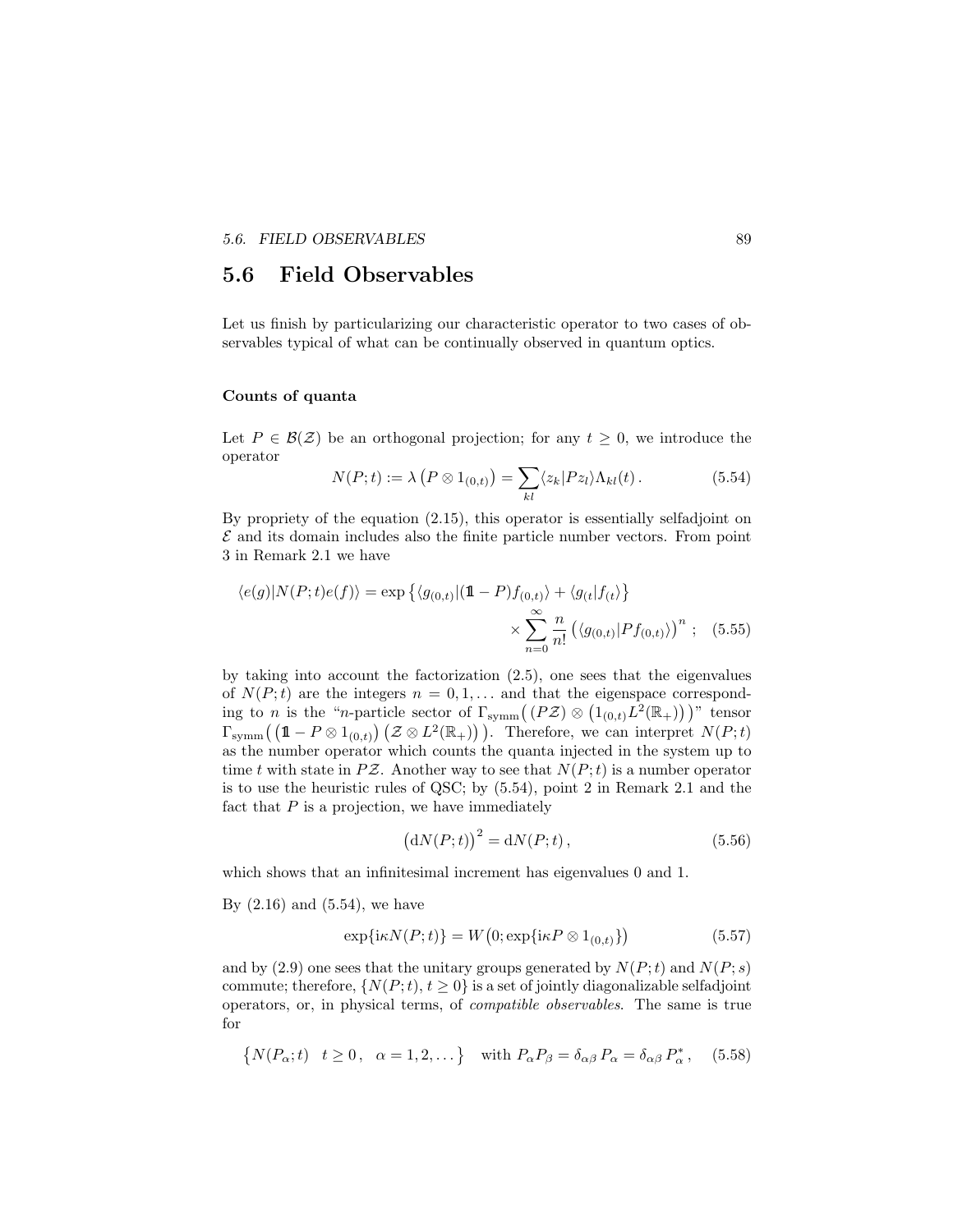## 5.6 Field Observables

Let us finish by particularizing our characteristic operator to two cases of observables typical of what can be continually observed in quantum optics.

#### Counts of quanta

Let $P \in \mathcal{B}(\mathcal{Z})$ be an orthogonal projection; for any $t \geq 0$, we introduce the operator

$$N(P;t) := \lambda\left(P \otimes 1_{(0,t)}\right) = \sum_{kl} \langle z_k | P z_l \rangle \Lambda_{kl}(t)\,. \tag{5.54}$$

By propriety of the equation (2.15), this operator is essentially selfadjoint on $\mathcal{E}$ and its domain includes also the finite particle number vectors. From point 3 in Remark 2.1 we have

$$\langle e(g)|N(P;t)e(f)\rangle = \exp\left\{\langle g_{(0,t)}|(\mathbb{1}-P)f_{(0,t)}\rangle + \langle g_{(t}|f_{(t}\rangle\right\} \times \sum_{n=0}^{\infty} \frac{n}{n!}\left(\langle g_{(0,t)}|Pf_{(0,t)}\rangle\right)^n\,; \tag{5.55}$$

by taking into account the factorization (2.5), one sees that the eigenvalues of $N(P;t)$ are the integers $n = 0, 1, \ldots$ and that the eigenspace corresponding to $n$ is the "$n$-particle sector of $\Gamma_{\mathrm{symm}}\big((P\mathcal{Z}) \otimes \big(1_{(0,t)}L^2(\mathbb{R}_+)\big)\big)$" tensor $\Gamma_{\mathrm{symm}}\big(\big(\mathbb{1} - P \otimes 1_{(0,t)}\big)\big(\mathcal{Z} \otimes L^2(\mathbb{R}_+)\big)\big)$. Therefore, we can interpret $N(P;t)$ as the number operator which counts the quanta injected in the system up to time $t$ with state in $P\mathcal{Z}$. Another way to see that $N(P;t)$ is a number operator is to use the heuristic rules of QSC; by (5.54), point 2 in Remark 2.1 and the fact that $P$ is a projection, we have immediately

$$\big(\mathrm{d}N(P;t)\big)^2 = \mathrm{d}N(P;t)\,, \tag{5.56}$$

which shows that an infinitesimal increment has eigenvalues 0 and 1.

By (2.16) and (5.54), we have

$$\exp\{\mathrm{i}\kappa N(P;t)\} = W\big(0; \exp\{\mathrm{i}\kappa P \otimes 1_{(0,t)}\}\big) \tag{5.57}$$

and by (2.9) one sees that the unitary groups generated by $N(P;t)$ and $N(P;s)$ commute; therefore, $\{N(P;t), t \geq 0\}$ is a set of jointly diagonalizable selfadjoint operators, or, in physical terms, of *compatible observables*. The same is true for

$$\big\{N(P_\alpha;t) \quad t \geq 0\,, \quad \alpha = 1, 2, \ldots\big\} \quad \text{with } P_\alpha P_\beta = \delta_{\alpha\beta}\, P_\alpha = \delta_{\alpha\beta}\, P_\alpha^*\,, \tag{5.58}$$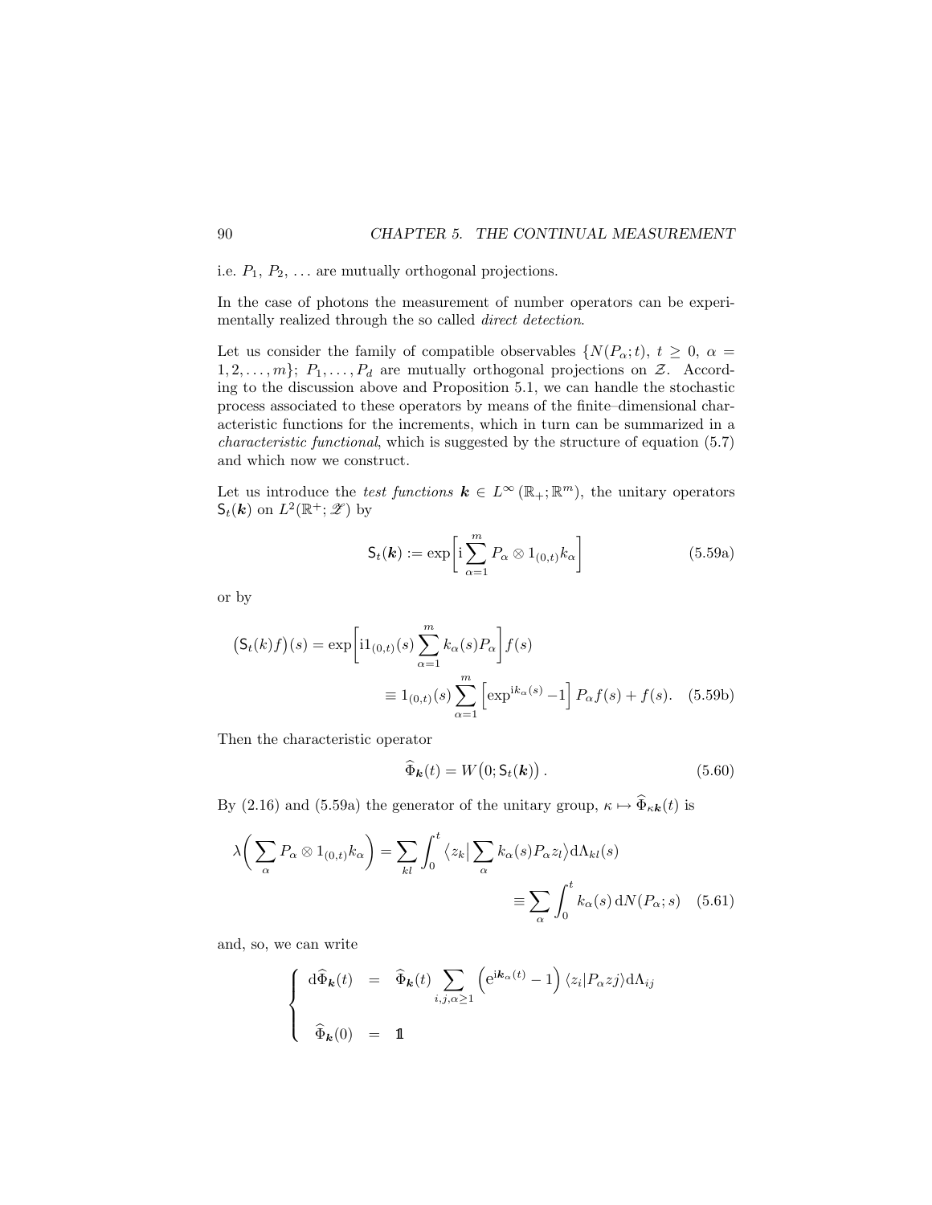i.e. $P_1$, $P_2$, ... are mutually orthogonal projections.

In the case of photons the measurement of number operators can be experimentally realized through the so called *direct detection*.

Let us consider the family of compatible observables $\{N(P_\alpha; t),\ t \geq 0,\ \alpha = 1, 2, \ldots, m\}$; $P_1, \ldots, P_d$ are mutually orthogonal projections on $\mathcal{Z}$. According to the discussion above and Proposition 5.1, we can handle the stochastic process associated to these operators by means of the finite–dimensional characteristic functions for the increments, which in turn can be summarized in a *characteristic functional*, which is suggested by the structure of equation (5.7) and which now we construct.

Let us introduce the *test functions* $\boldsymbol{k} \in L^\infty(\mathbb{R}_+; \mathbb{R}^m)$, the unitary operators $\mathsf{S}_t(\boldsymbol{k})$ on $L^2(\mathbb{R}^+; \mathscr{Z})$ by

$$\mathsf{S}_t(\boldsymbol{k}) := \exp\left[\mathrm{i} \sum_{\alpha=1}^{m} P_\alpha \otimes 1_{(0,t)} k_\alpha\right] \tag{5.59a}$$

or by

$$\begin{aligned}\big(\mathsf{S}_t(k) f\big)(s) &= \exp\left[\mathrm{i} 1_{(0,t)}(s) \sum_{\alpha=1}^{m} k_\alpha(s) P_\alpha\right] f(s) \\ &\equiv 1_{(0,t)}(s) \sum_{\alpha=1}^{m} \left[\exp^{\mathrm{i}k_\alpha(s)} - 1\right] P_\alpha f(s) + f(s). \end{aligned} \tag{5.59b}$$

Then the characteristic operator

$$\widehat{\Phi}_{\boldsymbol{k}}(t) = W\big(0; \mathsf{S}_t(\boldsymbol{k})\big). \tag{5.60}$$

By (2.16) and (5.59a) the generator of the unitary group, $\kappa \mapsto \widehat{\Phi}_{\kappa \boldsymbol{k}}(t)$ is

$$\begin{aligned}\lambda\bigg(\sum_\alpha P_\alpha \otimes 1_{(0,t)} k_\alpha\bigg) &= \sum_{kl} \int_0^t \big\langle z_k \big| \sum_\alpha k_\alpha(s) P_\alpha z_l \big\rangle \mathrm{d}\Lambda_{kl}(s) \\ &\equiv \sum_\alpha \int_0^t k_\alpha(s)\, \mathrm{d}N(P_\alpha; s) \end{aligned} \tag{5.61}$$

and, so, we can write

$$\left\{\begin{array}{rcl} \mathrm{d}\widehat{\Phi}_{\boldsymbol{k}}(t) &=& \widehat{\Phi}_{\boldsymbol{k}}(t) \displaystyle\sum_{i,j,\alpha \geq 1} \left(\mathrm{e}^{\mathrm{i}\boldsymbol{k}_\alpha(t)} - 1\right) \langle z_i | P_\alpha z j \rangle \mathrm{d}\Lambda_{ij} \\ \\ \widehat{\Phi}_{\boldsymbol{k}}(0) &=& \mathbb{1} \end{array}\right.$$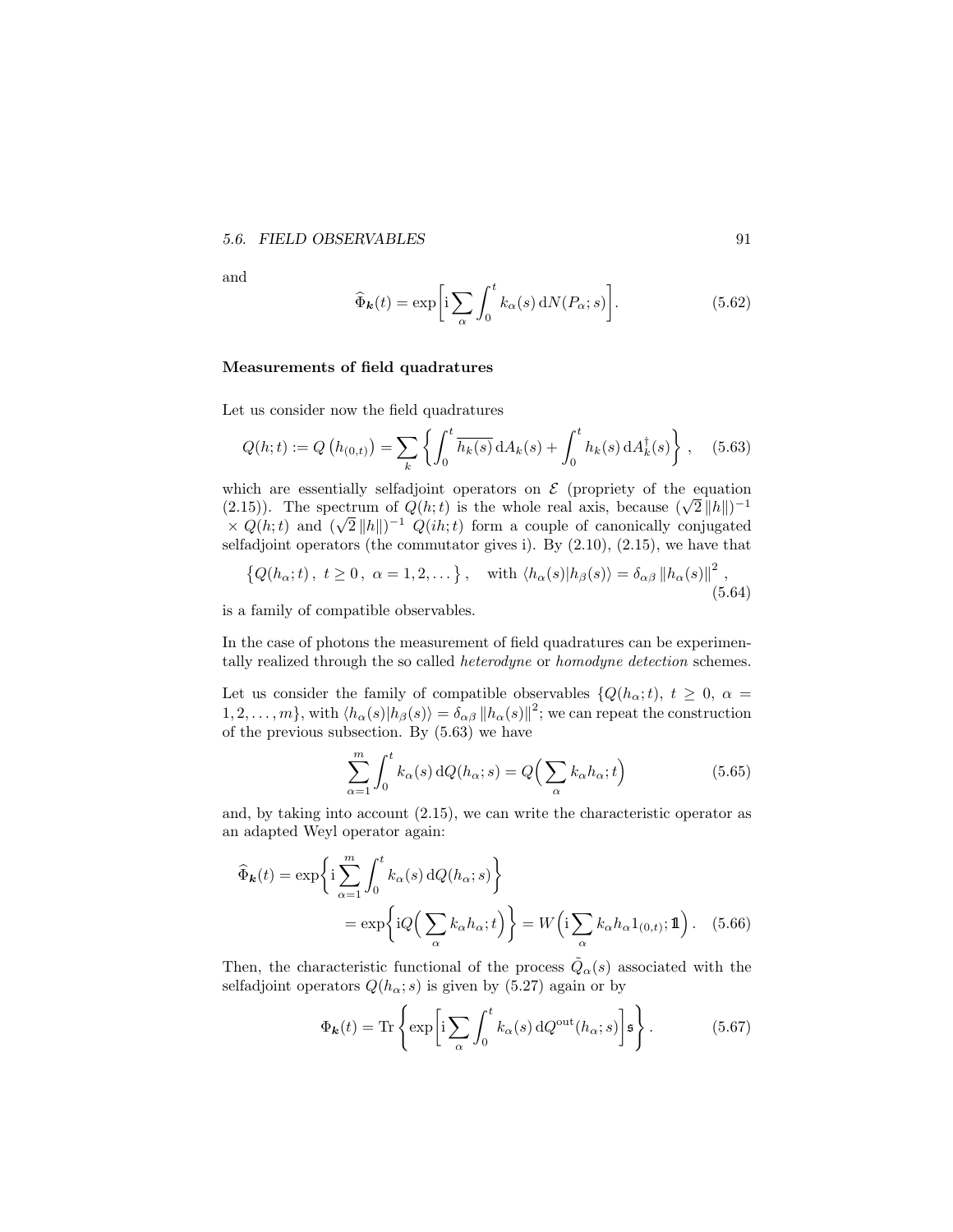and

$$\widehat{\Phi}_{\boldsymbol{k}}(t) = \exp\biggl[\mathrm{i}\sum_{\alpha}\int_0^t k_\alpha(s)\,\mathrm{d}N(P_\alpha;s)\biggr]. \tag{5.62}$$

**Measurements of field quadratures**

Let us consider now the field quadratures

$$Q(h;t) := Q\left(h_{(0,t)}\right) = \sum_k \left\{ \int_0^t \overline{h_k(s)}\,\mathrm{d}A_k(s) + \int_0^t h_k(s)\,\mathrm{d}A_k^\dagger(s) \right\}, \tag{5.63}$$

which are essentially selfadjoint operators on $\mathcal{E}$ (propriety of the equation (2.15)). The spectrum of $Q(h;t)$ is the whole real axis, because $(\sqrt{2}\,\|h\|)^{-1} \times Q(h;t)$ and $(\sqrt{2}\,\|h\|)^{-1}\ Q(ih;t)$ form a couple of canonically conjugated selfadjoint operators (the commutator gives i). By (2.10), (2.15), we have that

$$\left\{Q(h_\alpha;t)\,,\ t\geq 0\,,\ \alpha=1,2,\dots\right\}, \quad \text{with } \langle h_\alpha(s)|h_\beta(s)\rangle = \delta_{\alpha\beta}\left\|h_\alpha(s)\right\|^2, \tag{5.64}$$

is a family of compatible observables.

In the case of photons the measurement of field quadratures can be experimentally realized through the so called *heterodyne* or *homodyne detection* schemes.

Let us consider the family of compatible observables $\{Q(h_\alpha;t),\ t\geq 0,\ \alpha = 1,2,\dots,m\}$, with $\langle h_\alpha(s)|h_\beta(s)\rangle = \delta_{\alpha\beta}\left\|h_\alpha(s)\right\|^2$; we can repeat the construction of the previous subsection. By (5.63) we have

$$\sum_{\alpha=1}^m \int_0^t k_\alpha(s)\,\mathrm{d}Q(h_\alpha;s) = Q\Bigl(\sum_\alpha k_\alpha h_\alpha;t\Bigr) \tag{5.65}$$

and, by taking into account (2.15), we can write the characteristic operator as an adapted Weyl operator again:

$$\begin{aligned}\widehat{\Phi}_{\boldsymbol{k}}(t) &= \exp\biggl\{\mathrm{i}\sum_{\alpha=1}^m\int_0^t k_\alpha(s)\,\mathrm{d}Q(h_\alpha;s)\biggr\}\\ &= \exp\biggl\{\mathrm{i}Q\Bigl(\sum_\alpha k_\alpha h_\alpha;t\Bigr)\biggr\} = W\Bigl(\mathrm{i}\sum_\alpha k_\alpha h_\alpha 1_{(0,t)};\mathbb{1}\Bigr). \end{aligned} \tag{5.66}$$

Then, the characteristic functional of the process $\tilde{Q}_\alpha(s)$ associated with the selfadjoint operators $Q(h_\alpha;s)$ is given by (5.27) again or by

$$\Phi_{\boldsymbol{k}}(t) = \mathrm{Tr}\left\{\exp\biggl[\mathrm{i}\sum_\alpha\int_0^t k_\alpha(s)\,\mathrm{d}Q^{\mathrm{out}}(h_\alpha;s)\biggr]\mathfrak{s}\right\}. \tag{5.67}$$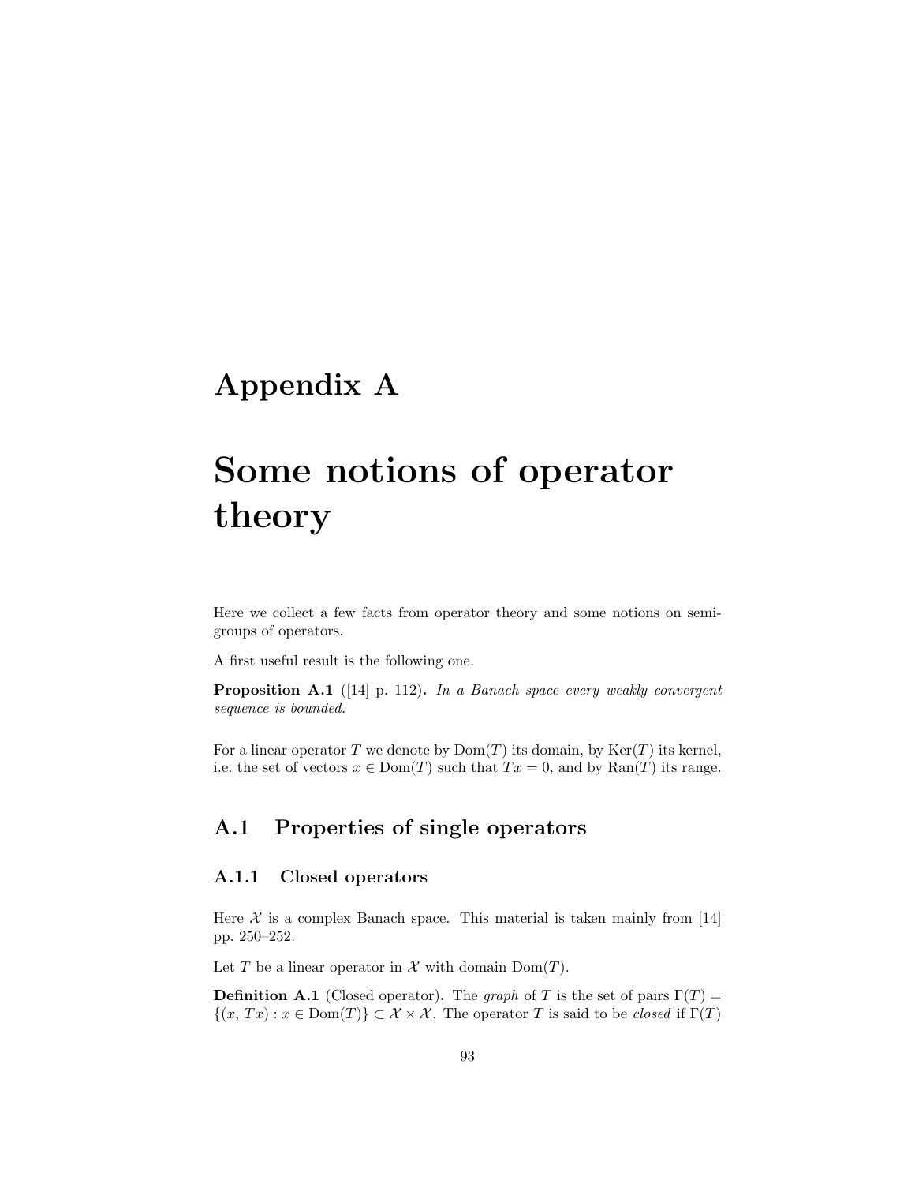# Appendix A

# Some notions of operator theory

Here we collect a few facts from operator theory and some notions on semigroups of operators.

A first useful result is the following one.

**Proposition A.1** ([14] p. 112)**.** *In a Banach space every weakly convergent sequence is bounded.*

For a linear operator $T$ we denote by $\mathrm{Dom}(T)$ its domain, by $\mathrm{Ker}(T)$ its kernel, i.e. the set of vectors $x \in \mathrm{Dom}(T)$ such that $Tx = 0$, and by $\mathrm{Ran}(T)$ its range.

## A.1 Properties of single operators

### A.1.1 Closed operators

Here $\mathcal{X}$ is a complex Banach space. This material is taken mainly from [14] pp. 250–252.

Let $T$ be a linear operator in $\mathcal{X}$ with domain $\mathrm{Dom}(T)$.

**Definition A.1** (Closed operator)**.** The *graph* of $T$ is the set of pairs $\Gamma(T) = \{(x, Tx) : x \in \mathrm{Dom}(T)\} \subset \mathcal{X} \times \mathcal{X}$. The operator $T$ is said to be *closed* if $\Gamma(T)$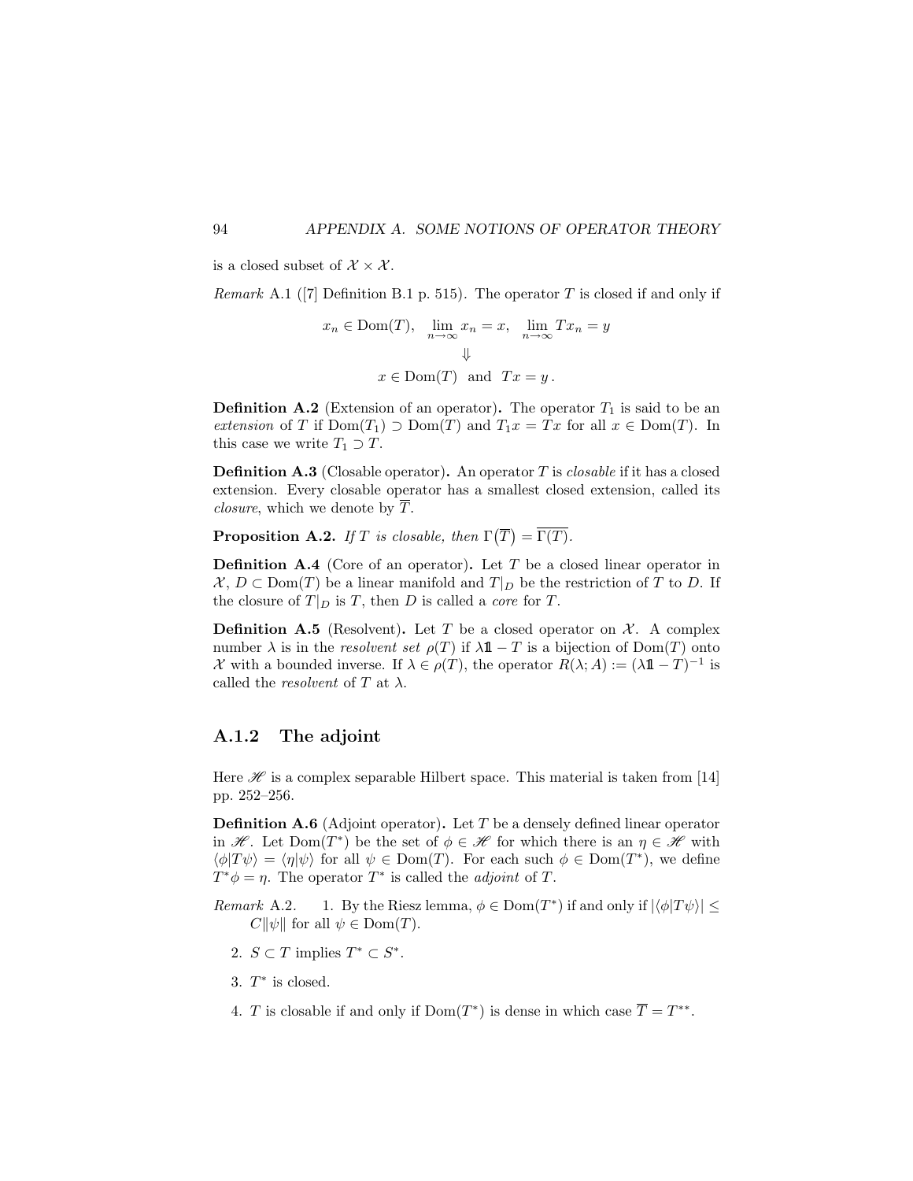is a closed subset of $\mathcal{X} \times \mathcal{X}$.

*Remark* A.1 ([7] Definition B.1 p. 515). The operator $T$ is closed if and only if

$$x_n \in \mathrm{Dom}(T), \quad \lim_{n\to\infty} x_n = x, \quad \lim_{n\to\infty} Tx_n = y$$
$$\Downarrow$$
$$x \in \mathrm{Dom}(T) \;\text{ and }\; Tx = y\,.$$

**Definition A.2** (Extension of an operator)**.** The operator $T_1$ is said to be an *extension* of $T$ if $\mathrm{Dom}(T_1) \supset \mathrm{Dom}(T)$ and $T_1 x = Tx$ for all $x \in \mathrm{Dom}(T)$. In this case we write $T_1 \supset T$.

**Definition A.3** (Closable operator)**.** An operator $T$ is *closable* if it has a closed extension. Every closable operator has a smallest closed extension, called its *closure*, which we denote by $\overline{T}$.

**Proposition A.2.** *If $T$ is closable, then $\Gamma\big(\overline{T}\big) = \overline{\Gamma(T)}$.*

**Definition A.4** (Core of an operator)**.** Let $T$ be a closed linear operator in $\mathcal{X}$, $D \subset \mathrm{Dom}(T)$ be a linear manifold and $T|_D$ be the restriction of $T$ to $D$. If the closure of $T|_D$ is $T$, then $D$ is called a *core* for $T$.

**Definition A.5** (Resolvent)**.** Let $T$ be a closed operator on $\mathcal{X}$. A complex number $\lambda$ is in the *resolvent set* $\rho(T)$ if $\lambda \mathbb{1} - T$ is a bijection of $\mathrm{Dom}(T)$ onto $\mathcal{X}$ with a bounded inverse. If $\lambda \in \rho(T)$, the operator $R(\lambda; A) := (\lambda \mathbb{1} - T)^{-1}$ is called the *resolvent* of $T$ at $\lambda$.

### A.1.2 The adjoint

Here $\mathscr{H}$ is a complex separable Hilbert space. This material is taken from [14] pp. 252–256.

**Definition A.6** (Adjoint operator)**.** Let $T$ be a densely defined linear operator in $\mathscr{H}$. Let $\mathrm{Dom}(T^*)$ be the set of $\phi \in \mathscr{H}$ for which there is an $\eta \in \mathscr{H}$ with $\langle \phi | T\psi \rangle = \langle \eta | \psi \rangle$ for all $\psi \in \mathrm{Dom}(T)$. For each such $\phi \in \mathrm{Dom}(T^*)$, we define $T^*\phi = \eta$. The operator $T^*$ is called the *adjoint* of $T$.

*Remark* A.2.

1. By the Riesz lemma, $\phi \in \mathrm{Dom}(T^*)$ if and only if $|\langle \phi | T\psi \rangle| \leq C\|\psi\|$ for all $\psi \in \mathrm{Dom}(T)$.
2. $S \subset T$ implies $T^* \subset S^*$.
3. $T^*$ is closed.
4. $T$ is closable if and only if $\mathrm{Dom}(T^*)$ is dense in which case $\overline{T} = T^{**}$.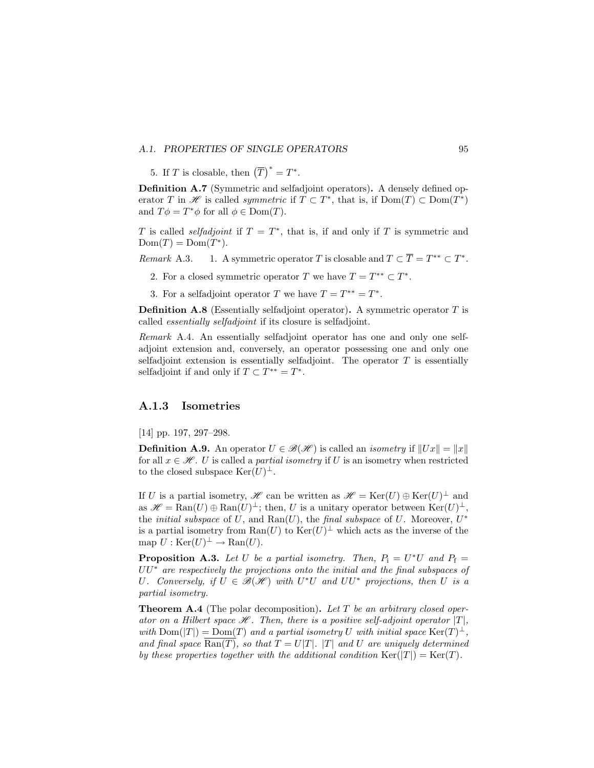5. If $T$ is closable, then $\left(\overline{T}\right)^* = T^*$.

**Definition A.7** (Symmetric and selfadjoint operators)**.** A densely defined operator $T$ in $\mathscr{H}$ is called *symmetric* if $T \subset T^*$, that is, if $\mathrm{Dom}(T) \subset \mathrm{Dom}(T^*)$ and $T\phi = T^*\phi$ for all $\phi \in \mathrm{Dom}(T)$.

$T$ is called *selfadjoint* if $T = T^*$, that is, if and only if $T$ is symmetric and $\mathrm{Dom}(T) = \mathrm{Dom}(T^*)$.

*Remark* A.3.

1. A symmetric operator $T$ is closable and $T \subset \overline{T} = T^{**} \subset T^*$.
2. For a closed symmetric operator $T$ we have $T = T^{**} \subset T^*$.
3. For a selfadjoint operator $T$ we have $T = T^{**} = T^*$.

**Definition A.8** (Essentially selfadjoint operator)**.** A symmetric operator $T$ is called *essentially selfadjoint* if its closure is selfadjoint.

*Remark* A.4. An essentially selfadjoint operator has one and only one selfadjoint extension and, conversely, an operator possessing one and only one selfadjoint extension is essentially selfadjoint. The operator $T$ is essentially selfadjoint if and only if $T \subset T^{**} = T^*$.

### A.1.3 Isometries

[14] pp. 197, 297–298.

**Definition A.9.** An operator $U \in \mathscr{B}(\mathscr{H})$ is called an *isometry* if $\|Ux\| = \|x\|$ for all $x \in \mathscr{H}$. $U$ is called a *partial isometry* if $U$ is an isometry when restricted to the closed subspace $\mathrm{Ker}(U)^\perp$.

If $U$ is a partial isometry, $\mathscr{H}$ can be written as $\mathscr{H} = \mathrm{Ker}(U) \oplus \mathrm{Ker}(U)^\perp$ and as $\mathscr{H} = \mathrm{Ran}(U) \oplus \mathrm{Ran}(U)^\perp$; then, $U$ is a unitary operator between $\mathrm{Ker}(U)^\perp$, the *initial subspace* of $U$, and $\mathrm{Ran}(U)$, the *final subspace* of $U$. Moreover, $U^*$ is a partial isometry from $\mathrm{Ran}(U)$ to $\mathrm{Ker}(U)^\perp$ which acts as the inverse of the map $U : \mathrm{Ker}(U)^\perp \to \mathrm{Ran}(U)$.

**Proposition A.3.** *Let $U$ be a partial isometry. Then, $P_{\mathrm{i}} = U^*U$ and $P_{\mathrm{f}} = UU^*$ are respectively the projections onto the initial and the final subspaces of $U$. Conversely, if $U \in \mathscr{B}(\mathscr{H})$ with $U^*U$ and $UU^*$ projections, then $U$ is a partial isometry.*

**Theorem A.4** (The polar decomposition)**.** *Let $T$ be an arbitrary closed operator on a Hilbert space $\mathscr{H}$. Then, there is a positive self-adjoint operator $|T|$, with $\mathrm{Dom}(|T|) = \mathrm{Dom}(T)$ and a partial isometry $U$ with initial space $\mathrm{Ker}(T)^\perp$, and final space $\overline{\mathrm{Ran}(T)}$, so that $T = U|T|$. $|T|$ and $U$ are uniquely determined by these properties together with the additional condition $\mathrm{Ker}(|T|) = \mathrm{Ker}(T)$.*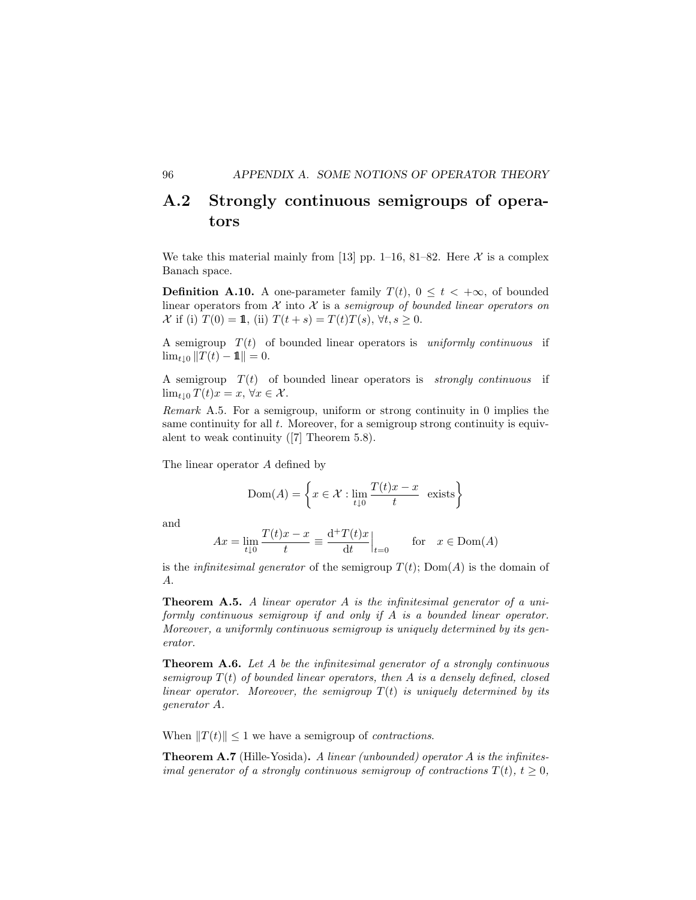## A.2 Strongly continuous semigroups of operators

We take this material mainly from [13] pp. 1–16, 81–82. Here $\mathcal{X}$ is a complex Banach space.

**Definition A.10.** A one-parameter family $T(t)$, $0 \le t < +\infty$, of bounded linear operators from $\mathcal{X}$ into $\mathcal{X}$ is a *semigroup of bounded linear operators on* $\mathcal{X}$ if (i) $T(0) = \mathbb{1}$, (ii) $T(t+s) = T(t)T(s)$, $\forall t, s \ge 0$.

A semigroup $T(t)$ of bounded linear operators is *uniformly continuous* if $\lim_{t \downarrow 0} \|T(t) - \mathbb{1}\| = 0$.

A semigroup $T(t)$ of bounded linear operators is *strongly continuous* if $\lim_{t \downarrow 0} T(t)x = x$, $\forall x \in \mathcal{X}$.

*Remark* A.5. For a semigroup, uniform or strong continuity in 0 implies the same continuity for all $t$. Moreover, for a semigroup strong continuity is equivalent to weak continuity ([7] Theorem 5.8).

The linear operator $A$ defined by

$$\mathrm{Dom}(A) = \left\{ x \in \mathcal{X} : \lim_{t \downarrow 0} \frac{T(t)x - x}{t} \ \text{ exists} \right\}$$

and

$$Ax = \lim_{t \downarrow 0} \frac{T(t)x - x}{t} \equiv \frac{\mathrm{d}^+ T(t)x}{\mathrm{d}t}\Big|_{t=0} \qquad \text{for} \quad x \in \mathrm{Dom}(A)$$

is the *infinitesimal generator* of the semigroup $T(t)$; $\mathrm{Dom}(A)$ is the domain of $A$.

**Theorem A.5.** *A linear operator $A$ is the infinitesimal generator of a uniformly continuous semigroup if and only if $A$ is a bounded linear operator. Moreover, a uniformly continuous semigroup is uniquely determined by its generator.*

**Theorem A.6.** *Let $A$ be the infinitesimal generator of a strongly continuous semigroup $T(t)$ of bounded linear operators, then $A$ is a densely defined, closed linear operator. Moreover, the semigroup $T(t)$ is uniquely determined by its generator $A$.*

When $\|T(t)\| \le 1$ we have a semigroup of *contractions*.

**Theorem A.7** (Hille-Yosida)**.** *A linear (unbounded) operator $A$ is the infinitesimal generator of a strongly continuous semigroup of contractions $T(t)$, $t \ge 0$,*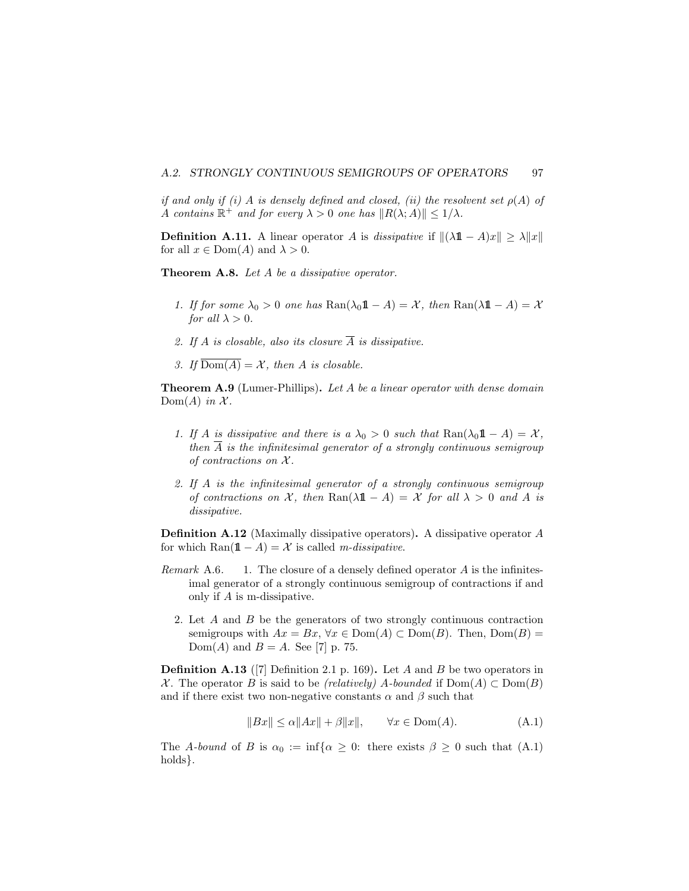*if and only if (i) $A$ is densely defined and closed, (ii) the resolvent set $\rho(A)$ of $A$ contains $\mathbb{R}^+$ and for every $\lambda > 0$ one has $\|R(\lambda; A)\| \leq 1/\lambda$.*

**Definition A.11.** A linear operator $A$ is *dissipative* if $\|(\lambda \mathbb{1} - A)x\| \geq \lambda \|x\|$ for all $x \in \mathrm{Dom}(A)$ and $\lambda > 0$.

**Theorem A.8.** *Let $A$ be a dissipative operator.*

1. *If for some $\lambda_0 > 0$ one has $\mathrm{Ran}(\lambda_0 \mathbb{1} - A) = \mathcal{X}$, then $\mathrm{Ran}(\lambda \mathbb{1} - A) = \mathcal{X}$ for all $\lambda > 0$.*
2. *If $A$ is closable, also its closure $\overline{A}$ is dissipative.*
3. *If $\overline{\mathrm{Dom}(A)} = \mathcal{X}$, then $A$ is closable.*

**Theorem A.9** (Lumer-Phillips)**.** *Let $A$ be a linear operator with dense domain $\mathrm{Dom}(A)$ in $\mathcal{X}$.*

1. *If $A$ is dissipative and there is a $\lambda_0 > 0$ such that $\mathrm{Ran}(\lambda_0 \mathbb{1} - A) = \mathcal{X}$, then $\overline{A}$ is the infinitesimal generator of a strongly continuous semigroup of contractions on $\mathcal{X}$.*
2. *If $A$ is the infinitesimal generator of a strongly continuous semigroup of contractions on $\mathcal{X}$, then $\mathrm{Ran}(\lambda \mathbb{1} - A) = \mathcal{X}$ for all $\lambda > 0$ and $A$ is dissipative.*

**Definition A.12** (Maximally dissipative operators)**.** A dissipative operator $A$ for which $\mathrm{Ran}(\mathbb{1} - A) = \mathcal{X}$ is called *m-dissipative*.

*Remark* A.6.

1. The closure of a densely defined operator $A$ is the infinitesimal generator of a strongly continuous semigroup of contractions if and only if $A$ is m-dissipative.
2. Let $A$ and $B$ be the generators of two strongly continuous contraction semigroups with $Ax = Bx$, $\forall x \in \mathrm{Dom}(A) \subset \mathrm{Dom}(B)$. Then, $\mathrm{Dom}(B) = \mathrm{Dom}(A)$ and $B = A$. See [7] p. 75.

**Definition A.13** ([7] Definition 2.1 p. 169)**.** Let $A$ and $B$ be two operators in $\mathcal{X}$. The operator $B$ is said to be *(relatively) $A$-bounded* if $\mathrm{Dom}(A) \subset \mathrm{Dom}(B)$ and if there exist two non-negative constants $\alpha$ and $\beta$ such that

$$\|Bx\| \leq \alpha \|Ax\| + \beta \|x\|, \qquad \forall x \in \mathrm{Dom}(A). \tag{A.1}$$

The *$A$-bound* of $B$ is $\alpha_0 := \inf\{\alpha \geq 0\colon$ there exists $\beta \geq 0$ such that (A.1) holds$\}$.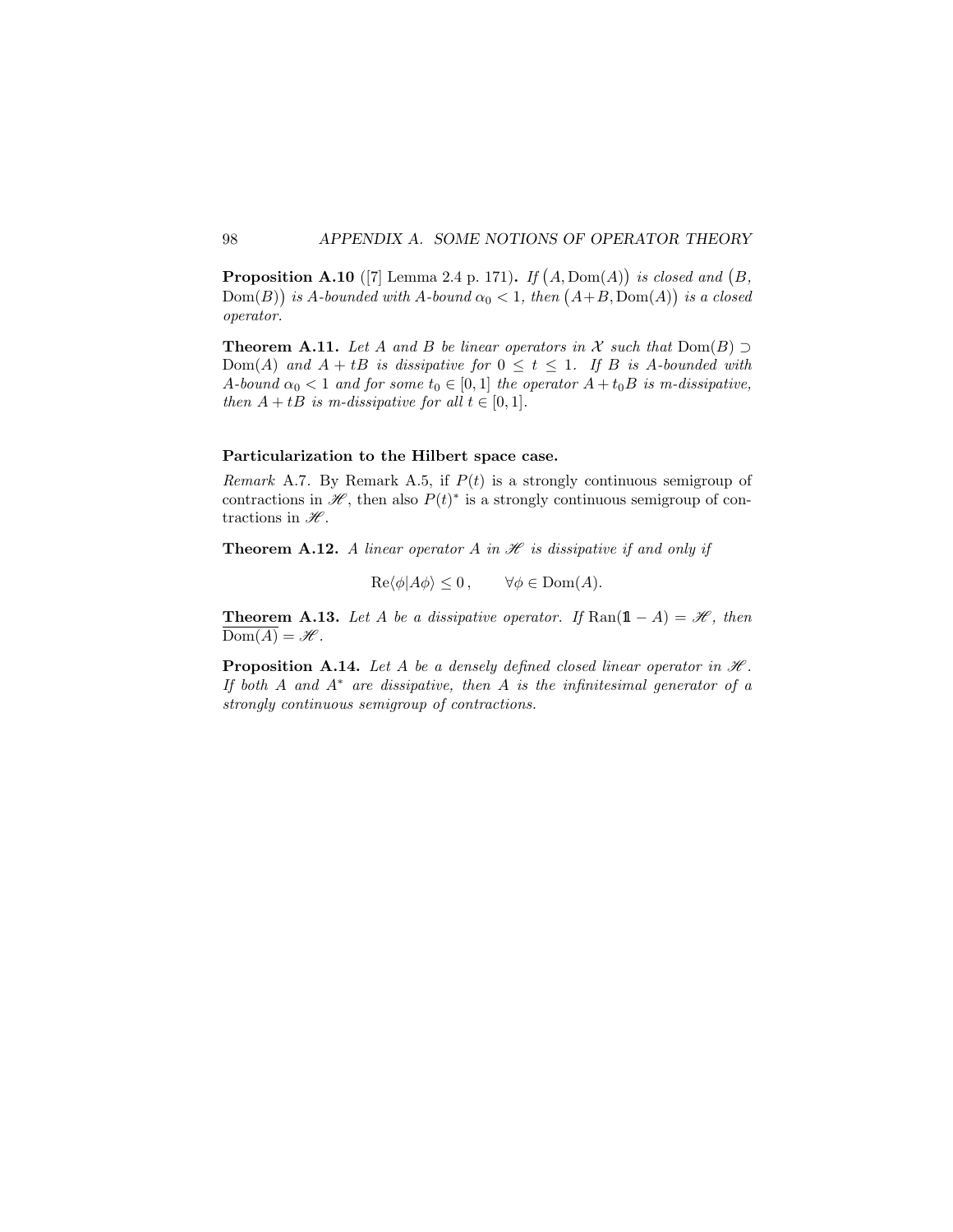**Proposition A.10** ([7] Lemma 2.4 p. 171)**.** *If $\big(A, \mathrm{Dom}(A)\big)$ is closed and $\big(B, \mathrm{Dom}(B)\big)$ is $A$-bounded with $A$-bound $\alpha_0 < 1$, then $\big(A+B, \mathrm{Dom}(A)\big)$ is a closed operator.*

**Theorem A.11.** *Let $A$ and $B$ be linear operators in $\mathcal{X}$ such that $\mathrm{Dom}(B) \supset \mathrm{Dom}(A)$ and $A + tB$ is dissipative for $0 \leq t \leq 1$. If $B$ is $A$-bounded with $A$-bound $\alpha_0 < 1$ and for some $t_0 \in [0, 1]$ the operator $A + t_0 B$ is m-dissipative, then $A + tB$ is m-dissipative for all $t \in [0, 1]$.*

**Particularization to the Hilbert space case.**

*Remark* A.7. By Remark A.5, if $P(t)$ is a strongly continuous semigroup of contractions in $\mathscr{H}$, then also $P(t)^*$ is a strongly continuous semigroup of contractions in $\mathscr{H}$.

**Theorem A.12.** *A linear operator $A$ in $\mathscr{H}$ is dissipative if and only if*

$$\mathrm{Re}\langle \phi | A\phi \rangle \leq 0\,, \qquad \forall \phi \in \mathrm{Dom}(A).$$

**Theorem A.13.** *Let $A$ be a dissipative operator. If $\mathrm{Ran}(\mathbb{1} - A) = \mathscr{H}$, then $\overline{\mathrm{Dom}(A)} = \mathscr{H}$.*

**Proposition A.14.** *Let $A$ be a densely defined closed linear operator in $\mathscr{H}$. If both $A$ and $A^*$ are dissipative, then $A$ is the infinitesimal generator of a strongly continuous semigroup of contractions.*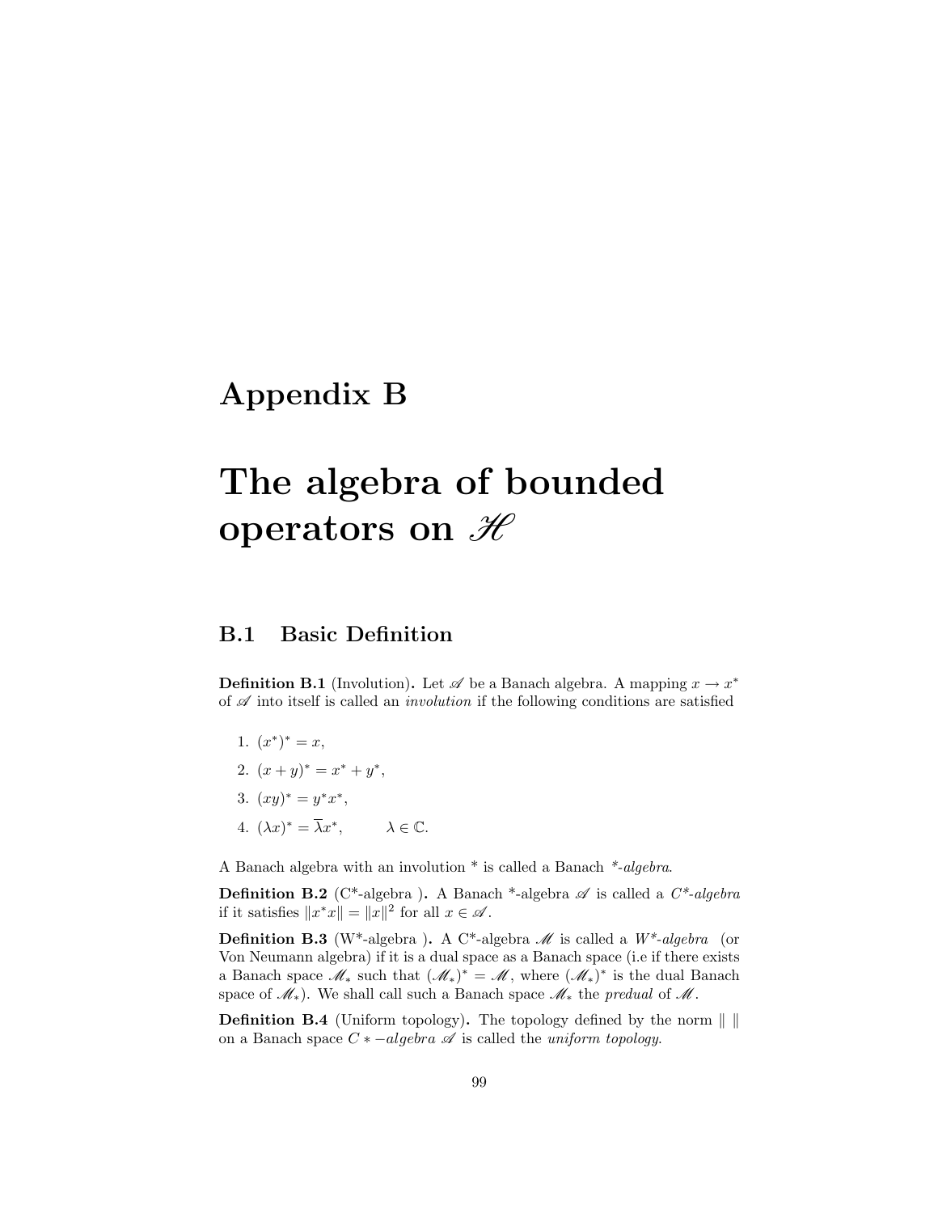# Appendix B

# The algebra of bounded operators on $\mathscr{H}$

## B.1 Basic Definition

**Definition B.1** (Involution)**.** Let $\mathscr{A}$ be a Banach algebra. A mapping $x \to x^*$ of $\mathscr{A}$ into itself is called an *involution* if the following conditions are satisfied

1. $(x^*)^* = x$,
2. $(x + y)^* = x^* + y^*$,
3. $(xy)^* = y^* x^*$,
4. $(\lambda x)^* = \overline{\lambda} x^*, \qquad \lambda \in \mathbb{C}$.

A Banach algebra with an involution * is called a Banach *\*-algebra*.

**Definition B.2** (C*-algebra )**.** A Banach *-algebra $\mathscr{A}$ is called a *C\*-algebra* if it satisfies $\|x^* x\| = \|x\|^2$ for all $x \in \mathscr{A}$.

**Definition B.3** (W*-algebra )**.** A C*-algebra $\mathscr{M}$ is called a *W\*-algebra* (or Von Neumann algebra) if it is a dual space as a Banach space (i.e if there exists a Banach space $\mathscr{M}_*$ such that $(\mathscr{M}_*)^* = \mathscr{M}$, where $(\mathscr{M}_*)^*$ is the dual Banach space of $\mathscr{M}_*$). We shall call such a Banach space $\mathscr{M}_*$ the *predual* of $\mathscr{M}$.

**Definition B.4** (Uniform topology)**.** The topology defined by the norm $\| \ \|$ on a Banach space $C*-algebra$ $\mathscr{A}$ is called the *uniform topology*.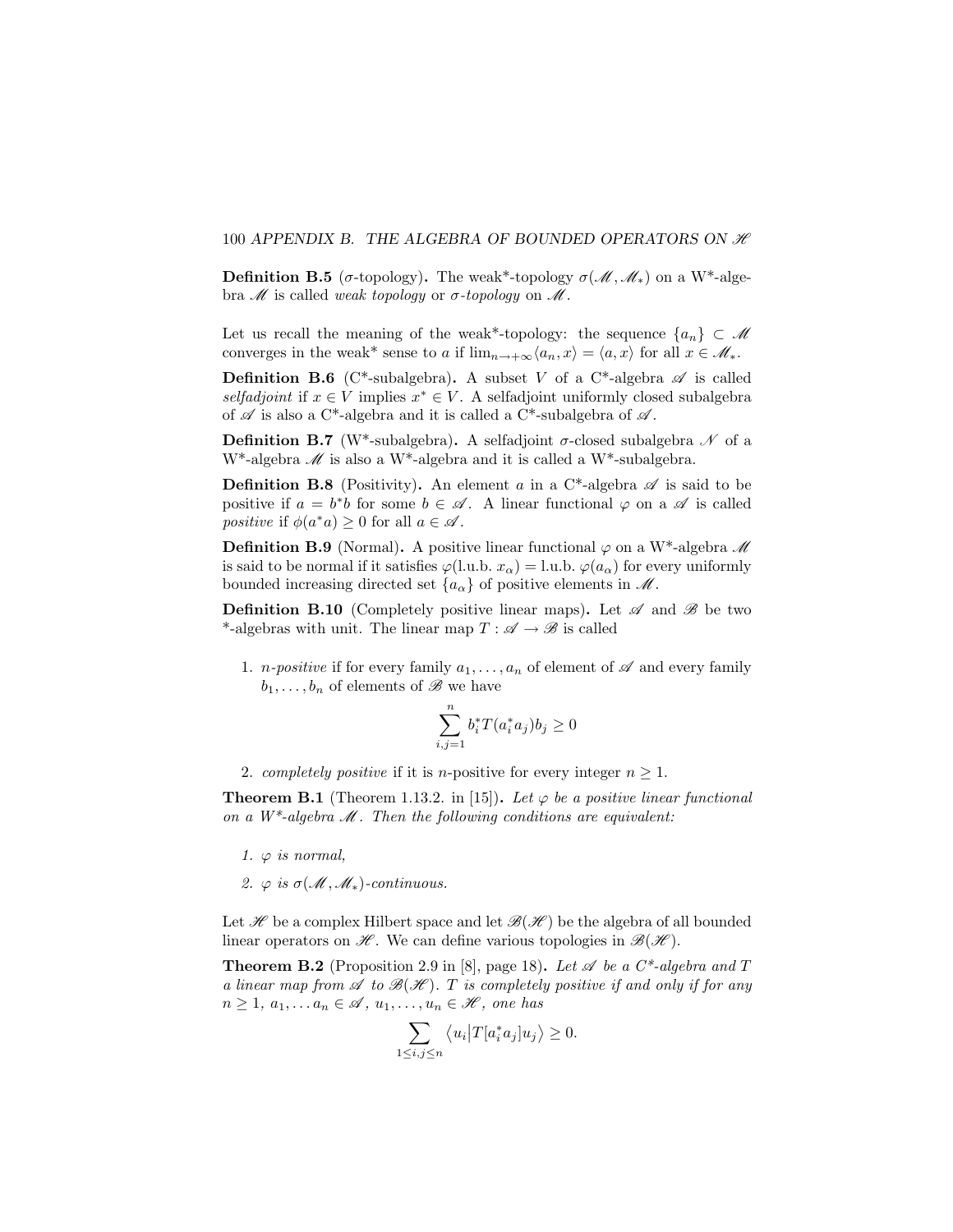**Definition B.5** ($\sigma$-topology)**.** The weak*-topology $\sigma(\mathscr{M}, \mathscr{M}_*)$ on a W*-algebra $\mathscr{M}$ is called *weak topology* or *$\sigma$-topology* on $\mathscr{M}$.

Let us recall the meaning of the weak*-topology: the sequence $\{a_n\} \subset \mathscr{M}$ converges in the weak* sense to $a$ if $\lim_{n\to+\infty}\langle a_n, x\rangle = \langle a, x\rangle$ for all $x \in \mathscr{M}_*$.

**Definition B.6** (C*-subalgebra)**.** A subset $V$ of a C*-algebra $\mathscr{A}$ is called *selfadjoint* if $x \in V$ implies $x^* \in V$. A selfadjoint uniformly closed subalgebra of $\mathscr{A}$ is also a C*-algebra and it is called a C*-subalgebra of $\mathscr{A}$.

**Definition B.7** (W*-subalgebra)**.** A selfadjoint $\sigma$-closed subalgebra $\mathscr{N}$ of a W*-algebra $\mathscr{M}$ is also a W*-algebra and it is called a W*-subalgebra.

**Definition B.8** (Positivity)**.** An element $a$ in a C*-algebra $\mathscr{A}$ is said to be positive if $a = b^*b$ for some $b \in \mathscr{A}$. A linear functional $\varphi$ on a $\mathscr{A}$ is called *positive* if $\phi(a^*a) \geq 0$ for all $a \in \mathscr{A}$.

**Definition B.9** (Normal)**.** A positive linear functional $\varphi$ on a W*-algebra $\mathscr{M}$ is said to be normal if it satisfies $\varphi(\text{l.u.b. } x_\alpha) = \text{l.u.b. } \varphi(a_\alpha)$ for every uniformly bounded increasing directed set $\{a_\alpha\}$ of positive elements in $\mathscr{M}$.

**Definition B.10** (Completely positive linear maps)**.** Let $\mathscr{A}$ and $\mathscr{B}$ be two *-algebras with unit. The linear map $T : \mathscr{A} \to \mathscr{B}$ is called

1. *n-positive* if for every family $a_1, \ldots, a_n$ of element of $\mathscr{A}$ and every family $b_1, \ldots, b_n$ of elements of $\mathscr{B}$ we have

$$\sum_{i,j=1}^{n} b_i^* T(a_i^* a_j) b_j \geq 0$$

2. *completely positive* if it is $n$-positive for every integer $n \geq 1$.

**Theorem B.1** (Theorem 1.13.2. in [15])**.** *Let $\varphi$ be a positive linear functional on a W\*-algebra $\mathscr{M}$. Then the following conditions are equivalent:*

1. *$\varphi$ is normal,*
2. *$\varphi$ is $\sigma(\mathscr{M}, \mathscr{M}_*)$-continuous.*

Let $\mathscr{H}$ be a complex Hilbert space and let $\mathscr{B}(\mathscr{H})$ be the algebra of all bounded linear operators on $\mathscr{H}$. We can define various topologies in $\mathscr{B}(\mathscr{H})$.

**Theorem B.2** (Proposition 2.9 in [8], page 18)**.** *Let $\mathscr{A}$ be a C\*-algebra and $T$ a linear map from $\mathscr{A}$ to $\mathscr{B}(\mathscr{H})$. $T$ is completely positive if and only if for any $n \geq 1$, $a_1, \ldots a_n \in \mathscr{A}$, $u_1, \ldots, u_n \in \mathscr{H}$, one has*

$$\sum_{1\leq i,j\leq n} \langle u_i | T[a_i^* a_j] u_j \rangle \geq 0.$$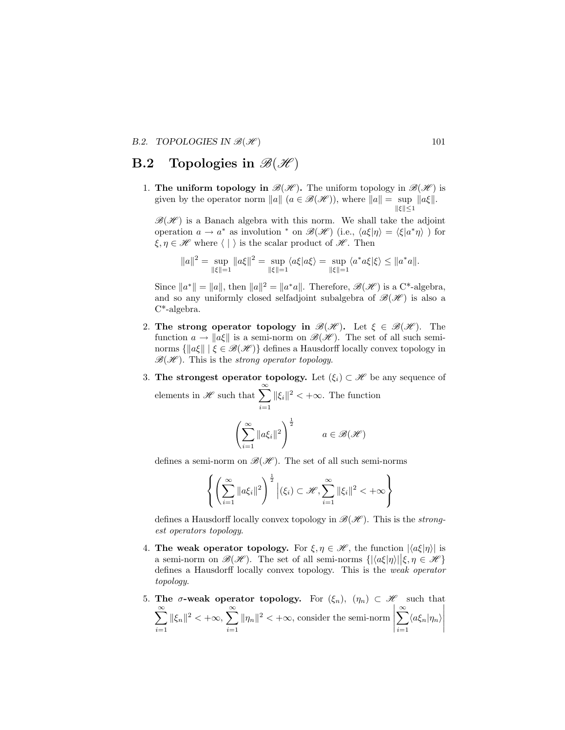## B.2 Topologies in $\mathscr{B}(\mathscr{H})$

1. **The uniform topology in $\mathscr{B}(\mathscr{H})$.** The uniform topology in $\mathscr{B}(\mathscr{H})$ is given by the operator norm $\|a\|$ ($a \in \mathscr{B}(\mathscr{H})$), where $\|a\| = \sup\limits_{\|\xi\| \leq 1} \|a\xi\|$.

   $\mathscr{B}(\mathscr{H})$ is a Banach algebra with this norm. We shall take the adjoint operation $a \to a^*$ as involution $^*$ on $\mathscr{B}(\mathscr{H})$ (i.e., $\langle a\xi|\eta\rangle = \langle \xi|a^*\eta\rangle$ ) for $\xi, \eta \in \mathscr{H}$ where $\langle\ |\ \rangle$ is the scalar product of $\mathscr{H}$. Then

   $$\|a\|^2 = \sup_{\|\xi\|=1} \|a\xi\|^2 = \sup_{\|\xi\|=1} \langle a\xi|a\xi\rangle = \sup_{\|\xi\|=1} \langle a^*a\xi|\xi\rangle \leq \|a^*a\|.$$

   Since $\|a^*\| = \|a\|$, then $\|a\|^2 = \|a^*a\|$. Therefore, $\mathscr{B}(\mathscr{H})$ is a C*-algebra, and so any uniformly closed selfadjoint subalgebra of $\mathscr{B}(\mathscr{H})$ is also a C*-algebra.

2. **The strong operator topology in $\mathscr{B}(\mathscr{H})$.** Let $\xi \in \mathscr{B}(\mathscr{H})$. The function $a \to \|a\xi\|$ is a semi-norm on $\mathscr{B}(\mathscr{H})$. The set of all such semi-norms $\{\|a\xi\| \mid \xi \in \mathscr{B}(\mathscr{H})\}$ defines a Hausdorff locally convex topology in $\mathscr{B}(\mathscr{H})$. This is the *strong operator topology*.

3. **The strongest operator topology.** Let $(\xi_i) \subset \mathscr{H}$ be any sequence of elements in $\mathscr{H}$ such that $\sum\limits_{i=1}^{\infty} \|\xi_i\|^2 < +\infty$. The function

   $$\left(\sum_{i=1}^{\infty} \|a\xi_i\|^2\right)^{\frac{1}{2}} \qquad a \in \mathscr{B}(\mathscr{H})$$

   defines a semi-norm on $\mathscr{B}(\mathscr{H})$. The set of all such semi-norms

   $$\left\{ \left(\sum_{i=1}^{\infty} \|a\xi_i\|^2\right)^{\frac{1}{2}} \Big| (\xi_i) \subset \mathscr{H}, \sum_{i=1}^{\infty} \|\xi_i\|^2 < +\infty \right\}$$

   defines a Hausdorff locally convex topology in $\mathscr{B}(\mathscr{H})$. This is the *strongest operators topology*.

4. **The weak operator topology.** For $\xi, \eta \in \mathscr{H}$, the function $|\langle a\xi|\eta\rangle|$ is a semi-norm on $\mathscr{B}(\mathscr{H})$. The set of all semi-norms $\{|\langle a\xi|\eta\rangle| \big| \xi, \eta \in \mathscr{H}\}$ defines a Hausdorff locally convex topology. This is the *weak operator topology*.

5. **The $\sigma$-weak operator topology.** For $(\xi_n)$, $(\eta_n) \subset \mathscr{H}$ such that $\sum\limits_{i=1}^{\infty} \|\xi_n\|^2 < +\infty$, $\sum\limits_{i=1}^{\infty} \|\eta_n\|^2 < +\infty$, consider the semi-norm $\left|\sum\limits_{i=1}^{\infty} \langle a\xi_n|\eta_n\rangle\right|$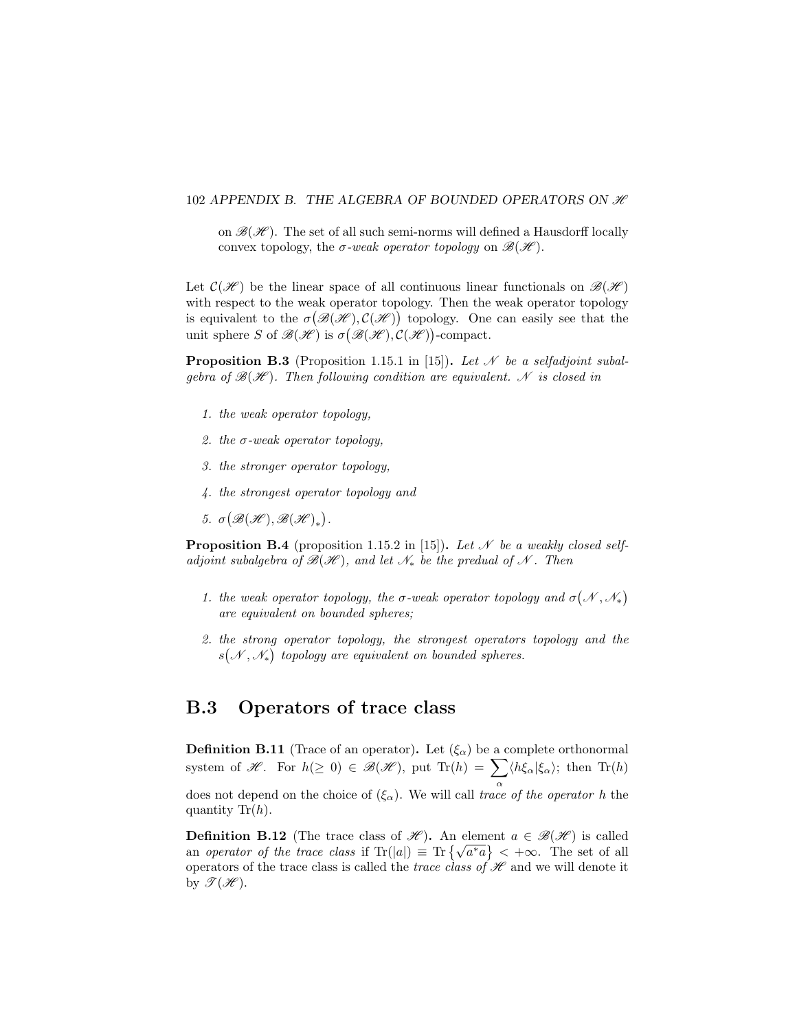on $\mathscr{B}(\mathscr{H})$. The set of all such semi-norms will defined a Hausdorff locally convex topology, the *σ-weak operator topology* on $\mathscr{B}(\mathscr{H})$.

Let $\mathcal{C}(\mathscr{H})$ be the linear space of all continuous linear functionals on $\mathscr{B}(\mathscr{H})$ with respect to the weak operator topology. Then the weak operator topology is equivalent to the $\sigma\big(\mathscr{B}(\mathscr{H}), \mathcal{C}(\mathscr{H})\big)$ topology. One can easily see that the unit sphere $S$ of $\mathscr{B}(\mathscr{H})$ is $\sigma\big(\mathscr{B}(\mathscr{H}), \mathcal{C}(\mathscr{H})\big)$-compact.

**Proposition B.3** (Proposition 1.15.1 in [15])**.** *Let $\mathscr{N}$ be a selfadjoint subalgebra of $\mathscr{B}(\mathscr{H})$. Then following condition are equivalent. $\mathscr{N}$ is closed in*

1. *the weak operator topology,*
2. *the σ-weak operator topology,*
3. *the stronger operator topology,*
4. *the strongest operator topology and*
5. $\sigma\big(\mathscr{B}(\mathscr{H}), \mathscr{B}(\mathscr{H})_*\big)$*.*

**Proposition B.4** (proposition 1.15.2 in [15])**.** *Let $\mathscr{N}$ be a weakly closed selfadjoint subalgebra of $\mathscr{B}(\mathscr{H})$, and let $\mathscr{N}_*$ be the predual of $\mathscr{N}$. Then*

1. *the weak operator topology, the σ-weak operator topology and $\sigma\big(\mathscr{N}, \mathscr{N}_*\big)$ are equivalent on bounded spheres;*
2. *the strong operator topology, the strongest operators topology and the $s\big(\mathscr{N}, \mathscr{N}_*\big)$ topology are equivalent on bounded spheres.*

## B.3 Operators of trace class

**Definition B.11** (Trace of an operator)**.** Let $(\xi_\alpha)$ be a complete orthonormal system of $\mathscr{H}$. For $h(\geq 0) \in \mathscr{B}(\mathscr{H})$, put $\mathrm{Tr}(h) = \sum_\alpha \langle h\xi_\alpha | \xi_\alpha\rangle$; then $\mathrm{Tr}(h)$ does not depend on the choice of $(\xi_\alpha)$. We will call *trace of the operator $h$* the quantity $\mathrm{Tr}(h)$.

**Definition B.12** (The trace class of $\mathscr{H}$)**.** An element $a \in \mathscr{B}(\mathscr{H})$ is called an *operator of the trace class* if $\mathrm{Tr}(|a|) \equiv \mathrm{Tr}\left\{\sqrt{a^*a}\right\} < +\infty$. The set of all operators of the trace class is called the *trace class of $\mathscr{H}$* and we will denote it by $\mathscr{T}(\mathscr{H})$.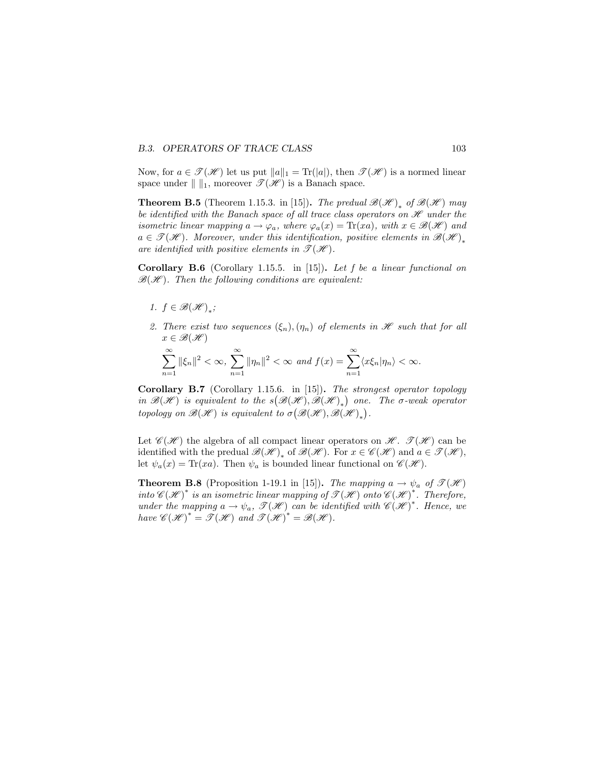Now, for $a \in \mathscr{T}(\mathscr{H})$ let us put $\|a\|_1 = \mathrm{Tr}(|a|)$, then $\mathscr{T}(\mathscr{H})$ is a normed linear space under $\| \ \|_1$, moreover $\mathscr{T}(\mathscr{H})$ is a Banach space.

**Theorem B.5** (Theorem 1.15.3. in [15]). *The predual $\mathscr{B}(\mathscr{H})_*$ of $\mathscr{B}(\mathscr{H})$ may be identified with the Banach space of all trace class operators on $\mathscr{H}$ under the isometric linear mapping $a \to \varphi_a$, where $\varphi_a(x) = \mathrm{Tr}(xa)$, with $x \in \mathscr{B}(\mathscr{H})$ and $a \in \mathscr{T}(\mathscr{H})$. Moreover, under this identification, positive elements in $\mathscr{B}(\mathscr{H})_*$ are identified with positive elements in $\mathscr{T}(\mathscr{H})$.*

**Corollary B.6** (Corollary 1.15.5. in [15]). *Let $f$ be a linear functional on $\mathscr{B}(\mathscr{H})$. Then the following conditions are equivalent:*

1. *$f \in \mathscr{B}(\mathscr{H})_*$;*
2. *There exist two sequences $(\xi_n), (\eta_n)$ of elements in $\mathscr{H}$ such that for all $x \in \mathscr{B}(\mathscr{H})$*

$$\sum_{n=1}^{\infty} \|\xi_n\|^2 < \infty, \ \sum_{n=1}^{\infty} \|\eta_n\|^2 < \infty \ \text{and} \ f(x) = \sum_{n=1}^{\infty} \langle x\xi_n | \eta_n \rangle < \infty.$$

**Corollary B.7** (Corollary 1.15.6. in [15]). *The strongest operator topology in $\mathscr{B}(\mathscr{H})$ is equivalent to the $s\big(\mathscr{B}(\mathscr{H}), \mathscr{B}(\mathscr{H})_*\big)$ one. The $\sigma$-weak operator topology on $\mathscr{B}(\mathscr{H})$ is equivalent to $\sigma\big(\mathscr{B}(\mathscr{H}), \mathscr{B}(\mathscr{H})_*\big)$.*

Let $\mathscr{C}(\mathscr{H})$ the algebra of all compact linear operators on $\mathscr{H}$. $\mathscr{T}(\mathscr{H})$ can be identified with the predual $\mathscr{B}(\mathscr{H})_*$ of $\mathscr{B}(\mathscr{H})$. For $x \in \mathscr{C}(\mathscr{H})$ and $a \in \mathscr{T}(\mathscr{H})$, let $\psi_a(x) = \mathrm{Tr}(xa)$. Then $\psi_a$ is bounded linear functional on $\mathscr{C}(\mathscr{H})$.

**Theorem B.8** (Proposition 1-19.1 in [15]). *The mapping $a \to \psi_a$ of $\mathscr{T}(\mathscr{H})$ into $\mathscr{C}(\mathscr{H})^*$ is an isometric linear mapping of $\mathscr{T}(\mathscr{H})$ onto $\mathscr{C}(\mathscr{H})^*$. Therefore, under the mapping $a \to \psi_a$, $\mathscr{T}(\mathscr{H})$ can be identified with $\mathscr{C}(\mathscr{H})^*$. Hence, we have $\mathscr{C}(\mathscr{H})^* = \mathscr{T}(\mathscr{H})$ and $\mathscr{T}(\mathscr{H})^* = \mathscr{B}(\mathscr{H})$.*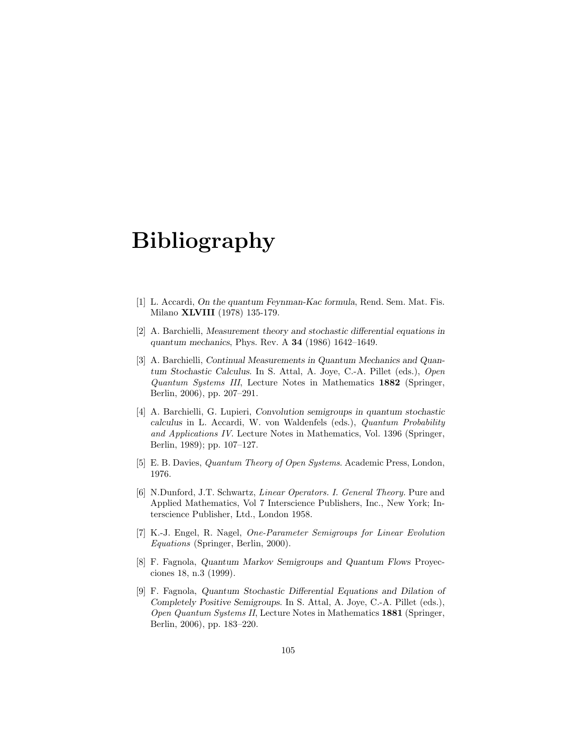# Bibliography

[1] L. Accardi, *On the quantum Feynman-Kac formula*, Rend. Sem. Mat. Fis. Milano **XLVIII** (1978) 135-179.

[2] A. Barchielli, *Measurement theory and stochastic differential equations in quantum mechanics*, Phys. Rev. A **34** (1986) 1642–1649.

[3] A. Barchielli, *Continual Measurements in Quantum Mechanics and Quantum Stochastic Calculus*. In S. Attal, A. Joye, C.-A. Pillet (eds.), *Open Quantum Systems III*, Lecture Notes in Mathematics **1882** (Springer, Berlin, 2006), pp. 207–291.

[4] A. Barchielli, G. Lupieri, *Convolution semigroups in quantum stochastic calculus* in L. Accardi, W. von Waldenfels (eds.), *Quantum Probability and Applications IV*. Lecture Notes in Mathematics, Vol. 1396 (Springer, Berlin, 1989); pp. 107–127.

[5] E. B. Davies, *Quantum Theory of Open Systems*. Academic Press, London, 1976.

[6] N.Dunford, J.T. Schwartz, *Linear Operators. I. General Theory.* Pure and Applied Mathematics, Vol 7 Interscience Publishers, Inc., New York; Interscience Publisher, Ltd., London 1958.

[7] K.-J. Engel, R. Nagel, *One-Parameter Semigroups for Linear Evolution Equations* (Springer, Berlin, 2000).

[8] F. Fagnola, *Quantum Markov Semigroups and Quantum Flows* Proyecciones 18, n.3 (1999).

[9] F. Fagnola, *Quantum Stochastic Differential Equations and Dilation of Completely Positive Semigroups*. In S. Attal, A. Joye, C.-A. Pillet (eds.), *Open Quantum Systems II*, Lecture Notes in Mathematics **1881** (Springer, Berlin, 2006), pp. 183–220.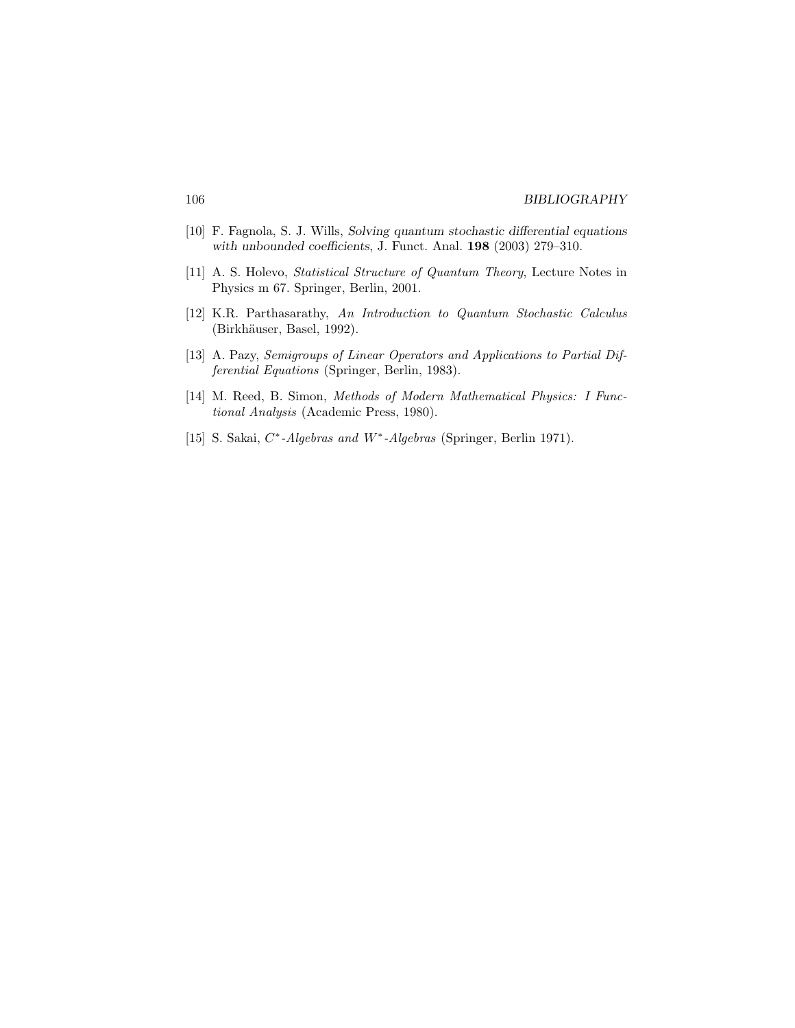[10] F. Fagnola, S. J. Wills, *Solving quantum stochastic differential equations with unbounded coefficients*, J. Funct. Anal. **198** (2003) 279–310.

[11] A. S. Holevo, *Statistical Structure of Quantum Theory*, Lecture Notes in Physics m 67. Springer, Berlin, 2001.

[12] K.R. Parthasarathy, *An Introduction to Quantum Stochastic Calculus* (Birkhäuser, Basel, 1992).

[13] A. Pazy, *Semigroups of Linear Operators and Applications to Partial Differential Equations* (Springer, Berlin, 1983).

[14] M. Reed, B. Simon, *Methods of Modern Mathematical Physics: I Functional Analysis* (Academic Press, 1980).

[15] S. Sakai, *$C^*$-Algebras and $W^*$-Algebras* (Springer, Berlin 1971).